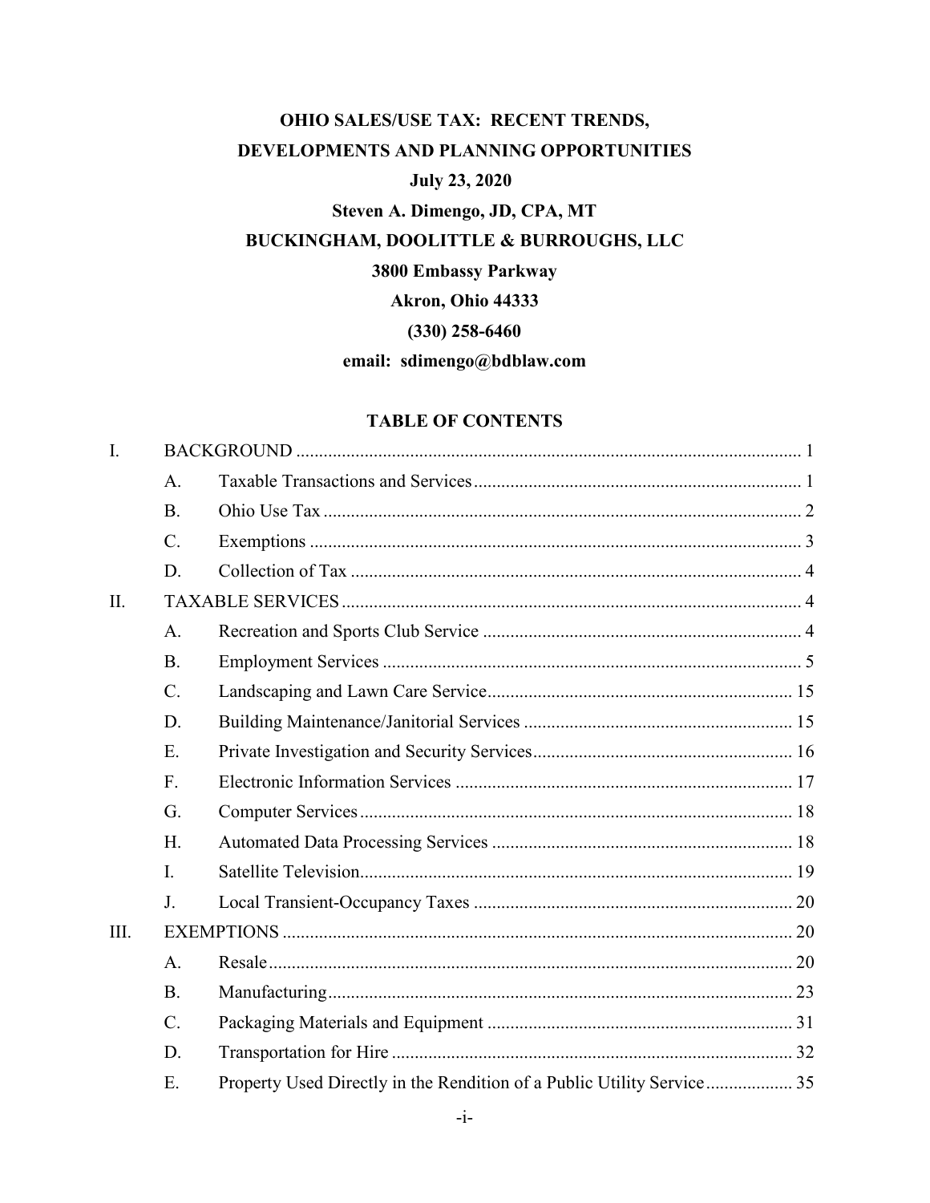# OHIO SALES/USE TAX: RECENT TRENDS, DEVELOPMENTS AND PLANNING OPPORTUNITIES

**July 23, 2020**

**Steven A. Dimengo, JD, CPA, MT**

**BUCKINGHAM, DOOLITTLE & BURROUGHS, LLC**

**3800 Embassy Parkway**

**Akron, Ohio 44333**

**(330) 258-6460**

**email: sdimengo@bdblaw.com**

## TABLE OF CONTENTS

I. BACKGROUND ..... 1
- A. Taxable Transactions and Services ..... 1
- B. Ohio Use Tax ..... 2
- C. Exemptions ..... 3
- D. Collection of Tax ..... 4

II. TAXABLE SERVICES ..... 4
- A. Recreation and Sports Club Service ..... 4
- B. Employment Services ..... 5
- C. Landscaping and Lawn Care Service ..... 15
- D. Building Maintenance/Janitorial Services ..... 15
- E. Private Investigation and Security Services ..... 16
- F. Electronic Information Services ..... 17
- G. Computer Services ..... 18
- H. Automated Data Processing Services ..... 18
- I. Satellite Television ..... 19
- J. Local Transient-Occupancy Taxes ..... 20

III. EXEMPTIONS ..... 20
- A. Resale ..... 20
- B. Manufacturing ..... 23
- C. Packaging Materials and Equipment ..... 31
- D. Transportation for Hire ..... 32
- E. Property Used Directly in the Rendition of a Public Utility Service ..... 35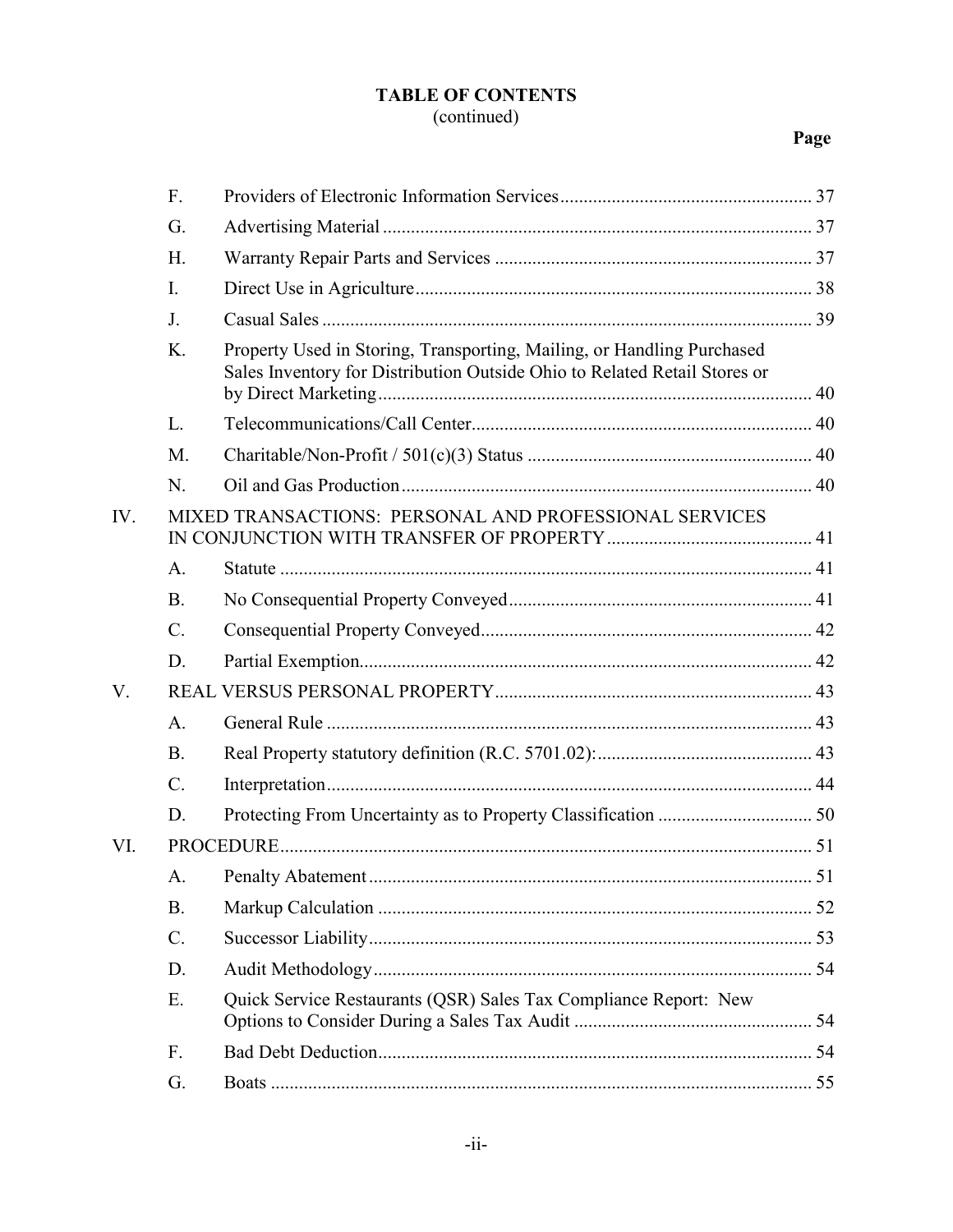## TABLE OF CONTENTS
(continued)

| | | | Page |
|---|---|---|---|
| | F. | Providers of Electronic Information Services | 37 |
| | G. | Advertising Material | 37 |
| | H. | Warranty Repair Parts and Services | 37 |
| | I. | Direct Use in Agriculture | 38 |
| | J. | Casual Sales | 39 |
| | K. | Property Used in Storing, Transporting, Mailing, or Handling Purchased Sales Inventory for Distribution Outside Ohio to Related Retail Stores or by Direct Marketing | 40 |
| | L. | Telecommunications/Call Center | 40 |
| | M. | Charitable/Non-Profit / 501(c)(3) Status | 40 |
| | N. | Oil and Gas Production | 40 |
| IV. | MIXED TRANSACTIONS: PERSONAL AND PROFESSIONAL SERVICES IN CONJUNCTION WITH TRANSFER OF PROPERTY | | 41 |
| | A. | Statute | 41 |
| | B. | No Consequential Property Conveyed | 41 |
| | C. | Consequential Property Conveyed | 42 |
| | D. | Partial Exemption | 42 |
| V. | REAL VERSUS PERSONAL PROPERTY | | 43 |
| | A. | General Rule | 43 |
| | B. | Real Property statutory definition (R.C. 5701.02): | 43 |
| | C. | Interpretation | 44 |
| | D. | Protecting From Uncertainty as to Property Classification | 50 |
| VI. | PROCEDURE | | 51 |
| | A. | Penalty Abatement | 51 |
| | B. | Markup Calculation | 52 |
| | C. | Successor Liability | 53 |
| | D. | Audit Methodology | 54 |
| | E. | Quick Service Restaurants (QSR) Sales Tax Compliance Report: New Options to Consider During a Sales Tax Audit | 54 |
| | F. | Bad Debt Deduction | 54 |
| | G. | Boats | 55 |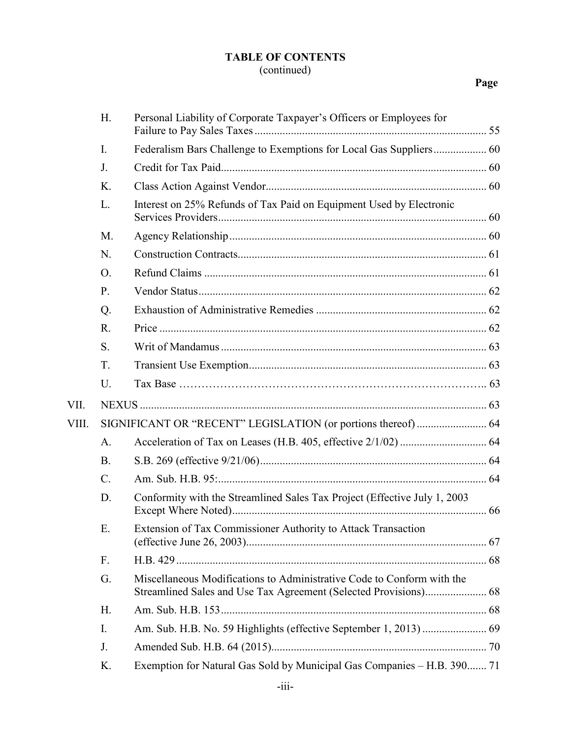**TABLE OF CONTENTS**
(continued)

| | | | Page |
|---|---|---|---|
| | H. | Personal Liability of Corporate Taxpayer's Officers or Employees for Failure to Pay Sales Taxes | 55 |
| | I. | Federalism Bars Challenge to Exemptions for Local Gas Suppliers | 60 |
| | J. | Credit for Tax Paid | 60 |
| | K. | Class Action Against Vendor | 60 |
| | L. | Interest on 25% Refunds of Tax Paid on Equipment Used by Electronic Services Providers | 60 |
| | M. | Agency Relationship | 60 |
| | N. | Construction Contracts | 61 |
| | O. | Refund Claims | 61 |
| | P. | Vendor Status | 62 |
| | Q. | Exhaustion of Administrative Remedies | 62 |
| | R. | Price | 62 |
| | S. | Writ of Mandamus | 63 |
| | T. | Transient Use Exemption | 63 |
| | U. | Tax Base | 63 |
| VII. | NEXUS | | 63 |
| VIII. | SIGNIFICANT OR "RECENT" LEGISLATION (or portions thereof) | | 64 |
| | A. | Acceleration of Tax on Leases (H.B. 405, effective 2/1/02) | 64 |
| | B. | S.B. 269 (effective 9/21/06) | 64 |
| | C. | Am. Sub. H.B. 95: | 64 |
| | D. | Conformity with the Streamlined Sales Tax Project (Effective July 1, 2003 Except Where Noted) | 66 |
| | E. | Extension of Tax Commissioner Authority to Attack Transaction (effective June 26, 2003) | 67 |
| | F. | H.B. 429 | 68 |
| | G. | Miscellaneous Modifications to Administrative Code to Conform with the Streamlined Sales and Use Tax Agreement (Selected Provisions) | 68 |
| | H. | Am. Sub. H.B. 153 | 68 |
| | I. | Am. Sub. H.B. No. 59 Highlights (effective September 1, 2013) | 69 |
| | J. | Amended Sub. H.B. 64 (2015) | 70 |
| | K. | Exemption for Natural Gas Sold by Municipal Gas Companies – H.B. 390 | 71 |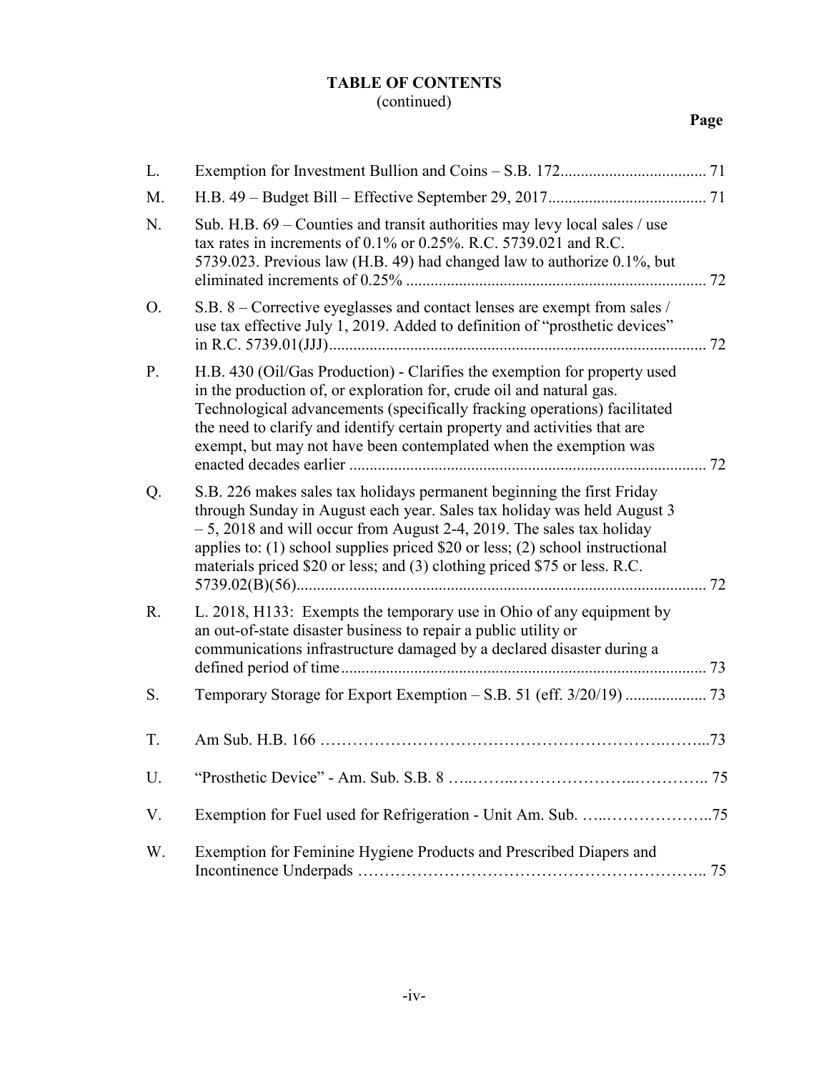# TABLE OF CONTENTS
(continued)

| | | Page |
|---|---|---|
| L. | Exemption for Investment Bullion and Coins – S.B. 172 | 71 |
| M. | H.B. 49 – Budget Bill – Effective September 29, 2017 | 71 |
| N. | Sub. H.B. 69 – Counties and transit authorities may levy local sales / use tax rates in increments of 0.1% or 0.25%. R.C. 5739.021 and R.C. 5739.023. Previous law (H.B. 49) had changed law to authorize 0.1%, but eliminated increments of 0.25% | 72 |
| O. | S.B. 8 – Corrective eyeglasses and contact lenses are exempt from sales / use tax effective July 1, 2019. Added to definition of "prosthetic devices" in R.C. 5739.01(JJJ) | 72 |
| P. | H.B. 430 (Oil/Gas Production) - Clarifies the exemption for property used in the production of, or exploration for, crude oil and natural gas. Technological advancements (specifically fracking operations) facilitated the need to clarify and identify certain property and activities that are exempt, but may not have been contemplated when the exemption was enacted decades earlier | 72 |
| Q. | S.B. 226 makes sales tax holidays permanent beginning the first Friday through Sunday in August each year. Sales tax holiday was held August 3 – 5, 2018 and will occur from August 2-4, 2019. The sales tax holiday applies to: (1) school supplies priced $20 or less; (2) school instructional materials priced $20 or less; and (3) clothing priced $75 or less. R.C. 5739.02(B)(56) | 72 |
| R. | L. 2018, H133: Exempts the temporary use in Ohio of any equipment by an out-of-state disaster business to repair a public utility or communications infrastructure damaged by a declared disaster during a defined period of time | 73 |
| S. | Temporary Storage for Export Exemption – S.B. 51 (eff. 3/20/19) | 73 |
| T. | Am Sub. H.B. 166 | 73 |
| U. | "Prosthetic Device" - Am. Sub. S.B. 8 | 75 |
| V. | Exemption for Fuel used for Refrigeration - Unit Am. Sub. | 75 |
| W. | Exemption for Feminine Hygiene Products and Prescribed Diapers and Incontinence Underpads | 75 |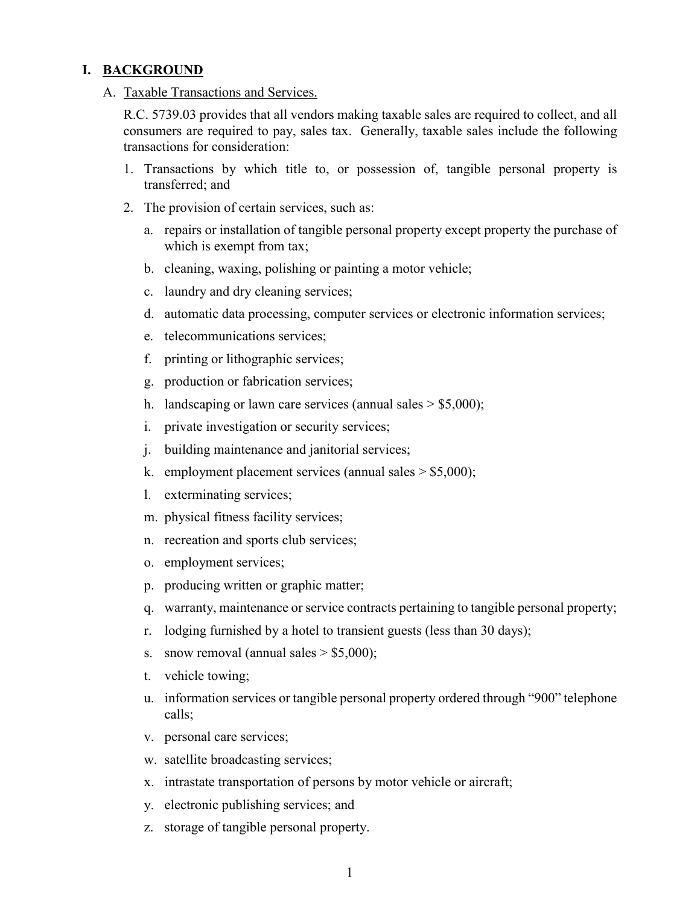# I. BACKGROUND

## A. Taxable Transactions and Services.

R.C. 5739.03 provides that all vendors making taxable sales are required to collect, and all consumers are required to pay, sales tax. Generally, taxable sales include the following transactions for consideration:

1. Transactions by which title to, or possession of, tangible personal property is transferred; and
2. The provision of certain services, such as:
   a. repairs or installation of tangible personal property except property the purchase of which is exempt from tax;
   b. cleaning, waxing, polishing or painting a motor vehicle;
   c. laundry and dry cleaning services;
   d. automatic data processing, computer services or electronic information services;
   e. telecommunications services;
   f. printing or lithographic services;
   g. production or fabrication services;
   h. landscaping or lawn care services (annual sales > $5,000);
   i. private investigation or security services;
   j. building maintenance and janitorial services;
   k. employment placement services (annual sales > $5,000);
   l. exterminating services;
   m. physical fitness facility services;
   n. recreation and sports club services;
   o. employment services;
   p. producing written or graphic matter;
   q. warranty, maintenance or service contracts pertaining to tangible personal property;
   r. lodging furnished by a hotel to transient guests (less than 30 days);
   s. snow removal (annual sales > $5,000);
   t. vehicle towing;
   u. information services or tangible personal property ordered through "900" telephone calls;
   v. personal care services;
   w. satellite broadcasting services;
   x. intrastate transportation of persons by motor vehicle or aircraft;
   y. electronic publishing services; and
   z. storage of tangible personal property.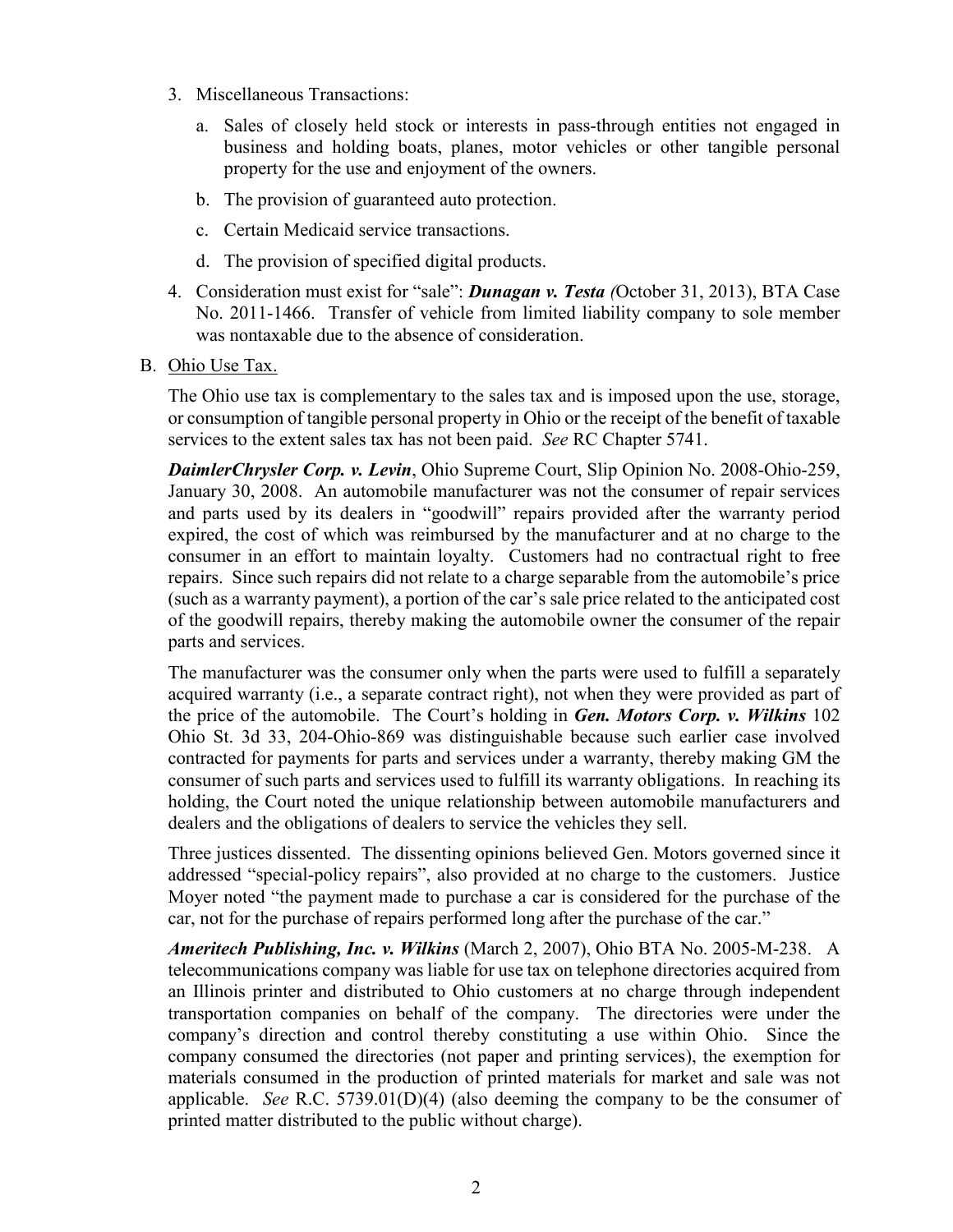3. Miscellaneous Transactions:

   a. Sales of closely held stock or interests in pass-through entities not engaged in business and holding boats, planes, motor vehicles or other tangible personal property for the use and enjoyment of the owners.

   b. The provision of guaranteed auto protection.

   c. Certain Medicaid service transactions.

   d. The provision of specified digital products.

4. Consideration must exist for "sale": ***Dunagan v. Testa*** *(*October 31, 2013), BTA Case No. 2011-1466. Transfer of vehicle from limited liability company to sole member was nontaxable due to the absence of consideration.

B. <u>Ohio Use Tax.</u>

The Ohio use tax is complementary to the sales tax and is imposed upon the use, storage, or consumption of tangible personal property in Ohio or the receipt of the benefit of taxable services to the extent sales tax has not been paid. *See* RC Chapter 5741.

***DaimlerChrysler Corp. v. Levin***, Ohio Supreme Court, Slip Opinion No. 2008-Ohio-259, January 30, 2008. An automobile manufacturer was not the consumer of repair services and parts used by its dealers in "goodwill" repairs provided after the warranty period expired, the cost of which was reimbursed by the manufacturer and at no charge to the consumer in an effort to maintain loyalty. Customers had no contractual right to free repairs. Since such repairs did not relate to a charge separable from the automobile's price (such as a warranty payment), a portion of the car's sale price related to the anticipated cost of the goodwill repairs, thereby making the automobile owner the consumer of the repair parts and services.

The manufacturer was the consumer only when the parts were used to fulfill a separately acquired warranty (i.e., a separate contract right), not when they were provided as part of the price of the automobile. The Court's holding in ***Gen. Motors Corp. v. Wilkins*** 102 Ohio St. 3d 33, 204-Ohio-869 was distinguishable because such earlier case involved contracted for payments for parts and services under a warranty, thereby making GM the consumer of such parts and services used to fulfill its warranty obligations. In reaching its holding, the Court noted the unique relationship between automobile manufacturers and dealers and the obligations of dealers to service the vehicles they sell.

Three justices dissented. The dissenting opinions believed Gen. Motors governed since it addressed "special-policy repairs", also provided at no charge to the customers. Justice Moyer noted "the payment made to purchase a car is considered for the purchase of the car, not for the purchase of repairs performed long after the purchase of the car."

***Ameritech Publishing, Inc. v. Wilkins*** (March 2, 2007), Ohio BTA No. 2005-M-238. A telecommunications company was liable for use tax on telephone directories acquired from an Illinois printer and distributed to Ohio customers at no charge through independent transportation companies on behalf of the company. The directories were under the company's direction and control thereby constituting a use within Ohio. Since the company consumed the directories (not paper and printing services), the exemption for materials consumed in the production of printed materials for market and sale was not applicable. *See* R.C. 5739.01(D)(4) (also deeming the company to be the consumer of printed matter distributed to the public without charge).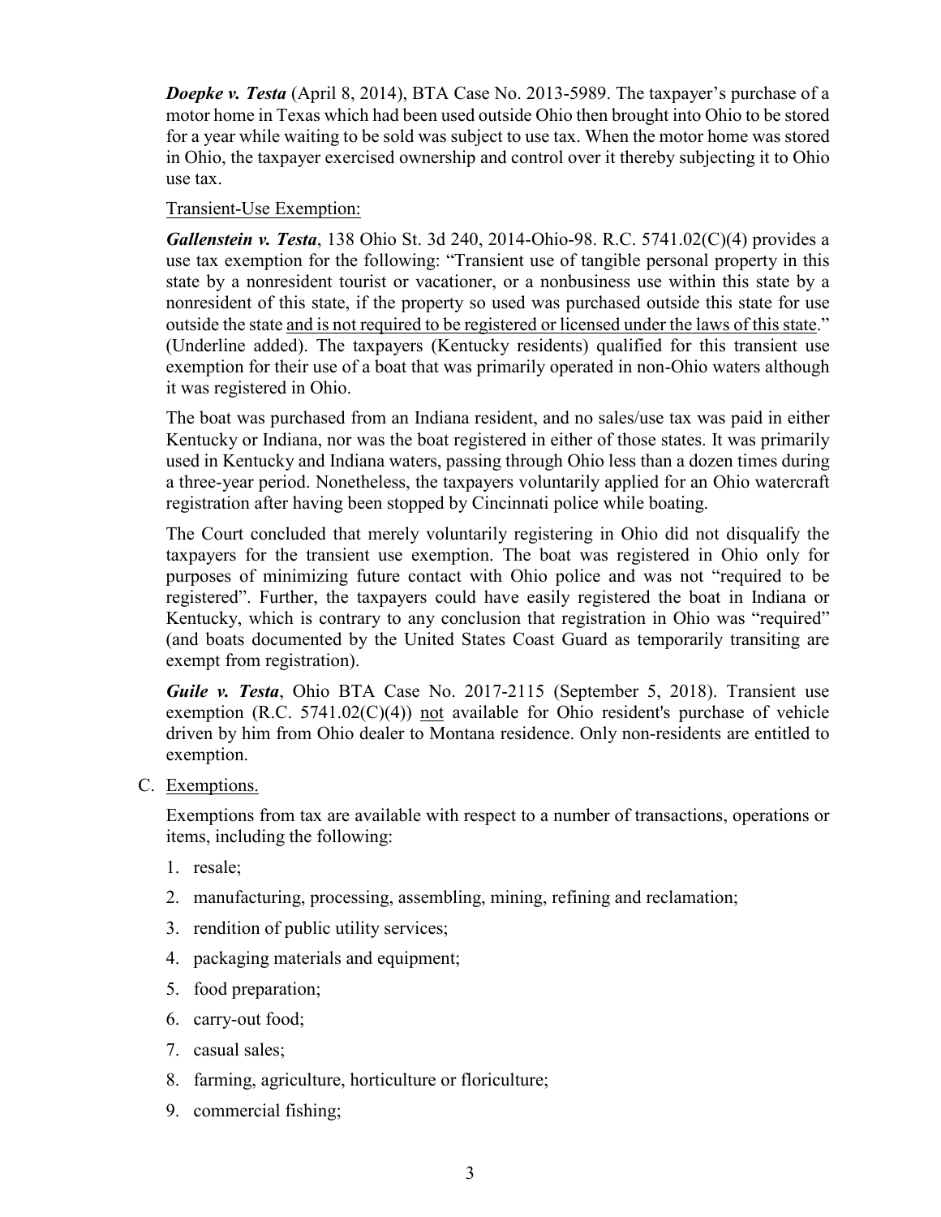***Doepke v. Testa*** (April 8, 2014), BTA Case No. 2013-5989. The taxpayer's purchase of a motor home in Texas which had been used outside Ohio then brought into Ohio to be stored for a year while waiting to be sold was subject to use tax. When the motor home was stored in Ohio, the taxpayer exercised ownership and control over it thereby subjecting it to Ohio use tax.

<u>Transient-Use Exemption:</u>

***Gallenstein v. Testa***, 138 Ohio St. 3d 240, 2014-Ohio-98. R.C. 5741.02(C)(4) provides a use tax exemption for the following: "Transient use of tangible personal property in this state by a nonresident tourist or vacationer, or a nonbusiness use within this state by a nonresident of this state, if the property so used was purchased outside this state for use outside the state <u>and is not required to be registered or licensed under the laws of this state</u>." (Underline added). The taxpayers (Kentucky residents) qualified for this transient use exemption for their use of a boat that was primarily operated in non-Ohio waters although it was registered in Ohio.

The boat was purchased from an Indiana resident, and no sales/use tax was paid in either Kentucky or Indiana, nor was the boat registered in either of those states. It was primarily used in Kentucky and Indiana waters, passing through Ohio less than a dozen times during a three-year period. Nonetheless, the taxpayers voluntarily applied for an Ohio watercraft registration after having been stopped by Cincinnati police while boating.

The Court concluded that merely voluntarily registering in Ohio did not disqualify the taxpayers for the transient use exemption. The boat was registered in Ohio only for purposes of minimizing future contact with Ohio police and was not "required to be registered". Further, the taxpayers could have easily registered the boat in Indiana or Kentucky, which is contrary to any conclusion that registration in Ohio was "required" (and boats documented by the United States Coast Guard as temporarily transiting are exempt from registration).

***Guile v. Testa***, Ohio BTA Case No. 2017-2115 (September 5, 2018). Transient use exemption (R.C. 5741.02(C)(4)) <u>not</u> available for Ohio resident's purchase of vehicle driven by him from Ohio dealer to Montana residence. Only non-residents are entitled to exemption.

C. <u>Exemptions.</u>

Exemptions from tax are available with respect to a number of transactions, operations or items, including the following:

1. resale;
2. manufacturing, processing, assembling, mining, refining and reclamation;
3. rendition of public utility services;
4. packaging materials and equipment;
5. food preparation;
6. carry-out food;
7. casual sales;
8. farming, agriculture, horticulture or floriculture;
9. commercial fishing;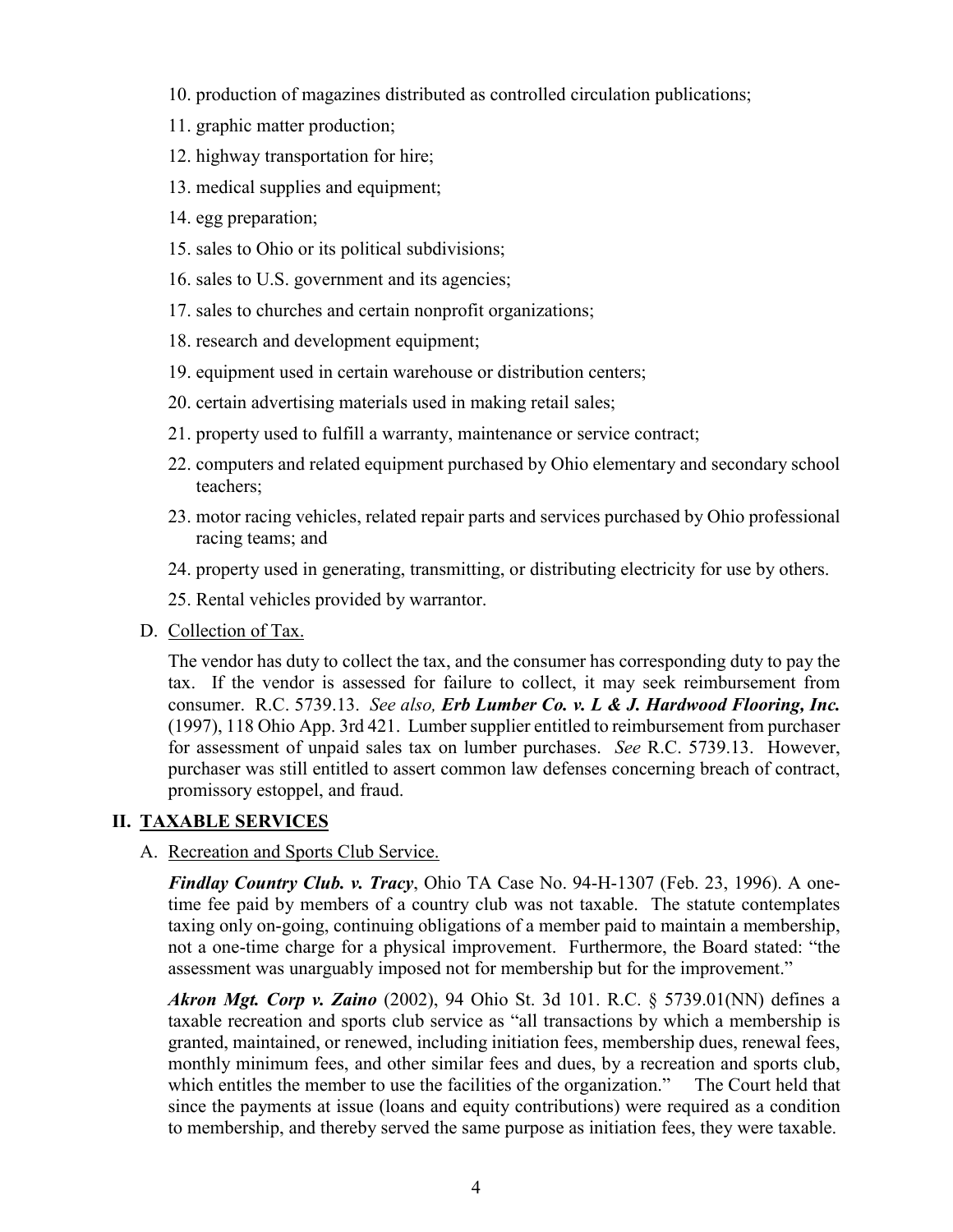10. production of magazines distributed as controlled circulation publications;
11. graphic matter production;
12. highway transportation for hire;
13. medical supplies and equipment;
14. egg preparation;
15. sales to Ohio or its political subdivisions;
16. sales to U.S. government and its agencies;
17. sales to churches and certain nonprofit organizations;
18. research and development equipment;
19. equipment used in certain warehouse or distribution centers;
20. certain advertising materials used in making retail sales;
21. property used to fulfill a warranty, maintenance or service contract;
22. computers and related equipment purchased by Ohio elementary and secondary school teachers;
23. motor racing vehicles, related repair parts and services purchased by Ohio professional racing teams; and
24. property used in generating, transmitting, or distributing electricity for use by others.
25. Rental vehicles provided by warrantor.

D. Collection of Tax.

The vendor has duty to collect the tax, and the consumer has corresponding duty to pay the tax. If the vendor is assessed for failure to collect, it may seek reimbursement from consumer. R.C. 5739.13. *See also,* ***Erb Lumber Co. v. L & J. Hardwood Flooring, Inc.*** (1997), 118 Ohio App. 3rd 421. Lumber supplier entitled to reimbursement from purchaser for assessment of unpaid sales tax on lumber purchases. *See* R.C. 5739.13. However, purchaser was still entitled to assert common law defenses concerning breach of contract, promissory estoppel, and fraud.

## II. TAXABLE SERVICES

A. Recreation and Sports Club Service.

***Findlay Country Club. v. Tracy***, Ohio TA Case No. 94-H-1307 (Feb. 23, 1996). A one-time fee paid by members of a country club was not taxable. The statute contemplates taxing only on-going, continuing obligations of a member paid to maintain a membership, not a one-time charge for a physical improvement. Furthermore, the Board stated: "the assessment was unarguably imposed not for membership but for the improvement."

***Akron Mgt. Corp v. Zaino*** (2002), 94 Ohio St. 3d 101. R.C. § 5739.01(NN) defines a taxable recreation and sports club service as "all transactions by which a membership is granted, maintained, or renewed, including initiation fees, membership dues, renewal fees, monthly minimum fees, and other similar fees and dues, by a recreation and sports club, which entitles the member to use the facilities of the organization." The Court held that since the payments at issue (loans and equity contributions) were required as a condition to membership, and thereby served the same purpose as initiation fees, they were taxable.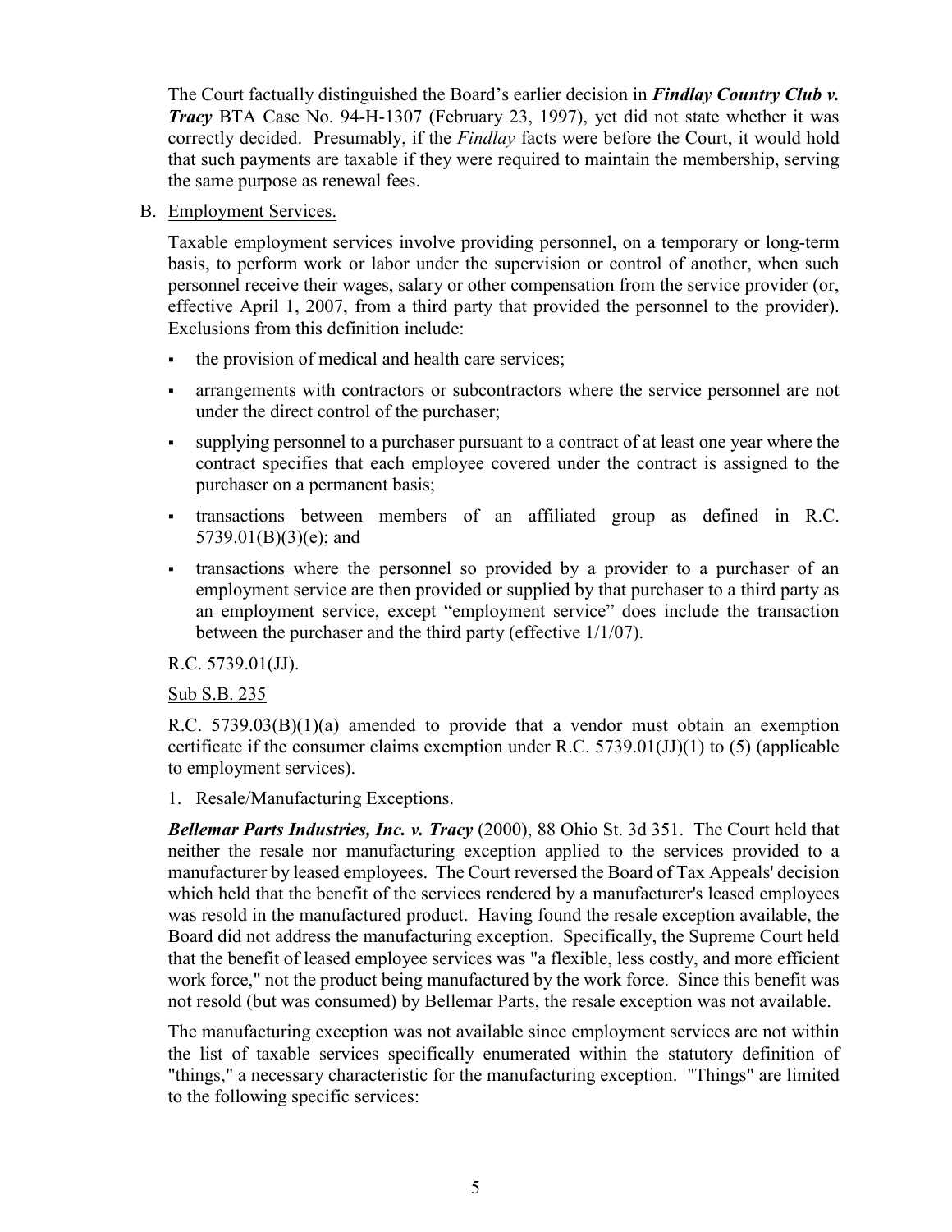The Court factually distinguished the Board's earlier decision in ***Findlay Country Club v. Tracy*** BTA Case No. 94-H-1307 (February 23, 1997), yet did not state whether it was correctly decided. Presumably, if the *Findlay* facts were before the Court, it would hold that such payments are taxable if they were required to maintain the membership, serving the same purpose as renewal fees.

B. Employment Services.

Taxable employment services involve providing personnel, on a temporary or long-term basis, to perform work or labor under the supervision or control of another, when such personnel receive their wages, salary or other compensation from the service provider (or, effective April 1, 2007, from a third party that provided the personnel to the provider). Exclusions from this definition include:

- the provision of medical and health care services;
- arrangements with contractors or subcontractors where the service personnel are not under the direct control of the purchaser;
- supplying personnel to a purchaser pursuant to a contract of at least one year where the contract specifies that each employee covered under the contract is assigned to the purchaser on a permanent basis;
- transactions between members of an affiliated group as defined in R.C. 5739.01(B)(3)(e); and
- transactions where the personnel so provided by a provider to a purchaser of an employment service are then provided or supplied by that purchaser to a third party as an employment service, except "employment service" does include the transaction between the purchaser and the third party (effective 1/1/07).

R.C. 5739.01(JJ).

Sub S.B. 235

R.C. 5739.03(B)(1)(a) amended to provide that a vendor must obtain an exemption certificate if the consumer claims exemption under R.C. 5739.01(JJ)(1) to (5) (applicable to employment services).

1. Resale/Manufacturing Exceptions.

***Bellemar Parts Industries, Inc. v. Tracy*** (2000), 88 Ohio St. 3d 351. The Court held that neither the resale nor manufacturing exception applied to the services provided to a manufacturer by leased employees. The Court reversed the Board of Tax Appeals' decision which held that the benefit of the services rendered by a manufacturer's leased employees was resold in the manufactured product. Having found the resale exception available, the Board did not address the manufacturing exception. Specifically, the Supreme Court held that the benefit of leased employee services was "a flexible, less costly, and more efficient work force," not the product being manufactured by the work force. Since this benefit was not resold (but was consumed) by Bellemar Parts, the resale exception was not available.

The manufacturing exception was not available since employment services are not within the list of taxable services specifically enumerated within the statutory definition of "things," a necessary characteristic for the manufacturing exception. "Things" are limited to the following specific services: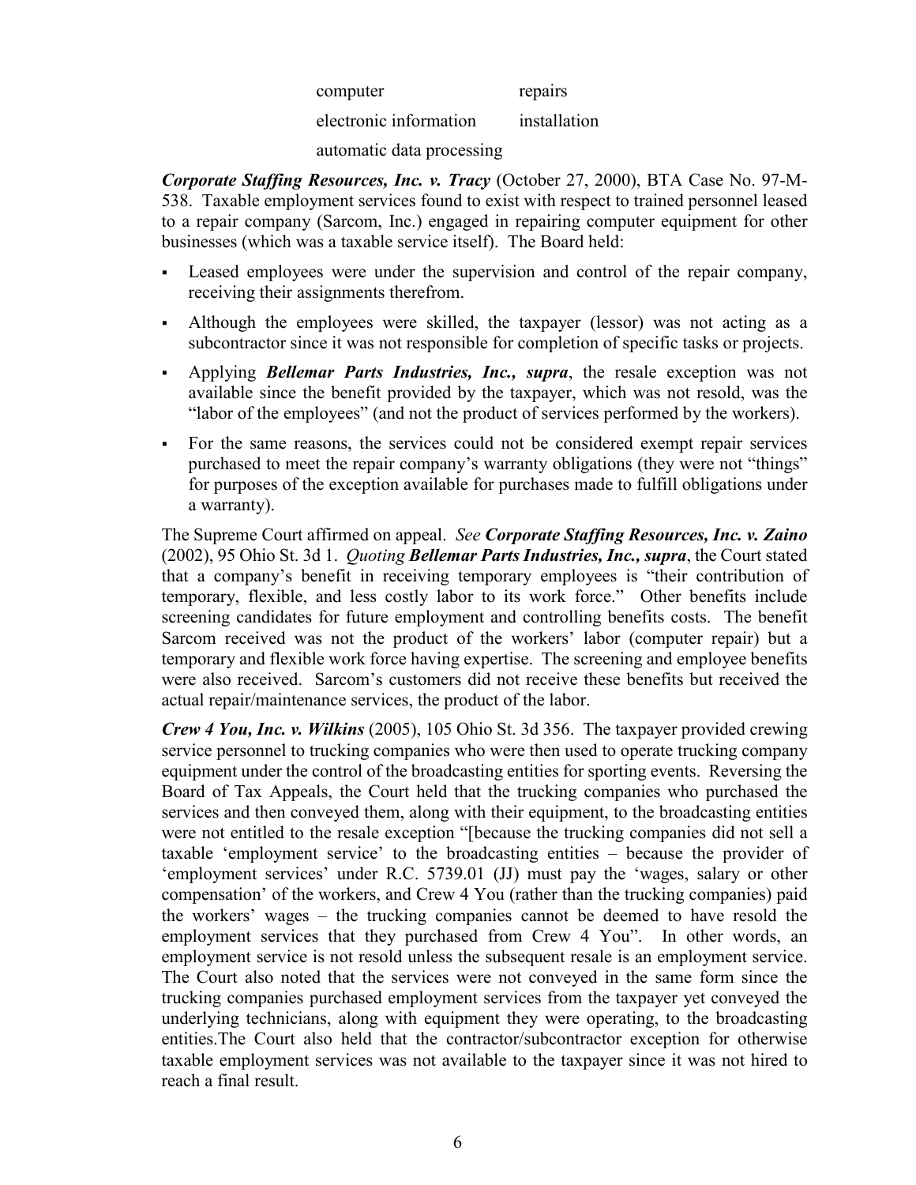| | |
|---|---|
| computer | repairs |
| electronic information | installation |
| automatic data processing | |

***Corporate Staffing Resources, Inc. v. Tracy*** (October 27, 2000), BTA Case No. 97-M-538. Taxable employment services found to exist with respect to trained personnel leased to a repair company (Sarcom, Inc.) engaged in repairing computer equipment for other businesses (which was a taxable service itself). The Board held:

- Leased employees were under the supervision and control of the repair company, receiving their assignments therefrom.
- Although the employees were skilled, the taxpayer (lessor) was not acting as a subcontractor since it was not responsible for completion of specific tasks or projects.
- Applying ***Bellemar Parts Industries, Inc., supra***, the resale exception was not available since the benefit provided by the taxpayer, which was not resold, was the "labor of the employees" (and not the product of services performed by the workers).
- For the same reasons, the services could not be considered exempt repair services purchased to meet the repair company's warranty obligations (they were not "things" for purposes of the exception available for purchases made to fulfill obligations under a warranty).

The Supreme Court affirmed on appeal. *See* ***Corporate Staffing Resources, Inc. v. Zaino*** (2002), 95 Ohio St. 3d 1. *Quoting* ***Bellemar Parts Industries, Inc., supra***, the Court stated that a company's benefit in receiving temporary employees is "their contribution of temporary, flexible, and less costly labor to its work force." Other benefits include screening candidates for future employment and controlling benefits costs. The benefit Sarcom received was not the product of the workers' labor (computer repair) but a temporary and flexible work force having expertise. The screening and employee benefits were also received. Sarcom's customers did not receive these benefits but received the actual repair/maintenance services, the product of the labor.

***Crew 4 You, Inc. v. Wilkins*** (2005), 105 Ohio St. 3d 356. The taxpayer provided crewing service personnel to trucking companies who were then used to operate trucking company equipment under the control of the broadcasting entities for sporting events. Reversing the Board of Tax Appeals, the Court held that the trucking companies who purchased the services and then conveyed them, along with their equipment, to the broadcasting entities were not entitled to the resale exception "[because the trucking companies did not sell a taxable 'employment service' to the broadcasting entities – because the provider of 'employment services' under R.C. 5739.01 (JJ) must pay the 'wages, salary or other compensation' of the workers, and Crew 4 You (rather than the trucking companies) paid the workers' wages – the trucking companies cannot be deemed to have resold the employment services that they purchased from Crew 4 You". In other words, an employment service is not resold unless the subsequent resale is an employment service. The Court also noted that the services were not conveyed in the same form since the trucking companies purchased employment services from the taxpayer yet conveyed the underlying technicians, along with equipment they were operating, to the broadcasting entities.The Court also held that the contractor/subcontractor exception for otherwise taxable employment services was not available to the taxpayer since it was not hired to reach a final result.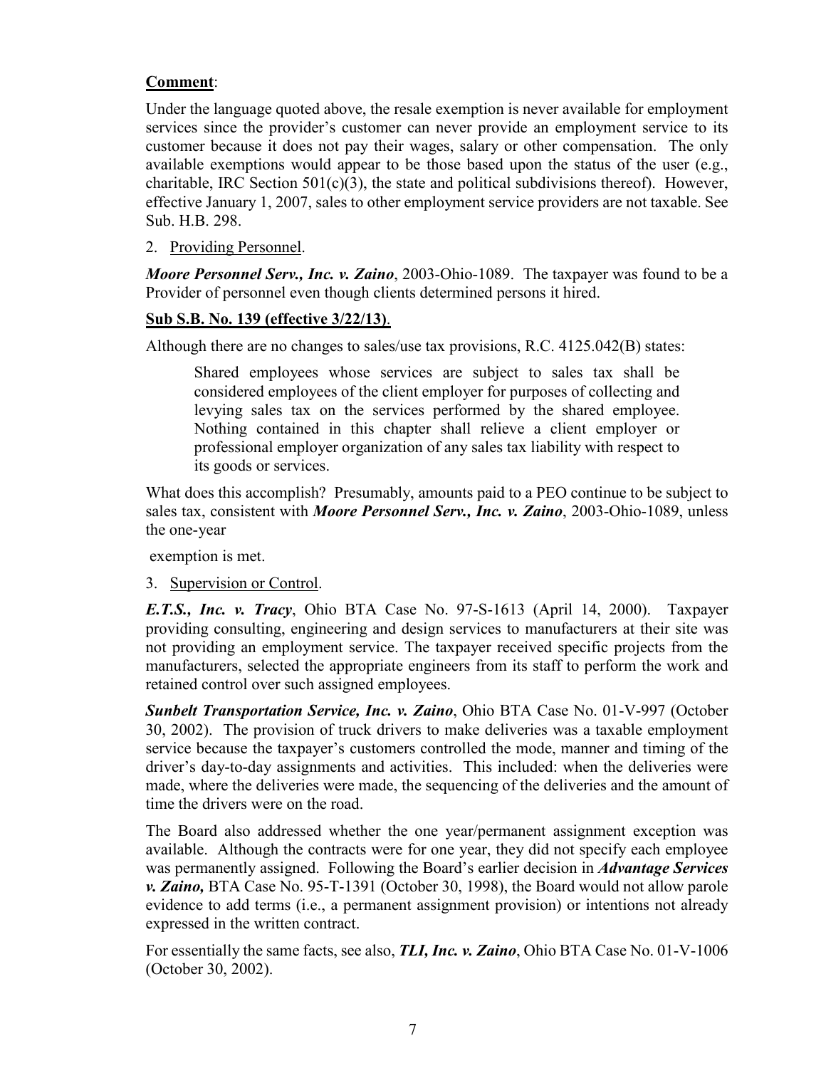**Comment**:

Under the language quoted above, the resale exemption is never available for employment services since the provider's customer can never provide an employment service to its customer because it does not pay their wages, salary or other compensation. The only available exemptions would appear to be those based upon the status of the user (e.g., charitable, IRC Section 501(c)(3), the state and political subdivisions thereof). However, effective January 1, 2007, sales to other employment service providers are not taxable. See Sub. H.B. 298.

2. Providing Personnel.

***Moore Personnel Serv., Inc. v. Zaino***, 2003-Ohio-1089. The taxpayer was found to be a Provider of personnel even though clients determined persons it hired.

**Sub S.B. No. 139 (effective 3/22/13)**.

Although there are no changes to sales/use tax provisions, R.C. 4125.042(B) states:

> Shared employees whose services are subject to sales tax shall be considered employees of the client employer for purposes of collecting and levying sales tax on the services performed by the shared employee. Nothing contained in this chapter shall relieve a client employer or professional employer organization of any sales tax liability with respect to its goods or services.

What does this accomplish? Presumably, amounts paid to a PEO continue to be subject to sales tax, consistent with ***Moore Personnel Serv., Inc. v. Zaino***, 2003-Ohio-1089, unless the one-year exemption is met.

3. Supervision or Control.

***E.T.S., Inc. v. Tracy***, Ohio BTA Case No. 97-S-1613 (April 14, 2000). Taxpayer providing consulting, engineering and design services to manufacturers at their site was not providing an employment service. The taxpayer received specific projects from the manufacturers, selected the appropriate engineers from its staff to perform the work and retained control over such assigned employees.

***Sunbelt Transportation Service, Inc. v. Zaino***, Ohio BTA Case No. 01-V-997 (October 30, 2002). The provision of truck drivers to make deliveries was a taxable employment service because the taxpayer's customers controlled the mode, manner and timing of the driver's day-to-day assignments and activities. This included: when the deliveries were made, where the deliveries were made, the sequencing of the deliveries and the amount of time the drivers were on the road.

The Board also addressed whether the one year/permanent assignment exception was available. Although the contracts were for one year, they did not specify each employee was permanently assigned. Following the Board's earlier decision in ***Advantage Services v. Zaino,*** BTA Case No. 95-T-1391 (October 30, 1998), the Board would not allow parole evidence to add terms (i.e., a permanent assignment provision) or intentions not already expressed in the written contract.

For essentially the same facts, see also, ***TLI, Inc. v. Zaino***, Ohio BTA Case No. 01-V-1006 (October 30, 2002).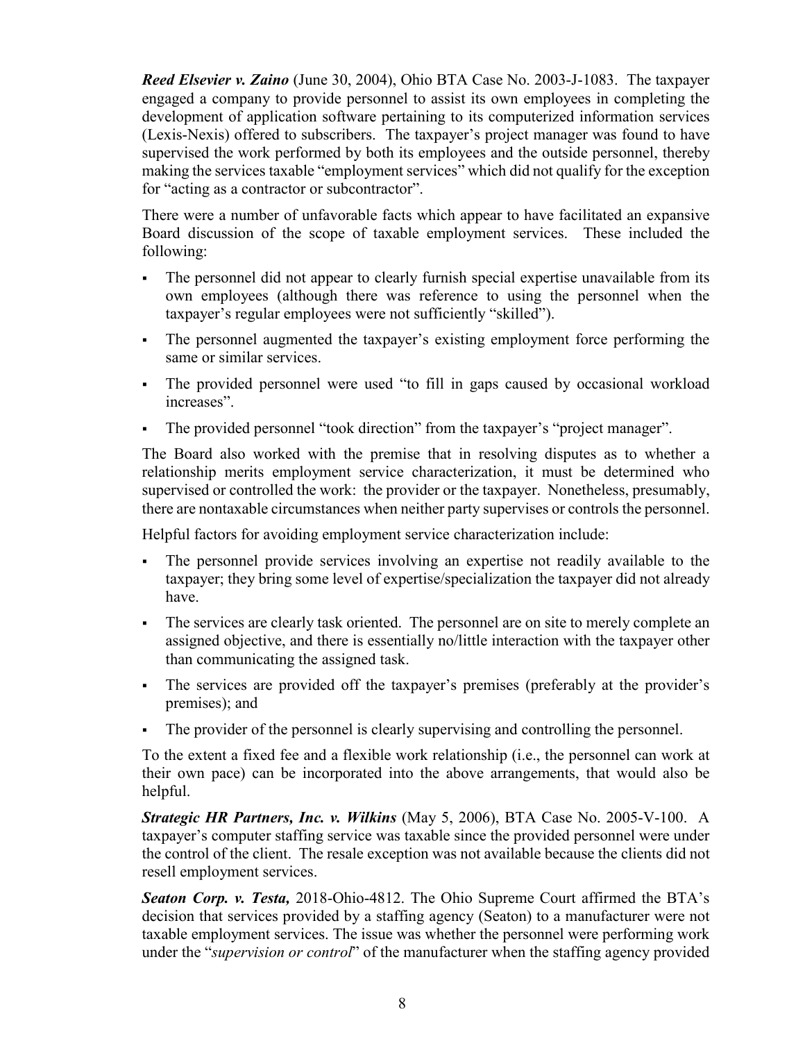***Reed Elsevier v. Zaino*** (June 30, 2004), Ohio BTA Case No. 2003-J-1083. The taxpayer engaged a company to provide personnel to assist its own employees in completing the development of application software pertaining to its computerized information services (Lexis-Nexis) offered to subscribers. The taxpayer's project manager was found to have supervised the work performed by both its employees and the outside personnel, thereby making the services taxable "employment services" which did not qualify for the exception for "acting as a contractor or subcontractor".

There were a number of unfavorable facts which appear to have facilitated an expansive Board discussion of the scope of taxable employment services. These included the following:

- The personnel did not appear to clearly furnish special expertise unavailable from its own employees (although there was reference to using the personnel when the taxpayer's regular employees were not sufficiently "skilled").
- The personnel augmented the taxpayer's existing employment force performing the same or similar services.
- The provided personnel were used "to fill in gaps caused by occasional workload increases".
- The provided personnel "took direction" from the taxpayer's "project manager".

The Board also worked with the premise that in resolving disputes as to whether a relationship merits employment service characterization, it must be determined who supervised or controlled the work: the provider or the taxpayer. Nonetheless, presumably, there are nontaxable circumstances when neither party supervises or controls the personnel.

Helpful factors for avoiding employment service characterization include:

- The personnel provide services involving an expertise not readily available to the taxpayer; they bring some level of expertise/specialization the taxpayer did not already have.
- The services are clearly task oriented. The personnel are on site to merely complete an assigned objective, and there is essentially no/little interaction with the taxpayer other than communicating the assigned task.
- The services are provided off the taxpayer's premises (preferably at the provider's premises); and
- The provider of the personnel is clearly supervising and controlling the personnel.

To the extent a fixed fee and a flexible work relationship (i.e., the personnel can work at their own pace) can be incorporated into the above arrangements, that would also be helpful.

***Strategic HR Partners, Inc. v. Wilkins*** (May 5, 2006), BTA Case No. 2005-V-100. A taxpayer's computer staffing service was taxable since the provided personnel were under the control of the client. The resale exception was not available because the clients did not resell employment services.

***Seaton Corp. v. Testa,*** 2018-Ohio-4812. The Ohio Supreme Court affirmed the BTA's decision that services provided by a staffing agency (Seaton) to a manufacturer were not taxable employment services. The issue was whether the personnel were performing work under the "*supervision or control*" of the manufacturer when the staffing agency provided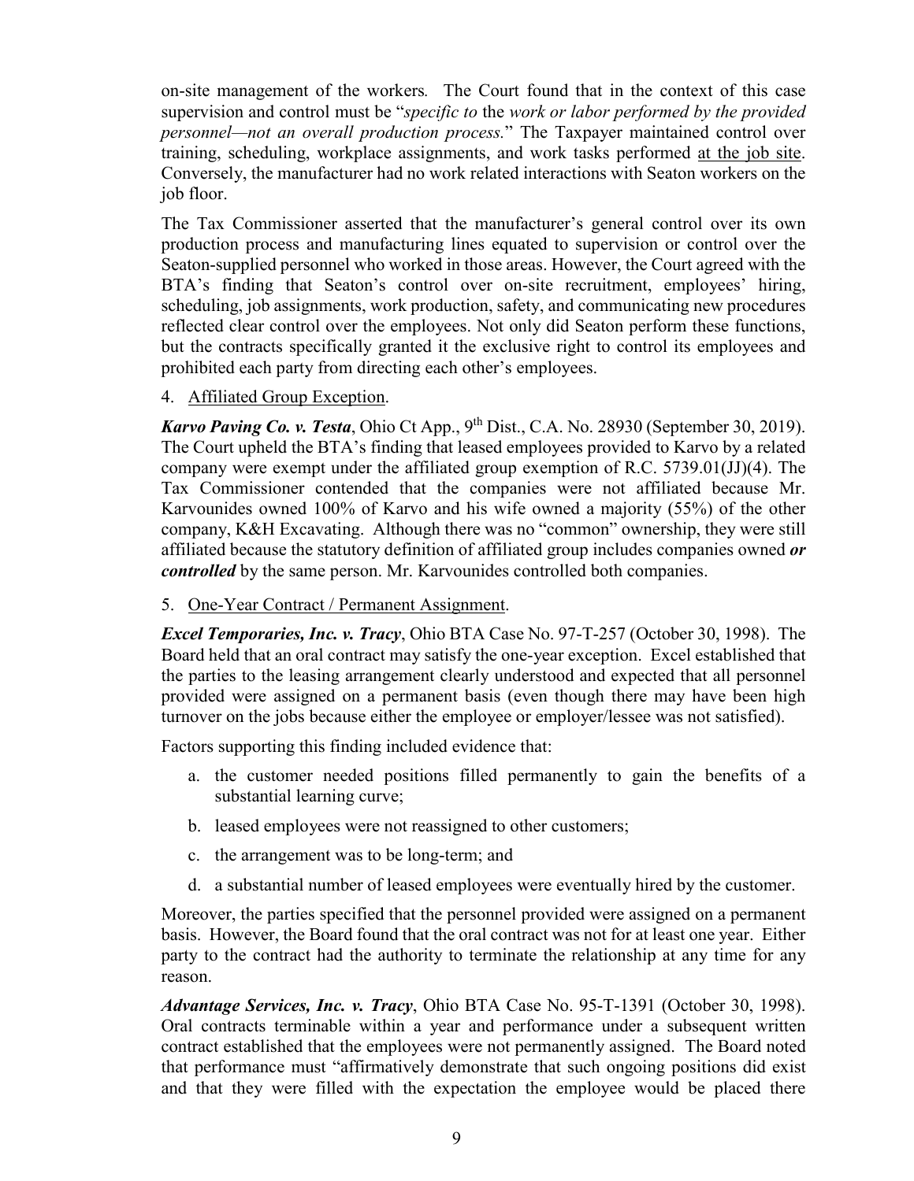on-site management of the workers*.* The Court found that in the context of this case supervision and control must be "*specific to* the *work or labor performed by the provided personnel—not an overall production process.*" The Taxpayer maintained control over training, scheduling, workplace assignments, and work tasks performed <u>at the job site</u>. Conversely, the manufacturer had no work related interactions with Seaton workers on the job floor.

The Tax Commissioner asserted that the manufacturer's general control over its own production process and manufacturing lines equated to supervision or control over the Seaton-supplied personnel who worked in those areas. However, the Court agreed with the BTA's finding that Seaton's control over on-site recruitment, employees' hiring, scheduling, job assignments, work production, safety, and communicating new procedures reflected clear control over the employees. Not only did Seaton perform these functions, but the contracts specifically granted it the exclusive right to control its employees and prohibited each party from directing each other's employees.

4. <u>Affiliated Group Exception</u>.

***Karvo Paving Co. v. Testa***, Ohio Ct App., 9th Dist., C.A. No. 28930 (September 30, 2019). The Court upheld the BTA's finding that leased employees provided to Karvo by a related company were exempt under the affiliated group exemption of R.C. 5739.01(JJ)(4). The Tax Commissioner contended that the companies were not affiliated because Mr. Karvounides owned 100% of Karvo and his wife owned a majority (55%) of the other company, K&H Excavating. Although there was no "common" ownership, they were still affiliated because the statutory definition of affiliated group includes companies owned ***or controlled*** by the same person. Mr. Karvounides controlled both companies.

5. <u>One-Year Contract / Permanent Assignment</u>.

***Excel Temporaries, Inc. v. Tracy***, Ohio BTA Case No. 97-T-257 (October 30, 1998). The Board held that an oral contract may satisfy the one-year exception. Excel established that the parties to the leasing arrangement clearly understood and expected that all personnel provided were assigned on a permanent basis (even though there may have been high turnover on the jobs because either the employee or employer/lessee was not satisfied).

Factors supporting this finding included evidence that:

a. the customer needed positions filled permanently to gain the benefits of a substantial learning curve;

b. leased employees were not reassigned to other customers;

c. the arrangement was to be long-term; and

d. a substantial number of leased employees were eventually hired by the customer.

Moreover, the parties specified that the personnel provided were assigned on a permanent basis. However, the Board found that the oral contract was not for at least one year. Either party to the contract had the authority to terminate the relationship at any time for any reason.

***Advantage Services, Inc. v. Tracy***, Ohio BTA Case No. 95-T-1391 (October 30, 1998). Oral contracts terminable within a year and performance under a subsequent written contract established that the employees were not permanently assigned. The Board noted that performance must "affirmatively demonstrate that such ongoing positions did exist and that they were filled with the expectation the employee would be placed there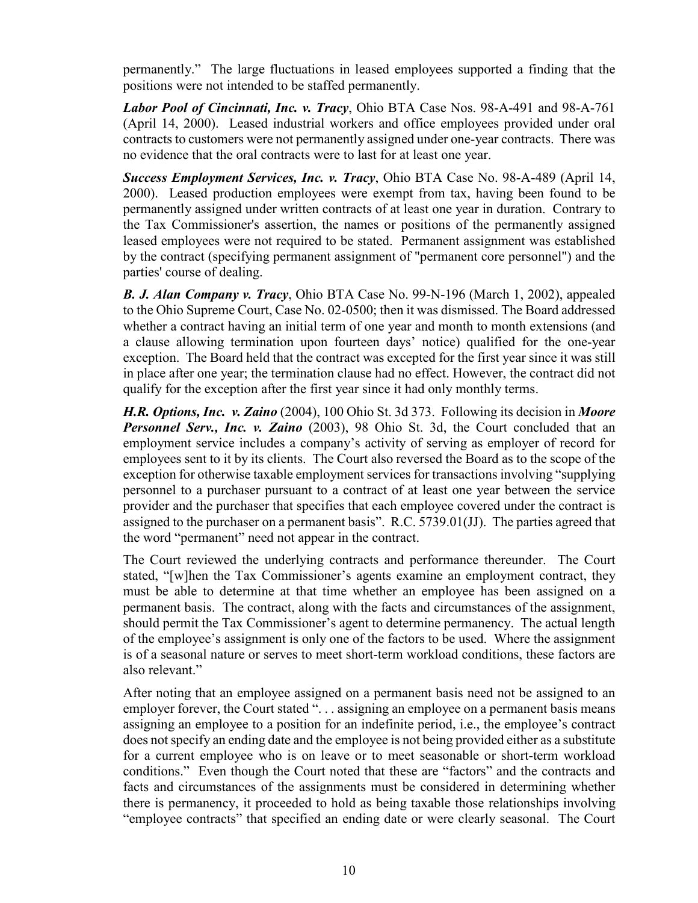permanently." The large fluctuations in leased employees supported a finding that the positions were not intended to be staffed permanently.

***Labor Pool of Cincinnati, Inc. v. Tracy***, Ohio BTA Case Nos. 98-A-491 and 98-A-761 (April 14, 2000). Leased industrial workers and office employees provided under oral contracts to customers were not permanently assigned under one-year contracts. There was no evidence that the oral contracts were to last for at least one year.

***Success Employment Services, Inc. v. Tracy***, Ohio BTA Case No. 98-A-489 (April 14, 2000). Leased production employees were exempt from tax, having been found to be permanently assigned under written contracts of at least one year in duration. Contrary to the Tax Commissioner's assertion, the names or positions of the permanently assigned leased employees were not required to be stated. Permanent assignment was established by the contract (specifying permanent assignment of "permanent core personnel") and the parties' course of dealing.

***B. J. Alan Company v. Tracy***, Ohio BTA Case No. 99-N-196 (March 1, 2002), appealed to the Ohio Supreme Court, Case No. 02-0500; then it was dismissed. The Board addressed whether a contract having an initial term of one year and month to month extensions (and a clause allowing termination upon fourteen days' notice) qualified for the one-year exception. The Board held that the contract was excepted for the first year since it was still in place after one year; the termination clause had no effect. However, the contract did not qualify for the exception after the first year since it had only monthly terms.

***H.R. Options, Inc. v. Zaino*** (2004), 100 Ohio St. 3d 373. Following its decision in ***Moore Personnel Serv., Inc. v. Zaino*** (2003), 98 Ohio St. 3d, the Court concluded that an employment service includes a company's activity of serving as employer of record for employees sent to it by its clients. The Court also reversed the Board as to the scope of the exception for otherwise taxable employment services for transactions involving "supplying personnel to a purchaser pursuant to a contract of at least one year between the service provider and the purchaser that specifies that each employee covered under the contract is assigned to the purchaser on a permanent basis". R.C. 5739.01(JJ). The parties agreed that the word "permanent" need not appear in the contract.

The Court reviewed the underlying contracts and performance thereunder. The Court stated, "[w]hen the Tax Commissioner's agents examine an employment contract, they must be able to determine at that time whether an employee has been assigned on a permanent basis. The contract, along with the facts and circumstances of the assignment, should permit the Tax Commissioner's agent to determine permanency. The actual length of the employee's assignment is only one of the factors to be used. Where the assignment is of a seasonal nature or serves to meet short-term workload conditions, these factors are also relevant."

After noting that an employee assigned on a permanent basis need not be assigned to an employer forever, the Court stated ". . . assigning an employee on a permanent basis means assigning an employee to a position for an indefinite period, i.e., the employee's contract does not specify an ending date and the employee is not being provided either as a substitute for a current employee who is on leave or to meet seasonable or short-term workload conditions." Even though the Court noted that these are "factors" and the contracts and facts and circumstances of the assignments must be considered in determining whether there is permanency, it proceeded to hold as being taxable those relationships involving "employee contracts" that specified an ending date or were clearly seasonal. The Court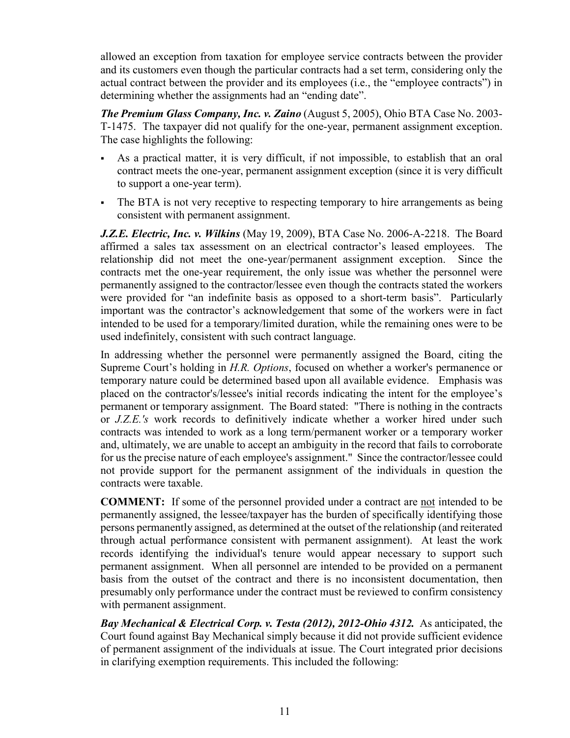allowed an exception from taxation for employee service contracts between the provider and its customers even though the particular contracts had a set term, considering only the actual contract between the provider and its employees (i.e., the "employee contracts") in determining whether the assignments had an "ending date".

***The Premium Glass Company, Inc. v. Zaino*** (August 5, 2005), Ohio BTA Case No. 2003-T-1475. The taxpayer did not qualify for the one-year, permanent assignment exception. The case highlights the following:

- As a practical matter, it is very difficult, if not impossible, to establish that an oral contract meets the one-year, permanent assignment exception (since it is very difficult to support a one-year term).
- The BTA is not very receptive to respecting temporary to hire arrangements as being consistent with permanent assignment.

***J.Z.E. Electric, Inc. v. Wilkins*** (May 19, 2009), BTA Case No. 2006-A-2218. The Board affirmed a sales tax assessment on an electrical contractor's leased employees. The relationship did not meet the one-year/permanent assignment exception. Since the contracts met the one-year requirement, the only issue was whether the personnel were permanently assigned to the contractor/lessee even though the contracts stated the workers were provided for "an indefinite basis as opposed to a short-term basis". Particularly important was the contractor's acknowledgement that some of the workers were in fact intended to be used for a temporary/limited duration, while the remaining ones were to be used indefinitely, consistent with such contract language.

In addressing whether the personnel were permanently assigned the Board, citing the Supreme Court's holding in *H.R. Options*, focused on whether a worker's permanence or temporary nature could be determined based upon all available evidence. Emphasis was placed on the contractor's/lessee's initial records indicating the intent for the employee's permanent or temporary assignment. The Board stated: "There is nothing in the contracts or *J.Z.E.'s* work records to definitively indicate whether a worker hired under such contracts was intended to work as a long term/permanent worker or a temporary worker and, ultimately, we are unable to accept an ambiguity in the record that fails to corroborate for us the precise nature of each employee's assignment." Since the contractor/lessee could not provide support for the permanent assignment of the individuals in question the contracts were taxable.

**COMMENT:** If some of the personnel provided under a contract are <u>not</u> intended to be permanently assigned, the lessee/taxpayer has the burden of specifically identifying those persons permanently assigned, as determined at the outset of the relationship (and reiterated through actual performance consistent with permanent assignment). At least the work records identifying the individual's tenure would appear necessary to support such permanent assignment. When all personnel are intended to be provided on a permanent basis from the outset of the contract and there is no inconsistent documentation, then presumably only performance under the contract must be reviewed to confirm consistency with permanent assignment.

***Bay Mechanical & Electrical Corp. v. Testa (2012), 2012-Ohio 4312.*** As anticipated, the Court found against Bay Mechanical simply because it did not provide sufficient evidence of permanent assignment of the individuals at issue. The Court integrated prior decisions in clarifying exemption requirements. This included the following: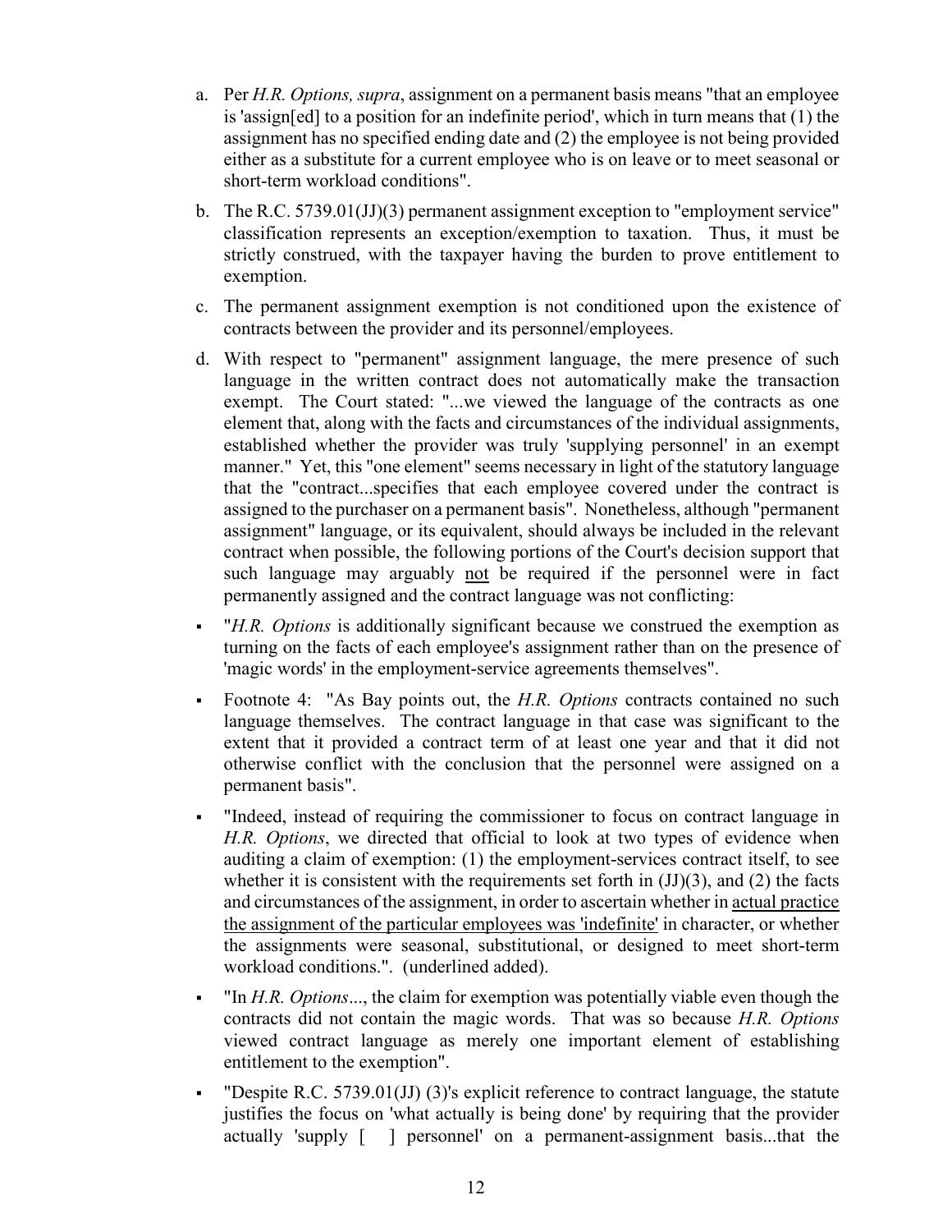a. Per *H.R. Options, supra*, assignment on a permanent basis means "that an employee is 'assign[ed] to a position for an indefinite period', which in turn means that (1) the assignment has no specified ending date and (2) the employee is not being provided either as a substitute for a current employee who is on leave or to meet seasonal or short-term workload conditions".

b. The R.C. 5739.01(JJ)(3) permanent assignment exception to "employment service" classification represents an exception/exemption to taxation. Thus, it must be strictly construed, with the taxpayer having the burden to prove entitlement to exemption.

c. The permanent assignment exemption is not conditioned upon the existence of contracts between the provider and its personnel/employees.

d. With respect to "permanent" assignment language, the mere presence of such language in the written contract does not automatically make the transaction exempt. The Court stated: "...we viewed the language of the contracts as one element that, along with the facts and circumstances of the individual assignments, established whether the provider was truly 'supplying personnel' in an exempt manner." Yet, this "one element" seems necessary in light of the statutory language that the "contract...specifies that each employee covered under the contract is assigned to the purchaser on a permanent basis". Nonetheless, although "permanent assignment" language, or its equivalent, should always be included in the relevant contract when possible, the following portions of the Court's decision support that such language may arguably <u>not</u> be required if the personnel were in fact permanently assigned and the contract language was not conflicting:

- "*H.R. Options* is additionally significant because we construed the exemption as turning on the facts of each employee's assignment rather than on the presence of 'magic words' in the employment-service agreements themselves".
- Footnote 4: "As Bay points out, the *H.R. Options* contracts contained no such language themselves. The contract language in that case was significant to the extent that it provided a contract term of at least one year and that it did not otherwise conflict with the conclusion that the personnel were assigned on a permanent basis".
- "Indeed, instead of requiring the commissioner to focus on contract language in *H.R. Options*, we directed that official to look at two types of evidence when auditing a claim of exemption: (1) the employment-services contract itself, to see whether it is consistent with the requirements set forth in (JJ)(3), and (2) the facts and circumstances of the assignment, in order to ascertain whether in <u>actual practice the assignment of the particular employees was 'indefinite'</u> in character, or whether the assignments were seasonal, substitutional, or designed to meet short-term workload conditions.". (underlined added).
- "In *H.R. Options*..., the claim for exemption was potentially viable even though the contracts did not contain the magic words. That was so because *H.R. Options* viewed contract language as merely one important element of establishing entitlement to the exemption".
- "Despite R.C. 5739.01(JJ) (3)'s explicit reference to contract language, the statute justifies the focus on 'what actually is being done' by requiring that the provider actually 'supply [ ] personnel' on a permanent-assignment basis...that the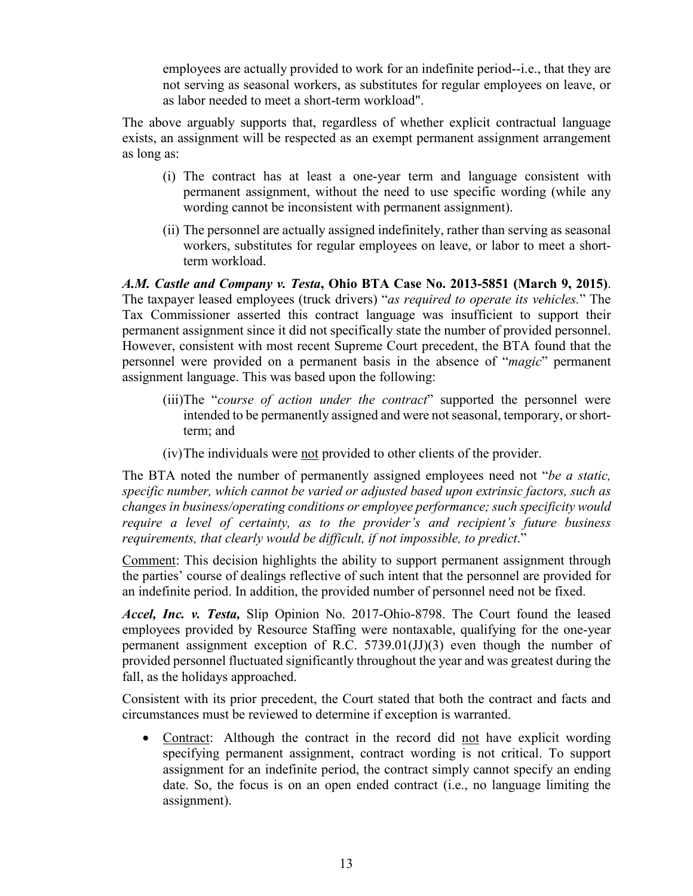> employees are actually provided to work for an indefinite period--i.e., that they are not serving as seasonal workers, as substitutes for regular employees on leave, or as labor needed to meet a short-term workload".

The above arguably supports that, regardless of whether explicit contractual language exists, an assignment will be respected as an exempt permanent assignment arrangement as long as:

(i) The contract has at least a one-year term and language consistent with permanent assignment, without the need to use specific wording (while any wording cannot be inconsistent with permanent assignment).

(ii) The personnel are actually assigned indefinitely, rather than serving as seasonal workers, substitutes for regular employees on leave, or labor to meet a short-term workload.

***A.M. Castle and Company v. Testa*, Ohio BTA Case No. 2013-5851 (March 9, 2015)**. The taxpayer leased employees (truck drivers) "*as required to operate its vehicles.*" The Tax Commissioner asserted this contract language was insufficient to support their permanent assignment since it did not specifically state the number of provided personnel. However, consistent with most recent Supreme Court precedent, the BTA found that the personnel were provided on a permanent basis in the absence of "*magic*" permanent assignment language. This was based upon the following:

(iii) The "*course of action under the contract*" supported the personnel were intended to be permanently assigned and were not seasonal, temporary, or short-term; and

(iv) The individuals were <u>not</u> provided to other clients of the provider.

The BTA noted the number of permanently assigned employees need not "*be a static, specific number, which cannot be varied or adjusted based upon extrinsic factors, such as changes in business/operating conditions or employee performance; such specificity would require a level of certainty, as to the provider's and recipient's future business requirements, that clearly would be difficult, if not impossible, to predict*."

<u>Comment</u>: This decision highlights the ability to support permanent assignment through the parties' course of dealings reflective of such intent that the personnel are provided for an indefinite period. In addition, the provided number of personnel need not be fixed.

***Accel, Inc. v. Testa,*** Slip Opinion No. 2017-Ohio-8798. The Court found the leased employees provided by Resource Staffing were nontaxable, qualifying for the one-year permanent assignment exception of R.C. 5739.01(JJ)(3) even though the number of provided personnel fluctuated significantly throughout the year and was greatest during the fall, as the holidays approached.

Consistent with its prior precedent, the Court stated that both the contract and facts and circumstances must be reviewed to determine if exception is warranted.

- <u>Contract</u>: Although the contract in the record did <u>not</u> have explicit wording specifying permanent assignment, contract wording is not critical. To support assignment for an indefinite period, the contract simply cannot specify an ending date. So, the focus is on an open ended contract (i.e., no language limiting the assignment).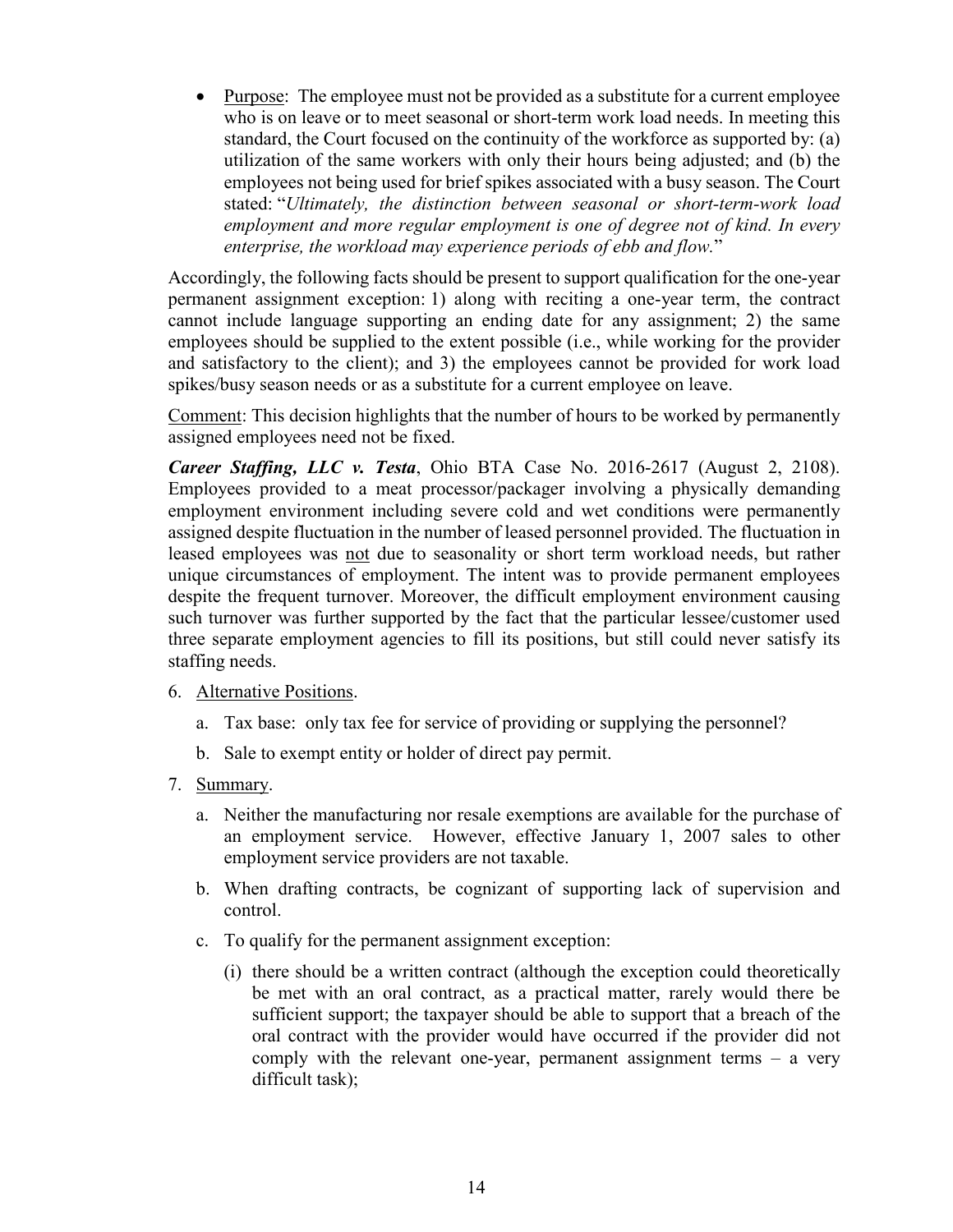- Purpose: The employee must not be provided as a substitute for a current employee who is on leave or to meet seasonal or short-term work load needs. In meeting this standard, the Court focused on the continuity of the workforce as supported by: (a) utilization of the same workers with only their hours being adjusted; and (b) the employees not being used for brief spikes associated with a busy season. The Court stated: "*Ultimately, the distinction between seasonal or short-term-work load employment and more regular employment is one of degree not of kind. In every enterprise, the workload may experience periods of ebb and flow.*"

Accordingly, the following facts should be present to support qualification for the one-year permanent assignment exception: 1) along with reciting a one-year term, the contract cannot include language supporting an ending date for any assignment; 2) the same employees should be supplied to the extent possible (i.e., while working for the provider and satisfactory to the client); and 3) the employees cannot be provided for work load spikes/busy season needs or as a substitute for a current employee on leave.

Comment: This decision highlights that the number of hours to be worked by permanently assigned employees need not be fixed.

***Career Staffing, LLC v. Testa***, Ohio BTA Case No. 2016-2617 (August 2, 2108). Employees provided to a meat processor/packager involving a physically demanding employment environment including severe cold and wet conditions were permanently assigned despite fluctuation in the number of leased personnel provided. The fluctuation in leased employees was not due to seasonality or short term workload needs, but rather unique circumstances of employment. The intent was to provide permanent employees despite the frequent turnover. Moreover, the difficult employment environment causing such turnover was further supported by the fact that the particular lessee/customer used three separate employment agencies to fill its positions, but still could never satisfy its staffing needs.

6. Alternative Positions.
   a. Tax base: only tax fee for service of providing or supplying the personnel?
   b. Sale to exempt entity or holder of direct pay permit.
7. Summary.
   a. Neither the manufacturing nor resale exemptions are available for the purchase of an employment service. However, effective January 1, 2007 sales to other employment service providers are not taxable.
   b. When drafting contracts, be cognizant of supporting lack of supervision and control.
   c. To qualify for the permanent assignment exception:
      (i) there should be a written contract (although the exception could theoretically be met with an oral contract, as a practical matter, rarely would there be sufficient support; the taxpayer should be able to support that a breach of the oral contract with the provider would have occurred if the provider did not comply with the relevant one-year, permanent assignment terms – a very difficult task);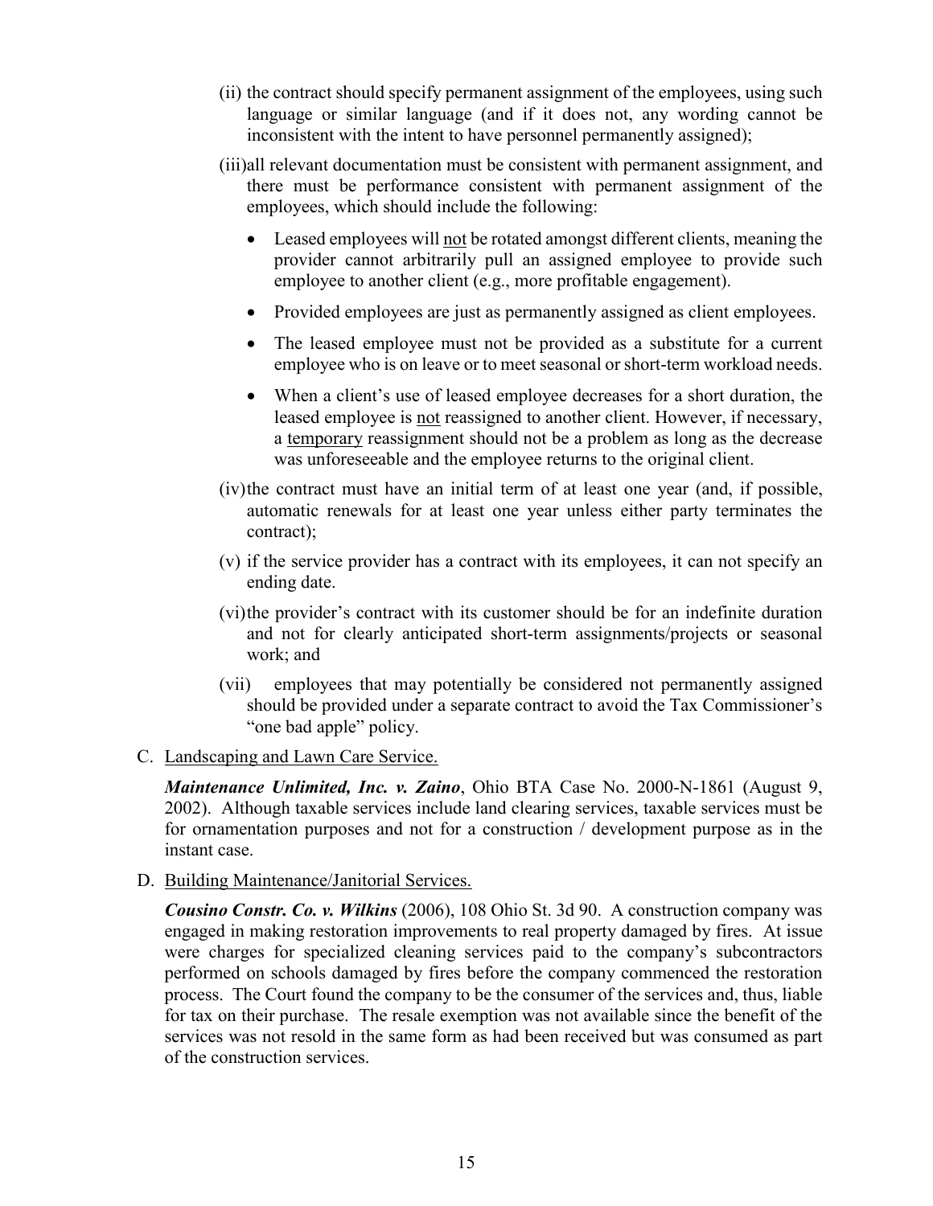(ii) the contract should specify permanent assignment of the employees, using such language or similar language (and if it does not, any wording cannot be inconsistent with the intent to have personnel permanently assigned);

(iii) all relevant documentation must be consistent with permanent assignment, and there must be performance consistent with permanent assignment of the employees, which should include the following:

- Leased employees will <u>not</u> be rotated amongst different clients, meaning the provider cannot arbitrarily pull an assigned employee to provide such employee to another client (e.g., more profitable engagement).
- Provided employees are just as permanently assigned as client employees.
- The leased employee must not be provided as a substitute for a current employee who is on leave or to meet seasonal or short-term workload needs.
- When a client's use of leased employee decreases for a short duration, the leased employee is <u>not</u> reassigned to another client. However, if necessary, a <u>temporary</u> reassignment should not be a problem as long as the decrease was unforeseeable and the employee returns to the original client.

(iv) the contract must have an initial term of at least one year (and, if possible, automatic renewals for at least one year unless either party terminates the contract);

(v) if the service provider has a contract with its employees, it can not specify an ending date.

(vi) the provider's contract with its customer should be for an indefinite duration and not for clearly anticipated short-term assignments/projects or seasonal work; and

(vii) employees that may potentially be considered not permanently assigned should be provided under a separate contract to avoid the Tax Commissioner's "one bad apple" policy.

C. <u>Landscaping and Lawn Care Service.</u>

***Maintenance Unlimited, Inc. v. Zaino***, Ohio BTA Case No. 2000-N-1861 (August 9, 2002). Although taxable services include land clearing services, taxable services must be for ornamentation purposes and not for a construction / development purpose as in the instant case.

D. <u>Building Maintenance/Janitorial Services.</u>

***Cousino Constr. Co. v. Wilkins*** (2006), 108 Ohio St. 3d 90. A construction company was engaged in making restoration improvements to real property damaged by fires. At issue were charges for specialized cleaning services paid to the company's subcontractors performed on schools damaged by fires before the company commenced the restoration process. The Court found the company to be the consumer of the services and, thus, liable for tax on their purchase. The resale exemption was not available since the benefit of the services was not resold in the same form as had been received but was consumed as part of the construction services.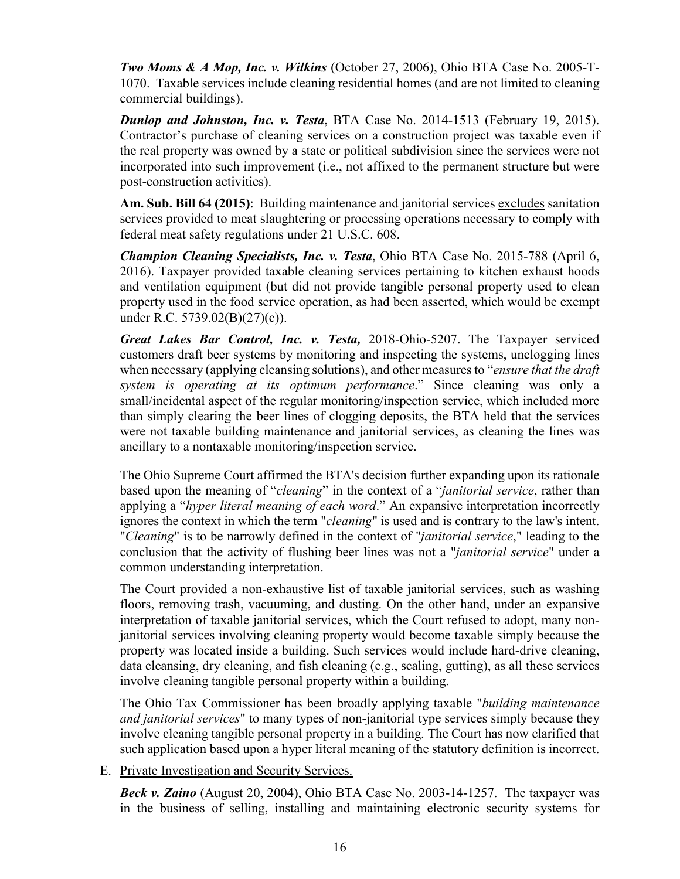***Two Moms & A Mop, Inc. v. Wilkins*** (October 27, 2006), Ohio BTA Case No. 2005-T-1070. Taxable services include cleaning residential homes (and are not limited to cleaning commercial buildings).

***Dunlop and Johnston, Inc. v. Testa***, BTA Case No. 2014-1513 (February 19, 2015). Contractor's purchase of cleaning services on a construction project was taxable even if the real property was owned by a state or political subdivision since the services were not incorporated into such improvement (i.e., not affixed to the permanent structure but were post-construction activities).

**Am. Sub. Bill 64 (2015)**: Building maintenance and janitorial services <u>excludes</u> sanitation services provided to meat slaughtering or processing operations necessary to comply with federal meat safety regulations under 21 U.S.C. 608.

***Champion Cleaning Specialists, Inc. v. Testa***, Ohio BTA Case No. 2015-788 (April 6, 2016). Taxpayer provided taxable cleaning services pertaining to kitchen exhaust hoods and ventilation equipment (but did not provide tangible personal property used to clean property used in the food service operation, as had been asserted, which would be exempt under R.C. 5739.02(B)(27)(c)).

***Great Lakes Bar Control, Inc. v. Testa,*** 2018-Ohio-5207. The Taxpayer serviced customers draft beer systems by monitoring and inspecting the systems, unclogging lines when necessary (applying cleansing solutions), and other measures to "*ensure that the draft system is operating at its optimum performance*." Since cleaning was only a small/incidental aspect of the regular monitoring/inspection service, which included more than simply clearing the beer lines of clogging deposits, the BTA held that the services were not taxable building maintenance and janitorial services, as cleaning the lines was ancillary to a nontaxable monitoring/inspection service.

The Ohio Supreme Court affirmed the BTA's decision further expanding upon its rationale based upon the meaning of "*cleaning*" in the context of a "*janitorial service*, rather than applying a "*hyper literal meaning of each word*." An expansive interpretation incorrectly ignores the context in which the term "*cleaning*" is used and is contrary to the law's intent. "*Cleaning*" is to be narrowly defined in the context of "*janitorial service*," leading to the conclusion that the activity of flushing beer lines was <u>not</u> a "*janitorial service*" under a common understanding interpretation.

The Court provided a non-exhaustive list of taxable janitorial services, such as washing floors, removing trash, vacuuming, and dusting. On the other hand, under an expansive interpretation of taxable janitorial services, which the Court refused to adopt, many non-janitorial services involving cleaning property would become taxable simply because the property was located inside a building. Such services would include hard-drive cleaning, data cleansing, dry cleaning, and fish cleaning (e.g., scaling, gutting), as all these services involve cleaning tangible personal property within a building.

The Ohio Tax Commissioner has been broadly applying taxable "*building maintenance and janitorial services*" to many types of non-janitorial type services simply because they involve cleaning tangible personal property in a building. The Court has now clarified that such application based upon a hyper literal meaning of the statutory definition is incorrect.

E. <u>Private Investigation and Security Services.</u>

***Beck v. Zaino*** (August 20, 2004), Ohio BTA Case No. 2003-14-1257. The taxpayer was in the business of selling, installing and maintaining electronic security systems for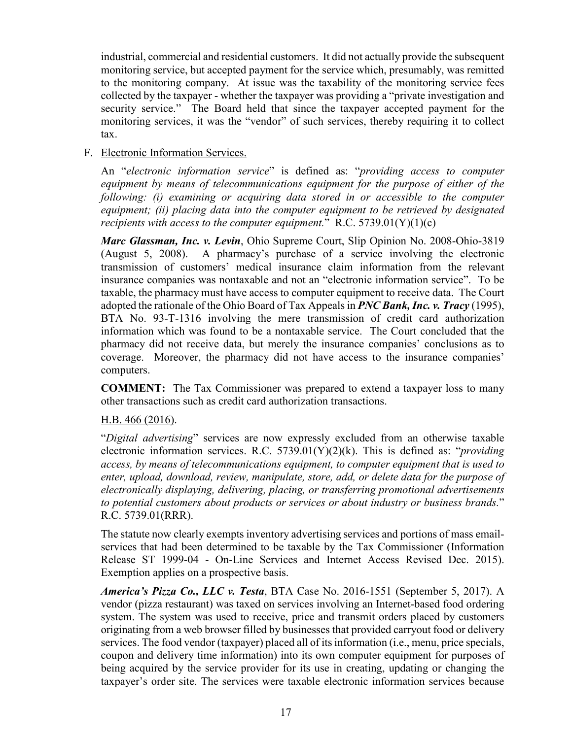industrial, commercial and residential customers. It did not actually provide the subsequent monitoring service, but accepted payment for the service which, presumably, was remitted to the monitoring company. At issue was the taxability of the monitoring service fees collected by the taxpayer - whether the taxpayer was providing a "private investigation and security service." The Board held that since the taxpayer accepted payment for the monitoring services, it was the "vendor" of such services, thereby requiring it to collect tax.

F. Electronic Information Services.

An "*electronic information service*" is defined as: "*providing access to computer equipment by means of telecommunications equipment for the purpose of either of the following: (i) examining or acquiring data stored in or accessible to the computer equipment; (ii) placing data into the computer equipment to be retrieved by designated recipients with access to the computer equipment.*" R.C. 5739.01(Y)(1)(c)

***Marc Glassman, Inc. v. Levin***, Ohio Supreme Court, Slip Opinion No. 2008-Ohio-3819 (August 5, 2008). A pharmacy's purchase of a service involving the electronic transmission of customers' medical insurance claim information from the relevant insurance companies was nontaxable and not an "electronic information service". To be taxable, the pharmacy must have access to computer equipment to receive data. The Court adopted the rationale of the Ohio Board of Tax Appeals in ***PNC Bank, Inc. v. Tracy*** (1995), BTA No. 93-T-1316 involving the mere transmission of credit card authorization information which was found to be a nontaxable service. The Court concluded that the pharmacy did not receive data, but merely the insurance companies' conclusions as to coverage. Moreover, the pharmacy did not have access to the insurance companies' computers.

**COMMENT:** The Tax Commissioner was prepared to extend a taxpayer loss to many other transactions such as credit card authorization transactions.

H.B. 466 (2016).

"*Digital advertising*" services are now expressly excluded from an otherwise taxable electronic information services. R.C. 5739.01(Y)(2)(k). This is defined as: "*providing access, by means of telecommunications equipment, to computer equipment that is used to enter, upload, download, review, manipulate, store, add, or delete data for the purpose of electronically displaying, delivering, placing, or transferring promotional advertisements to potential customers about products or services or about industry or business brands.*" R.C. 5739.01(RRR).

The statute now clearly exempts inventory advertising services and portions of mass email-services that had been determined to be taxable by the Tax Commissioner (Information Release ST 1999-04 - On-Line Services and Internet Access Revised Dec. 2015). Exemption applies on a prospective basis.

***America's Pizza Co., LLC v. Testa***, BTA Case No. 2016-1551 (September 5, 2017). A vendor (pizza restaurant) was taxed on services involving an Internet-based food ordering system. The system was used to receive, price and transmit orders placed by customers originating from a web browser filled by businesses that provided carryout food or delivery services. The food vendor (taxpayer) placed all of its information (i.e., menu, price specials, coupon and delivery time information) into its own computer equipment for purposes of being acquired by the service provider for its use in creating, updating or changing the taxpayer's order site. The services were taxable electronic information services because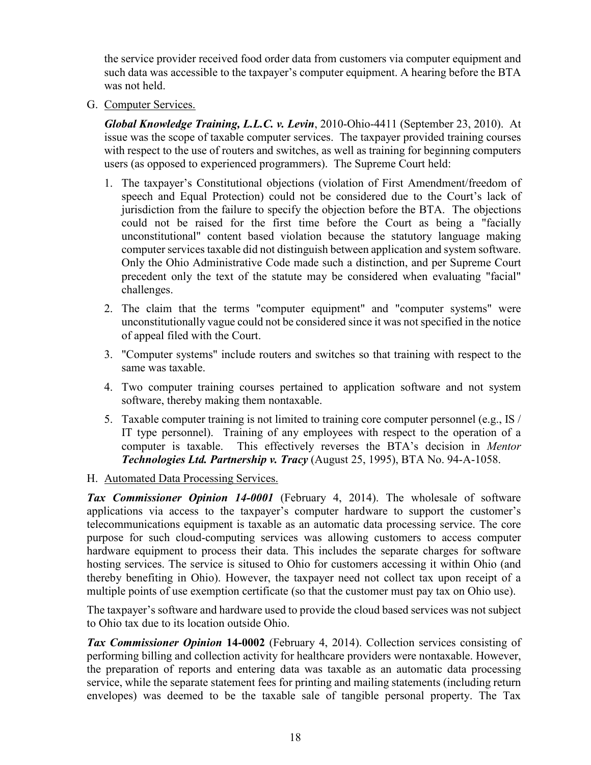the service provider received food order data from customers via computer equipment and such data was accessible to the taxpayer's computer equipment. A hearing before the BTA was not held.

G. Computer Services.

*Global Knowledge Training, L.L.C. v. Levin*, 2010-Ohio-4411 (September 23, 2010). At issue was the scope of taxable computer services. The taxpayer provided training courses with respect to the use of routers and switches, as well as training for beginning computers users (as opposed to experienced programmers). The Supreme Court held:

1. The taxpayer's Constitutional objections (violation of First Amendment/freedom of speech and Equal Protection) could not be considered due to the Court's lack of jurisdiction from the failure to specify the objection before the BTA. The objections could not be raised for the first time before the Court as being a "facially unconstitutional" content based violation because the statutory language making computer services taxable did not distinguish between application and system software. Only the Ohio Administrative Code made such a distinction, and per Supreme Court precedent only the text of the statute may be considered when evaluating "facial" challenges.
2. The claim that the terms "computer equipment" and "computer systems" were unconstitutionally vague could not be considered since it was not specified in the notice of appeal filed with the Court.
3. "Computer systems" include routers and switches so that training with respect to the same was taxable.
4. Two computer training courses pertained to application software and not system software, thereby making them nontaxable.
5. Taxable computer training is not limited to training core computer personnel (e.g., IS / IT type personnel). Training of any employees with respect to the operation of a computer is taxable. This effectively reverses the BTA's decision in ***Mentor Technologies Ltd. Partnership v. Tracy*** (August 25, 1995), BTA No. 94-A-1058.

H. Automated Data Processing Services.

***Tax Commissioner Opinion 14-0001*** (February 4, 2014). The wholesale of software applications via access to the taxpayer's computer hardware to support the customer's telecommunications equipment is taxable as an automatic data processing service. The core purpose for such cloud-computing services was allowing customers to access computer hardware equipment to process their data. This includes the separate charges for software hosting services. The service is sitused to Ohio for customers accessing it within Ohio (and thereby benefiting in Ohio). However, the taxpayer need not collect tax upon receipt of a multiple points of use exemption certificate (so that the customer must pay tax on Ohio use).

The taxpayer's software and hardware used to provide the cloud based services was not subject to Ohio tax due to its location outside Ohio.

***Tax Commissioner Opinion* 14-0002** (February 4, 2014). Collection services consisting of performing billing and collection activity for healthcare providers were nontaxable. However, the preparation of reports and entering data was taxable as an automatic data processing service, while the separate statement fees for printing and mailing statements (including return envelopes) was deemed to be the taxable sale of tangible personal property. The Tax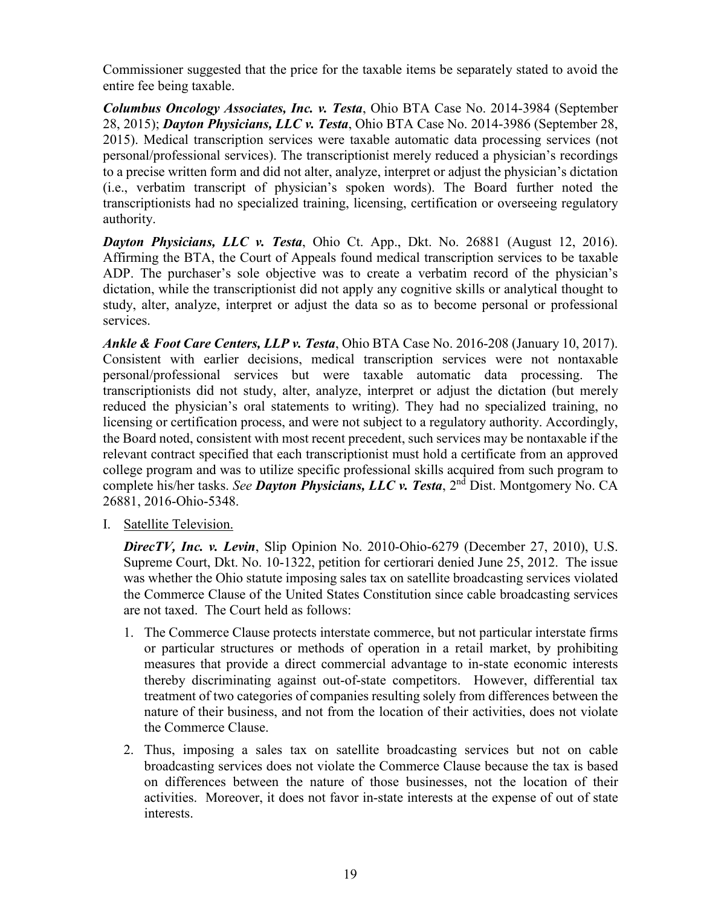Commissioner suggested that the price for the taxable items be separately stated to avoid the entire fee being taxable.

***Columbus Oncology Associates, Inc. v. Testa***, Ohio BTA Case No. 2014-3984 (September 28, 2015); ***Dayton Physicians, LLC v. Testa***, Ohio BTA Case No. 2014-3986 (September 28, 2015). Medical transcription services were taxable automatic data processing services (not personal/professional services). The transcriptionist merely reduced a physician's recordings to a precise written form and did not alter, analyze, interpret or adjust the physician's dictation (i.e., verbatim transcript of physician's spoken words). The Board further noted the transcriptionists had no specialized training, licensing, certification or overseeing regulatory authority.

***Dayton Physicians, LLC v. Testa***, Ohio Ct. App., Dkt. No. 26881 (August 12, 2016). Affirming the BTA, the Court of Appeals found medical transcription services to be taxable ADP. The purchaser's sole objective was to create a verbatim record of the physician's dictation, while the transcriptionist did not apply any cognitive skills or analytical thought to study, alter, analyze, interpret or adjust the data so as to become personal or professional services.

***Ankle & Foot Care Centers, LLP v. Testa***, Ohio BTA Case No. 2016-208 (January 10, 2017). Consistent with earlier decisions, medical transcription services were not nontaxable personal/professional services but were taxable automatic data processing. The transcriptionists did not study, alter, analyze, interpret or adjust the dictation (but merely reduced the physician's oral statements to writing). They had no specialized training, no licensing or certification process, and were not subject to a regulatory authority. Accordingly, the Board noted, consistent with most recent precedent, such services may be nontaxable if the relevant contract specified that each transcriptionist must hold a certificate from an approved college program and was to utilize specific professional skills acquired from such program to complete his/her tasks. *See* ***Dayton Physicians, LLC v. Testa***, 2nd Dist. Montgomery No. CA 26881, 2016-Ohio-5348.

I. Satellite Television.

***DirecTV, Inc. v. Levin***, Slip Opinion No. 2010-Ohio-6279 (December 27, 2010), U.S. Supreme Court, Dkt. No. 10-1322, petition for certiorari denied June 25, 2012. The issue was whether the Ohio statute imposing sales tax on satellite broadcasting services violated the Commerce Clause of the United States Constitution since cable broadcasting services are not taxed. The Court held as follows:

1. The Commerce Clause protects interstate commerce, but not particular interstate firms or particular structures or methods of operation in a retail market, by prohibiting measures that provide a direct commercial advantage to in-state economic interests thereby discriminating against out-of-state competitors. However, differential tax treatment of two categories of companies resulting solely from differences between the nature of their business, and not from the location of their activities, does not violate the Commerce Clause.

2. Thus, imposing a sales tax on satellite broadcasting services but not on cable broadcasting services does not violate the Commerce Clause because the tax is based on differences between the nature of those businesses, not the location of their activities. Moreover, it does not favor in-state interests at the expense of out of state interests.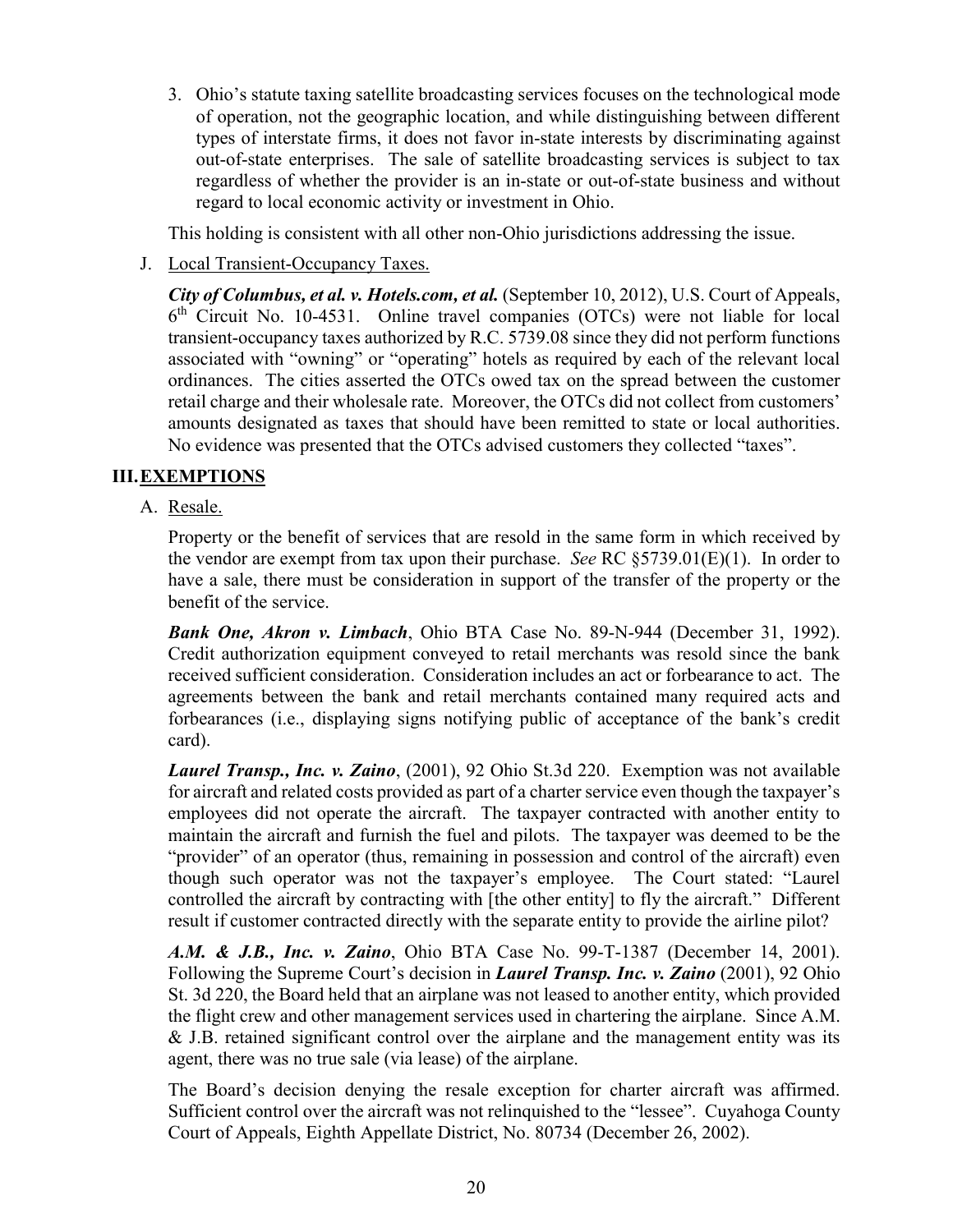3. Ohio's statute taxing satellite broadcasting services focuses on the technological mode of operation, not the geographic location, and while distinguishing between different types of interstate firms, it does not favor in-state interests by discriminating against out-of-state enterprises. The sale of satellite broadcasting services is subject to tax regardless of whether the provider is an in-state or out-of-state business and without regard to local economic activity or investment in Ohio.

This holding is consistent with all other non-Ohio jurisdictions addressing the issue.

J. Local Transient-Occupancy Taxes.

***City of Columbus, et al. v. Hotels.com, et al.*** (September 10, 2012), U.S. Court of Appeals, 6th Circuit No. 10-4531. Online travel companies (OTCs) were not liable for local transient-occupancy taxes authorized by R.C. 5739.08 since they did not perform functions associated with "owning" or "operating" hotels as required by each of the relevant local ordinances. The cities asserted the OTCs owed tax on the spread between the customer retail charge and their wholesale rate. Moreover, the OTCs did not collect from customers' amounts designated as taxes that should have been remitted to state or local authorities. No evidence was presented that the OTCs advised customers they collected "taxes".

## III. EXEMPTIONS

A. Resale.

Property or the benefit of services that are resold in the same form in which received by the vendor are exempt from tax upon their purchase. *See* RC §5739.01(E)(1). In order to have a sale, there must be consideration in support of the transfer of the property or the benefit of the service.

***Bank One, Akron v. Limbach***, Ohio BTA Case No. 89-N-944 (December 31, 1992). Credit authorization equipment conveyed to retail merchants was resold since the bank received sufficient consideration. Consideration includes an act or forbearance to act. The agreements between the bank and retail merchants contained many required acts and forbearances (i.e., displaying signs notifying public of acceptance of the bank's credit card).

***Laurel Transp., Inc. v. Zaino***, (2001), 92 Ohio St.3d 220. Exemption was not available for aircraft and related costs provided as part of a charter service even though the taxpayer's employees did not operate the aircraft. The taxpayer contracted with another entity to maintain the aircraft and furnish the fuel and pilots. The taxpayer was deemed to be the "provider" of an operator (thus, remaining in possession and control of the aircraft) even though such operator was not the taxpayer's employee. The Court stated: "Laurel controlled the aircraft by contracting with [the other entity] to fly the aircraft." Different result if customer contracted directly with the separate entity to provide the airline pilot?

***A.M. & J.B., Inc. v. Zaino***, Ohio BTA Case No. 99-T-1387 (December 14, 2001). Following the Supreme Court's decision in ***Laurel Transp. Inc. v. Zaino*** (2001), 92 Ohio St. 3d 220, the Board held that an airplane was not leased to another entity, which provided the flight crew and other management services used in chartering the airplane. Since A.M. & J.B. retained significant control over the airplane and the management entity was its agent, there was no true sale (via lease) of the airplane.

The Board's decision denying the resale exception for charter aircraft was affirmed. Sufficient control over the aircraft was not relinquished to the "lessee". Cuyahoga County Court of Appeals, Eighth Appellate District, No. 80734 (December 26, 2002).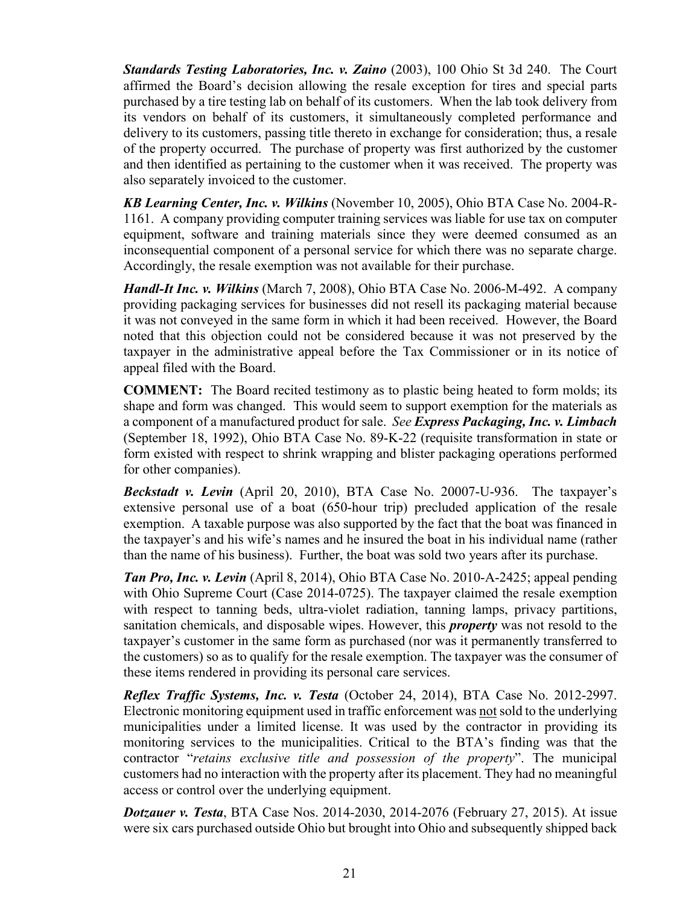***Standards Testing Laboratories, Inc. v. Zaino*** (2003), 100 Ohio St 3d 240. The Court affirmed the Board's decision allowing the resale exception for tires and special parts purchased by a tire testing lab on behalf of its customers. When the lab took delivery from its vendors on behalf of its customers, it simultaneously completed performance and delivery to its customers, passing title thereto in exchange for consideration; thus, a resale of the property occurred. The purchase of property was first authorized by the customer and then identified as pertaining to the customer when it was received. The property was also separately invoiced to the customer.

***KB Learning Center, Inc. v. Wilkins*** (November 10, 2005), Ohio BTA Case No. 2004-R-1161. A company providing computer training services was liable for use tax on computer equipment, software and training materials since they were deemed consumed as an inconsequential component of a personal service for which there was no separate charge. Accordingly, the resale exemption was not available for their purchase.

***Handl-It Inc. v. Wilkins*** (March 7, 2008), Ohio BTA Case No. 2006-M-492. A company providing packaging services for businesses did not resell its packaging material because it was not conveyed in the same form in which it had been received. However, the Board noted that this objection could not be considered because it was not preserved by the taxpayer in the administrative appeal before the Tax Commissioner or in its notice of appeal filed with the Board.

**COMMENT:** The Board recited testimony as to plastic being heated to form molds; its shape and form was changed. This would seem to support exemption for the materials as a component of a manufactured product for sale. *See* ***Express Packaging, Inc. v. Limbach*** (September 18, 1992), Ohio BTA Case No. 89-K-22 (requisite transformation in state or form existed with respect to shrink wrapping and blister packaging operations performed for other companies).

***Beckstadt v. Levin*** (April 20, 2010), BTA Case No. 20007-U-936. The taxpayer's extensive personal use of a boat (650-hour trip) precluded application of the resale exemption. A taxable purpose was also supported by the fact that the boat was financed in the taxpayer's and his wife's names and he insured the boat in his individual name (rather than the name of his business). Further, the boat was sold two years after its purchase.

***Tan Pro, Inc. v. Levin*** (April 8, 2014), Ohio BTA Case No. 2010-A-2425; appeal pending with Ohio Supreme Court (Case 2014-0725). The taxpayer claimed the resale exemption with respect to tanning beds, ultra-violet radiation, tanning lamps, privacy partitions, sanitation chemicals, and disposable wipes. However, this ***property*** was not resold to the taxpayer's customer in the same form as purchased (nor was it permanently transferred to the customers) so as to qualify for the resale exemption. The taxpayer was the consumer of these items rendered in providing its personal care services.

***Reflex Traffic Systems, Inc. v. Testa*** (October 24, 2014), BTA Case No. 2012-2997. Electronic monitoring equipment used in traffic enforcement was <u>not</u> sold to the underlying municipalities under a limited license. It was used by the contractor in providing its monitoring services to the municipalities. Critical to the BTA's finding was that the contractor "*retains exclusive title and possession of the property*". The municipal customers had no interaction with the property after its placement. They had no meaningful access or control over the underlying equipment.

***Dotzauer v. Testa***, BTA Case Nos. 2014-2030, 2014-2076 (February 27, 2015). At issue were six cars purchased outside Ohio but brought into Ohio and subsequently shipped back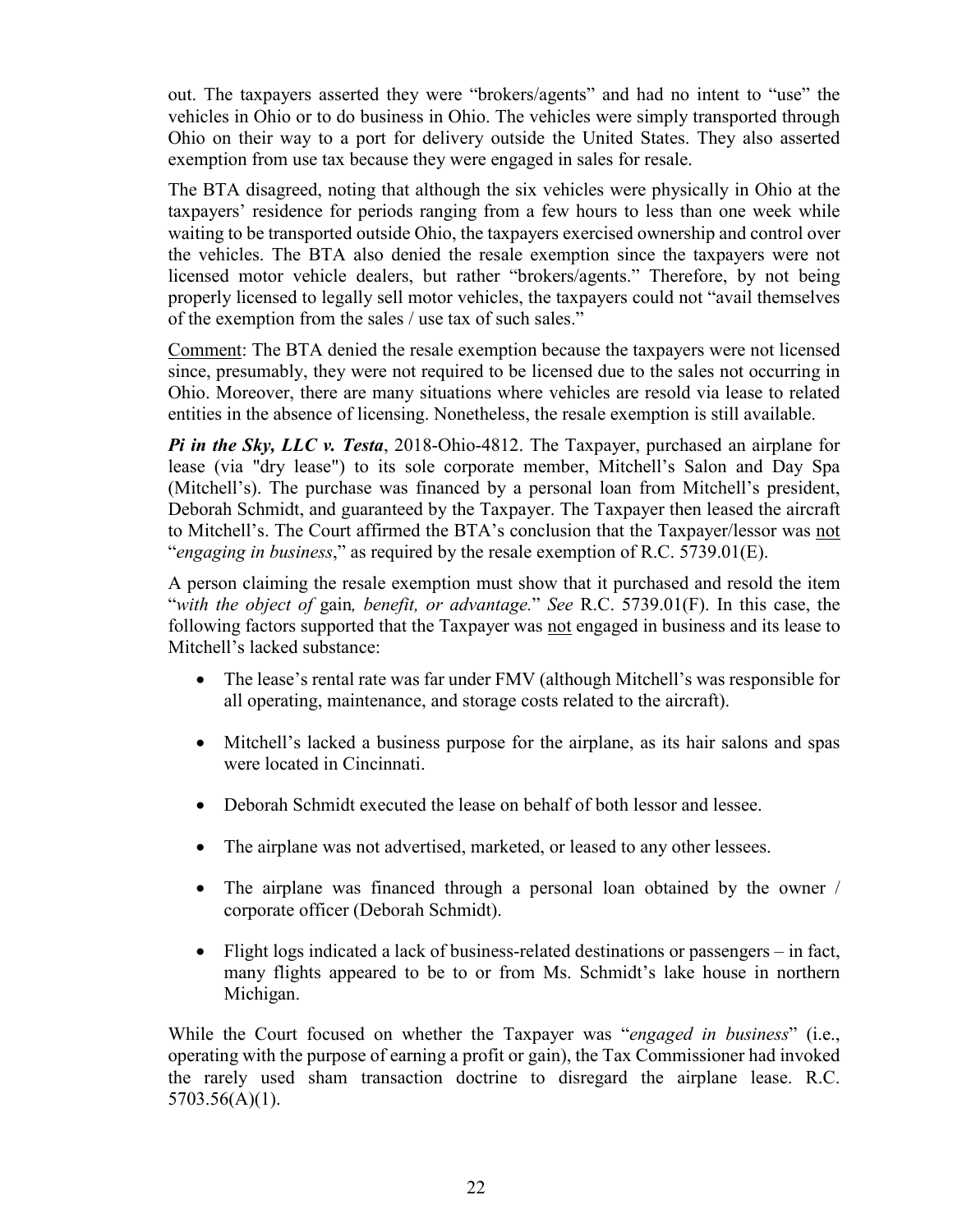out. The taxpayers asserted they were "brokers/agents" and had no intent to "use" the vehicles in Ohio or to do business in Ohio. The vehicles were simply transported through Ohio on their way to a port for delivery outside the United States. They also asserted exemption from use tax because they were engaged in sales for resale.

The BTA disagreed, noting that although the six vehicles were physically in Ohio at the taxpayers' residence for periods ranging from a few hours to less than one week while waiting to be transported outside Ohio, the taxpayers exercised ownership and control over the vehicles. The BTA also denied the resale exemption since the taxpayers were not licensed motor vehicle dealers, but rather "brokers/agents." Therefore, by not being properly licensed to legally sell motor vehicles, the taxpayers could not "avail themselves of the exemption from the sales / use tax of such sales."

<u>Comment</u>: The BTA denied the resale exemption because the taxpayers were not licensed since, presumably, they were not required to be licensed due to the sales not occurring in Ohio. Moreover, there are many situations where vehicles are resold via lease to related entities in the absence of licensing. Nonetheless, the resale exemption is still available.

***Pi in the Sky, LLC v. Testa***, 2018-Ohio-4812. The Taxpayer, purchased an airplane for lease (via "dry lease") to its sole corporate member, Mitchell's Salon and Day Spa (Mitchell's). The purchase was financed by a personal loan from Mitchell's president, Deborah Schmidt, and guaranteed by the Taxpayer. The Taxpayer then leased the aircraft to Mitchell's. The Court affirmed the BTA's conclusion that the Taxpayer/lessor was <u>not</u> "*engaging in business*," as required by the resale exemption of R.C. 5739.01(E).

A person claiming the resale exemption must show that it purchased and resold the item "*with the object of* gain*, benefit, or advantage.*" *See* R.C. 5739.01(F). In this case, the following factors supported that the Taxpayer was <u>not</u> engaged in business and its lease to Mitchell's lacked substance:

- The lease's rental rate was far under FMV (although Mitchell's was responsible for all operating, maintenance, and storage costs related to the aircraft).
- Mitchell's lacked a business purpose for the airplane, as its hair salons and spas were located in Cincinnati.
- Deborah Schmidt executed the lease on behalf of both lessor and lessee.
- The airplane was not advertised, marketed, or leased to any other lessees.
- The airplane was financed through a personal loan obtained by the owner / corporate officer (Deborah Schmidt).
- Flight logs indicated a lack of business-related destinations or passengers – in fact, many flights appeared to be to or from Ms. Schmidt's lake house in northern Michigan.

While the Court focused on whether the Taxpayer was "*engaged in business*" (i.e., operating with the purpose of earning a profit or gain), the Tax Commissioner had invoked the rarely used sham transaction doctrine to disregard the airplane lease. R.C. 5703.56(A)(1).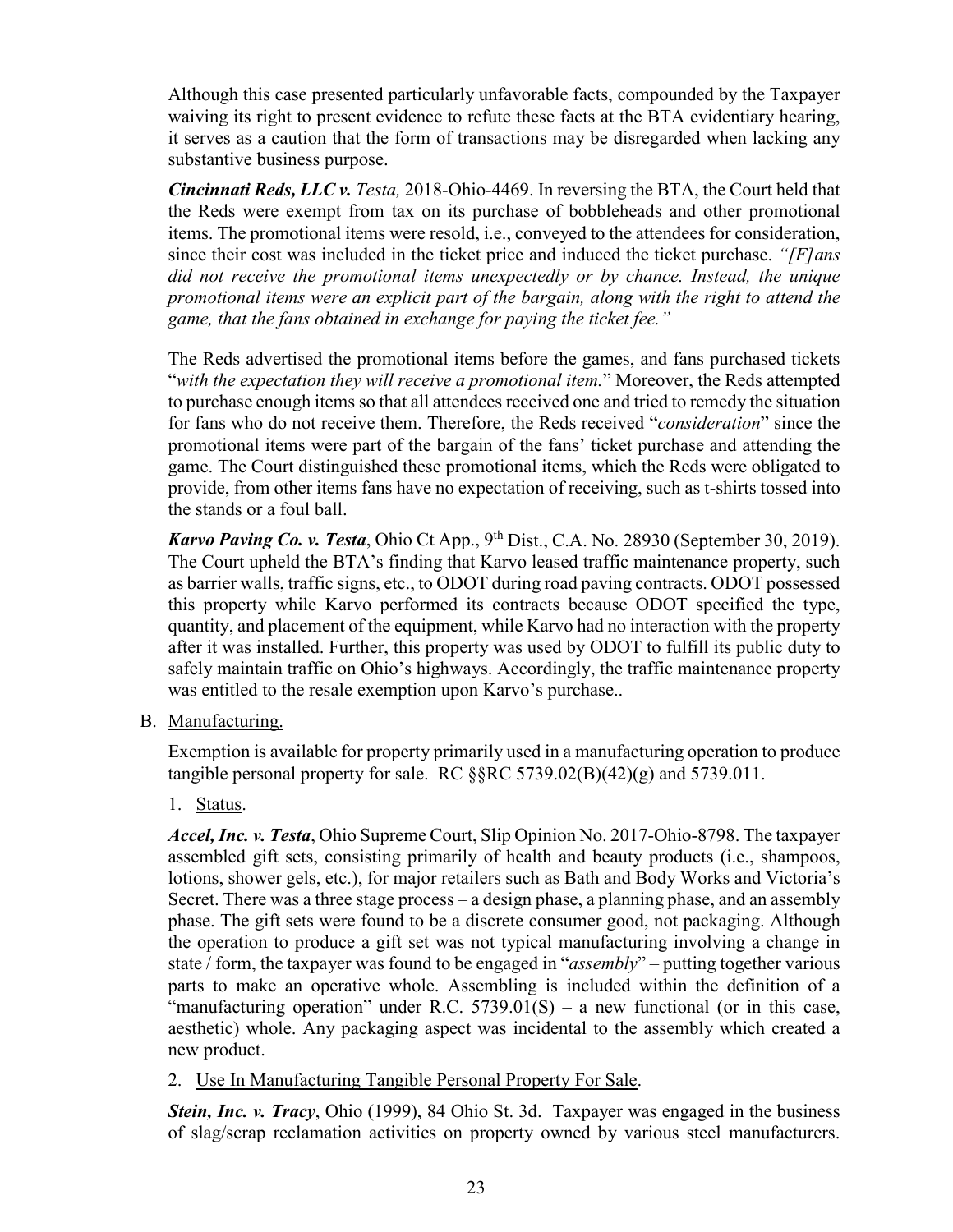Although this case presented particularly unfavorable facts, compounded by the Taxpayer waiving its right to present evidence to refute these facts at the BTA evidentiary hearing, it serves as a caution that the form of transactions may be disregarded when lacking any substantive business purpose.

***Cincinnati Reds, LLC v. Testa,*** 2018-Ohio-4469. In reversing the BTA, the Court held that the Reds were exempt from tax on its purchase of bobbleheads and other promotional items. The promotional items were resold, i.e., conveyed to the attendees for consideration, since their cost was included in the ticket price and induced the ticket purchase. *"[F]ans did not receive the promotional items unexpectedly or by chance. Instead, the unique promotional items were an explicit part of the bargain, along with the right to attend the game, that the fans obtained in exchange for paying the ticket fee."*

The Reds advertised the promotional items before the games, and fans purchased tickets "*with the expectation they will receive a promotional item.*" Moreover, the Reds attempted to purchase enough items so that all attendees received one and tried to remedy the situation for fans who do not receive them. Therefore, the Reds received "*consideration*" since the promotional items were part of the bargain of the fans' ticket purchase and attending the game. The Court distinguished these promotional items, which the Reds were obligated to provide, from other items fans have no expectation of receiving, such as t-shirts tossed into the stands or a foul ball.

***Karvo Paving Co. v. Testa***, Ohio Ct App., 9th Dist., C.A. No. 28930 (September 30, 2019). The Court upheld the BTA's finding that Karvo leased traffic maintenance property, such as barrier walls, traffic signs, etc., to ODOT during road paving contracts. ODOT possessed this property while Karvo performed its contracts because ODOT specified the type, quantity, and placement of the equipment, while Karvo had no interaction with the property after it was installed. Further, this property was used by ODOT to fulfill its public duty to safely maintain traffic on Ohio's highways. Accordingly, the traffic maintenance property was entitled to the resale exemption upon Karvo's purchase..

B. Manufacturing.

Exemption is available for property primarily used in a manufacturing operation to produce tangible personal property for sale. RC §§RC 5739.02(B)(42)(g) and 5739.011.

1. Status.

***Accel, Inc. v. Testa***, Ohio Supreme Court, Slip Opinion No. 2017-Ohio-8798. The taxpayer assembled gift sets, consisting primarily of health and beauty products (i.e., shampoos, lotions, shower gels, etc.), for major retailers such as Bath and Body Works and Victoria's Secret. There was a three stage process – a design phase, a planning phase, and an assembly phase. The gift sets were found to be a discrete consumer good, not packaging. Although the operation to produce a gift set was not typical manufacturing involving a change in state / form, the taxpayer was found to be engaged in "*assembly*" – putting together various parts to make an operative whole. Assembling is included within the definition of a "manufacturing operation" under R.C. 5739.01(S) – a new functional (or in this case, aesthetic) whole. Any packaging aspect was incidental to the assembly which created a new product.

2. Use In Manufacturing Tangible Personal Property For Sale.

***Stein, Inc. v. Tracy***, Ohio (1999), 84 Ohio St. 3d. Taxpayer was engaged in the business of slag/scrap reclamation activities on property owned by various steel manufacturers.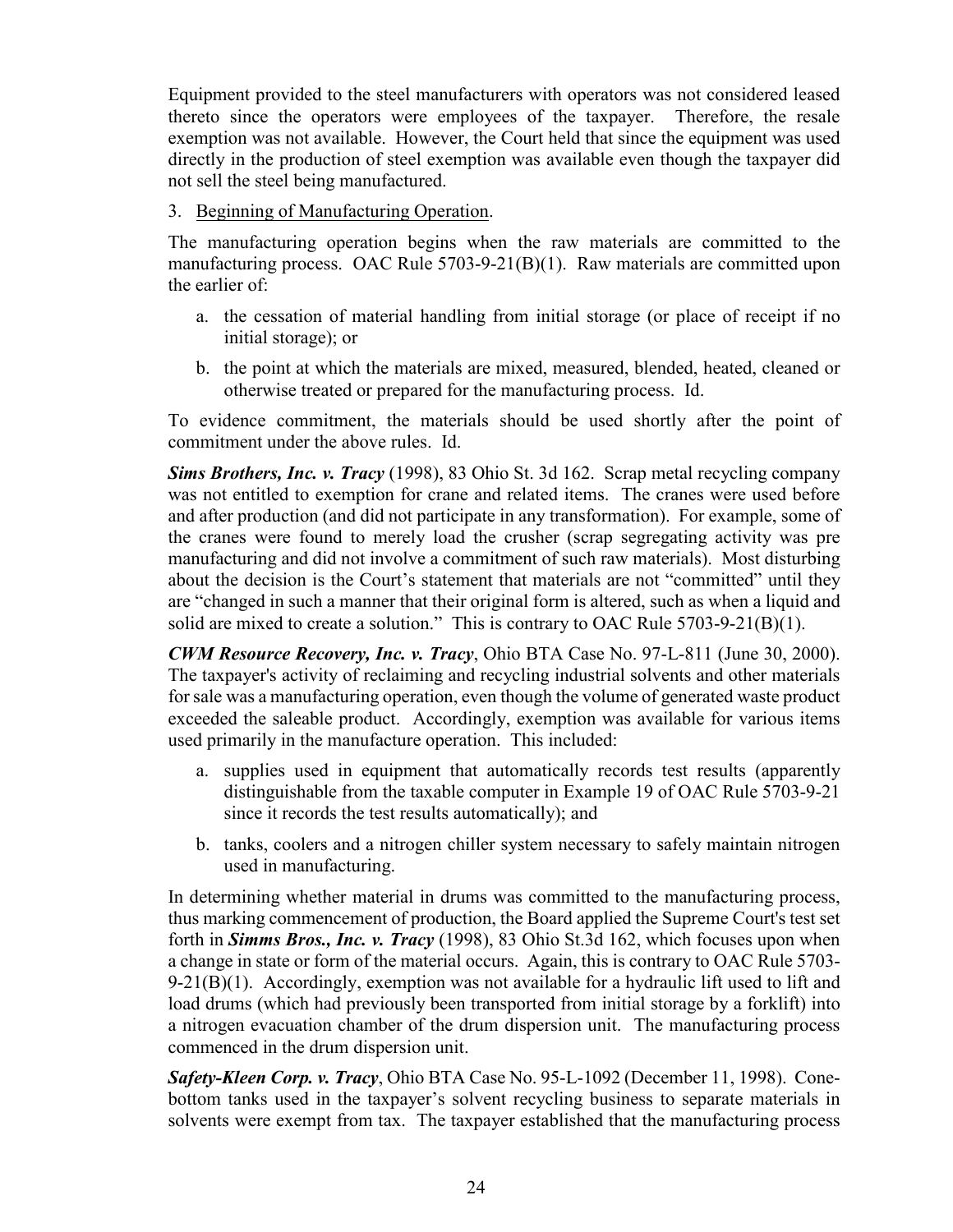Equipment provided to the steel manufacturers with operators was not considered leased thereto since the operators were employees of the taxpayer. Therefore, the resale exemption was not available. However, the Court held that since the equipment was used directly in the production of steel exemption was available even though the taxpayer did not sell the steel being manufactured.

3. Beginning of Manufacturing Operation.

The manufacturing operation begins when the raw materials are committed to the manufacturing process. OAC Rule 5703-9-21(B)(1). Raw materials are committed upon the earlier of:

a. the cessation of material handling from initial storage (or place of receipt if no initial storage); or

b. the point at which the materials are mixed, measured, blended, heated, cleaned or otherwise treated or prepared for the manufacturing process. Id.

To evidence commitment, the materials should be used shortly after the point of commitment under the above rules. Id.

***Sims Brothers, Inc. v. Tracy*** (1998), 83 Ohio St. 3d 162. Scrap metal recycling company was not entitled to exemption for crane and related items. The cranes were used before and after production (and did not participate in any transformation). For example, some of the cranes were found to merely load the crusher (scrap segregating activity was pre manufacturing and did not involve a commitment of such raw materials). Most disturbing about the decision is the Court's statement that materials are not "committed" until they are "changed in such a manner that their original form is altered, such as when a liquid and solid are mixed to create a solution." This is contrary to OAC Rule 5703-9-21(B)(1).

***CWM Resource Recovery, Inc. v. Tracy***, Ohio BTA Case No. 97-L-811 (June 30, 2000). The taxpayer's activity of reclaiming and recycling industrial solvents and other materials for sale was a manufacturing operation, even though the volume of generated waste product exceeded the saleable product. Accordingly, exemption was available for various items used primarily in the manufacture operation. This included:

a. supplies used in equipment that automatically records test results (apparently distinguishable from the taxable computer in Example 19 of OAC Rule 5703-9-21 since it records the test results automatically); and

b. tanks, coolers and a nitrogen chiller system necessary to safely maintain nitrogen used in manufacturing.

In determining whether material in drums was committed to the manufacturing process, thus marking commencement of production, the Board applied the Supreme Court's test set forth in ***Simms Bros., Inc. v. Tracy*** (1998), 83 Ohio St.3d 162, which focuses upon when a change in state or form of the material occurs. Again, this is contrary to OAC Rule 5703-9-21(B)(1). Accordingly, exemption was not available for a hydraulic lift used to lift and load drums (which had previously been transported from initial storage by a forklift) into a nitrogen evacuation chamber of the drum dispersion unit. The manufacturing process commenced in the drum dispersion unit.

***Safety-Kleen Corp. v. Tracy***, Ohio BTA Case No. 95-L-1092 (December 11, 1998). Cone-bottom tanks used in the taxpayer's solvent recycling business to separate materials in solvents were exempt from tax. The taxpayer established that the manufacturing process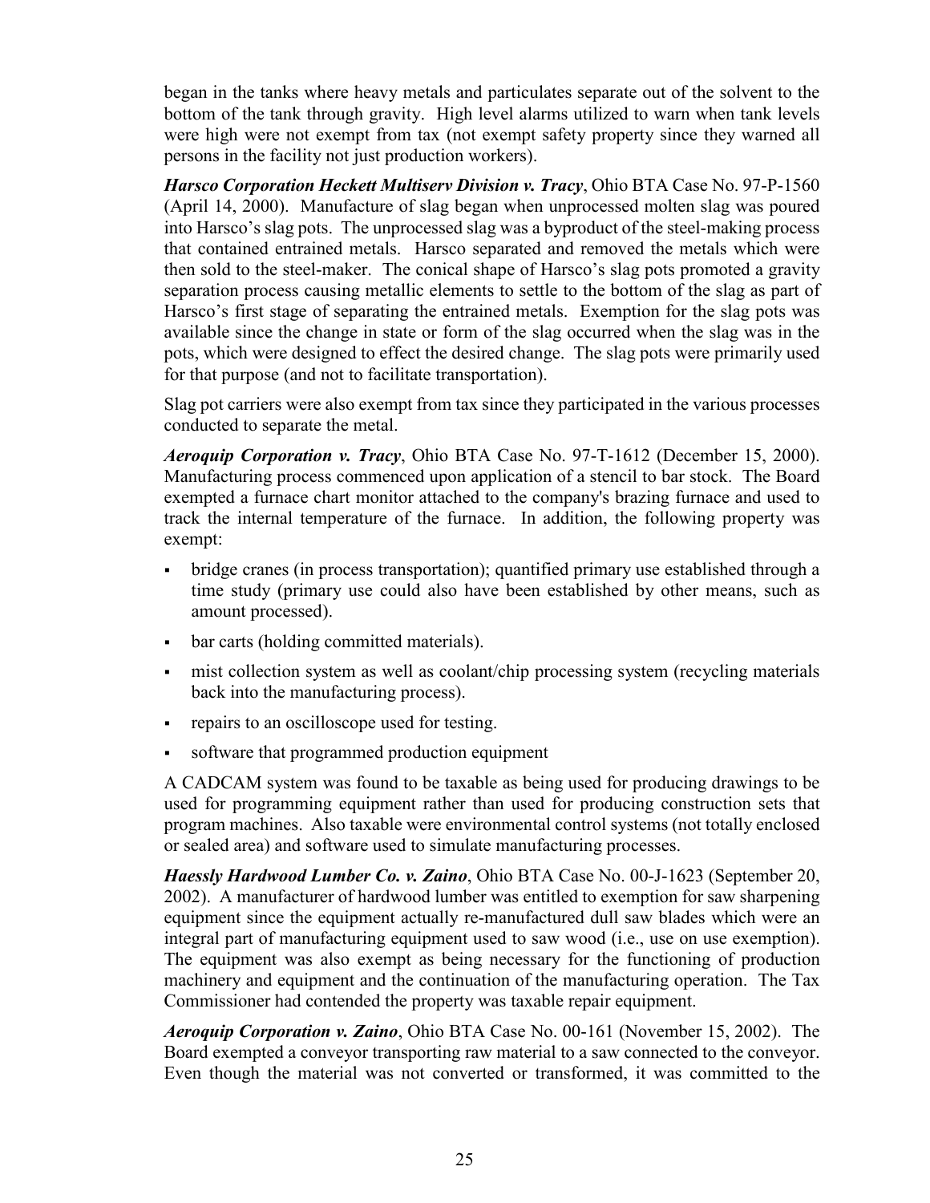began in the tanks where heavy metals and particulates separate out of the solvent to the bottom of the tank through gravity. High level alarms utilized to warn when tank levels were high were not exempt from tax (not exempt safety property since they warned all persons in the facility not just production workers).

***Harsco Corporation Heckett Multiserv Division v. Tracy***, Ohio BTA Case No. 97-P-1560 (April 14, 2000). Manufacture of slag began when unprocessed molten slag was poured into Harsco's slag pots. The unprocessed slag was a byproduct of the steel-making process that contained entrained metals. Harsco separated and removed the metals which were then sold to the steel-maker. The conical shape of Harsco's slag pots promoted a gravity separation process causing metallic elements to settle to the bottom of the slag as part of Harsco's first stage of separating the entrained metals. Exemption for the slag pots was available since the change in state or form of the slag occurred when the slag was in the pots, which were designed to effect the desired change. The slag pots were primarily used for that purpose (and not to facilitate transportation).

Slag pot carriers were also exempt from tax since they participated in the various processes conducted to separate the metal.

***Aeroquip Corporation v. Tracy***, Ohio BTA Case No. 97-T-1612 (December 15, 2000). Manufacturing process commenced upon application of a stencil to bar stock. The Board exempted a furnace chart monitor attached to the company's brazing furnace and used to track the internal temperature of the furnace. In addition, the following property was exempt:

- bridge cranes (in process transportation); quantified primary use established through a time study (primary use could also have been established by other means, such as amount processed).
- bar carts (holding committed materials).
- mist collection system as well as coolant/chip processing system (recycling materials back into the manufacturing process).
- repairs to an oscilloscope used for testing.
- software that programmed production equipment

A CADCAM system was found to be taxable as being used for producing drawings to be used for programming equipment rather than used for producing construction sets that program machines. Also taxable were environmental control systems (not totally enclosed or sealed area) and software used to simulate manufacturing processes.

***Haessly Hardwood Lumber Co. v. Zaino***, Ohio BTA Case No. 00-J-1623 (September 20, 2002). A manufacturer of hardwood lumber was entitled to exemption for saw sharpening equipment since the equipment actually re-manufactured dull saw blades which were an integral part of manufacturing equipment used to saw wood (i.e., use on use exemption). The equipment was also exempt as being necessary for the functioning of production machinery and equipment and the continuation of the manufacturing operation. The Tax Commissioner had contended the property was taxable repair equipment.

***Aeroquip Corporation v. Zaino***, Ohio BTA Case No. 00-161 (November 15, 2002). The Board exempted a conveyor transporting raw material to a saw connected to the conveyor. Even though the material was not converted or transformed, it was committed to the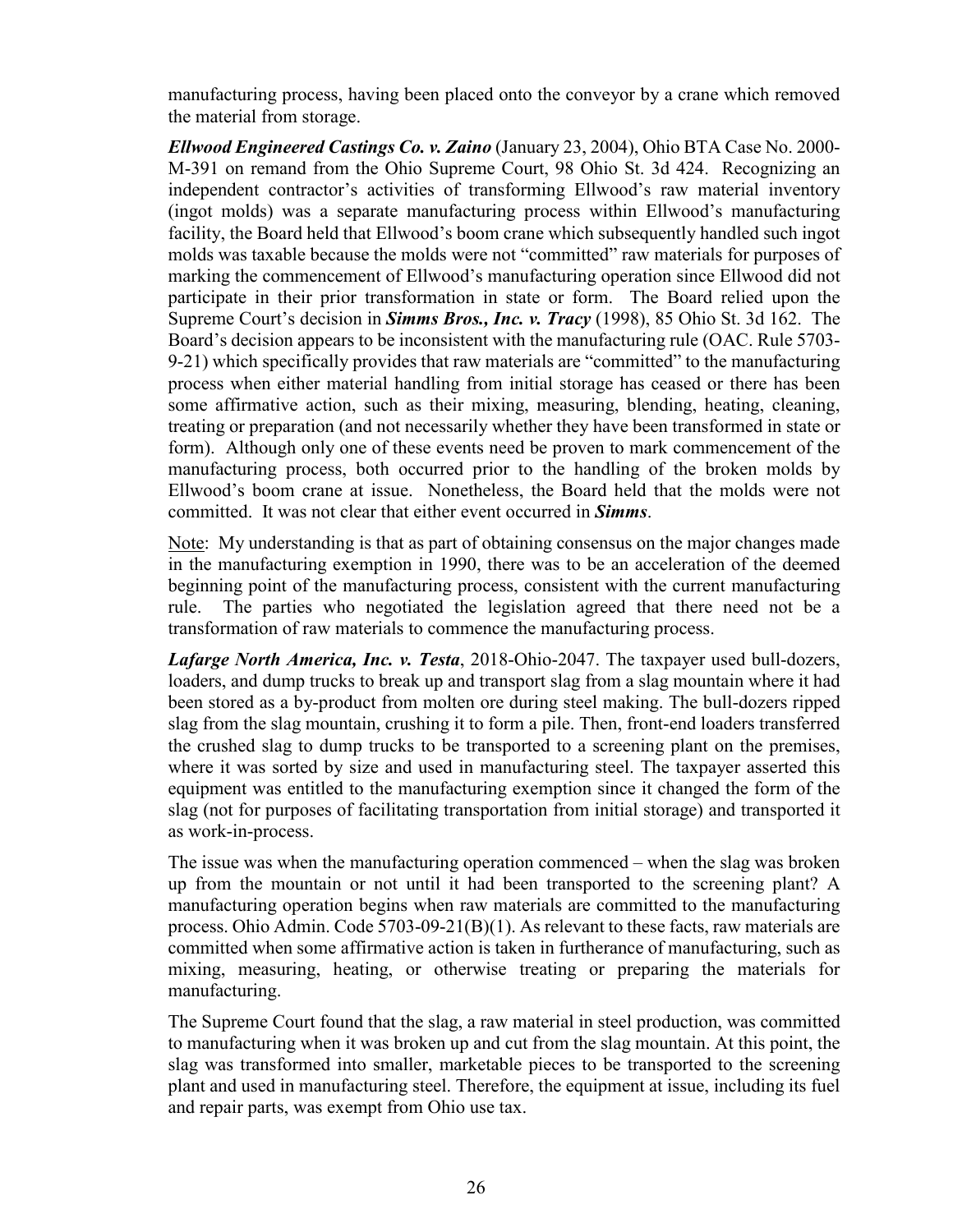manufacturing process, having been placed onto the conveyor by a crane which removed the material from storage.

***Ellwood Engineered Castings Co. v. Zaino*** (January 23, 2004), Ohio BTA Case No. 2000-M-391 on remand from the Ohio Supreme Court, 98 Ohio St. 3d 424. Recognizing an independent contractor's activities of transforming Ellwood's raw material inventory (ingot molds) was a separate manufacturing process within Ellwood's manufacturing facility, the Board held that Ellwood's boom crane which subsequently handled such ingot molds was taxable because the molds were not "committed" raw materials for purposes of marking the commencement of Ellwood's manufacturing operation since Ellwood did not participate in their prior transformation in state or form. The Board relied upon the Supreme Court's decision in ***Simms Bros., Inc. v. Tracy*** (1998), 85 Ohio St. 3d 162. The Board's decision appears to be inconsistent with the manufacturing rule (OAC. Rule 5703-9-21) which specifically provides that raw materials are "committed" to the manufacturing process when either material handling from initial storage has ceased or there has been some affirmative action, such as their mixing, measuring, blending, heating, cleaning, treating or preparation (and not necessarily whether they have been transformed in state or form). Although only one of these events need be proven to mark commencement of the manufacturing process, both occurred prior to the handling of the broken molds by Ellwood's boom crane at issue. Nonetheless, the Board held that the molds were not committed. It was not clear that either event occurred in ***Simms***.

<u>Note</u>: My understanding is that as part of obtaining consensus on the major changes made in the manufacturing exemption in 1990, there was to be an acceleration of the deemed beginning point of the manufacturing process, consistent with the current manufacturing rule. The parties who negotiated the legislation agreed that there need not be a transformation of raw materials to commence the manufacturing process.

***Lafarge North America, Inc. v. Testa***, 2018-Ohio-2047. The taxpayer used bull-dozers, loaders, and dump trucks to break up and transport slag from a slag mountain where it had been stored as a by-product from molten ore during steel making. The bull-dozers ripped slag from the slag mountain, crushing it to form a pile. Then, front-end loaders transferred the crushed slag to dump trucks to be transported to a screening plant on the premises, where it was sorted by size and used in manufacturing steel. The taxpayer asserted this equipment was entitled to the manufacturing exemption since it changed the form of the slag (not for purposes of facilitating transportation from initial storage) and transported it as work-in-process.

The issue was when the manufacturing operation commenced – when the slag was broken up from the mountain or not until it had been transported to the screening plant? A manufacturing operation begins when raw materials are committed to the manufacturing process. Ohio Admin. Code 5703-09-21(B)(1). As relevant to these facts, raw materials are committed when some affirmative action is taken in furtherance of manufacturing, such as mixing, measuring, heating, or otherwise treating or preparing the materials for manufacturing.

The Supreme Court found that the slag, a raw material in steel production, was committed to manufacturing when it was broken up and cut from the slag mountain. At this point, the slag was transformed into smaller, marketable pieces to be transported to the screening plant and used in manufacturing steel. Therefore, the equipment at issue, including its fuel and repair parts, was exempt from Ohio use tax.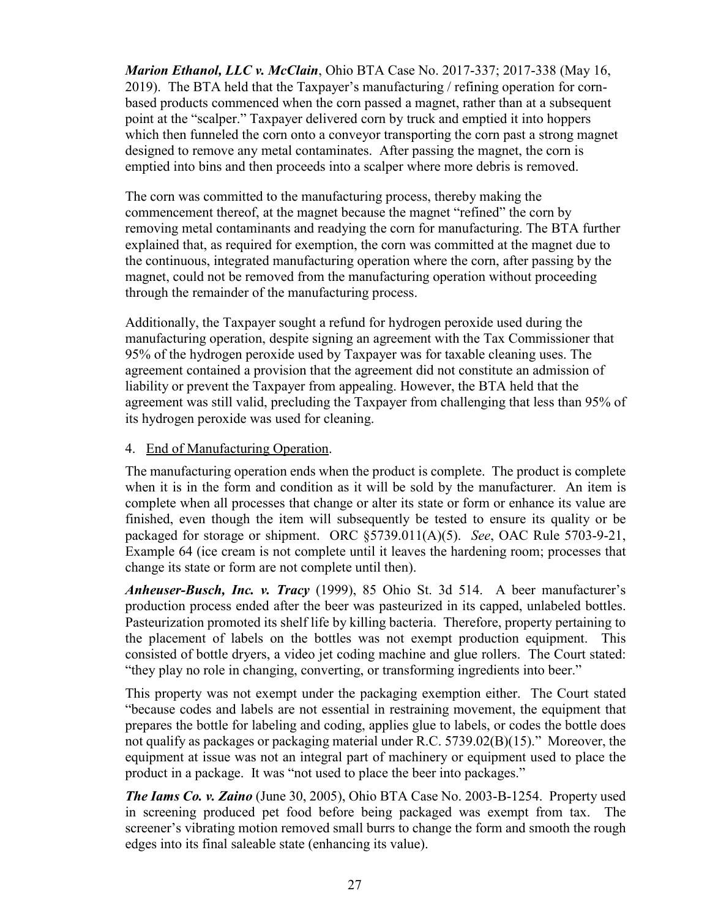***Marion Ethanol, LLC v. McClain***, Ohio BTA Case No. 2017-337; 2017-338 (May 16, 2019). The BTA held that the Taxpayer's manufacturing / refining operation for corn-based products commenced when the corn passed a magnet, rather than at a subsequent point at the "scalper." Taxpayer delivered corn by truck and emptied it into hoppers which then funneled the corn onto a conveyor transporting the corn past a strong magnet designed to remove any metal contaminates. After passing the magnet, the corn is emptied into bins and then proceeds into a scalper where more debris is removed.

The corn was committed to the manufacturing process, thereby making the commencement thereof, at the magnet because the magnet "refined" the corn by removing metal contaminants and readying the corn for manufacturing. The BTA further explained that, as required for exemption, the corn was committed at the magnet due to the continuous, integrated manufacturing operation where the corn, after passing by the magnet, could not be removed from the manufacturing operation without proceeding through the remainder of the manufacturing process.

Additionally, the Taxpayer sought a refund for hydrogen peroxide used during the manufacturing operation, despite signing an agreement with the Tax Commissioner that 95% of the hydrogen peroxide used by Taxpayer was for taxable cleaning uses. The agreement contained a provision that the agreement did not constitute an admission of liability or prevent the Taxpayer from appealing. However, the BTA held that the agreement was still valid, precluding the Taxpayer from challenging that less than 95% of its hydrogen peroxide was used for cleaning.

4. <u>End of Manufacturing Operation</u>.

The manufacturing operation ends when the product is complete. The product is complete when it is in the form and condition as it will be sold by the manufacturer. An item is complete when all processes that change or alter its state or form or enhance its value are finished, even though the item will subsequently be tested to ensure its quality or be packaged for storage or shipment. ORC §5739.011(A)(5). *See*, OAC Rule 5703-9-21, Example 64 (ice cream is not complete until it leaves the hardening room; processes that change its state or form are not complete until then).

***Anheuser-Busch, Inc. v. Tracy*** (1999), 85 Ohio St. 3d 514. A beer manufacturer's production process ended after the beer was pasteurized in its capped, unlabeled bottles. Pasteurization promoted its shelf life by killing bacteria. Therefore, property pertaining to the placement of labels on the bottles was not exempt production equipment. This consisted of bottle dryers, a video jet coding machine and glue rollers. The Court stated: "they play no role in changing, converting, or transforming ingredients into beer."

This property was not exempt under the packaging exemption either. The Court stated "because codes and labels are not essential in restraining movement, the equipment that prepares the bottle for labeling and coding, applies glue to labels, or codes the bottle does not qualify as packages or packaging material under R.C. 5739.02(B)(15)." Moreover, the equipment at issue was not an integral part of machinery or equipment used to place the product in a package. It was "not used to place the beer into packages."

***The Iams Co. v. Zaino*** (June 30, 2005), Ohio BTA Case No. 2003-B-1254. Property used in screening produced pet food before being packaged was exempt from tax. The screener's vibrating motion removed small burrs to change the form and smooth the rough edges into its final saleable state (enhancing its value).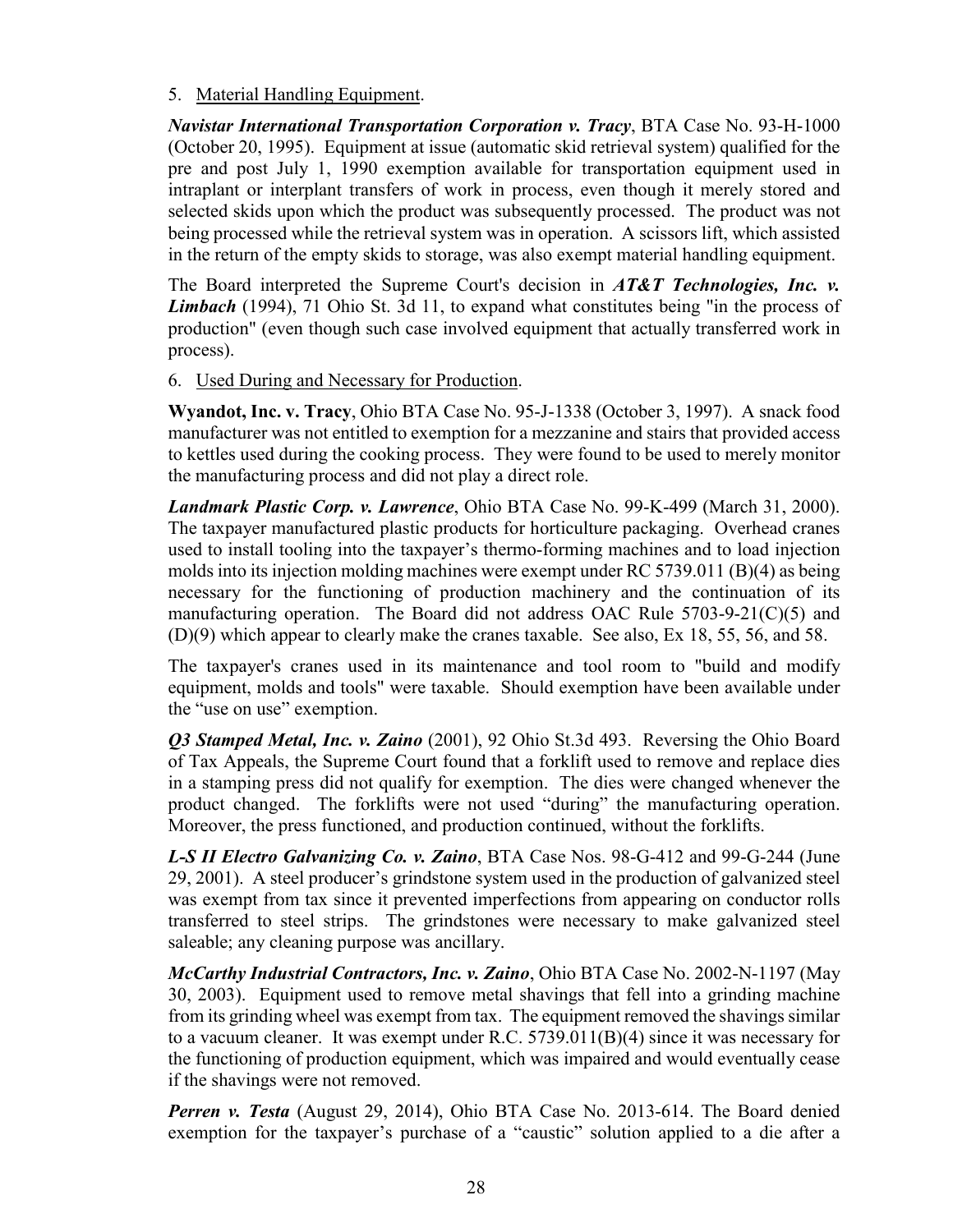5. <u>Material Handling Equipment</u>.

***Navistar International Transportation Corporation v. Tracy***, BTA Case No. 93-H-1000 (October 20, 1995). Equipment at issue (automatic skid retrieval system) qualified for the pre and post July 1, 1990 exemption available for transportation equipment used in intraplant or interplant transfers of work in process, even though it merely stored and selected skids upon which the product was subsequently processed. The product was not being processed while the retrieval system was in operation. A scissors lift, which assisted in the return of the empty skids to storage, was also exempt material handling equipment.

The Board interpreted the Supreme Court's decision in ***AT&T Technologies, Inc. v. Limbach*** (1994), 71 Ohio St. 3d 11, to expand what constitutes being "in the process of production" (even though such case involved equipment that actually transferred work in process).

6. <u>Used During and Necessary for Production</u>.

**Wyandot, Inc. v. Tracy**, Ohio BTA Case No. 95-J-1338 (October 3, 1997). A snack food manufacturer was not entitled to exemption for a mezzanine and stairs that provided access to kettles used during the cooking process. They were found to be used to merely monitor the manufacturing process and did not play a direct role.

***Landmark Plastic Corp. v. Lawrence***, Ohio BTA Case No. 99-K-499 (March 31, 2000). The taxpayer manufactured plastic products for horticulture packaging. Overhead cranes used to install tooling into the taxpayer's thermo-forming machines and to load injection molds into its injection molding machines were exempt under RC 5739.011 (B)(4) as being necessary for the functioning of production machinery and the continuation of its manufacturing operation. The Board did not address OAC Rule 5703-9-21(C)(5) and (D)(9) which appear to clearly make the cranes taxable. See also, Ex 18, 55, 56, and 58.

The taxpayer's cranes used in its maintenance and tool room to "build and modify equipment, molds and tools" were taxable. Should exemption have been available under the "use on use" exemption.

***Q3 Stamped Metal, Inc. v. Zaino*** (2001), 92 Ohio St.3d 493. Reversing the Ohio Board of Tax Appeals, the Supreme Court found that a forklift used to remove and replace dies in a stamping press did not qualify for exemption. The dies were changed whenever the product changed. The forklifts were not used "during" the manufacturing operation. Moreover, the press functioned, and production continued, without the forklifts.

***L-S II Electro Galvanizing Co. v. Zaino***, BTA Case Nos. 98-G-412 and 99-G-244 (June 29, 2001). A steel producer's grindstone system used in the production of galvanized steel was exempt from tax since it prevented imperfections from appearing on conductor rolls transferred to steel strips. The grindstones were necessary to make galvanized steel saleable; any cleaning purpose was ancillary.

***McCarthy Industrial Contractors, Inc. v. Zaino***, Ohio BTA Case No. 2002-N-1197 (May 30, 2003). Equipment used to remove metal shavings that fell into a grinding machine from its grinding wheel was exempt from tax. The equipment removed the shavings similar to a vacuum cleaner. It was exempt under R.C. 5739.011(B)(4) since it was necessary for the functioning of production equipment, which was impaired and would eventually cease if the shavings were not removed.

***Perren v. Testa*** (August 29, 2014), Ohio BTA Case No. 2013-614. The Board denied exemption for the taxpayer's purchase of a "caustic" solution applied to a die after a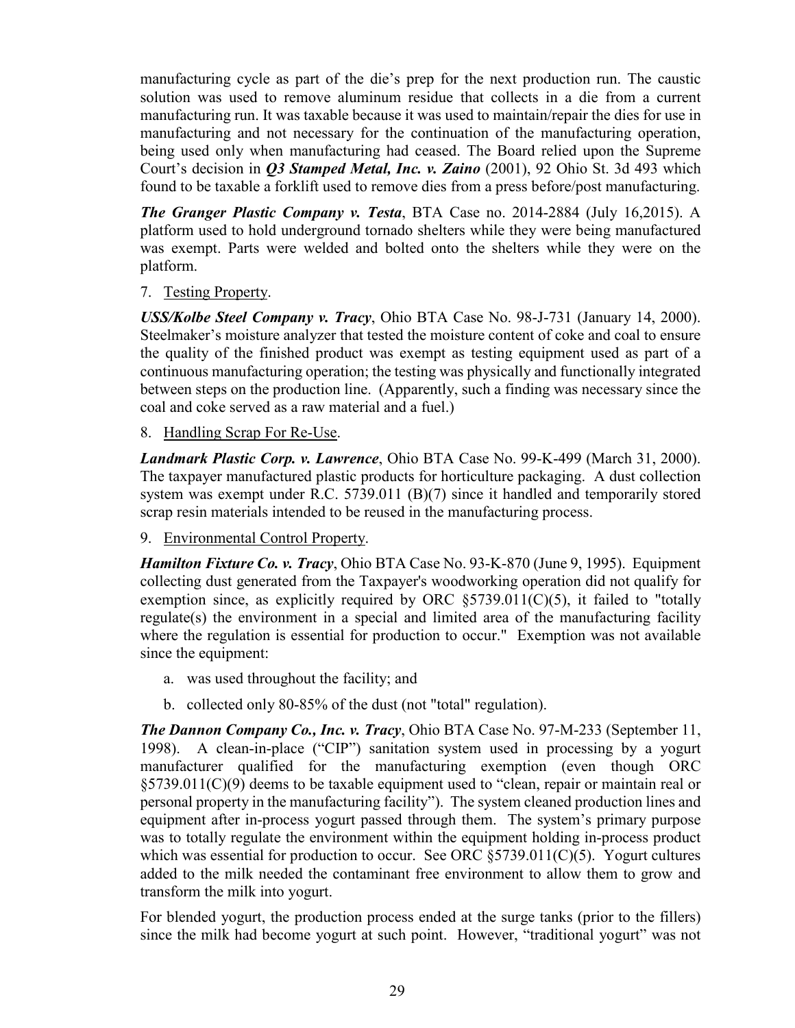manufacturing cycle as part of the die's prep for the next production run. The caustic solution was used to remove aluminum residue that collects in a die from a current manufacturing run. It was taxable because it was used to maintain/repair the dies for use in manufacturing and not necessary for the continuation of the manufacturing operation, being used only when manufacturing had ceased. The Board relied upon the Supreme Court's decision in ***Q3 Stamped Metal, Inc. v. Zaino*** (2001), 92 Ohio St. 3d 493 which found to be taxable a forklift used to remove dies from a press before/post manufacturing.

***The Granger Plastic Company v. Testa***, BTA Case no. 2014-2884 (July 16,2015). A platform used to hold underground tornado shelters while they were being manufactured was exempt. Parts were welded and bolted onto the shelters while they were on the platform.

7. Testing Property.

***USS/Kolbe Steel Company v. Tracy***, Ohio BTA Case No. 98-J-731 (January 14, 2000). Steelmaker's moisture analyzer that tested the moisture content of coke and coal to ensure the quality of the finished product was exempt as testing equipment used as part of a continuous manufacturing operation; the testing was physically and functionally integrated between steps on the production line. (Apparently, such a finding was necessary since the coal and coke served as a raw material and a fuel.)

8. Handling Scrap For Re-Use.

***Landmark Plastic Corp. v. Lawrence***, Ohio BTA Case No. 99-K-499 (March 31, 2000). The taxpayer manufactured plastic products for horticulture packaging. A dust collection system was exempt under R.C. 5739.011 (B)(7) since it handled and temporarily stored scrap resin materials intended to be reused in the manufacturing process.

9. Environmental Control Property.

***Hamilton Fixture Co. v. Tracy***, Ohio BTA Case No. 93-K-870 (June 9, 1995). Equipment collecting dust generated from the Taxpayer's woodworking operation did not qualify for exemption since, as explicitly required by ORC §5739.011(C)(5), it failed to "totally regulate(s) the environment in a special and limited area of the manufacturing facility where the regulation is essential for production to occur." Exemption was not available since the equipment:

a. was used throughout the facility; and

b. collected only 80-85% of the dust (not "total" regulation).

***The Dannon Company Co., Inc. v. Tracy***, Ohio BTA Case No. 97-M-233 (September 11, 1998). A clean-in-place ("CIP") sanitation system used in processing by a yogurt manufacturer qualified for the manufacturing exemption (even though ORC §5739.011(C)(9) deems to be taxable equipment used to "clean, repair or maintain real or personal property in the manufacturing facility"). The system cleaned production lines and equipment after in-process yogurt passed through them. The system's primary purpose was to totally regulate the environment within the equipment holding in-process product which was essential for production to occur. See ORC §5739.011(C)(5). Yogurt cultures added to the milk needed the contaminant free environment to allow them to grow and transform the milk into yogurt.

For blended yogurt, the production process ended at the surge tanks (prior to the fillers) since the milk had become yogurt at such point. However, "traditional yogurt" was not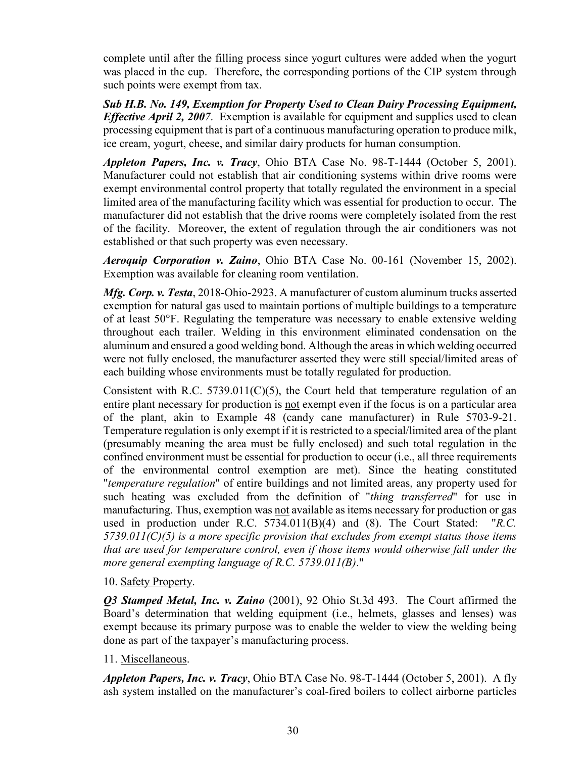complete until after the filling process since yogurt cultures were added when the yogurt was placed in the cup. Therefore, the corresponding portions of the CIP system through such points were exempt from tax.

***Sub H.B. No. 149, Exemption for Property Used to Clean Dairy Processing Equipment, Effective April 2, 2007***. Exemption is available for equipment and supplies used to clean processing equipment that is part of a continuous manufacturing operation to produce milk, ice cream, yogurt, cheese, and similar dairy products for human consumption.

***Appleton Papers, Inc. v. Tracy***, Ohio BTA Case No. 98-T-1444 (October 5, 2001). Manufacturer could not establish that air conditioning systems within drive rooms were exempt environmental control property that totally regulated the environment in a special limited area of the manufacturing facility which was essential for production to occur. The manufacturer did not establish that the drive rooms were completely isolated from the rest of the facility. Moreover, the extent of regulation through the air conditioners was not established or that such property was even necessary.

***Aeroquip Corporation v. Zaino***, Ohio BTA Case No. 00-161 (November 15, 2002). Exemption was available for cleaning room ventilation.

***Mfg. Corp. v. Testa***, 2018-Ohio-2923. A manufacturer of custom aluminum trucks asserted exemption for natural gas used to maintain portions of multiple buildings to a temperature of at least 50°F. Regulating the temperature was necessary to enable extensive welding throughout each trailer. Welding in this environment eliminated condensation on the aluminum and ensured a good welding bond. Although the areas in which welding occurred were not fully enclosed, the manufacturer asserted they were still special/limited areas of each building whose environments must be totally regulated for production.

Consistent with R.C. 5739.011(C)(5), the Court held that temperature regulation of an entire plant necessary for production is not exempt even if the focus is on a particular area of the plant, akin to Example 48 (candy cane manufacturer) in Rule 5703-9-21. Temperature regulation is only exempt if it is restricted to a special/limited area of the plant (presumably meaning the area must be fully enclosed) and such total regulation in the confined environment must be essential for production to occur (i.e., all three requirements of the environmental control exemption are met). Since the heating constituted "*temperature regulation*" of entire buildings and not limited areas, any property used for such heating was excluded from the definition of "*thing transferred*" for use in manufacturing. Thus, exemption was not available as items necessary for production or gas used in production under R.C. 5734.011(B)(4) and (8). The Court Stated: "*R.C. 5739.011(C)(5) is a more specific provision that excludes from exempt status those items that are used for temperature control, even if those items would otherwise fall under the more general exempting language of R.C. 5739.011(B)*."

10. Safety Property.

***Q3 Stamped Metal, Inc. v. Zaino*** (2001), 92 Ohio St.3d 493. The Court affirmed the Board's determination that welding equipment (i.e., helmets, glasses and lenses) was exempt because its primary purpose was to enable the welder to view the welding being done as part of the taxpayer's manufacturing process.

11. Miscellaneous.

***Appleton Papers, Inc. v. Tracy***, Ohio BTA Case No. 98-T-1444 (October 5, 2001). A fly ash system installed on the manufacturer's coal-fired boilers to collect airborne particles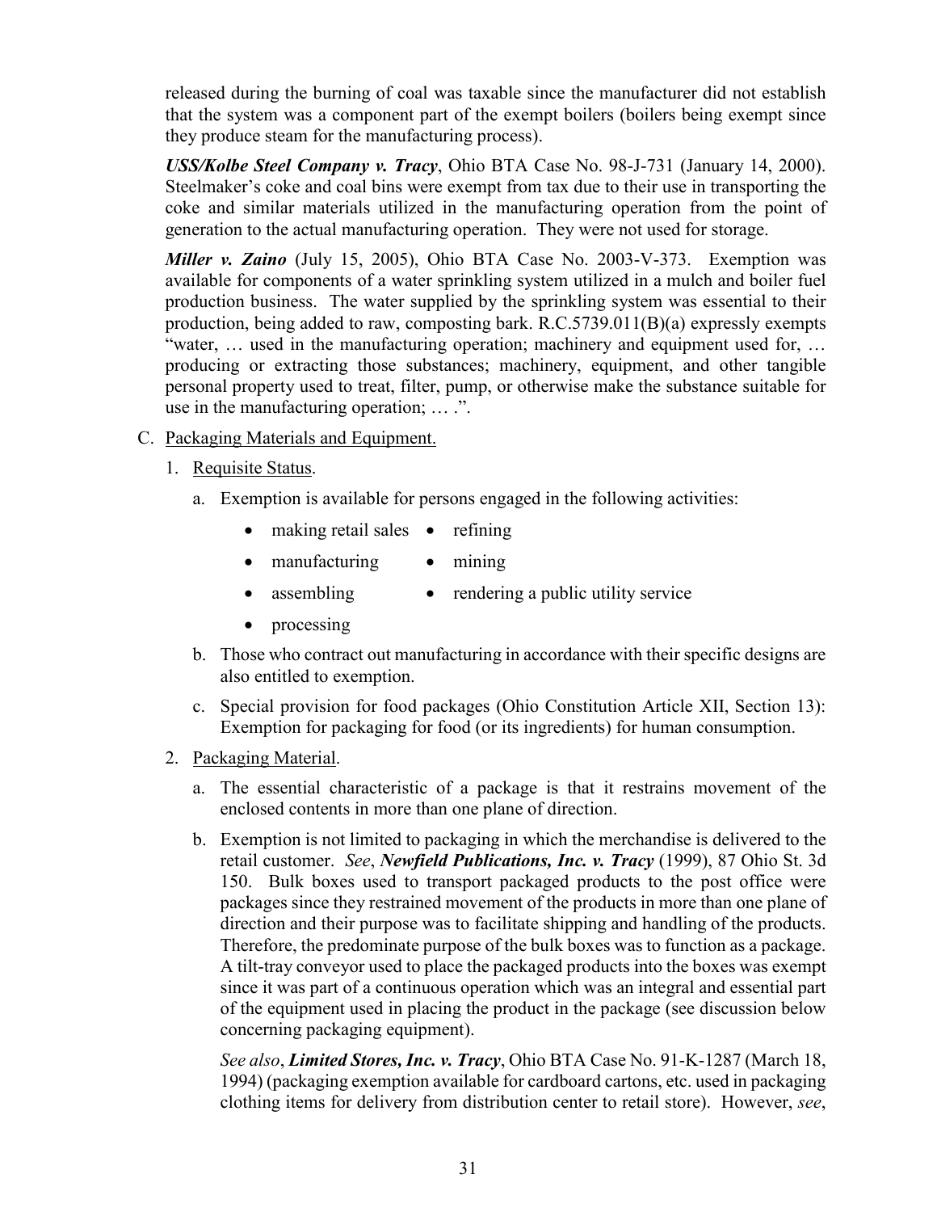released during the burning of coal was taxable since the manufacturer did not establish that the system was a component part of the exempt boilers (boilers being exempt since they produce steam for the manufacturing process).

***USS/Kolbe Steel Company v. Tracy***, Ohio BTA Case No. 98-J-731 (January 14, 2000). Steelmaker's coke and coal bins were exempt from tax due to their use in transporting the coke and similar materials utilized in the manufacturing operation from the point of generation to the actual manufacturing operation. They were not used for storage.

***Miller v. Zaino*** (July 15, 2005), Ohio BTA Case No. 2003-V-373. Exemption was available for components of a water sprinkling system utilized in a mulch and boiler fuel production business. The water supplied by the sprinkling system was essential to their production, being added to raw, composting bark. R.C.5739.011(B)(a) expressly exempts "water, … used in the manufacturing operation; machinery and equipment used for, … producing or extracting those substances; machinery, equipment, and other tangible personal property used to treat, filter, pump, or otherwise make the substance suitable for use in the manufacturing operation; … .".

C. Packaging Materials and Equipment.

1. Requisite Status.

   a. Exemption is available for persons engaged in the following activities:

      - making retail sales
      - refining
      - manufacturing
      - mining
      - assembling
      - rendering a public utility service
      - processing

   b. Those who contract out manufacturing in accordance with their specific designs are also entitled to exemption.

   c. Special provision for food packages (Ohio Constitution Article XII, Section 13): Exemption for packaging for food (or its ingredients) for human consumption.

2. Packaging Material.

   a. The essential characteristic of a package is that it restrains movement of the enclosed contents in more than one plane of direction.

   b. Exemption is not limited to packaging in which the merchandise is delivered to the retail customer. *See*, ***Newfield Publications, Inc. v. Tracy*** (1999), 87 Ohio St. 3d 150. Bulk boxes used to transport packaged products to the post office were packages since they restrained movement of the products in more than one plane of direction and their purpose was to facilitate shipping and handling of the products. Therefore, the predominate purpose of the bulk boxes was to function as a package. A tilt-tray conveyor used to place the packaged products into the boxes was exempt since it was part of a continuous operation which was an integral and essential part of the equipment used in placing the product in the package (see discussion below concerning packaging equipment).

      *See also*, ***Limited Stores, Inc. v. Tracy***, Ohio BTA Case No. 91-K-1287 (March 18, 1994) (packaging exemption available for cardboard cartons, etc. used in packaging clothing items for delivery from distribution center to retail store). However, *see*,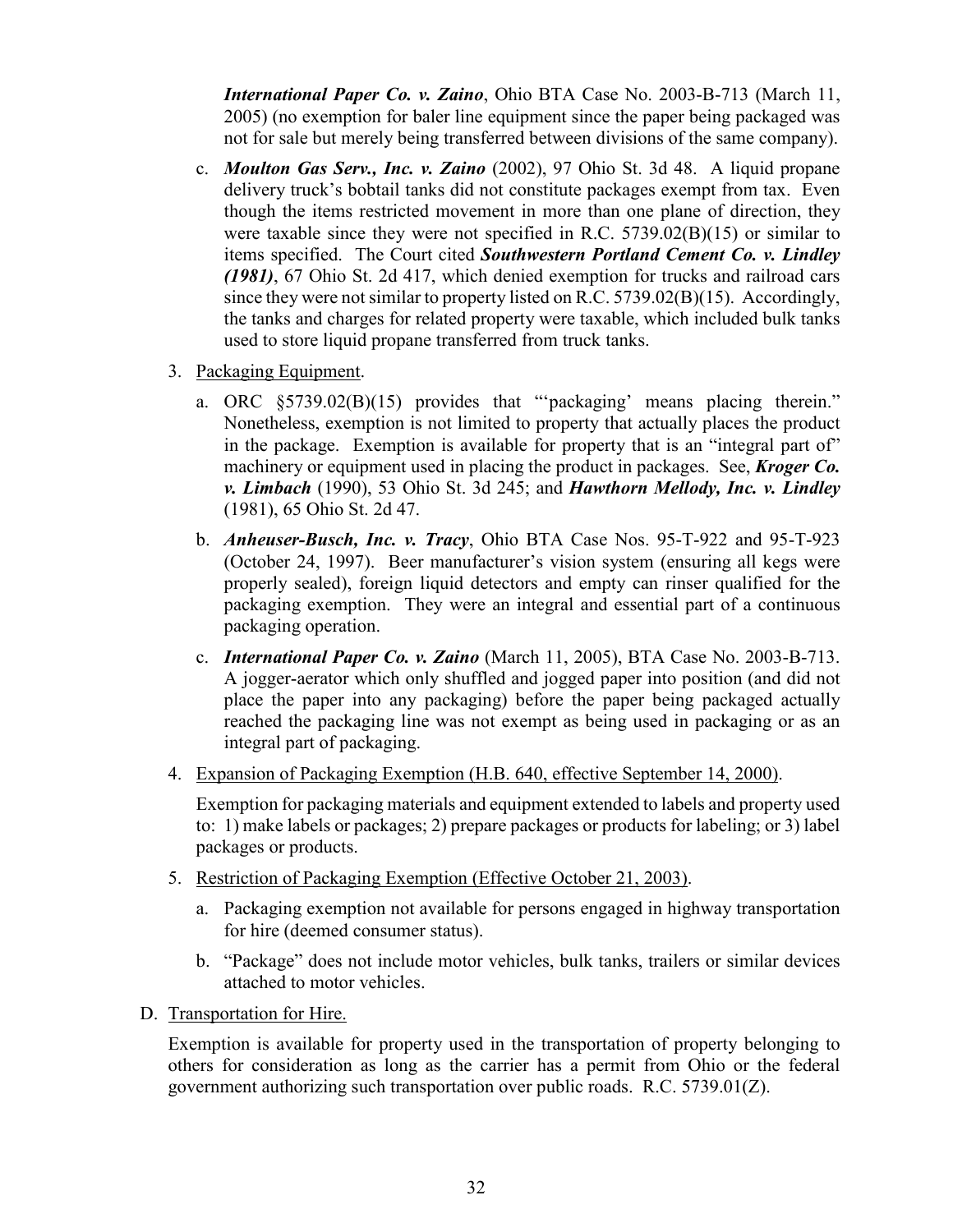*International Paper Co. v. Zaino*, Ohio BTA Case No. 2003-B-713 (March 11, 2005) (no exemption for baler line equipment since the paper being packaged was not for sale but merely being transferred between divisions of the same company).

c. ***Moulton Gas Serv., Inc. v. Zaino*** (2002), 97 Ohio St. 3d 48. A liquid propane delivery truck's bobtail tanks did not constitute packages exempt from tax. Even though the items restricted movement in more than one plane of direction, they were taxable since they were not specified in R.C. 5739.02(B)(15) or similar to items specified. The Court cited ***Southwestern Portland Cement Co. v. Lindley (1981)***, 67 Ohio St. 2d 417, which denied exemption for trucks and railroad cars since they were not similar to property listed on R.C. 5739.02(B)(15). Accordingly, the tanks and charges for related property were taxable, which included bulk tanks used to store liquid propane transferred from truck tanks.

3. Packaging Equipment.

   a. ORC §5739.02(B)(15) provides that "'packaging' means placing therein." Nonetheless, exemption is not limited to property that actually places the product in the package. Exemption is available for property that is an "integral part of" machinery or equipment used in placing the product in packages. See, ***Kroger Co. v. Limbach*** (1990), 53 Ohio St. 3d 245; and ***Hawthorn Mellody, Inc. v. Lindley*** (1981), 65 Ohio St. 2d 47.

   b. ***Anheuser-Busch, Inc. v. Tracy***, Ohio BTA Case Nos. 95-T-922 and 95-T-923 (October 24, 1997). Beer manufacturer's vision system (ensuring all kegs were properly sealed), foreign liquid detectors and empty can rinser qualified for the packaging exemption. They were an integral and essential part of a continuous packaging operation.

   c. ***International Paper Co. v. Zaino*** (March 11, 2005), BTA Case No. 2003-B-713. A jogger-aerator which only shuffled and jogged paper into position (and did not place the paper into any packaging) before the paper being packaged actually reached the packaging line was not exempt as being used in packaging or as an integral part of packaging.

4. Expansion of Packaging Exemption (H.B. 640, effective September 14, 2000).

   Exemption for packaging materials and equipment extended to labels and property used to: 1) make labels or packages; 2) prepare packages or products for labeling; or 3) label packages or products.

5. Restriction of Packaging Exemption (Effective October 21, 2003).

   a. Packaging exemption not available for persons engaged in highway transportation for hire (deemed consumer status).

   b. "Package" does not include motor vehicles, bulk tanks, trailers or similar devices attached to motor vehicles.

D. Transportation for Hire.

Exemption is available for property used in the transportation of property belonging to others for consideration as long as the carrier has a permit from Ohio or the federal government authorizing such transportation over public roads. R.C. 5739.01(Z).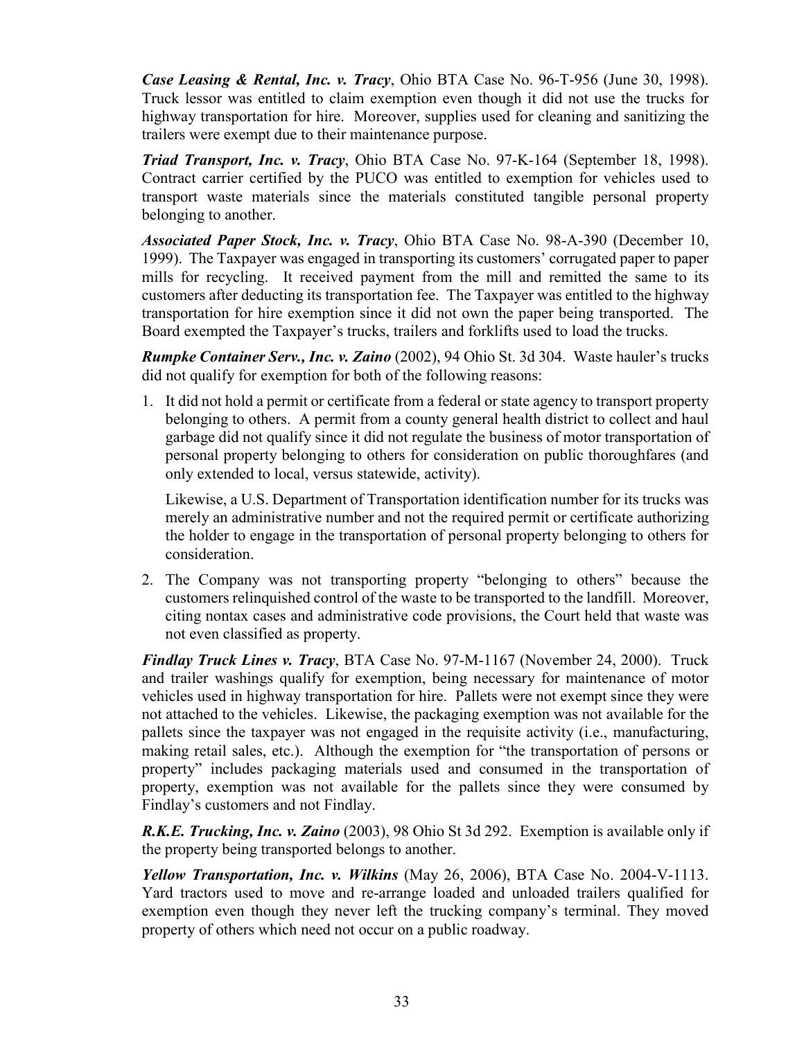***Case Leasing & Rental, Inc. v. Tracy***, Ohio BTA Case No. 96-T-956 (June 30, 1998). Truck lessor was entitled to claim exemption even though it did not use the trucks for highway transportation for hire. Moreover, supplies used for cleaning and sanitizing the trailers were exempt due to their maintenance purpose.

***Triad Transport, Inc. v. Tracy***, Ohio BTA Case No. 97-K-164 (September 18, 1998). Contract carrier certified by the PUCO was entitled to exemption for vehicles used to transport waste materials since the materials constituted tangible personal property belonging to another.

***Associated Paper Stock, Inc. v. Tracy***, Ohio BTA Case No. 98-A-390 (December 10, 1999). The Taxpayer was engaged in transporting its customers' corrugated paper to paper mills for recycling. It received payment from the mill and remitted the same to its customers after deducting its transportation fee. The Taxpayer was entitled to the highway transportation for hire exemption since it did not own the paper being transported. The Board exempted the Taxpayer's trucks, trailers and forklifts used to load the trucks.

***Rumpke Container Serv., Inc. v. Zaino*** (2002), 94 Ohio St. 3d 304. Waste hauler's trucks did not qualify for exemption for both of the following reasons:

1. It did not hold a permit or certificate from a federal or state agency to transport property belonging to others. A permit from a county general health district to collect and haul garbage did not qualify since it did not regulate the business of motor transportation of personal property belonging to others for consideration on public thoroughfares (and only extended to local, versus statewide, activity).

   Likewise, a U.S. Department of Transportation identification number for its trucks was merely an administrative number and not the required permit or certificate authorizing the holder to engage in the transportation of personal property belonging to others for consideration.

2. The Company was not transporting property "belonging to others" because the customers relinquished control of the waste to be transported to the landfill. Moreover, citing nontax cases and administrative code provisions, the Court held that waste was not even classified as property.

***Findlay Truck Lines v. Tracy***, BTA Case No. 97-M-1167 (November 24, 2000). Truck and trailer washings qualify for exemption, being necessary for maintenance of motor vehicles used in highway transportation for hire. Pallets were not exempt since they were not attached to the vehicles. Likewise, the packaging exemption was not available for the pallets since the taxpayer was not engaged in the requisite activity (i.e., manufacturing, making retail sales, etc.). Although the exemption for "the transportation of persons or property" includes packaging materials used and consumed in the transportation of property, exemption was not available for the pallets since they were consumed by Findlay's customers and not Findlay.

***R.K.E. Trucking, Inc. v. Zaino*** (2003), 98 Ohio St 3d 292. Exemption is available only if the property being transported belongs to another.

***Yellow Transportation, Inc. v. Wilkins*** (May 26, 2006), BTA Case No. 2004-V-1113. Yard tractors used to move and re-arrange loaded and unloaded trailers qualified for exemption even though they never left the trucking company's terminal. They moved property of others which need not occur on a public roadway.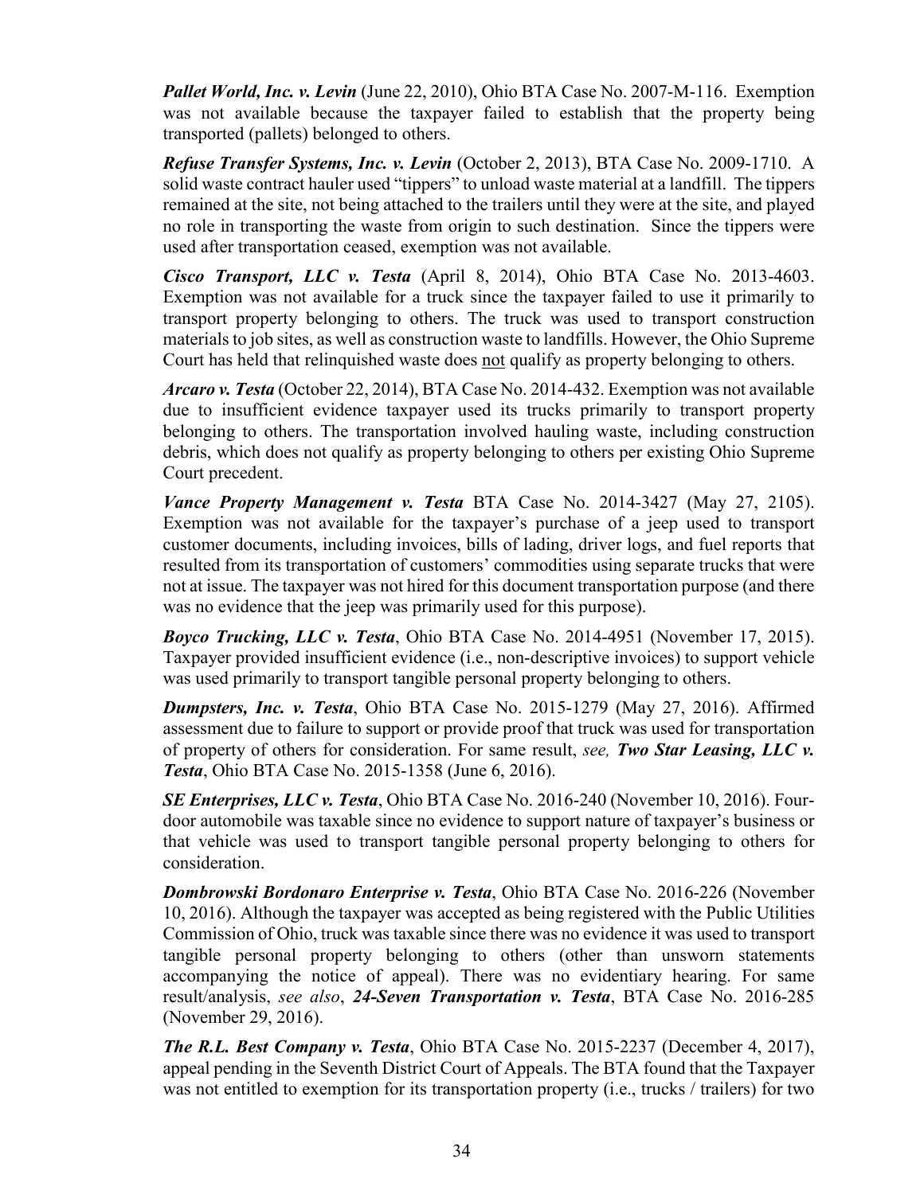***Pallet World, Inc. v. Levin*** (June 22, 2010), Ohio BTA Case No. 2007-M-116. Exemption was not available because the taxpayer failed to establish that the property being transported (pallets) belonged to others.

***Refuse Transfer Systems, Inc. v. Levin*** (October 2, 2013), BTA Case No. 2009-1710. A solid waste contract hauler used "tippers" to unload waste material at a landfill. The tippers remained at the site, not being attached to the trailers until they were at the site, and played no role in transporting the waste from origin to such destination. Since the tippers were used after transportation ceased, exemption was not available.

***Cisco Transport, LLC v. Testa*** (April 8, 2014), Ohio BTA Case No. 2013-4603. Exemption was not available for a truck since the taxpayer failed to use it primarily to transport property belonging to others. The truck was used to transport construction materials to job sites, as well as construction waste to landfills. However, the Ohio Supreme Court has held that relinquished waste does not qualify as property belonging to others.

***Arcaro v. Testa*** (October 22, 2014), BTA Case No. 2014-432. Exemption was not available due to insufficient evidence taxpayer used its trucks primarily to transport property belonging to others. The transportation involved hauling waste, including construction debris, which does not qualify as property belonging to others per existing Ohio Supreme Court precedent.

***Vance Property Management v. Testa*** BTA Case No. 2014-3427 (May 27, 2105). Exemption was not available for the taxpayer's purchase of a jeep used to transport customer documents, including invoices, bills of lading, driver logs, and fuel reports that resulted from its transportation of customers' commodities using separate trucks that were not at issue. The taxpayer was not hired for this document transportation purpose (and there was no evidence that the jeep was primarily used for this purpose).

***Boyco Trucking, LLC v. Testa***, Ohio BTA Case No. 2014-4951 (November 17, 2015). Taxpayer provided insufficient evidence (i.e., non-descriptive invoices) to support vehicle was used primarily to transport tangible personal property belonging to others.

***Dumpsters, Inc. v. Testa***, Ohio BTA Case No. 2015-1279 (May 27, 2016). Affirmed assessment due to failure to support or provide proof that truck was used for transportation of property of others for consideration. For same result, *see,* ***Two Star Leasing, LLC v. Testa***, Ohio BTA Case No. 2015-1358 (June 6, 2016).

***SE Enterprises, LLC v. Testa***, Ohio BTA Case No. 2016-240 (November 10, 2016). Four-door automobile was taxable since no evidence to support nature of taxpayer's business or that vehicle was used to transport tangible personal property belonging to others for consideration.

***Dombrowski Bordonaro Enterprise v. Testa***, Ohio BTA Case No. 2016-226 (November 10, 2016). Although the taxpayer was accepted as being registered with the Public Utilities Commission of Ohio, truck was taxable since there was no evidence it was used to transport tangible personal property belonging to others (other than unsworn statements accompanying the notice of appeal). There was no evidentiary hearing. For same result/analysis, *see also*, ***24-Seven Transportation v. Testa***, BTA Case No. 2016-285 (November 29, 2016).

***The R.L. Best Company v. Testa***, Ohio BTA Case No. 2015-2237 (December 4, 2017), appeal pending in the Seventh District Court of Appeals. The BTA found that the Taxpayer was not entitled to exemption for its transportation property (i.e., trucks / trailers) for two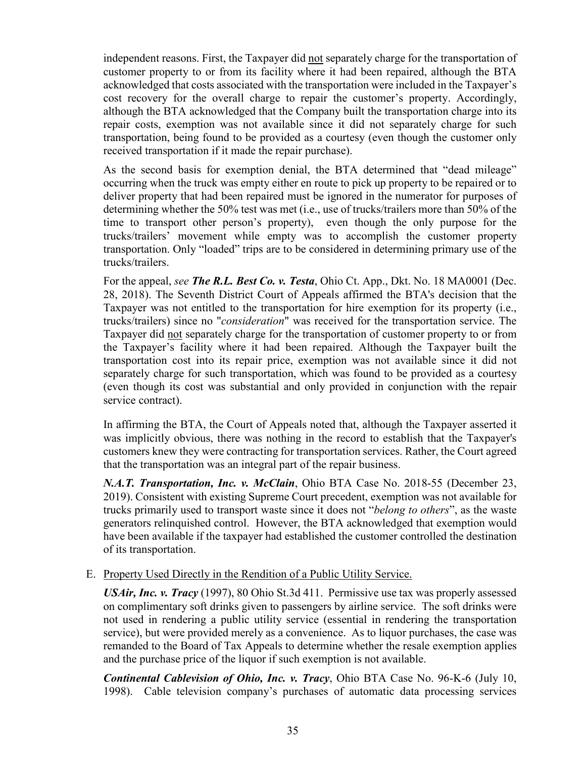independent reasons. First, the Taxpayer did <u>not</u> separately charge for the transportation of customer property to or from its facility where it had been repaired, although the BTA acknowledged that costs associated with the transportation were included in the Taxpayer's cost recovery for the overall charge to repair the customer's property. Accordingly, although the BTA acknowledged that the Company built the transportation charge into its repair costs, exemption was not available since it did not separately charge for such transportation, being found to be provided as a courtesy (even though the customer only received transportation if it made the repair purchase).

As the second basis for exemption denial, the BTA determined that "dead mileage" occurring when the truck was empty either en route to pick up property to be repaired or to deliver property that had been repaired must be ignored in the numerator for purposes of determining whether the 50% test was met (i.e., use of trucks/trailers more than 50% of the time to transport other person's property), even though the only purpose for the trucks/trailers' movement while empty was to accomplish the customer property transportation. Only "loaded" trips are to be considered in determining primary use of the trucks/trailers.

For the appeal, *see* ***The R.L. Best Co. v. Testa***, Ohio Ct. App., Dkt. No. 18 MA0001 (Dec. 28, 2018). The Seventh District Court of Appeals affirmed the BTA's decision that the Taxpayer was not entitled to the transportation for hire exemption for its property (i.e., trucks/trailers) since no "*consideration*" was received for the transportation service. The Taxpayer did <u>not</u> separately charge for the transportation of customer property to or from the Taxpayer's facility where it had been repaired. Although the Taxpayer built the transportation cost into its repair price, exemption was not available since it did not separately charge for such transportation, which was found to be provided as a courtesy (even though its cost was substantial and only provided in conjunction with the repair service contract).

In affirming the BTA, the Court of Appeals noted that, although the Taxpayer asserted it was implicitly obvious, there was nothing in the record to establish that the Taxpayer's customers knew they were contracting for transportation services. Rather, the Court agreed that the transportation was an integral part of the repair business.

***N.A.T. Transportation, Inc. v. McClain***, Ohio BTA Case No. 2018-55 (December 23, 2019). Consistent with existing Supreme Court precedent, exemption was not available for trucks primarily used to transport waste since it does not "*belong to others*", as the waste generators relinquished control. However, the BTA acknowledged that exemption would have been available if the taxpayer had established the customer controlled the destination of its transportation.

E. <u>Property Used Directly in the Rendition of a Public Utility Service.</u>

***USAir, Inc. v. Tracy*** (1997), 80 Ohio St.3d 411. Permissive use tax was properly assessed on complimentary soft drinks given to passengers by airline service. The soft drinks were not used in rendering a public utility service (essential in rendering the transportation service), but were provided merely as a convenience. As to liquor purchases, the case was remanded to the Board of Tax Appeals to determine whether the resale exemption applies and the purchase price of the liquor if such exemption is not available.

***Continental Cablevision of Ohio, Inc. v. Tracy***, Ohio BTA Case No. 96-K-6 (July 10, 1998). Cable television company's purchases of automatic data processing services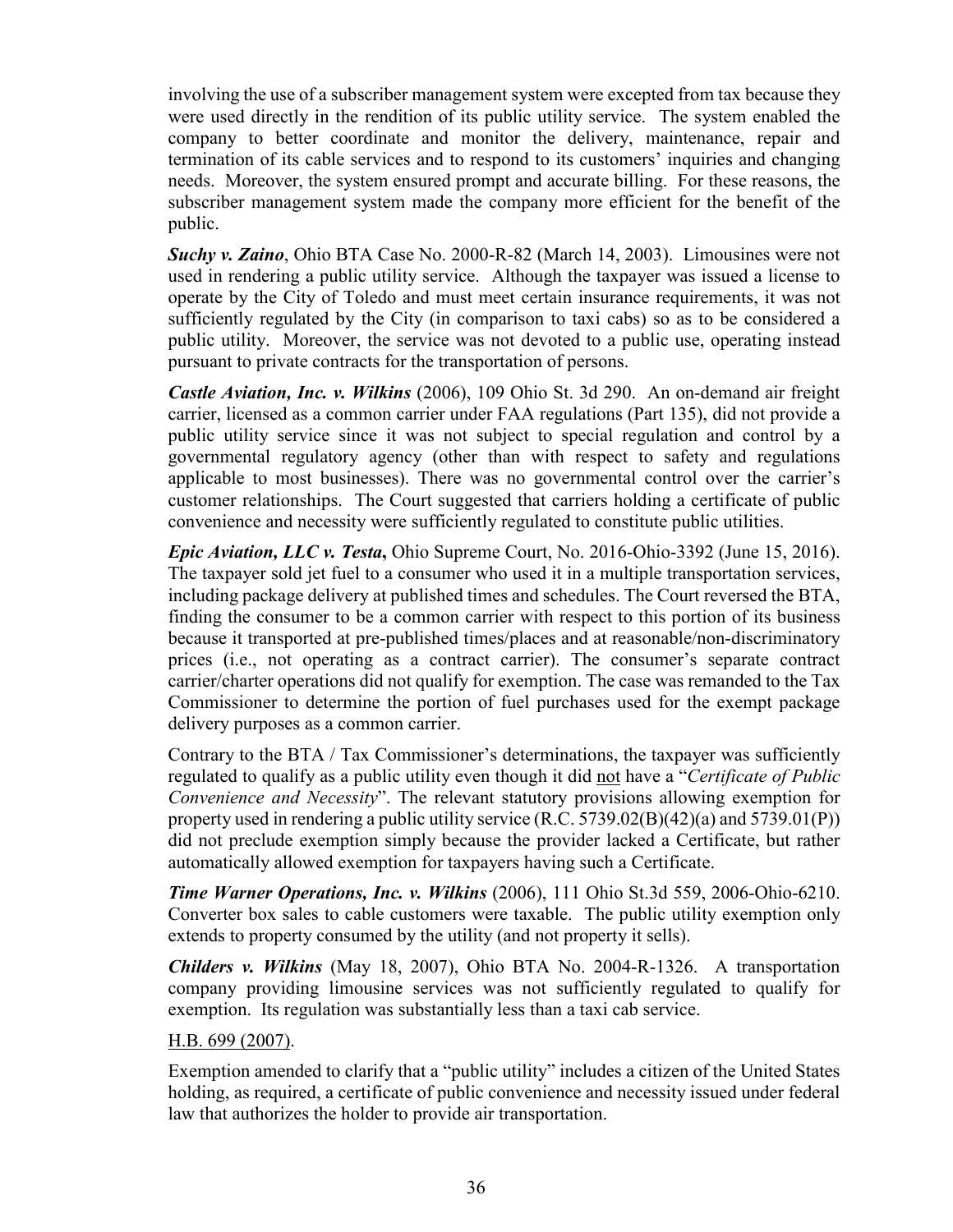involving the use of a subscriber management system were excepted from tax because they were used directly in the rendition of its public utility service. The system enabled the company to better coordinate and monitor the delivery, maintenance, repair and termination of its cable services and to respond to its customers' inquiries and changing needs. Moreover, the system ensured prompt and accurate billing. For these reasons, the subscriber management system made the company more efficient for the benefit of the public.

***Suchy v. Zaino***, Ohio BTA Case No. 2000-R-82 (March 14, 2003). Limousines were not used in rendering a public utility service. Although the taxpayer was issued a license to operate by the City of Toledo and must meet certain insurance requirements, it was not sufficiently regulated by the City (in comparison to taxi cabs) so as to be considered a public utility. Moreover, the service was not devoted to a public use, operating instead pursuant to private contracts for the transportation of persons.

***Castle Aviation, Inc. v. Wilkins*** (2006), 109 Ohio St. 3d 290. An on-demand air freight carrier, licensed as a common carrier under FAA regulations (Part 135), did not provide a public utility service since it was not subject to special regulation and control by a governmental regulatory agency (other than with respect to safety and regulations applicable to most businesses). There was no governmental control over the carrier's customer relationships. The Court suggested that carriers holding a certificate of public convenience and necessity were sufficiently regulated to constitute public utilities.

***Epic Aviation, LLC v. Testa*****,** Ohio Supreme Court, No. 2016-Ohio-3392 (June 15, 2016). The taxpayer sold jet fuel to a consumer who used it in a multiple transportation services, including package delivery at published times and schedules. The Court reversed the BTA, finding the consumer to be a common carrier with respect to this portion of its business because it transported at pre-published times/places and at reasonable/non-discriminatory prices (i.e., not operating as a contract carrier). The consumer's separate contract carrier/charter operations did not qualify for exemption. The case was remanded to the Tax Commissioner to determine the portion of fuel purchases used for the exempt package delivery purposes as a common carrier.

Contrary to the BTA / Tax Commissioner's determinations, the taxpayer was sufficiently regulated to qualify as a public utility even though it did not have a "*Certificate of Public Convenience and Necessity*". The relevant statutory provisions allowing exemption for property used in rendering a public utility service (R.C. 5739.02(B)(42)(a) and 5739.01(P)) did not preclude exemption simply because the provider lacked a Certificate, but rather automatically allowed exemption for taxpayers having such a Certificate.

***Time Warner Operations, Inc. v. Wilkins*** (2006), 111 Ohio St.3d 559, 2006-Ohio-6210. Converter box sales to cable customers were taxable. The public utility exemption only extends to property consumed by the utility (and not property it sells).

***Childers v. Wilkins*** (May 18, 2007), Ohio BTA No. 2004-R-1326. A transportation company providing limousine services was not sufficiently regulated to qualify for exemption. Its regulation was substantially less than a taxi cab service.

H.B. 699 (2007).

Exemption amended to clarify that a "public utility" includes a citizen of the United States holding, as required, a certificate of public convenience and necessity issued under federal law that authorizes the holder to provide air transportation.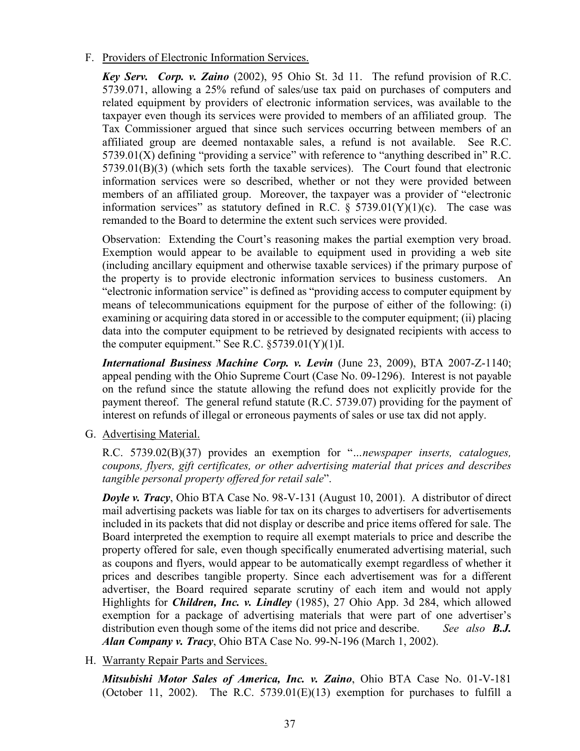F. Providers of Electronic Information Services.

***Key Serv. Corp. v. Zaino*** (2002), 95 Ohio St. 3d 11. The refund provision of R.C. 5739.071, allowing a 25% refund of sales/use tax paid on purchases of computers and related equipment by providers of electronic information services, was available to the taxpayer even though its services were provided to members of an affiliated group. The Tax Commissioner argued that since such services occurring between members of an affiliated group are deemed nontaxable sales, a refund is not available. See R.C. 5739.01(X) defining "providing a service" with reference to "anything described in" R.C. 5739.01(B)(3) (which sets forth the taxable services). The Court found that electronic information services were so described, whether or not they were provided between members of an affiliated group. Moreover, the taxpayer was a provider of "electronic information services" as statutory defined in R.C. § 5739.01(Y)(1)(c). The case was remanded to the Board to determine the extent such services were provided.

Observation: Extending the Court's reasoning makes the partial exemption very broad. Exemption would appear to be available to equipment used in providing a web site (including ancillary equipment and otherwise taxable services) if the primary purpose of the property is to provide electronic information services to business customers. An "electronic information service" is defined as "providing access to computer equipment by means of telecommunications equipment for the purpose of either of the following: (i) examining or acquiring data stored in or accessible to the computer equipment; (ii) placing data into the computer equipment to be retrieved by designated recipients with access to the computer equipment." See R.C. §5739.01(Y)(1)I.

***International Business Machine Corp. v. Levin*** (June 23, 2009), BTA 2007-Z-1140; appeal pending with the Ohio Supreme Court (Case No. 09-1296). Interest is not payable on the refund since the statute allowing the refund does not explicitly provide for the payment thereof. The general refund statute (R.C. 5739.07) providing for the payment of interest on refunds of illegal or erroneous payments of sales or use tax did not apply.

G. Advertising Material.

R.C. 5739.02(B)(37) provides an exemption for "*...newspaper inserts, catalogues, coupons, flyers, gift certificates, or other advertising material that prices and describes tangible personal property offered for retail sale*".

***Doyle v. Tracy***, Ohio BTA Case No. 98-V-131 (August 10, 2001). A distributor of direct mail advertising packets was liable for tax on its charges to advertisers for advertisements included in its packets that did not display or describe and price items offered for sale. The Board interpreted the exemption to require all exempt materials to price and describe the property offered for sale, even though specifically enumerated advertising material, such as coupons and flyers, would appear to be automatically exempt regardless of whether it prices and describes tangible property. Since each advertisement was for a different advertiser, the Board required separate scrutiny of each item and would not apply Highlights for ***Children, Inc. v. Lindley*** (1985), 27 Ohio App. 3d 284, which allowed exemption for a package of advertising materials that were part of one advertiser's distribution even though some of the items did not price and describe. *See also* ***B.J. Alan Company v. Tracy***, Ohio BTA Case No. 99-N-196 (March 1, 2002).

H. Warranty Repair Parts and Services.

***Mitsubishi Motor Sales of America, Inc. v. Zaino***, Ohio BTA Case No. 01-V-181 (October 11, 2002). The R.C. 5739.01(E)(13) exemption for purchases to fulfill a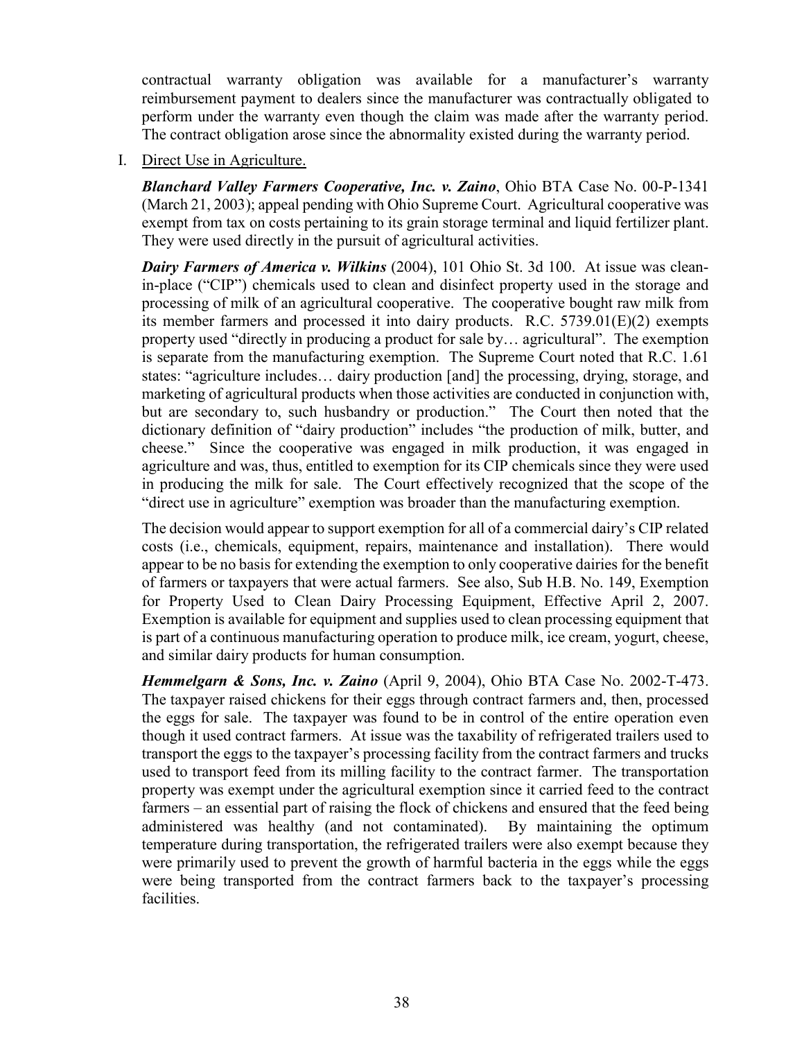contractual warranty obligation was available for a manufacturer's warranty reimbursement payment to dealers since the manufacturer was contractually obligated to perform under the warranty even though the claim was made after the warranty period. The contract obligation arose since the abnormality existed during the warranty period.

I. Direct Use in Agriculture.

***Blanchard Valley Farmers Cooperative, Inc. v. Zaino***, Ohio BTA Case No. 00-P-1341 (March 21, 2003); appeal pending with Ohio Supreme Court. Agricultural cooperative was exempt from tax on costs pertaining to its grain storage terminal and liquid fertilizer plant. They were used directly in the pursuit of agricultural activities.

***Dairy Farmers of America v. Wilkins*** (2004), 101 Ohio St. 3d 100. At issue was clean-in-place ("CIP") chemicals used to clean and disinfect property used in the storage and processing of milk of an agricultural cooperative. The cooperative bought raw milk from its member farmers and processed it into dairy products. R.C. 5739.01(E)(2) exempts property used "directly in producing a product for sale by… agricultural". The exemption is separate from the manufacturing exemption. The Supreme Court noted that R.C. 1.61 states: "agriculture includes… dairy production [and] the processing, drying, storage, and marketing of agricultural products when those activities are conducted in conjunction with, but are secondary to, such husbandry or production." The Court then noted that the dictionary definition of "dairy production" includes "the production of milk, butter, and cheese." Since the cooperative was engaged in milk production, it was engaged in agriculture and was, thus, entitled to exemption for its CIP chemicals since they were used in producing the milk for sale. The Court effectively recognized that the scope of the "direct use in agriculture" exemption was broader than the manufacturing exemption.

The decision would appear to support exemption for all of a commercial dairy's CIP related costs (i.e., chemicals, equipment, repairs, maintenance and installation). There would appear to be no basis for extending the exemption to only cooperative dairies for the benefit of farmers or taxpayers that were actual farmers. See also, Sub H.B. No. 149, Exemption for Property Used to Clean Dairy Processing Equipment, Effective April 2, 2007. Exemption is available for equipment and supplies used to clean processing equipment that is part of a continuous manufacturing operation to produce milk, ice cream, yogurt, cheese, and similar dairy products for human consumption.

***Hemmelgarn & Sons, Inc. v. Zaino*** (April 9, 2004), Ohio BTA Case No. 2002-T-473. The taxpayer raised chickens for their eggs through contract farmers and, then, processed the eggs for sale. The taxpayer was found to be in control of the entire operation even though it used contract farmers. At issue was the taxability of refrigerated trailers used to transport the eggs to the taxpayer's processing facility from the contract farmers and trucks used to transport feed from its milling facility to the contract farmer. The transportation property was exempt under the agricultural exemption since it carried feed to the contract farmers – an essential part of raising the flock of chickens and ensured that the feed being administered was healthy (and not contaminated). By maintaining the optimum temperature during transportation, the refrigerated trailers were also exempt because they were primarily used to prevent the growth of harmful bacteria in the eggs while the eggs were being transported from the contract farmers back to the taxpayer's processing facilities.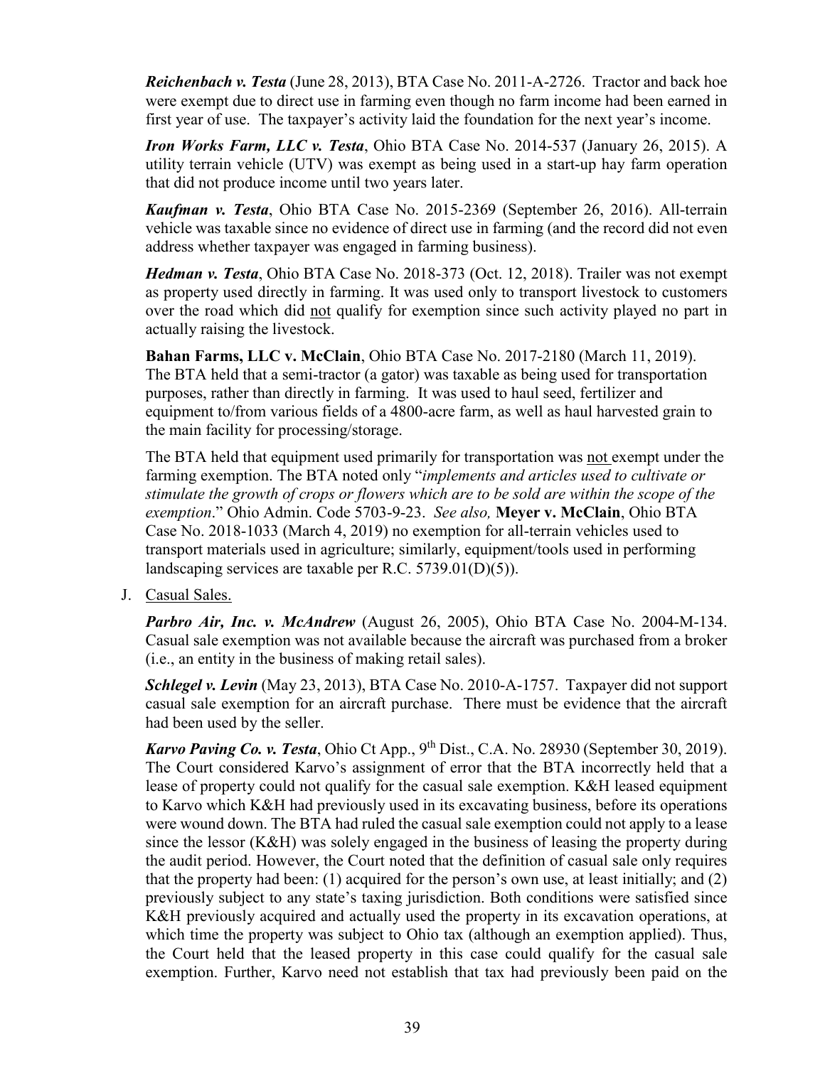***Reichenbach v. Testa*** (June 28, 2013), BTA Case No. 2011-A-2726. Tractor and back hoe were exempt due to direct use in farming even though no farm income had been earned in first year of use. The taxpayer's activity laid the foundation for the next year's income.

***Iron Works Farm, LLC v. Testa***, Ohio BTA Case No. 2014-537 (January 26, 2015). A utility terrain vehicle (UTV) was exempt as being used in a start-up hay farm operation that did not produce income until two years later.

***Kaufman v. Testa***, Ohio BTA Case No. 2015-2369 (September 26, 2016). All-terrain vehicle was taxable since no evidence of direct use in farming (and the record did not even address whether taxpayer was engaged in farming business).

***Hedman v. Testa***, Ohio BTA Case No. 2018-373 (Oct. 12, 2018). Trailer was not exempt as property used directly in farming. It was used only to transport livestock to customers over the road which did <u>not</u> qualify for exemption since such activity played no part in actually raising the livestock.

**Bahan Farms, LLC v. McClain**, Ohio BTA Case No. 2017-2180 (March 11, 2019). The BTA held that a semi-tractor (a gator) was taxable as being used for transportation purposes, rather than directly in farming. It was used to haul seed, fertilizer and equipment to/from various fields of a 4800-acre farm, as well as haul harvested grain to the main facility for processing/storage.

The BTA held that equipment used primarily for transportation was <u>not</u> exempt under the farming exemption. The BTA noted only "*implements and articles used to cultivate or stimulate the growth of crops or flowers which are to be sold are within the scope of the exemption*." Ohio Admin. Code 5703-9-23. *See also,* **Meyer v. McClain**, Ohio BTA Case No. 2018-1033 (March 4, 2019) no exemption for all-terrain vehicles used to transport materials used in agriculture; similarly, equipment/tools used in performing landscaping services are taxable per R.C. 5739.01(D)(5)).

J. <u>Casual Sales.</u>

***Parbro Air, Inc. v. McAndrew*** (August 26, 2005), Ohio BTA Case No. 2004-M-134. Casual sale exemption was not available because the aircraft was purchased from a broker (i.e., an entity in the business of making retail sales).

***Schlegel v. Levin*** (May 23, 2013), BTA Case No. 2010-A-1757. Taxpayer did not support casual sale exemption for an aircraft purchase. There must be evidence that the aircraft had been used by the seller.

***Karvo Paving Co. v. Testa***, Ohio Ct App., 9th Dist., C.A. No. 28930 (September 30, 2019). The Court considered Karvo's assignment of error that the BTA incorrectly held that a lease of property could not qualify for the casual sale exemption. K&H leased equipment to Karvo which K&H had previously used in its excavating business, before its operations were wound down. The BTA had ruled the casual sale exemption could not apply to a lease since the lessor (K&H) was solely engaged in the business of leasing the property during the audit period. However, the Court noted that the definition of casual sale only requires that the property had been: (1) acquired for the person's own use, at least initially; and (2) previously subject to any state's taxing jurisdiction. Both conditions were satisfied since K&H previously acquired and actually used the property in its excavation operations, at which time the property was subject to Ohio tax (although an exemption applied). Thus, the Court held that the leased property in this case could qualify for the casual sale exemption. Further, Karvo need not establish that tax had previously been paid on the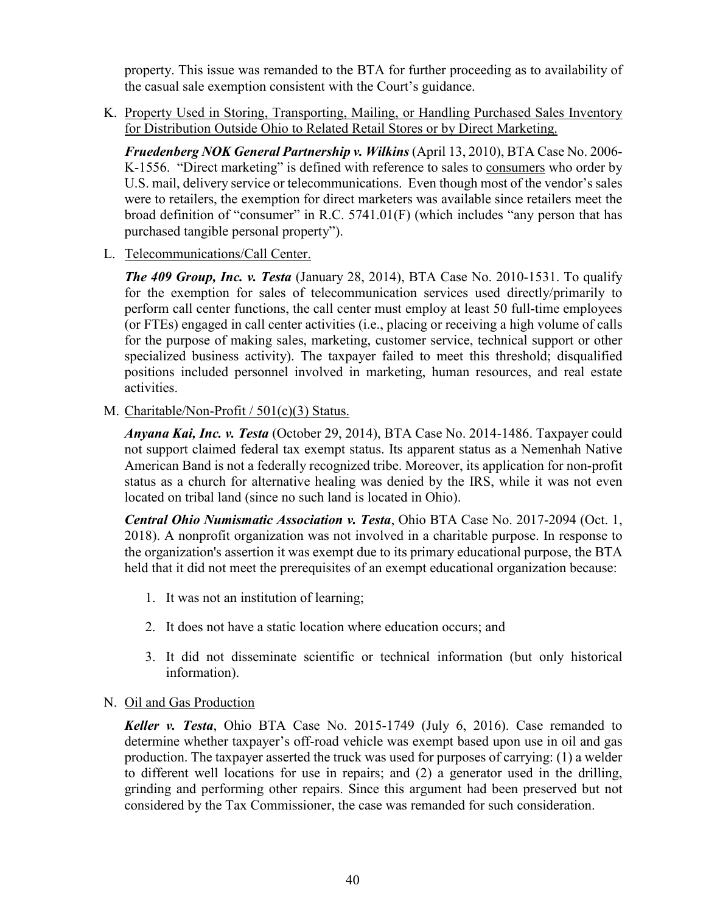property. This issue was remanded to the BTA for further proceeding as to availability of the casual sale exemption consistent with the Court's guidance.

K. <u>Property Used in Storing, Transporting, Mailing, or Handling Purchased Sales Inventory for Distribution Outside Ohio to Related Retail Stores or by Direct Marketing.</u>

   ***Fruedenberg NOK General Partnership v. Wilkins*** (April 13, 2010), BTA Case No. 2006-K-1556. "Direct marketing" is defined with reference to sales to <u>consumers</u> who order by U.S. mail, delivery service or telecommunications. Even though most of the vendor's sales were to retailers, the exemption for direct marketers was available since retailers meet the broad definition of "consumer" in R.C. 5741.01(F) (which includes "any person that has purchased tangible personal property").

L. <u>Telecommunications/Call Center.</u>

   ***The 409 Group, Inc. v. Testa*** (January 28, 2014), BTA Case No. 2010-1531. To qualify for the exemption for sales of telecommunication services used directly/primarily to perform call center functions, the call center must employ at least 50 full-time employees (or FTEs) engaged in call center activities (i.e., placing or receiving a high volume of calls for the purpose of making sales, marketing, customer service, technical support or other specialized business activity). The taxpayer failed to meet this threshold; disqualified positions included personnel involved in marketing, human resources, and real estate activities.

M. <u>Charitable/Non-Profit / 501(c)(3) Status.</u>

   ***Anyana Kai, Inc. v. Testa*** (October 29, 2014), BTA Case No. 2014-1486. Taxpayer could not support claimed federal tax exempt status. Its apparent status as a Nemenhah Native American Band is not a federally recognized tribe. Moreover, its application for non-profit status as a church for alternative healing was denied by the IRS, while it was not even located on tribal land (since no such land is located in Ohio).

   ***Central Ohio Numismatic Association v. Testa***, Ohio BTA Case No. 2017-2094 (Oct. 1, 2018). A nonprofit organization was not involved in a charitable purpose. In response to the organization's assertion it was exempt due to its primary educational purpose, the BTA held that it did not meet the prerequisites of an exempt educational organization because:

   1. It was not an institution of learning;
   2. It does not have a static location where education occurs; and
   3. It did not disseminate scientific or technical information (but only historical information).

N. <u>Oil and Gas Production</u>

   ***Keller v. Testa***, Ohio BTA Case No. 2015-1749 (July 6, 2016). Case remanded to determine whether taxpayer's off-road vehicle was exempt based upon use in oil and gas production. The taxpayer asserted the truck was used for purposes of carrying: (1) a welder to different well locations for use in repairs; and (2) a generator used in the drilling, grinding and performing other repairs. Since this argument had been preserved but not considered by the Tax Commissioner, the case was remanded for such consideration.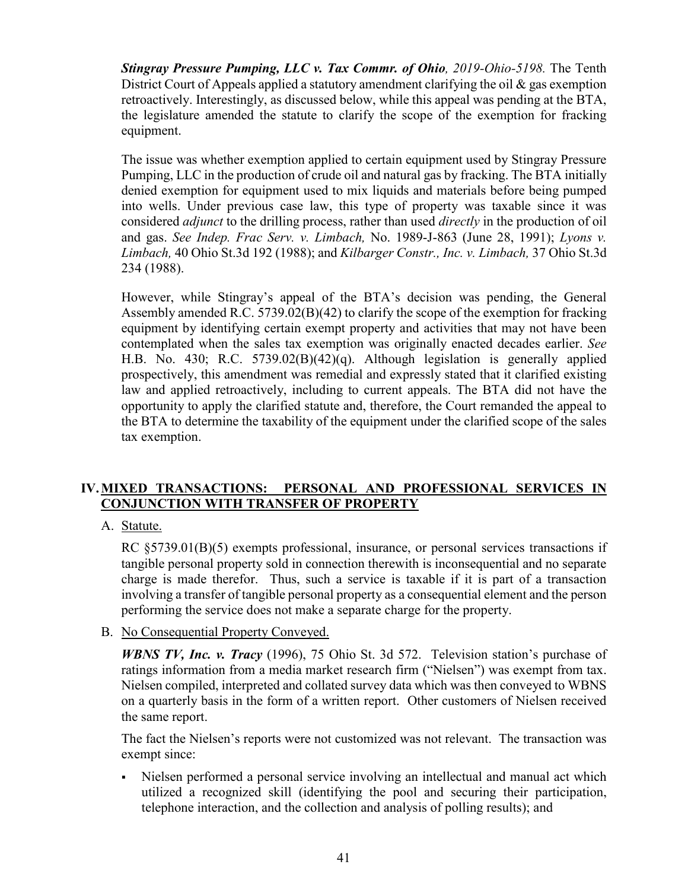***Stingray Pressure Pumping, LLC v. Tax Commr. of Ohio**, 2019-Ohio-5198.* The Tenth District Court of Appeals applied a statutory amendment clarifying the oil & gas exemption retroactively. Interestingly, as discussed below, while this appeal was pending at the BTA, the legislature amended the statute to clarify the scope of the exemption for fracking equipment.

The issue was whether exemption applied to certain equipment used by Stingray Pressure Pumping, LLC in the production of crude oil and natural gas by fracking. The BTA initially denied exemption for equipment used to mix liquids and materials before being pumped into wells. Under previous case law, this type of property was taxable since it was considered *adjunct* to the drilling process, rather than used *directly* in the production of oil and gas. *See Indep. Frac Serv. v. Limbach,* No. 1989-J-863 (June 28, 1991); *Lyons v. Limbach,* 40 Ohio St.3d 192 (1988); and *Kilbarger Constr., Inc. v. Limbach,* 37 Ohio St.3d 234 (1988).

However, while Stingray's appeal of the BTA's decision was pending, the General Assembly amended R.C. 5739.02(B)(42) to clarify the scope of the exemption for fracking equipment by identifying certain exempt property and activities that may not have been contemplated when the sales tax exemption was originally enacted decades earlier. *See* H.B. No. 430; R.C. 5739.02(B)(42)(q). Although legislation is generally applied prospectively, this amendment was remedial and expressly stated that it clarified existing law and applied retroactively, including to current appeals. The BTA did not have the opportunity to apply the clarified statute and, therefore, the Court remanded the appeal to the BTA to determine the taxability of the equipment under the clarified scope of the sales tax exemption.

## IV. MIXED TRANSACTIONS: PERSONAL AND PROFESSIONAL SERVICES IN CONJUNCTION WITH TRANSFER OF PROPERTY

### A. Statute.

RC §5739.01(B)(5) exempts professional, insurance, or personal services transactions if tangible personal property sold in connection therewith is inconsequential and no separate charge is made therefor. Thus, such a service is taxable if it is part of a transaction involving a transfer of tangible personal property as a consequential element and the person performing the service does not make a separate charge for the property.

### B. No Consequential Property Conveyed.

***WBNS TV, Inc. v. Tracy*** (1996), 75 Ohio St. 3d 572. Television station's purchase of ratings information from a media market research firm ("Nielsen") was exempt from tax. Nielsen compiled, interpreted and collated survey data which was then conveyed to WBNS on a quarterly basis in the form of a written report. Other customers of Nielsen received the same report.

The fact the Nielsen's reports were not customized was not relevant. The transaction was exempt since:

- Nielsen performed a personal service involving an intellectual and manual act which utilized a recognized skill (identifying the pool and securing their participation, telephone interaction, and the collection and analysis of polling results); and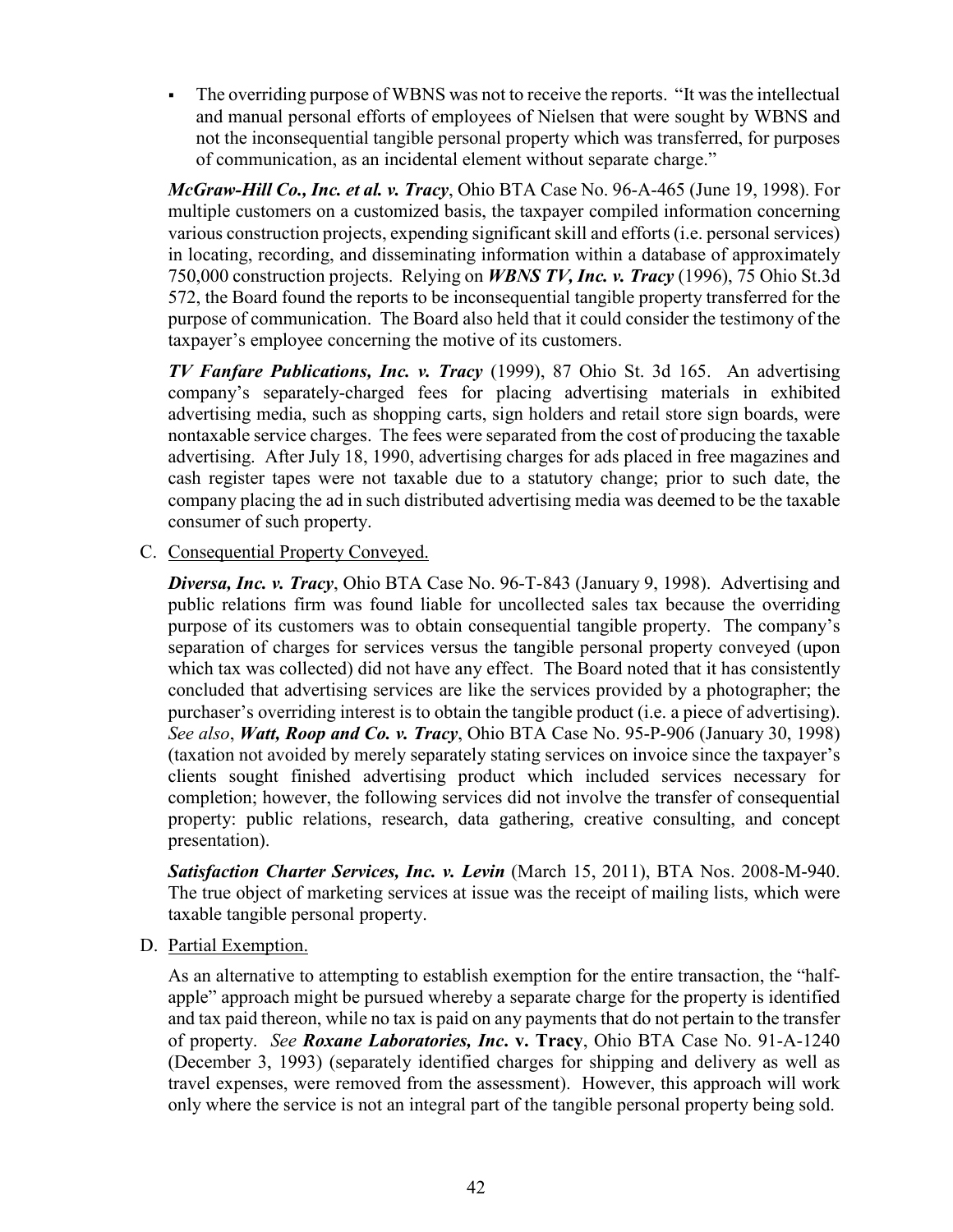- The overriding purpose of WBNS was not to receive the reports. "It was the intellectual and manual personal efforts of employees of Nielsen that were sought by WBNS and not the inconsequential tangible personal property which was transferred, for purposes of communication, as an incidental element without separate charge."

***McGraw-Hill Co., Inc. et al. v. Tracy***, Ohio BTA Case No. 96-A-465 (June 19, 1998). For multiple customers on a customized basis, the taxpayer compiled information concerning various construction projects, expending significant skill and efforts (i.e. personal services) in locating, recording, and disseminating information within a database of approximately 750,000 construction projects. Relying on ***WBNS TV, Inc. v. Tracy*** (1996), 75 Ohio St.3d 572, the Board found the reports to be inconsequential tangible property transferred for the purpose of communication. The Board also held that it could consider the testimony of the taxpayer's employee concerning the motive of its customers.

***TV Fanfare Publications, Inc. v. Tracy*** (1999), 87 Ohio St. 3d 165. An advertising company's separately-charged fees for placing advertising materials in exhibited advertising media, such as shopping carts, sign holders and retail store sign boards, were nontaxable service charges. The fees were separated from the cost of producing the taxable advertising. After July 18, 1990, advertising charges for ads placed in free magazines and cash register tapes were not taxable due to a statutory change; prior to such date, the company placing the ad in such distributed advertising media was deemed to be the taxable consumer of such property.

C. Consequential Property Conveyed.

***Diversa, Inc. v. Tracy***, Ohio BTA Case No. 96-T-843 (January 9, 1998). Advertising and public relations firm was found liable for uncollected sales tax because the overriding purpose of its customers was to obtain consequential tangible property. The company's separation of charges for services versus the tangible personal property conveyed (upon which tax was collected) did not have any effect. The Board noted that it has consistently concluded that advertising services are like the services provided by a photographer; the purchaser's overriding interest is to obtain the tangible product (i.e. a piece of advertising). *See also*, ***Watt, Roop and Co. v. Tracy***, Ohio BTA Case No. 95-P-906 (January 30, 1998) (taxation not avoided by merely separately stating services on invoice since the taxpayer's clients sought finished advertising product which included services necessary for completion; however, the following services did not involve the transfer of consequential property: public relations, research, data gathering, creative consulting, and concept presentation).

***Satisfaction Charter Services, Inc. v. Levin*** (March 15, 2011), BTA Nos. 2008-M-940. The true object of marketing services at issue was the receipt of mailing lists, which were taxable tangible personal property.

D. Partial Exemption.

As an alternative to attempting to establish exemption for the entire transaction, the "half-apple" approach might be pursued whereby a separate charge for the property is identified and tax paid thereon, while no tax is paid on any payments that do not pertain to the transfer of property. *See* ***Roxane Laboratories, Inc.*** **v. Tracy**, Ohio BTA Case No. 91-A-1240 (December 3, 1993) (separately identified charges for shipping and delivery as well as travel expenses, were removed from the assessment). However, this approach will work only where the service is not an integral part of the tangible personal property being sold.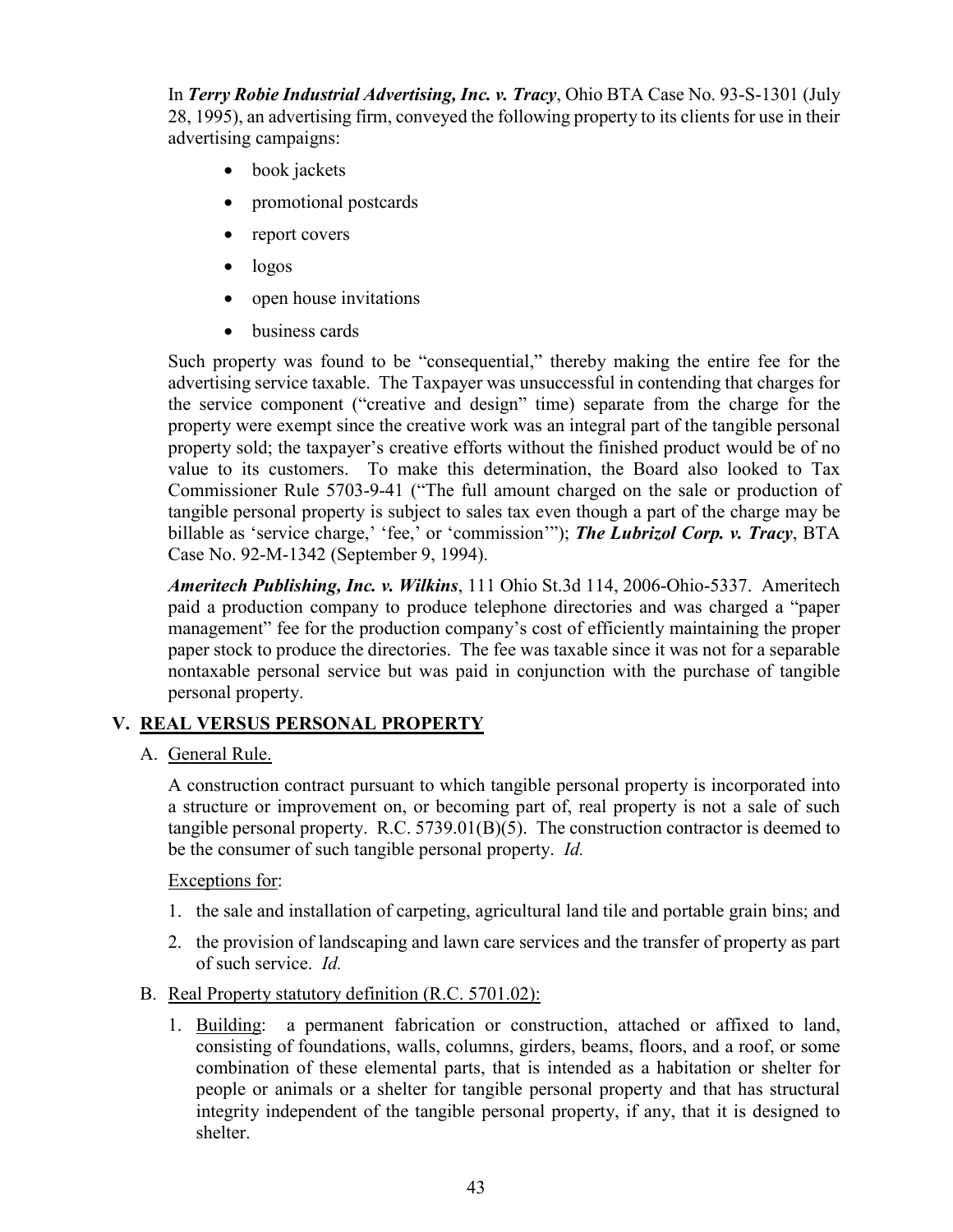In ***Terry Robie Industrial Advertising, Inc. v. Tracy***, Ohio BTA Case No. 93-S-1301 (July 28, 1995), an advertising firm, conveyed the following property to its clients for use in their advertising campaigns:

- book jackets
- promotional postcards
- report covers
- logos
- open house invitations
- business cards

Such property was found to be "consequential," thereby making the entire fee for the advertising service taxable. The Taxpayer was unsuccessful in contending that charges for the service component ("creative and design" time) separate from the charge for the property were exempt since the creative work was an integral part of the tangible personal property sold; the taxpayer's creative efforts without the finished product would be of no value to its customers. To make this determination, the Board also looked to Tax Commissioner Rule 5703-9-41 ("The full amount charged on the sale or production of tangible personal property is subject to sales tax even though a part of the charge may be billable as 'service charge,' 'fee,' or 'commission'"); ***The Lubrizol Corp. v. Tracy***, BTA Case No. 92-M-1342 (September 9, 1994).

***Ameritech Publishing, Inc. v. Wilkins***, 111 Ohio St.3d 114, 2006-Ohio-5337. Ameritech paid a production company to produce telephone directories and was charged a "paper management" fee for the production company's cost of efficiently maintaining the proper paper stock to produce the directories. The fee was taxable since it was not for a separable nontaxable personal service but was paid in conjunction with the purchase of tangible personal property.

## V. REAL VERSUS PERSONAL PROPERTY

A. General Rule.

A construction contract pursuant to which tangible personal property is incorporated into a structure or improvement on, or becoming part of, real property is not a sale of such tangible personal property. R.C. 5739.01(B)(5). The construction contractor is deemed to be the consumer of such tangible personal property. *Id.*

Exceptions for:

1. the sale and installation of carpeting, agricultural land tile and portable grain bins; and
2. the provision of landscaping and lawn care services and the transfer of property as part of such service. *Id.*

B. Real Property statutory definition (R.C. 5701.02):

1. Building: a permanent fabrication or construction, attached or affixed to land, consisting of foundations, walls, columns, girders, beams, floors, and a roof, or some combination of these elemental parts, that is intended as a habitation or shelter for people or animals or a shelter for tangible personal property and that has structural integrity independent of the tangible personal property, if any, that it is designed to shelter.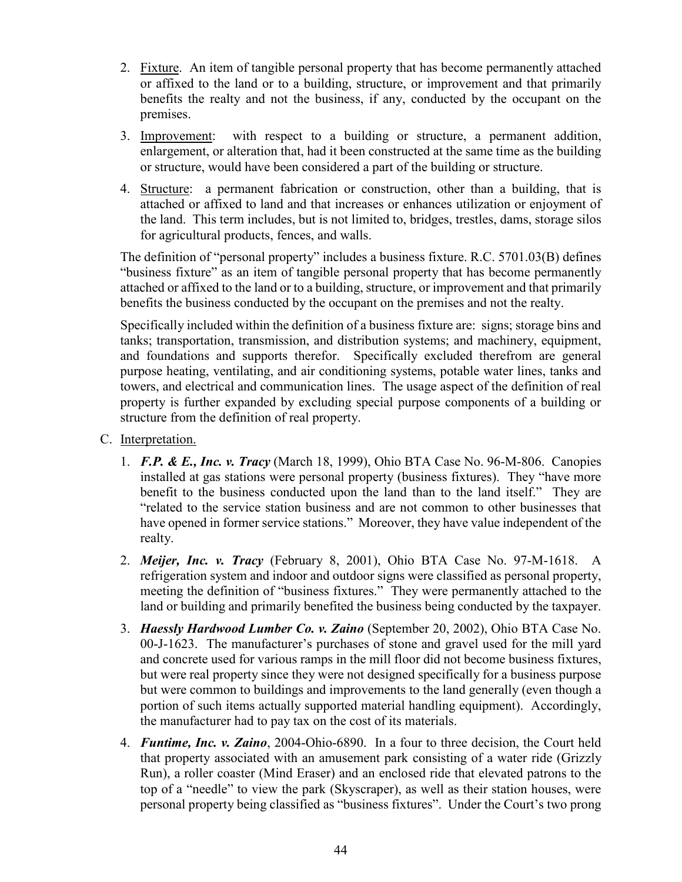2. Fixture. An item of tangible personal property that has become permanently attached or affixed to the land or to a building, structure, or improvement and that primarily benefits the realty and not the business, if any, conducted by the occupant on the premises.

3. Improvement: with respect to a building or structure, a permanent addition, enlargement, or alteration that, had it been constructed at the same time as the building or structure, would have been considered a part of the building or structure.

4. Structure: a permanent fabrication or construction, other than a building, that is attached or affixed to land and that increases or enhances utilization or enjoyment of the land. This term includes, but is not limited to, bridges, trestles, dams, storage silos for agricultural products, fences, and walls.

The definition of "personal property" includes a business fixture. R.C. 5701.03(B) defines "business fixture" as an item of tangible personal property that has become permanently attached or affixed to the land or to a building, structure, or improvement and that primarily benefits the business conducted by the occupant on the premises and not the realty.

Specifically included within the definition of a business fixture are: signs; storage bins and tanks; transportation, transmission, and distribution systems; and machinery, equipment, and foundations and supports therefor. Specifically excluded therefrom are general purpose heating, ventilating, and air conditioning systems, potable water lines, tanks and towers, and electrical and communication lines. The usage aspect of the definition of real property is further expanded by excluding special purpose components of a building or structure from the definition of real property.

C. Interpretation.

1. ***F.P. & E., Inc. v. Tracy*** (March 18, 1999), Ohio BTA Case No. 96-M-806. Canopies installed at gas stations were personal property (business fixtures). They "have more benefit to the business conducted upon the land than to the land itself." They are "related to the service station business and are not common to other businesses that have opened in former service stations." Moreover, they have value independent of the realty.

2. ***Meijer, Inc. v. Tracy*** (February 8, 2001), Ohio BTA Case No. 97-M-1618. A refrigeration system and indoor and outdoor signs were classified as personal property, meeting the definition of "business fixtures." They were permanently attached to the land or building and primarily benefited the business being conducted by the taxpayer.

3. ***Haessly Hardwood Lumber Co. v. Zaino*** (September 20, 2002), Ohio BTA Case No. 00-J-1623. The manufacturer's purchases of stone and gravel used for the mill yard and concrete used for various ramps in the mill floor did not become business fixtures, but were real property since they were not designed specifically for a business purpose but were common to buildings and improvements to the land generally (even though a portion of such items actually supported material handling equipment). Accordingly, the manufacturer had to pay tax on the cost of its materials.

4. ***Funtime, Inc. v. Zaino***, 2004-Ohio-6890. In a four to three decision, the Court held that property associated with an amusement park consisting of a water ride (Grizzly Run), a roller coaster (Mind Eraser) and an enclosed ride that elevated patrons to the top of a "needle" to view the park (Skyscraper), as well as their station houses, were personal property being classified as "business fixtures". Under the Court's two prong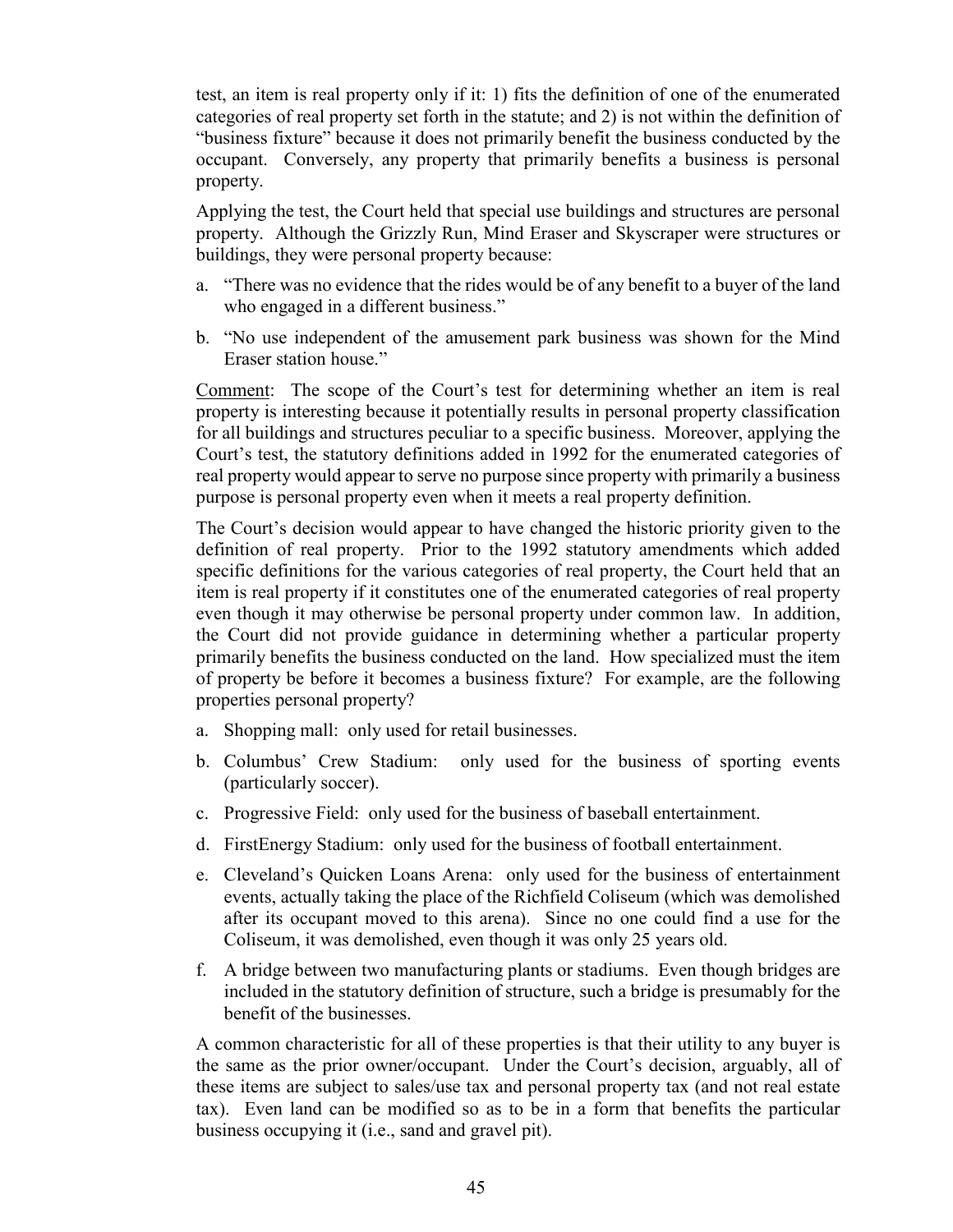test, an item is real property only if it: 1) fits the definition of one of the enumerated categories of real property set forth in the statute; and 2) is not within the definition of "business fixture" because it does not primarily benefit the business conducted by the occupant. Conversely, any property that primarily benefits a business is personal property.

Applying the test, the Court held that special use buildings and structures are personal property. Although the Grizzly Run, Mind Eraser and Skyscraper were structures or buildings, they were personal property because:

a. "There was no evidence that the rides would be of any benefit to a buyer of the land who engaged in a different business."

b. "No use independent of the amusement park business was shown for the Mind Eraser station house."

Comment: The scope of the Court's test for determining whether an item is real property is interesting because it potentially results in personal property classification for all buildings and structures peculiar to a specific business. Moreover, applying the Court's test, the statutory definitions added in 1992 for the enumerated categories of real property would appear to serve no purpose since property with primarily a business purpose is personal property even when it meets a real property definition.

The Court's decision would appear to have changed the historic priority given to the definition of real property. Prior to the 1992 statutory amendments which added specific definitions for the various categories of real property, the Court held that an item is real property if it constitutes one of the enumerated categories of real property even though it may otherwise be personal property under common law. In addition, the Court did not provide guidance in determining whether a particular property primarily benefits the business conducted on the land. How specialized must the item of property be before it becomes a business fixture? For example, are the following properties personal property?

a. Shopping mall: only used for retail businesses.

b. Columbus' Crew Stadium: only used for the business of sporting events (particularly soccer).

c. Progressive Field: only used for the business of baseball entertainment.

d. FirstEnergy Stadium: only used for the business of football entertainment.

e. Cleveland's Quicken Loans Arena: only used for the business of entertainment events, actually taking the place of the Richfield Coliseum (which was demolished after its occupant moved to this arena). Since no one could find a use for the Coliseum, it was demolished, even though it was only 25 years old.

f. A bridge between two manufacturing plants or stadiums. Even though bridges are included in the statutory definition of structure, such a bridge is presumably for the benefit of the businesses.

A common characteristic for all of these properties is that their utility to any buyer is the same as the prior owner/occupant. Under the Court's decision, arguably, all of these items are subject to sales/use tax and personal property tax (and not real estate tax). Even land can be modified so as to be in a form that benefits the particular business occupying it (i.e., sand and gravel pit).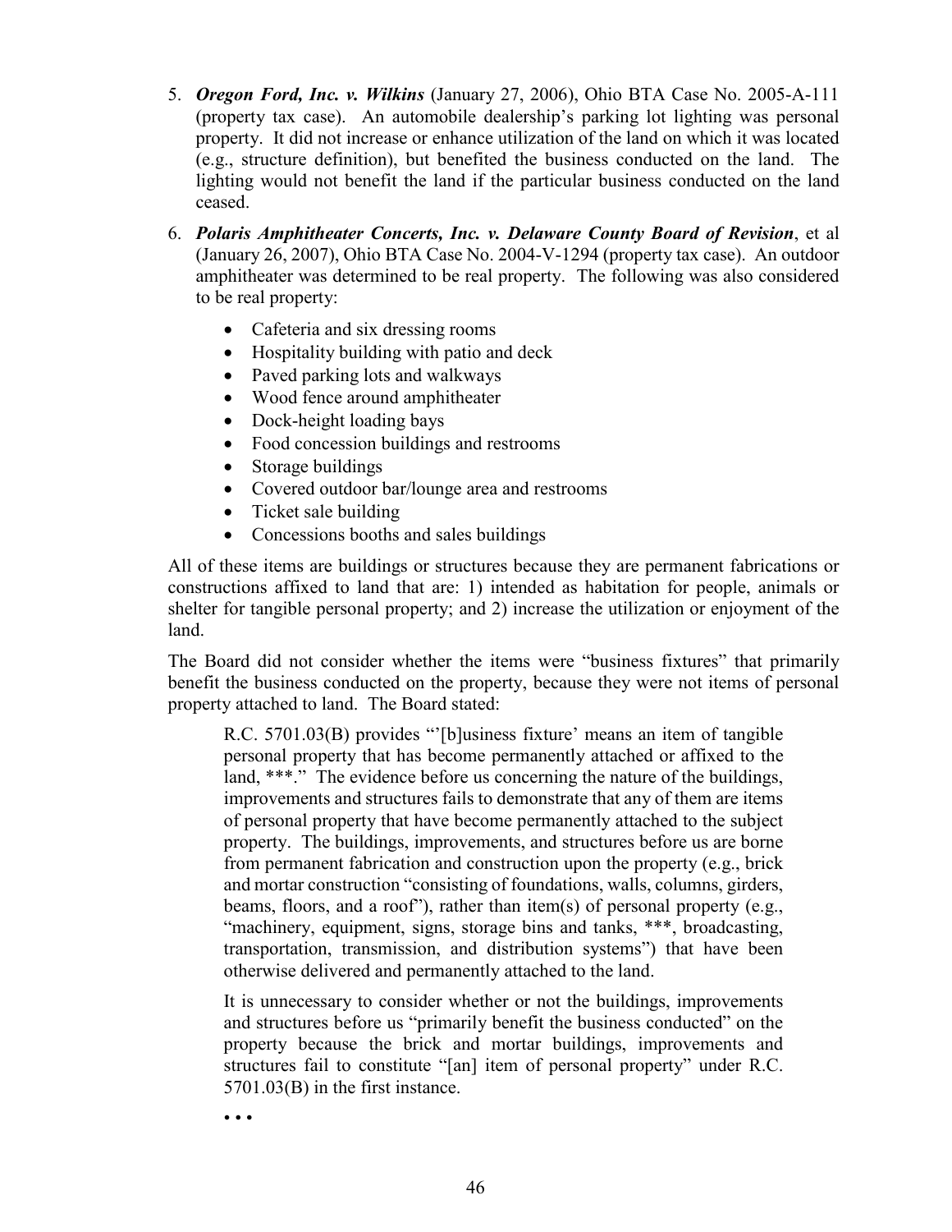5. ***Oregon Ford, Inc. v. Wilkins*** (January 27, 2006), Ohio BTA Case No. 2005-A-111 (property tax case). An automobile dealership's parking lot lighting was personal property. It did not increase or enhance utilization of the land on which it was located (e.g., structure definition), but benefited the business conducted on the land. The lighting would not benefit the land if the particular business conducted on the land ceased.

6. ***Polaris Amphitheater Concerts, Inc. v. Delaware County Board of Revision***, et al (January 26, 2007), Ohio BTA Case No. 2004-V-1294 (property tax case). An outdoor amphitheater was determined to be real property. The following was also considered to be real property:

   - Cafeteria and six dressing rooms
   - Hospitality building with patio and deck
   - Paved parking lots and walkways
   - Wood fence around amphitheater
   - Dock-height loading bays
   - Food concession buildings and restrooms
   - Storage buildings
   - Covered outdoor bar/lounge area and restrooms
   - Ticket sale building
   - Concessions booths and sales buildings

All of these items are buildings or structures because they are permanent fabrications or constructions affixed to land that are: 1) intended as habitation for people, animals or shelter for tangible personal property; and 2) increase the utilization or enjoyment of the land.

The Board did not consider whether the items were "business fixtures" that primarily benefit the business conducted on the property, because they were not items of personal property attached to land. The Board stated:

> R.C. 5701.03(B) provides "'[b]usiness fixture' means an item of tangible personal property that has become permanently attached or affixed to the land, ***." The evidence before us concerning the nature of the buildings, improvements and structures fails to demonstrate that any of them are items of personal property that have become permanently attached to the subject property. The buildings, improvements, and structures before us are borne from permanent fabrication and construction upon the property (e.g., brick and mortar construction "consisting of foundations, walls, columns, girders, beams, floors, and a roof"), rather than item(s) of personal property (e.g., "machinery, equipment, signs, storage bins and tanks, ***, broadcasting, transportation, transmission, and distribution systems") that have been otherwise delivered and permanently attached to the land.
>
> It is unnecessary to consider whether or not the buildings, improvements and structures before us "primarily benefit the business conducted" on the property because the brick and mortar buildings, improvements and structures fail to constitute "[an] item of personal property" under R.C. 5701.03(B) in the first instance.
>
> • • •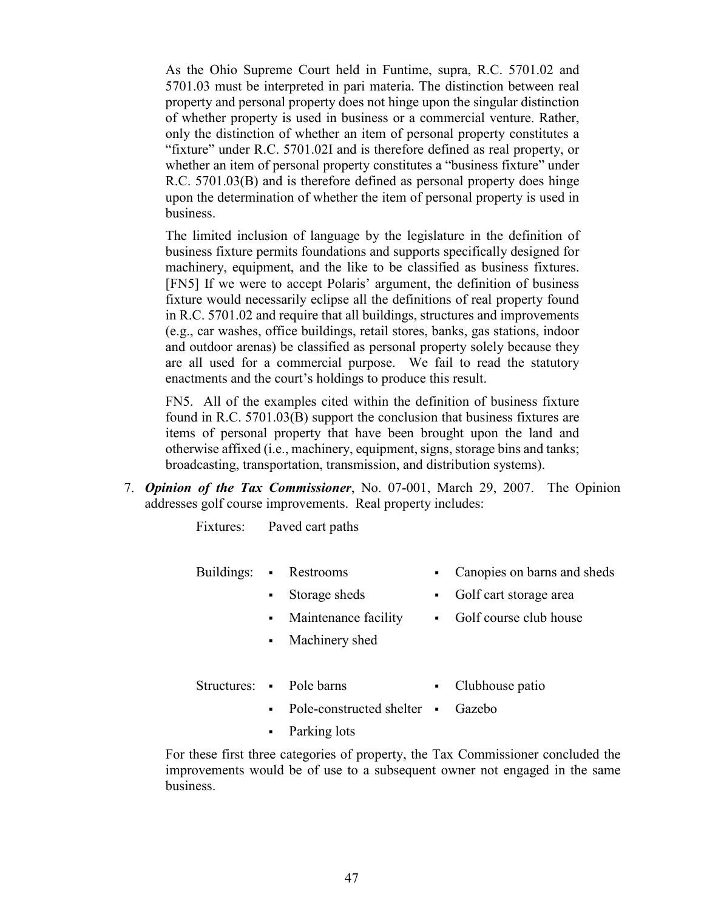As the Ohio Supreme Court held in Funtime, supra, R.C. 5701.02 and 5701.03 must be interpreted in pari materia. The distinction between real property and personal property does not hinge upon the singular distinction of whether property is used in business or a commercial venture. Rather, only the distinction of whether an item of personal property constitutes a "fixture" under R.C. 5701.02I and is therefore defined as real property, or whether an item of personal property constitutes a "business fixture" under R.C. 5701.03(B) and is therefore defined as personal property does hinge upon the determination of whether the item of personal property is used in business.

The limited inclusion of language by the legislature in the definition of business fixture permits foundations and supports specifically designed for machinery, equipment, and the like to be classified as business fixtures. [FN5] If we were to accept Polaris' argument, the definition of business fixture would necessarily eclipse all the definitions of real property found in R.C. 5701.02 and require that all buildings, structures and improvements (e.g., car washes, office buildings, retail stores, banks, gas stations, indoor and outdoor arenas) be classified as personal property solely because they are all used for a commercial purpose. We fail to read the statutory enactments and the court's holdings to produce this result.

FN5. All of the examples cited within the definition of business fixture found in R.C. 5701.03(B) support the conclusion that business fixtures are items of personal property that have been brought upon the land and otherwise affixed (i.e., machinery, equipment, signs, storage bins and tanks; broadcasting, transportation, transmission, and distribution systems).

7. ***Opinion of the Tax Commissioner***, No. 07-001, March 29, 2007. The Opinion addresses golf course improvements. Real property includes:

   Fixtures: Paved cart paths

   Buildings:
   - Restrooms
   - Storage sheds
   - Maintenance facility
   - Machinery shed
   - Canopies on barns and sheds
   - Golf cart storage area
   - Golf course club house

   Structures:
   - Pole barns
   - Pole-constructed shelter
   - Parking lots
   - Clubhouse patio
   - Gazebo

   For these first three categories of property, the Tax Commissioner concluded the improvements would be of use to a subsequent owner not engaged in the same business.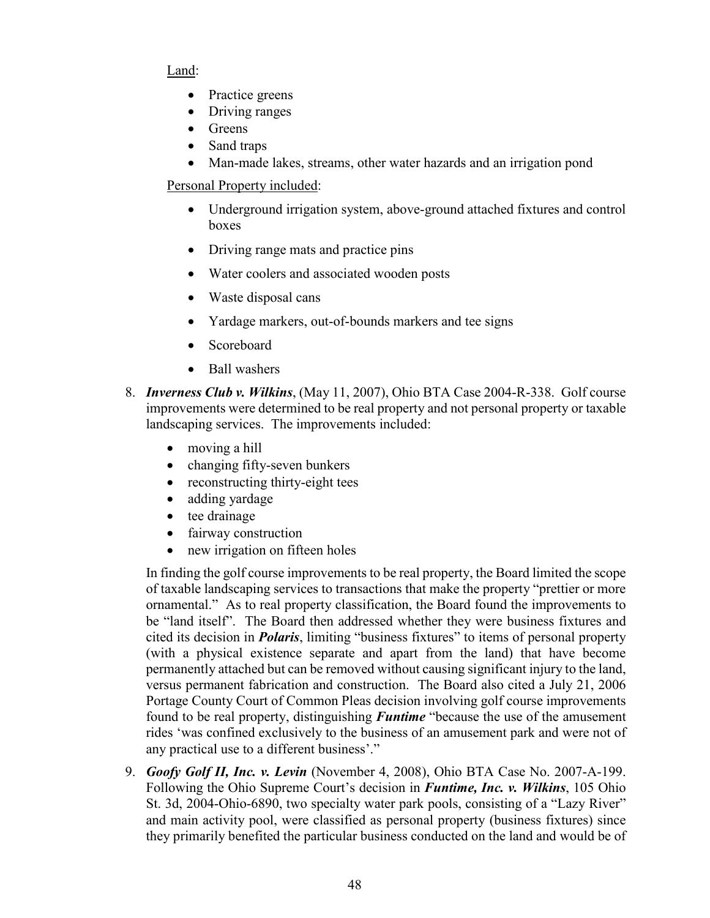Land:

- Practice greens
- Driving ranges
- Greens
- Sand traps
- Man-made lakes, streams, other water hazards and an irrigation pond

Personal Property included:

- Underground irrigation system, above-ground attached fixtures and control boxes
- Driving range mats and practice pins
- Water coolers and associated wooden posts
- Waste disposal cans
- Yardage markers, out-of-bounds markers and tee signs
- Scoreboard
- Ball washers

8. ***Inverness Club v. Wilkins***, (May 11, 2007), Ohio BTA Case 2004-R-338. Golf course improvements were determined to be real property and not personal property or taxable landscaping services. The improvements included:

   - moving a hill
   - changing fifty-seven bunkers
   - reconstructing thirty-eight tees
   - adding yardage
   - tee drainage
   - fairway construction
   - new irrigation on fifteen holes

   In finding the golf course improvements to be real property, the Board limited the scope of taxable landscaping services to transactions that make the property "prettier or more ornamental." As to real property classification, the Board found the improvements to be "land itself". The Board then addressed whether they were business fixtures and cited its decision in ***Polaris***, limiting "business fixtures" to items of personal property (with a physical existence separate and apart from the land) that have become permanently attached but can be removed without causing significant injury to the land, versus permanent fabrication and construction. The Board also cited a July 21, 2006 Portage County Court of Common Pleas decision involving golf course improvements found to be real property, distinguishing ***Funtime*** "because the use of the amusement rides 'was confined exclusively to the business of an amusement park and were not of any practical use to a different business'."

9. ***Goofy Golf II, Inc. v. Levin*** (November 4, 2008), Ohio BTA Case No. 2007-A-199. Following the Ohio Supreme Court's decision in ***Funtime, Inc. v. Wilkins***, 105 Ohio St. 3d, 2004-Ohio-6890, two specialty water park pools, consisting of a "Lazy River" and main activity pool, were classified as personal property (business fixtures) since they primarily benefited the particular business conducted on the land and would be of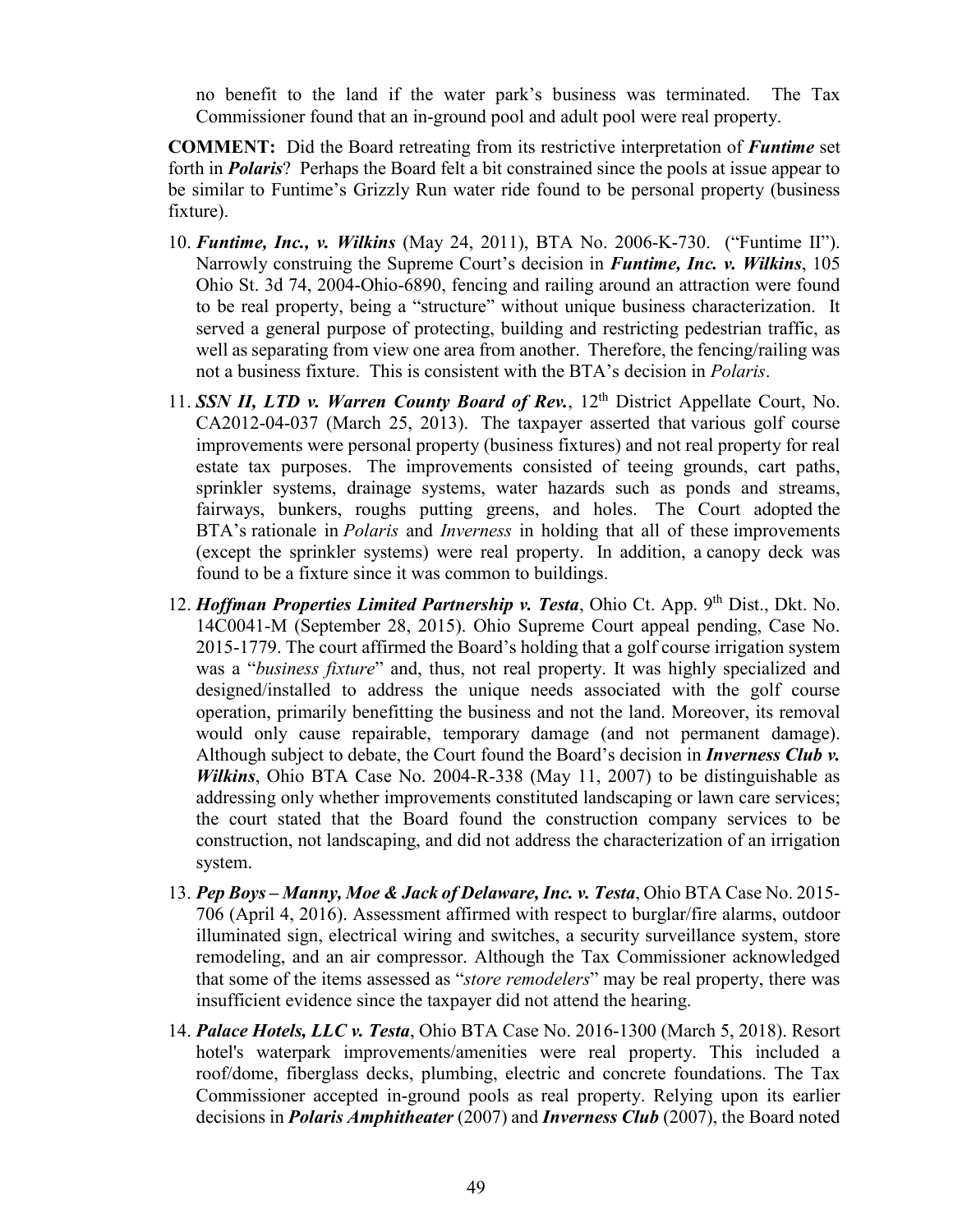no benefit to the land if the water park's business was terminated. The Tax Commissioner found that an in-ground pool and adult pool were real property.

**COMMENT:** Did the Board retreating from its restrictive interpretation of ***Funtime*** set forth in ***Polaris***? Perhaps the Board felt a bit constrained since the pools at issue appear to be similar to Funtime's Grizzly Run water ride found to be personal property (business fixture).

10. ***Funtime, Inc., v. Wilkins*** (May 24, 2011), BTA No. 2006-K-730. ("Funtime II"). Narrowly construing the Supreme Court's decision in ***Funtime, Inc. v. Wilkins***, 105 Ohio St. 3d 74, 2004-Ohio-6890, fencing and railing around an attraction were found to be real property, being a "structure" without unique business characterization. It served a general purpose of protecting, building and restricting pedestrian traffic, as well as separating from view one area from another. Therefore, the fencing/railing was not a business fixture. This is consistent with the BTA's decision in *Polaris*.

11. ***SSN II, LTD v. Warren County Board of Rev.***, 12th District Appellate Court, No. CA2012-04-037 (March 25, 2013). The taxpayer asserted that various golf course improvements were personal property (business fixtures) and not real property for real estate tax purposes. The improvements consisted of teeing grounds, cart paths, sprinkler systems, drainage systems, water hazards such as ponds and streams, fairways, bunkers, roughs putting greens, and holes. The Court adopted the BTA's rationale in *Polaris* and *Inverness* in holding that all of these improvements (except the sprinkler systems) were real property. In addition, a canopy deck was found to be a fixture since it was common to buildings.

12. ***Hoffman Properties Limited Partnership v. Testa***, Ohio Ct. App. 9th Dist., Dkt. No. 14C0041-M (September 28, 2015). Ohio Supreme Court appeal pending, Case No. 2015-1779. The court affirmed the Board's holding that a golf course irrigation system was a "*business fixture*" and, thus, not real property. It was highly specialized and designed/installed to address the unique needs associated with the golf course operation, primarily benefitting the business and not the land. Moreover, its removal would only cause repairable, temporary damage (and not permanent damage). Although subject to debate, the Court found the Board's decision in ***Inverness Club v. Wilkins***, Ohio BTA Case No. 2004-R-338 (May 11, 2007) to be distinguishable as addressing only whether improvements constituted landscaping or lawn care services; the court stated that the Board found the construction company services to be construction, not landscaping, and did not address the characterization of an irrigation system.

13. ***Pep Boys – Manny, Moe & Jack of Delaware, Inc. v. Testa***, Ohio BTA Case No. 2015-706 (April 4, 2016). Assessment affirmed with respect to burglar/fire alarms, outdoor illuminated sign, electrical wiring and switches, a security surveillance system, store remodeling, and an air compressor. Although the Tax Commissioner acknowledged that some of the items assessed as "*store remodelers*" may be real property, there was insufficient evidence since the taxpayer did not attend the hearing.

14. ***Palace Hotels, LLC v. Testa***, Ohio BTA Case No. 2016-1300 (March 5, 2018). Resort hotel's waterpark improvements/amenities were real property. This included a roof/dome, fiberglass decks, plumbing, electric and concrete foundations. The Tax Commissioner accepted in-ground pools as real property. Relying upon its earlier decisions in ***Polaris Amphitheater*** (2007) and ***Inverness Club*** (2007), the Board noted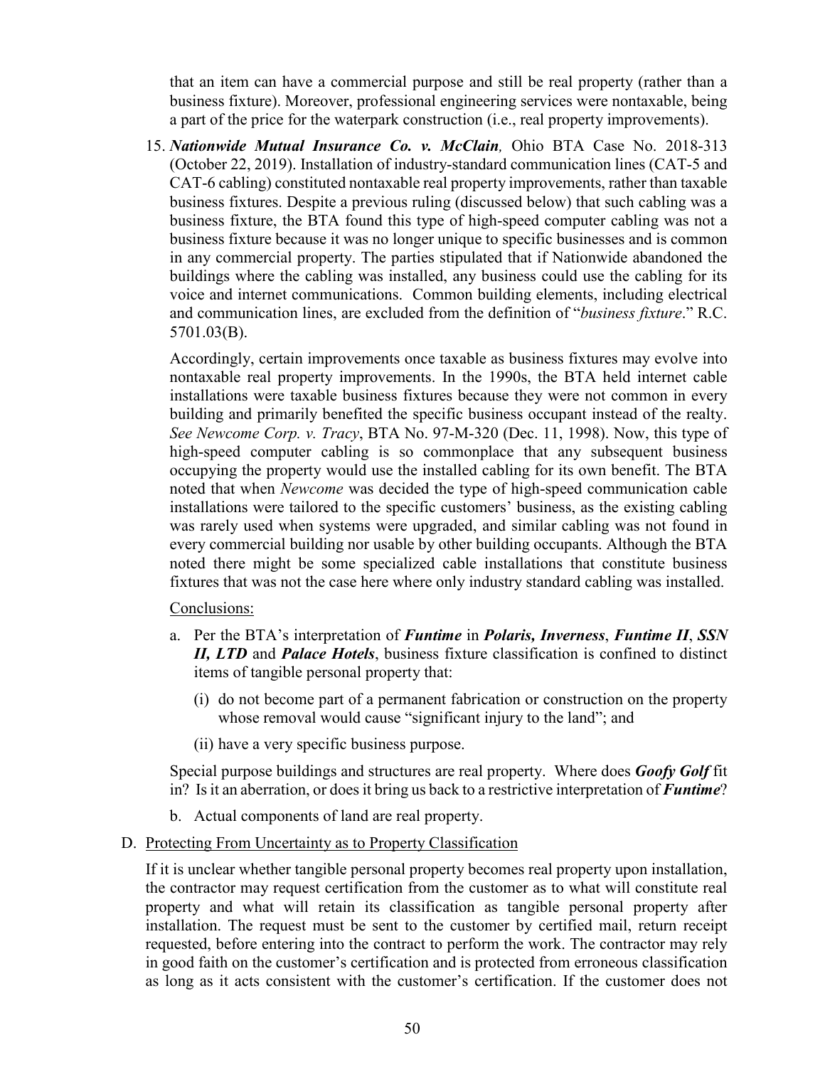that an item can have a commercial purpose and still be real property (rather than a business fixture). Moreover, professional engineering services were nontaxable, being a part of the price for the waterpark construction (i.e., real property improvements).

15. ***Nationwide Mutual Insurance Co. v. McClain**,* Ohio BTA Case No. 2018-313 (October 22, 2019). Installation of industry-standard communication lines (CAT-5 and CAT-6 cabling) constituted nontaxable real property improvements, rather than taxable business fixtures. Despite a previous ruling (discussed below) that such cabling was a business fixture, the BTA found this type of high-speed computer cabling was not a business fixture because it was no longer unique to specific businesses and is common in any commercial property. The parties stipulated that if Nationwide abandoned the buildings where the cabling was installed, any business could use the cabling for its voice and internet communications. Common building elements, including electrical and communication lines, are excluded from the definition of "*business fixture*." R.C. 5701.03(B).

    Accordingly, certain improvements once taxable as business fixtures may evolve into nontaxable real property improvements. In the 1990s, the BTA held internet cable installations were taxable business fixtures because they were not common in every building and primarily benefited the specific business occupant instead of the realty. *See Newcome Corp. v. Tracy*, BTA No. 97-M-320 (Dec. 11, 1998). Now, this type of high-speed computer cabling is so commonplace that any subsequent business occupying the property would use the installed cabling for its own benefit. The BTA noted that when *Newcome* was decided the type of high-speed communication cable installations were tailored to the specific customers' business, as the existing cabling was rarely used when systems were upgraded, and similar cabling was not found in every commercial building nor usable by other building occupants. Although the BTA noted there might be some specialized cable installations that constitute business fixtures that was not the case here where only industry standard cabling was installed.

    Conclusions:

    a. Per the BTA's interpretation of ***Funtime*** in ***Polaris, Inverness***, ***Funtime II***, ***SSN II, LTD*** and ***Palace Hotels***, business fixture classification is confined to distinct items of tangible personal property that:

        (i) do not become part of a permanent fabrication or construction on the property whose removal would cause "significant injury to the land"; and

        (ii) have a very specific business purpose.

    Special purpose buildings and structures are real property. Where does ***Goofy Golf*** fit in? Is it an aberration, or does it bring us back to a restrictive interpretation of ***Funtime***?

    b. Actual components of land are real property.

D. Protecting From Uncertainty as to Property Classification

If it is unclear whether tangible personal property becomes real property upon installation, the contractor may request certification from the customer as to what will constitute real property and what will retain its classification as tangible personal property after installation. The request must be sent to the customer by certified mail, return receipt requested, before entering into the contract to perform the work. The contractor may rely in good faith on the customer's certification and is protected from erroneous classification as long as it acts consistent with the customer's certification. If the customer does not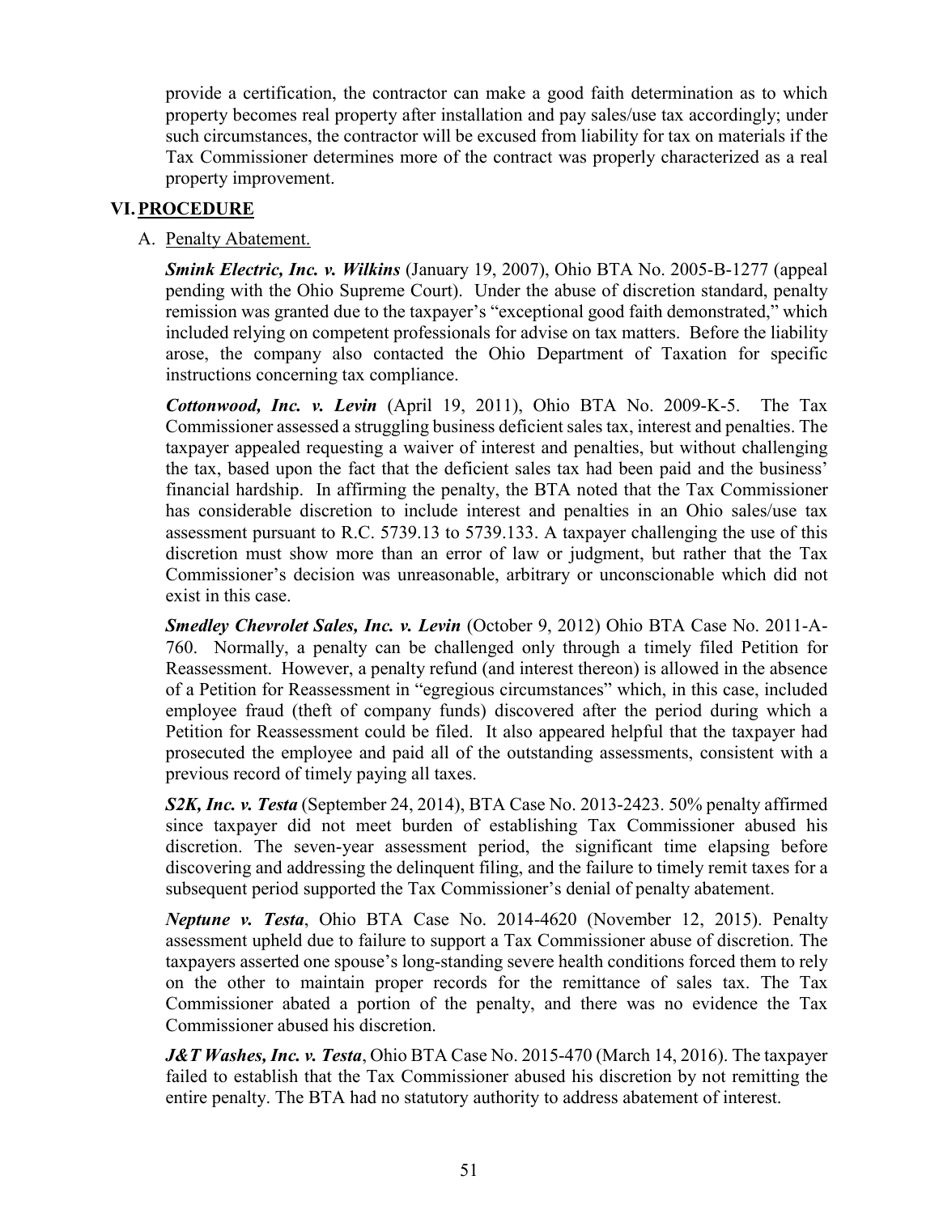provide a certification, the contractor can make a good faith determination as to which property becomes real property after installation and pay sales/use tax accordingly; under such circumstances, the contractor will be excused from liability for tax on materials if the Tax Commissioner determines more of the contract was properly characterized as a real property improvement.

## VI. PROCEDURE

A. Penalty Abatement.

***Smink Electric, Inc. v. Wilkins*** (January 19, 2007), Ohio BTA No. 2005-B-1277 (appeal pending with the Ohio Supreme Court). Under the abuse of discretion standard, penalty remission was granted due to the taxpayer's "exceptional good faith demonstrated," which included relying on competent professionals for advise on tax matters. Before the liability arose, the company also contacted the Ohio Department of Taxation for specific instructions concerning tax compliance.

***Cottonwood, Inc. v. Levin*** (April 19, 2011), Ohio BTA No. 2009-K-5. The Tax Commissioner assessed a struggling business deficient sales tax, interest and penalties. The taxpayer appealed requesting a waiver of interest and penalties, but without challenging the tax, based upon the fact that the deficient sales tax had been paid and the business' financial hardship. In affirming the penalty, the BTA noted that the Tax Commissioner has considerable discretion to include interest and penalties in an Ohio sales/use tax assessment pursuant to R.C. 5739.13 to 5739.133. A taxpayer challenging the use of this discretion must show more than an error of law or judgment, but rather that the Tax Commissioner's decision was unreasonable, arbitrary or unconscionable which did not exist in this case.

***Smedley Chevrolet Sales, Inc. v. Levin*** (October 9, 2012) Ohio BTA Case No. 2011-A-760. Normally, a penalty can be challenged only through a timely filed Petition for Reassessment. However, a penalty refund (and interest thereon) is allowed in the absence of a Petition for Reassessment in "egregious circumstances" which, in this case, included employee fraud (theft of company funds) discovered after the period during which a Petition for Reassessment could be filed. It also appeared helpful that the taxpayer had prosecuted the employee and paid all of the outstanding assessments, consistent with a previous record of timely paying all taxes.

***S2K, Inc. v. Testa*** (September 24, 2014), BTA Case No. 2013-2423. 50% penalty affirmed since taxpayer did not meet burden of establishing Tax Commissioner abused his discretion. The seven-year assessment period, the significant time elapsing before discovering and addressing the delinquent filing, and the failure to timely remit taxes for a subsequent period supported the Tax Commissioner's denial of penalty abatement.

***Neptune v. Testa***, Ohio BTA Case No. 2014-4620 (November 12, 2015). Penalty assessment upheld due to failure to support a Tax Commissioner abuse of discretion. The taxpayers asserted one spouse's long-standing severe health conditions forced them to rely on the other to maintain proper records for the remittance of sales tax. The Tax Commissioner abated a portion of the penalty, and there was no evidence the Tax Commissioner abused his discretion.

***J&T Washes, Inc. v. Testa***, Ohio BTA Case No. 2015-470 (March 14, 2016). The taxpayer failed to establish that the Tax Commissioner abused his discretion by not remitting the entire penalty. The BTA had no statutory authority to address abatement of interest.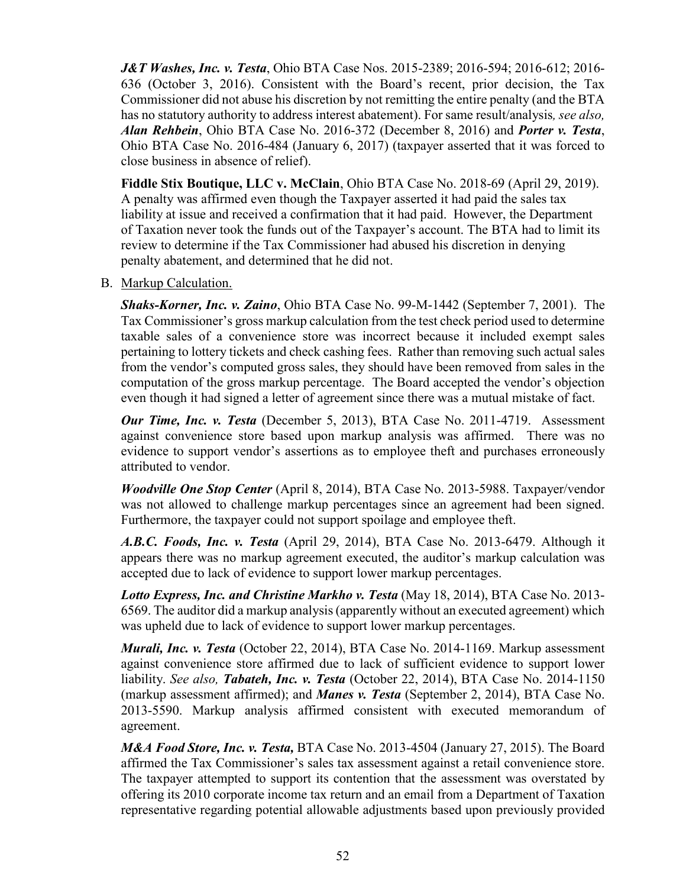***J&T Washes, Inc. v. Testa***, Ohio BTA Case Nos. 2015-2389; 2016-594; 2016-612; 2016-636 (October 3, 2016). Consistent with the Board's recent, prior decision, the Tax Commissioner did not abuse his discretion by not remitting the entire penalty (and the BTA has no statutory authority to address interest abatement). For same result/analysis*, see also,* ***Alan Rehbein***, Ohio BTA Case No. 2016-372 (December 8, 2016) and ***Porter v. Testa***, Ohio BTA Case No. 2016-484 (January 6, 2017) (taxpayer asserted that it was forced to close business in absence of relief).

**Fiddle Stix Boutique, LLC v. McClain**, Ohio BTA Case No. 2018-69 (April 29, 2019). A penalty was affirmed even though the Taxpayer asserted it had paid the sales tax liability at issue and received a confirmation that it had paid. However, the Department of Taxation never took the funds out of the Taxpayer's account. The BTA had to limit its review to determine if the Tax Commissioner had abused his discretion in denying penalty abatement, and determined that he did not.

B. Markup Calculation.

***Shaks-Korner, Inc. v. Zaino***, Ohio BTA Case No. 99-M-1442 (September 7, 2001). The Tax Commissioner's gross markup calculation from the test check period used to determine taxable sales of a convenience store was incorrect because it included exempt sales pertaining to lottery tickets and check cashing fees. Rather than removing such actual sales from the vendor's computed gross sales, they should have been removed from sales in the computation of the gross markup percentage. The Board accepted the vendor's objection even though it had signed a letter of agreement since there was a mutual mistake of fact.

***Our Time, Inc. v. Testa*** (December 5, 2013), BTA Case No. 2011-4719. Assessment against convenience store based upon markup analysis was affirmed. There was no evidence to support vendor's assertions as to employee theft and purchases erroneously attributed to vendor.

***Woodville One Stop Center*** (April 8, 2014), BTA Case No. 2013-5988. Taxpayer/vendor was not allowed to challenge markup percentages since an agreement had been signed. Furthermore, the taxpayer could not support spoilage and employee theft.

***A.B.C. Foods, Inc. v. Testa*** (April 29, 2014), BTA Case No. 2013-6479. Although it appears there was no markup agreement executed, the auditor's markup calculation was accepted due to lack of evidence to support lower markup percentages.

***Lotto Express, Inc. and Christine Markho v. Testa*** (May 18, 2014), BTA Case No. 2013-6569. The auditor did a markup analysis (apparently without an executed agreement) which was upheld due to lack of evidence to support lower markup percentages.

***Murali, Inc. v. Testa*** (October 22, 2014), BTA Case No. 2014-1169. Markup assessment against convenience store affirmed due to lack of sufficient evidence to support lower liability. *See also,* ***Tabateh, Inc. v. Testa*** (October 22, 2014), BTA Case No. 2014-1150 (markup assessment affirmed); and ***Manes v. Testa*** (September 2, 2014), BTA Case No. 2013-5590. Markup analysis affirmed consistent with executed memorandum of agreement.

***M&A Food Store, Inc. v. Testa,*** BTA Case No. 2013-4504 (January 27, 2015). The Board affirmed the Tax Commissioner's sales tax assessment against a retail convenience store. The taxpayer attempted to support its contention that the assessment was overstated by offering its 2010 corporate income tax return and an email from a Department of Taxation representative regarding potential allowable adjustments based upon previously provided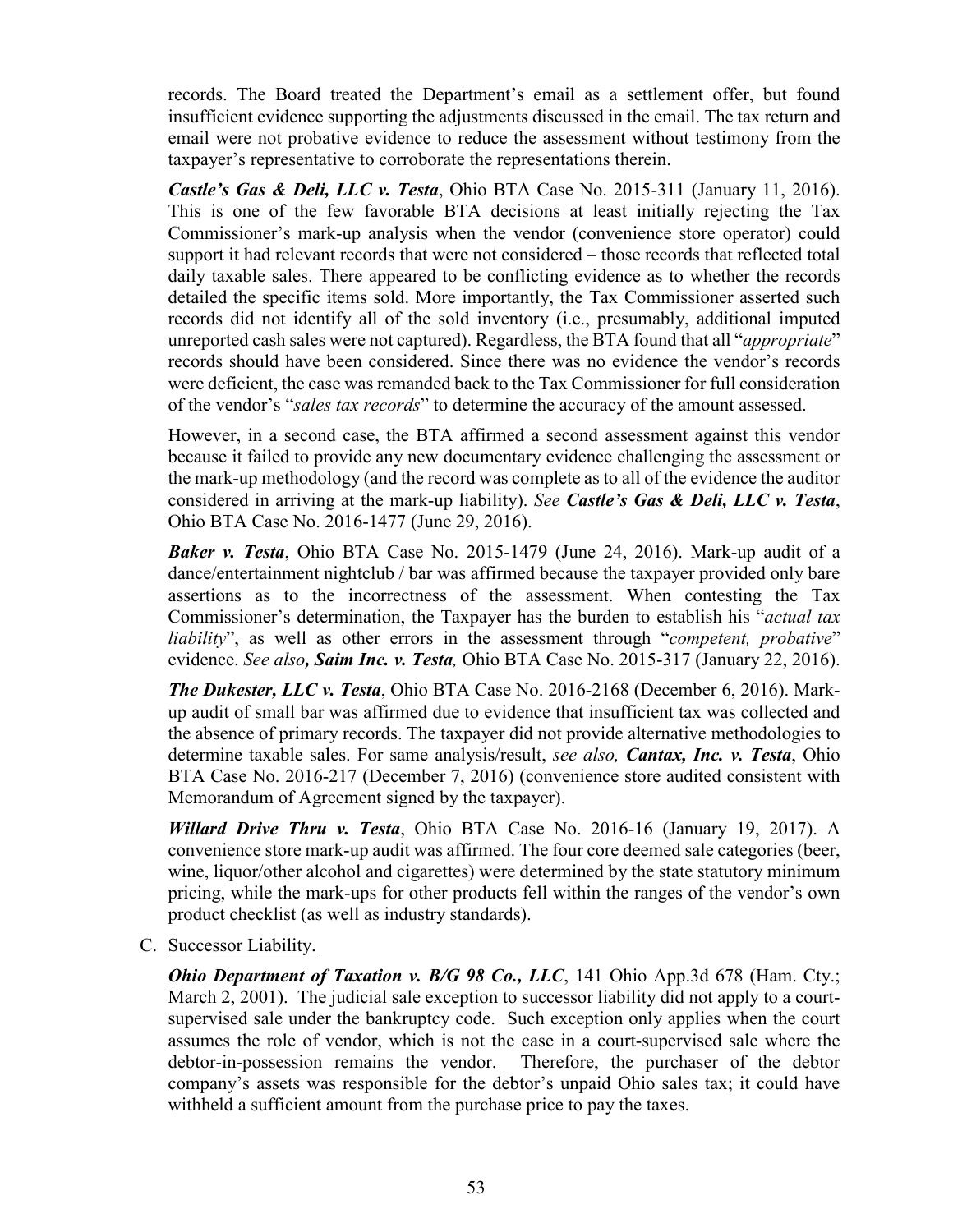records. The Board treated the Department's email as a settlement offer, but found insufficient evidence supporting the adjustments discussed in the email. The tax return and email were not probative evidence to reduce the assessment without testimony from the taxpayer's representative to corroborate the representations therein.

***Castle's Gas & Deli, LLC v. Testa***, Ohio BTA Case No. 2015-311 (January 11, 2016). This is one of the few favorable BTA decisions at least initially rejecting the Tax Commissioner's mark-up analysis when the vendor (convenience store operator) could support it had relevant records that were not considered – those records that reflected total daily taxable sales. There appeared to be conflicting evidence as to whether the records detailed the specific items sold. More importantly, the Tax Commissioner asserted such records did not identify all of the sold inventory (i.e., presumably, additional imputed unreported cash sales were not captured). Regardless, the BTA found that all "*appropriate*" records should have been considered. Since there was no evidence the vendor's records were deficient, the case was remanded back to the Tax Commissioner for full consideration of the vendor's "*sales tax records*" to determine the accuracy of the amount assessed.

However, in a second case, the BTA affirmed a second assessment against this vendor because it failed to provide any new documentary evidence challenging the assessment or the mark-up methodology (and the record was complete as to all of the evidence the auditor considered in arriving at the mark-up liability). *See* ***Castle's Gas & Deli, LLC v. Testa***, Ohio BTA Case No. 2016-1477 (June 29, 2016).

***Baker v. Testa***, Ohio BTA Case No. 2015-1479 (June 24, 2016). Mark-up audit of a dance/entertainment nightclub / bar was affirmed because the taxpayer provided only bare assertions as to the incorrectness of the assessment. When contesting the Tax Commissioner's determination, the Taxpayer has the burden to establish his "*actual tax liability*", as well as other errors in the assessment through "*competent, probative*" evidence. *See also**, Saim Inc. v. Testa,*** Ohio BTA Case No. 2015-317 (January 22, 2016).

***The Dukester, LLC v. Testa***, Ohio BTA Case No. 2016-2168 (December 6, 2016). Mark-up audit of small bar was affirmed due to evidence that insufficient tax was collected and the absence of primary records. The taxpayer did not provide alternative methodologies to determine taxable sales. For same analysis/result, *see also,* ***Cantax, Inc. v. Testa***, Ohio BTA Case No. 2016-217 (December 7, 2016) (convenience store audited consistent with Memorandum of Agreement signed by the taxpayer).

***Willard Drive Thru v. Testa***, Ohio BTA Case No. 2016-16 (January 19, 2017). A convenience store mark-up audit was affirmed. The four core deemed sale categories (beer, wine, liquor/other alcohol and cigarettes) were determined by the state statutory minimum pricing, while the mark-ups for other products fell within the ranges of the vendor's own product checklist (as well as industry standards).

C. Successor Liability.

***Ohio Department of Taxation v. B/G 98 Co., LLC***, 141 Ohio App.3d 678 (Ham. Cty.; March 2, 2001). The judicial sale exception to successor liability did not apply to a court-supervised sale under the bankruptcy code. Such exception only applies when the court assumes the role of vendor, which is not the case in a court-supervised sale where the debtor-in-possession remains the vendor. Therefore, the purchaser of the debtor company's assets was responsible for the debtor's unpaid Ohio sales tax; it could have withheld a sufficient amount from the purchase price to pay the taxes.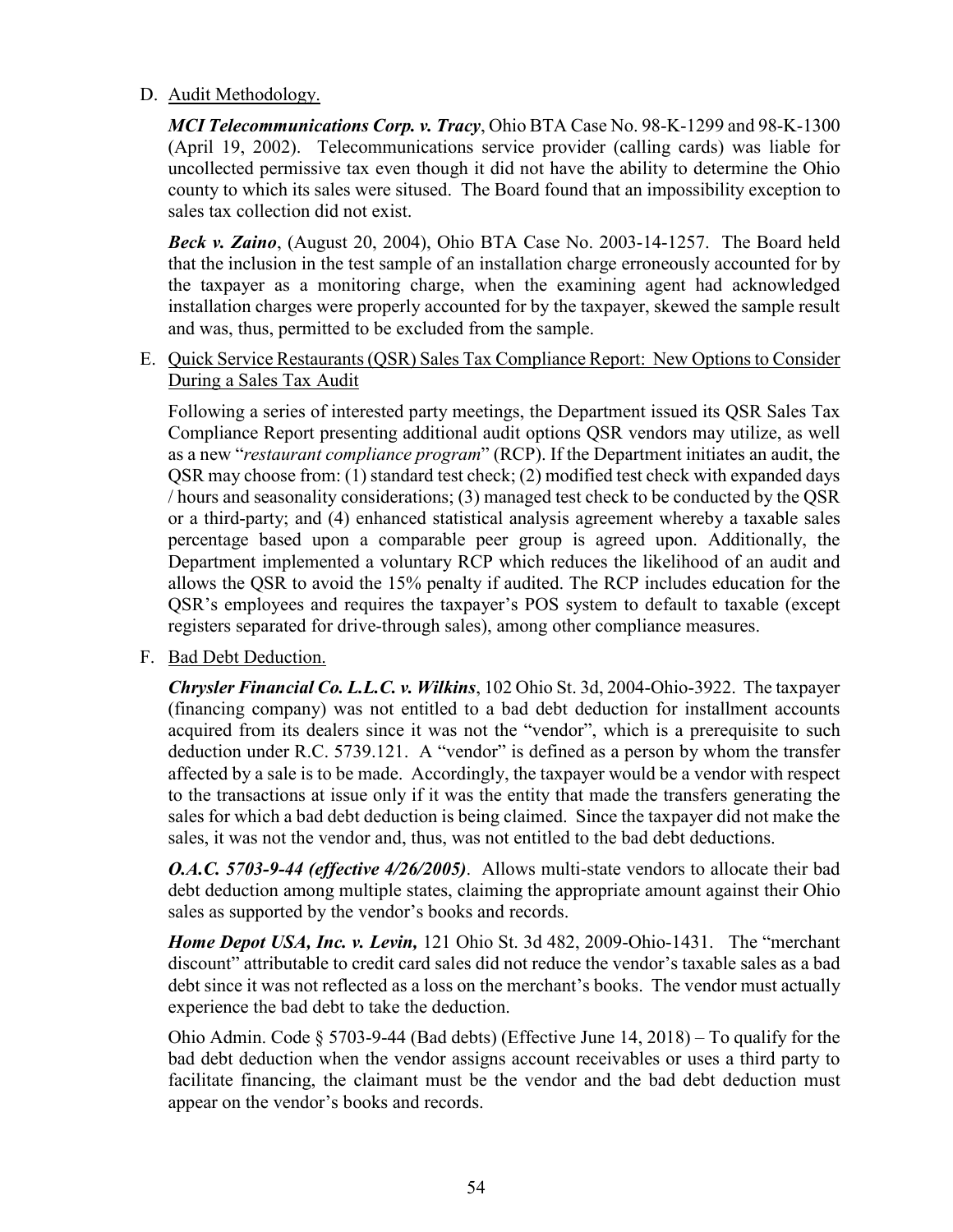D. <u>Audit Methodology.</u>

***MCI Telecommunications Corp. v. Tracy***, Ohio BTA Case No. 98-K-1299 and 98-K-1300 (April 19, 2002). Telecommunications service provider (calling cards) was liable for uncollected permissive tax even though it did not have the ability to determine the Ohio county to which its sales were sitused. The Board found that an impossibility exception to sales tax collection did not exist.

***Beck v. Zaino***, (August 20, 2004), Ohio BTA Case No. 2003-14-1257. The Board held that the inclusion in the test sample of an installation charge erroneously accounted for by the taxpayer as a monitoring charge, when the examining agent had acknowledged installation charges were properly accounted for by the taxpayer, skewed the sample result and was, thus, permitted to be excluded from the sample.

E. <u>Quick Service Restaurants (QSR) Sales Tax Compliance Report: New Options to Consider During a Sales Tax Audit</u>

Following a series of interested party meetings, the Department issued its QSR Sales Tax Compliance Report presenting additional audit options QSR vendors may utilize, as well as a new "*restaurant compliance program*" (RCP). If the Department initiates an audit, the QSR may choose from: (1) standard test check; (2) modified test check with expanded days / hours and seasonality considerations; (3) managed test check to be conducted by the QSR or a third-party; and (4) enhanced statistical analysis agreement whereby a taxable sales percentage based upon a comparable peer group is agreed upon. Additionally, the Department implemented a voluntary RCP which reduces the likelihood of an audit and allows the QSR to avoid the 15% penalty if audited. The RCP includes education for the QSR's employees and requires the taxpayer's POS system to default to taxable (except registers separated for drive-through sales), among other compliance measures.

F. <u>Bad Debt Deduction.</u>

***Chrysler Financial Co. L.L.C. v. Wilkins***, 102 Ohio St. 3d, 2004-Ohio-3922. The taxpayer (financing company) was not entitled to a bad debt deduction for installment accounts acquired from its dealers since it was not the "vendor", which is a prerequisite to such deduction under R.C. 5739.121. A "vendor" is defined as a person by whom the transfer affected by a sale is to be made. Accordingly, the taxpayer would be a vendor with respect to the transactions at issue only if it was the entity that made the transfers generating the sales for which a bad debt deduction is being claimed. Since the taxpayer did not make the sales, it was not the vendor and, thus, was not entitled to the bad debt deductions.

***O.A.C. 5703-9-44 (effective 4/26/2005)***. Allows multi-state vendors to allocate their bad debt deduction among multiple states, claiming the appropriate amount against their Ohio sales as supported by the vendor's books and records.

***Home Depot USA, Inc. v. Levin,*** 121 Ohio St. 3d 482, 2009-Ohio-1431. The "merchant discount" attributable to credit card sales did not reduce the vendor's taxable sales as a bad debt since it was not reflected as a loss on the merchant's books. The vendor must actually experience the bad debt to take the deduction.

Ohio Admin. Code § 5703-9-44 (Bad debts) (Effective June 14, 2018) – To qualify for the bad debt deduction when the vendor assigns account receivables or uses a third party to facilitate financing, the claimant must be the vendor and the bad debt deduction must appear on the vendor's books and records.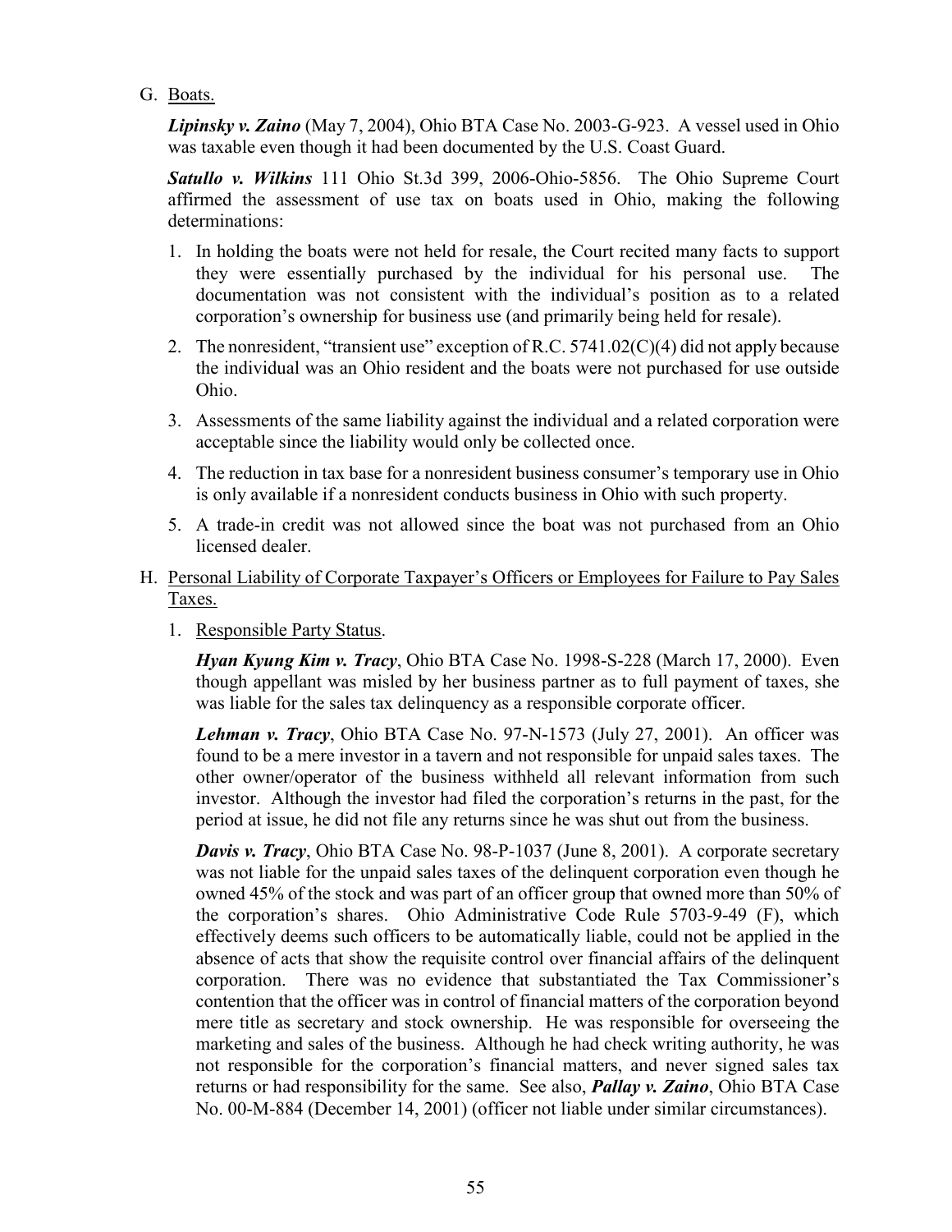G. <u>Boats.</u>

***Lipinsky v. Zaino*** (May 7, 2004), Ohio BTA Case No. 2003-G-923. A vessel used in Ohio was taxable even though it had been documented by the U.S. Coast Guard.

***Satullo v. Wilkins*** 111 Ohio St.3d 399, 2006-Ohio-5856. The Ohio Supreme Court affirmed the assessment of use tax on boats used in Ohio, making the following determinations:

1. In holding the boats were not held for resale, the Court recited many facts to support they were essentially purchased by the individual for his personal use. The documentation was not consistent with the individual's position as to a related corporation's ownership for business use (and primarily being held for resale).
2. The nonresident, "transient use" exception of R.C. 5741.02(C)(4) did not apply because the individual was an Ohio resident and the boats were not purchased for use outside Ohio.
3. Assessments of the same liability against the individual and a related corporation were acceptable since the liability would only be collected once.
4. The reduction in tax base for a nonresident business consumer's temporary use in Ohio is only available if a nonresident conducts business in Ohio with such property.
5. A trade-in credit was not allowed since the boat was not purchased from an Ohio licensed dealer.

H. <u>Personal Liability of Corporate Taxpayer's Officers or Employees for Failure to Pay Sales Taxes.</u>

1. <u>Responsible Party Status</u>.

   ***Hyan Kyung Kim v. Tracy***, Ohio BTA Case No. 1998-S-228 (March 17, 2000). Even though appellant was misled by her business partner as to full payment of taxes, she was liable for the sales tax delinquency as a responsible corporate officer.

   ***Lehman v. Tracy***, Ohio BTA Case No. 97-N-1573 (July 27, 2001). An officer was found to be a mere investor in a tavern and not responsible for unpaid sales taxes. The other owner/operator of the business withheld all relevant information from such investor. Although the investor had filed the corporation's returns in the past, for the period at issue, he did not file any returns since he was shut out from the business.

   ***Davis v. Tracy***, Ohio BTA Case No. 98-P-1037 (June 8, 2001). A corporate secretary was not liable for the unpaid sales taxes of the delinquent corporation even though he owned 45% of the stock and was part of an officer group that owned more than 50% of the corporation's shares. Ohio Administrative Code Rule 5703-9-49 (F), which effectively deems such officers to be automatically liable, could not be applied in the absence of acts that show the requisite control over financial affairs of the delinquent corporation. There was no evidence that substantiated the Tax Commissioner's contention that the officer was in control of financial matters of the corporation beyond mere title as secretary and stock ownership. He was responsible for overseeing the marketing and sales of the business. Although he had check writing authority, he was not responsible for the corporation's financial matters, and never signed sales tax returns or had responsibility for the same. See also, ***Pallay v. Zaino***, Ohio BTA Case No. 00-M-884 (December 14, 2001) (officer not liable under similar circumstances).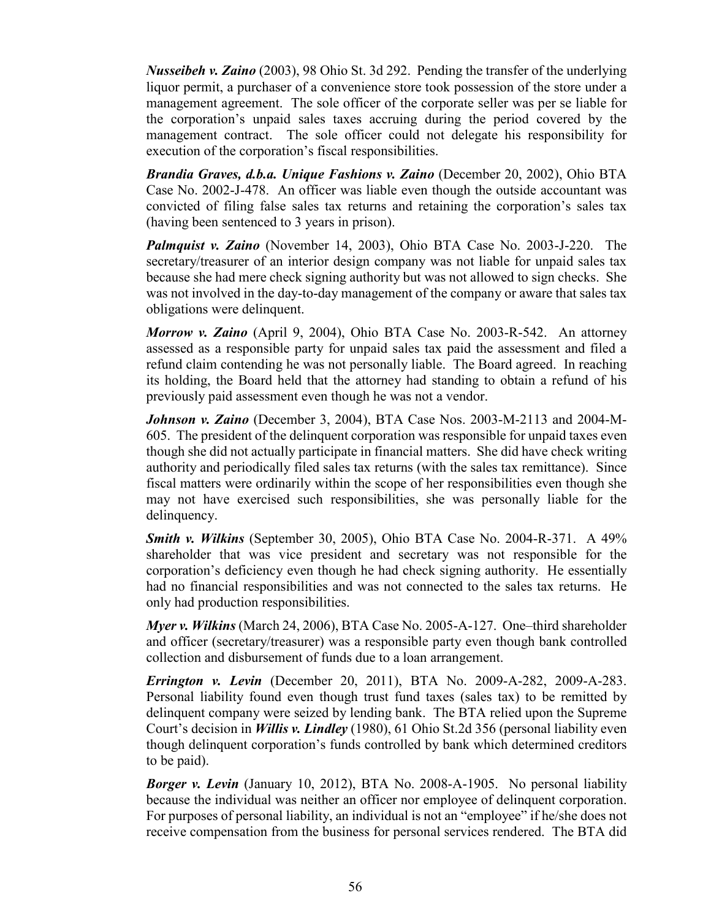***Nusseibeh v. Zaino*** (2003), 98 Ohio St. 3d 292. Pending the transfer of the underlying liquor permit, a purchaser of a convenience store took possession of the store under a management agreement. The sole officer of the corporate seller was per se liable for the corporation's unpaid sales taxes accruing during the period covered by the management contract. The sole officer could not delegate his responsibility for execution of the corporation's fiscal responsibilities.

***Brandia Graves, d.b.a. Unique Fashions v. Zaino*** (December 20, 2002), Ohio BTA Case No. 2002-J-478. An officer was liable even though the outside accountant was convicted of filing false sales tax returns and retaining the corporation's sales tax (having been sentenced to 3 years in prison).

***Palmquist v. Zaino*** (November 14, 2003), Ohio BTA Case No. 2003-J-220. The secretary/treasurer of an interior design company was not liable for unpaid sales tax because she had mere check signing authority but was not allowed to sign checks. She was not involved in the day-to-day management of the company or aware that sales tax obligations were delinquent.

***Morrow v. Zaino*** (April 9, 2004), Ohio BTA Case No. 2003-R-542. An attorney assessed as a responsible party for unpaid sales tax paid the assessment and filed a refund claim contending he was not personally liable. The Board agreed. In reaching its holding, the Board held that the attorney had standing to obtain a refund of his previously paid assessment even though he was not a vendor.

***Johnson v. Zaino*** (December 3, 2004), BTA Case Nos. 2003-M-2113 and 2004-M-605. The president of the delinquent corporation was responsible for unpaid taxes even though she did not actually participate in financial matters. She did have check writing authority and periodically filed sales tax returns (with the sales tax remittance). Since fiscal matters were ordinarily within the scope of her responsibilities even though she may not have exercised such responsibilities, she was personally liable for the delinquency.

***Smith v. Wilkins*** (September 30, 2005), Ohio BTA Case No. 2004-R-371. A 49% shareholder that was vice president and secretary was not responsible for the corporation's deficiency even though he had check signing authority. He essentially had no financial responsibilities and was not connected to the sales tax returns. He only had production responsibilities.

***Myer v. Wilkins*** (March 24, 2006), BTA Case No. 2005-A-127. One–third shareholder and officer (secretary/treasurer) was a responsible party even though bank controlled collection and disbursement of funds due to a loan arrangement.

***Errington v. Levin*** (December 20, 2011), BTA No. 2009-A-282, 2009-A-283. Personal liability found even though trust fund taxes (sales tax) to be remitted by delinquent company were seized by lending bank. The BTA relied upon the Supreme Court's decision in ***Willis v. Lindley*** (1980), 61 Ohio St.2d 356 (personal liability even though delinquent corporation's funds controlled by bank which determined creditors to be paid).

***Borger v. Levin*** (January 10, 2012), BTA No. 2008-A-1905. No personal liability because the individual was neither an officer nor employee of delinquent corporation. For purposes of personal liability, an individual is not an "employee" if he/she does not receive compensation from the business for personal services rendered. The BTA did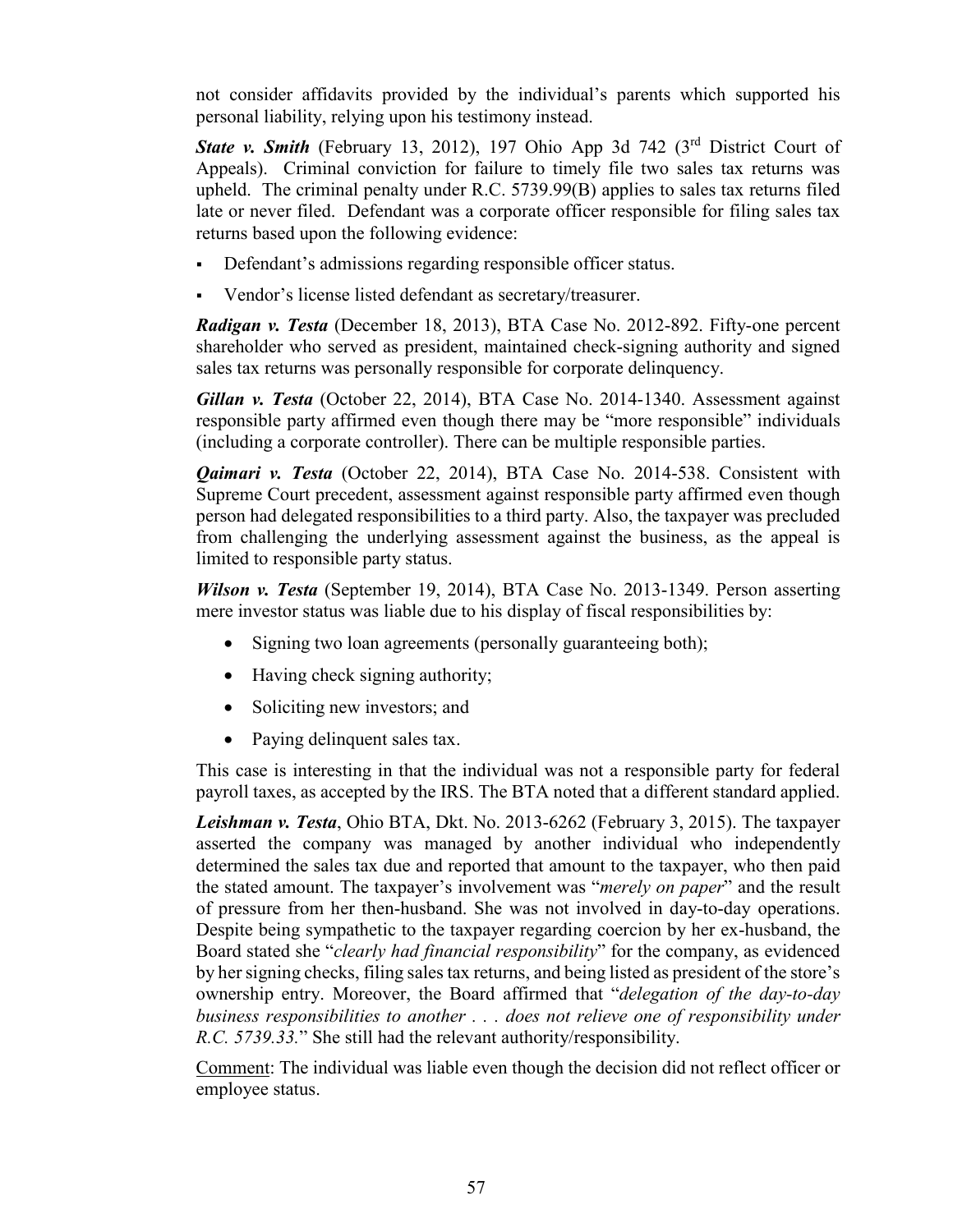not consider affidavits provided by the individual's parents which supported his personal liability, relying upon his testimony instead.

***State v. Smith*** (February 13, 2012), 197 Ohio App 3d 742 (3rd District Court of Appeals). Criminal conviction for failure to timely file two sales tax returns was upheld. The criminal penalty under R.C. 5739.99(B) applies to sales tax returns filed late or never filed. Defendant was a corporate officer responsible for filing sales tax returns based upon the following evidence:

- Defendant's admissions regarding responsible officer status.
- Vendor's license listed defendant as secretary/treasurer.

***Radigan v. Testa*** (December 18, 2013), BTA Case No. 2012-892. Fifty-one percent shareholder who served as president, maintained check-signing authority and signed sales tax returns was personally responsible for corporate delinquency.

***Gillan v. Testa*** (October 22, 2014), BTA Case No. 2014-1340. Assessment against responsible party affirmed even though there may be "more responsible" individuals (including a corporate controller). There can be multiple responsible parties.

***Qaimari v. Testa*** (October 22, 2014), BTA Case No. 2014-538. Consistent with Supreme Court precedent, assessment against responsible party affirmed even though person had delegated responsibilities to a third party. Also, the taxpayer was precluded from challenging the underlying assessment against the business, as the appeal is limited to responsible party status.

***Wilson v. Testa*** (September 19, 2014), BTA Case No. 2013-1349. Person asserting mere investor status was liable due to his display of fiscal responsibilities by:

- Signing two loan agreements (personally guaranteeing both);
- Having check signing authority;
- Soliciting new investors; and
- Paying delinquent sales tax.

This case is interesting in that the individual was not a responsible party for federal payroll taxes, as accepted by the IRS. The BTA noted that a different standard applied.

***Leishman v. Testa***, Ohio BTA, Dkt. No. 2013-6262 (February 3, 2015). The taxpayer asserted the company was managed by another individual who independently determined the sales tax due and reported that amount to the taxpayer, who then paid the stated amount. The taxpayer's involvement was "*merely on paper*" and the result of pressure from her then-husband. She was not involved in day-to-day operations. Despite being sympathetic to the taxpayer regarding coercion by her ex-husband, the Board stated she "*clearly had financial responsibility*" for the company, as evidenced by her signing checks, filing sales tax returns, and being listed as president of the store's ownership entry. Moreover, the Board affirmed that "*delegation of the day-to-day business responsibilities to another . . . does not relieve one of responsibility under R.C. 5739.33.*" She still had the relevant authority/responsibility.

Comment: The individual was liable even though the decision did not reflect officer or employee status.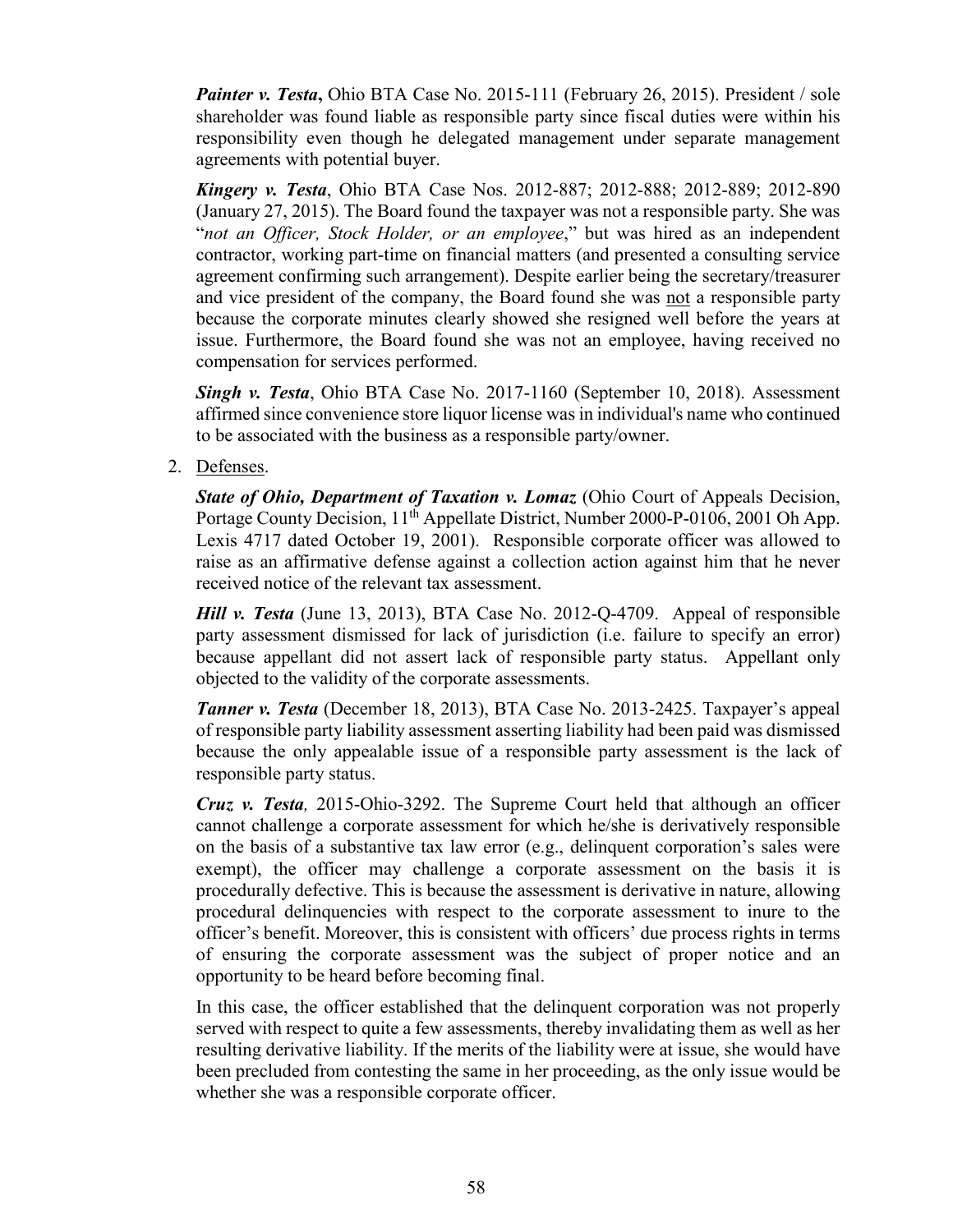***Painter v. Testa*****,** Ohio BTA Case No. 2015-111 (February 26, 2015). President / sole shareholder was found liable as responsible party since fiscal duties were within his responsibility even though he delegated management under separate management agreements with potential buyer.

***Kingery v. Testa***, Ohio BTA Case Nos. 2012-887; 2012-888; 2012-889; 2012-890 (January 27, 2015). The Board found the taxpayer was not a responsible party. She was "*not an Officer, Stock Holder, or an employee*," but was hired as an independent contractor, working part-time on financial matters (and presented a consulting service agreement confirming such arrangement). Despite earlier being the secretary/treasurer and vice president of the company, the Board found she was <u>not</u> a responsible party because the corporate minutes clearly showed she resigned well before the years at issue. Furthermore, the Board found she was not an employee, having received no compensation for services performed.

***Singh v. Testa***, Ohio BTA Case No. 2017-1160 (September 10, 2018). Assessment affirmed since convenience store liquor license was in individual's name who continued to be associated with the business as a responsible party/owner.

2. <u>Defenses</u>.

***State of Ohio, Department of Taxation v. Lomaz*** (Ohio Court of Appeals Decision, Portage County Decision, 11th Appellate District, Number 2000-P-0106, 2001 Oh App. Lexis 4717 dated October 19, 2001). Responsible corporate officer was allowed to raise as an affirmative defense against a collection action against him that he never received notice of the relevant tax assessment.

***Hill v. Testa*** (June 13, 2013), BTA Case No. 2012-Q-4709. Appeal of responsible party assessment dismissed for lack of jurisdiction (i.e. failure to specify an error) because appellant did not assert lack of responsible party status. Appellant only objected to the validity of the corporate assessments.

***Tanner v. Testa*** (December 18, 2013), BTA Case No. 2013-2425. Taxpayer's appeal of responsible party liability assessment asserting liability had been paid was dismissed because the only appealable issue of a responsible party assessment is the lack of responsible party status.

***Cruz v. Testa****,* 2015-Ohio-3292. The Supreme Court held that although an officer cannot challenge a corporate assessment for which he/she is derivatively responsible on the basis of a substantive tax law error (e.g., delinquent corporation's sales were exempt), the officer may challenge a corporate assessment on the basis it is procedurally defective. This is because the assessment is derivative in nature, allowing procedural delinquencies with respect to the corporate assessment to inure to the officer's benefit. Moreover, this is consistent with officers' due process rights in terms of ensuring the corporate assessment was the subject of proper notice and an opportunity to be heard before becoming final.

In this case, the officer established that the delinquent corporation was not properly served with respect to quite a few assessments, thereby invalidating them as well as her resulting derivative liability. If the merits of the liability were at issue, she would have been precluded from contesting the same in her proceeding, as the only issue would be whether she was a responsible corporate officer.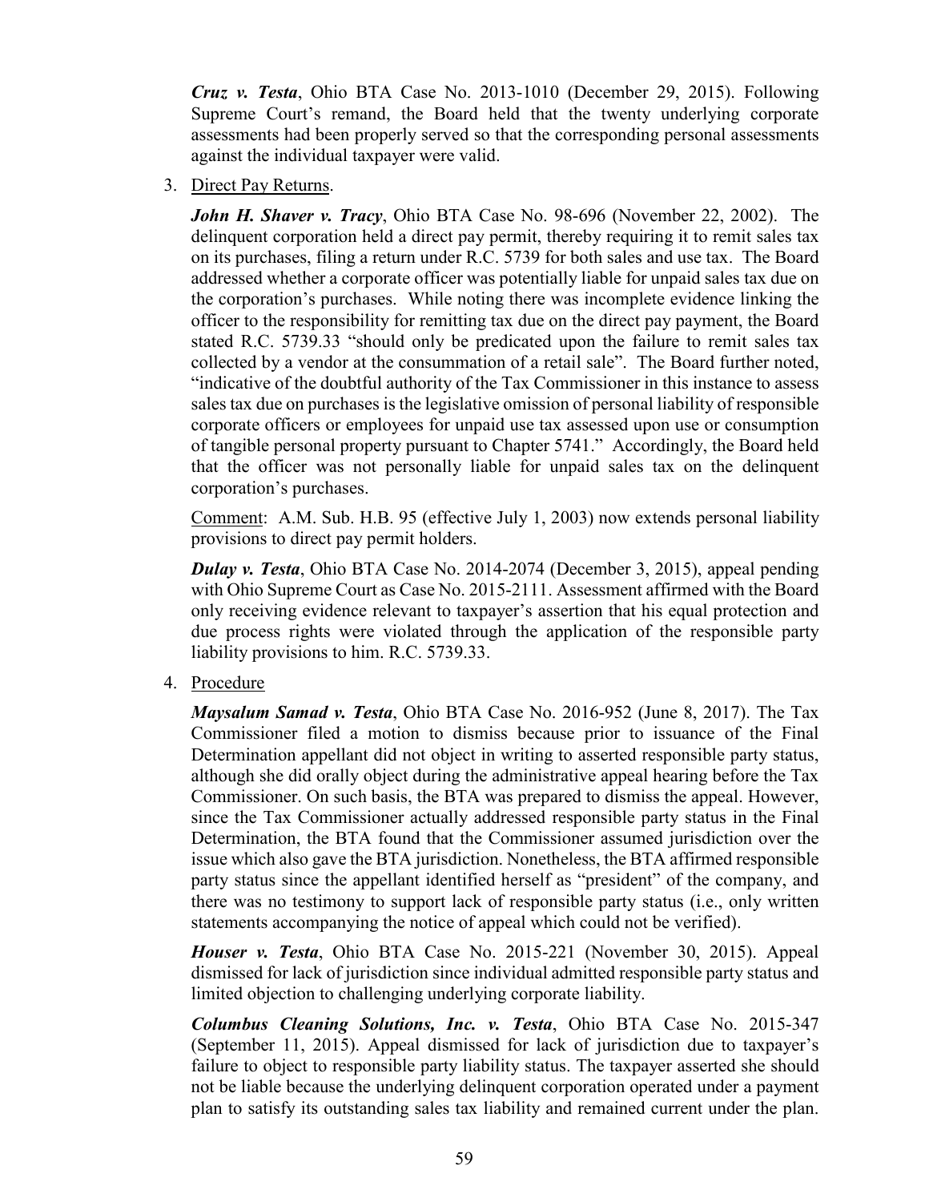***Cruz v. Testa***, Ohio BTA Case No. 2013-1010 (December 29, 2015). Following Supreme Court's remand, the Board held that the twenty underlying corporate assessments had been properly served so that the corresponding personal assessments against the individual taxpayer were valid.

3. Direct Pay Returns.

   ***John H. Shaver v. Tracy***, Ohio BTA Case No. 98-696 (November 22, 2002). The delinquent corporation held a direct pay permit, thereby requiring it to remit sales tax on its purchases, filing a return under R.C. 5739 for both sales and use tax. The Board addressed whether a corporate officer was potentially liable for unpaid sales tax due on the corporation's purchases. While noting there was incomplete evidence linking the officer to the responsibility for remitting tax due on the direct pay payment, the Board stated R.C. 5739.33 "should only be predicated upon the failure to remit sales tax collected by a vendor at the consummation of a retail sale". The Board further noted, "indicative of the doubtful authority of the Tax Commissioner in this instance to assess sales tax due on purchases is the legislative omission of personal liability of responsible corporate officers or employees for unpaid use tax assessed upon use or consumption of tangible personal property pursuant to Chapter 5741." Accordingly, the Board held that the officer was not personally liable for unpaid sales tax on the delinquent corporation's purchases.

   Comment: A.M. Sub. H.B. 95 (effective July 1, 2003) now extends personal liability provisions to direct pay permit holders.

   ***Dulay v. Testa***, Ohio BTA Case No. 2014-2074 (December 3, 2015), appeal pending with Ohio Supreme Court as Case No. 2015-2111. Assessment affirmed with the Board only receiving evidence relevant to taxpayer's assertion that his equal protection and due process rights were violated through the application of the responsible party liability provisions to him. R.C. 5739.33.

4. Procedure

   ***Maysalum Samad v. Testa***, Ohio BTA Case No. 2016-952 (June 8, 2017). The Tax Commissioner filed a motion to dismiss because prior to issuance of the Final Determination appellant did not object in writing to asserted responsible party status, although she did orally object during the administrative appeal hearing before the Tax Commissioner. On such basis, the BTA was prepared to dismiss the appeal. However, since the Tax Commissioner actually addressed responsible party status in the Final Determination, the BTA found that the Commissioner assumed jurisdiction over the issue which also gave the BTA jurisdiction. Nonetheless, the BTA affirmed responsible party status since the appellant identified herself as "president" of the company, and there was no testimony to support lack of responsible party status (i.e., only written statements accompanying the notice of appeal which could not be verified).

   ***Houser v. Testa***, Ohio BTA Case No. 2015-221 (November 30, 2015). Appeal dismissed for lack of jurisdiction since individual admitted responsible party status and limited objection to challenging underlying corporate liability.

   ***Columbus Cleaning Solutions, Inc. v. Testa***, Ohio BTA Case No. 2015-347 (September 11, 2015). Appeal dismissed for lack of jurisdiction due to taxpayer's failure to object to responsible party liability status. The taxpayer asserted she should not be liable because the underlying delinquent corporation operated under a payment plan to satisfy its outstanding sales tax liability and remained current under the plan.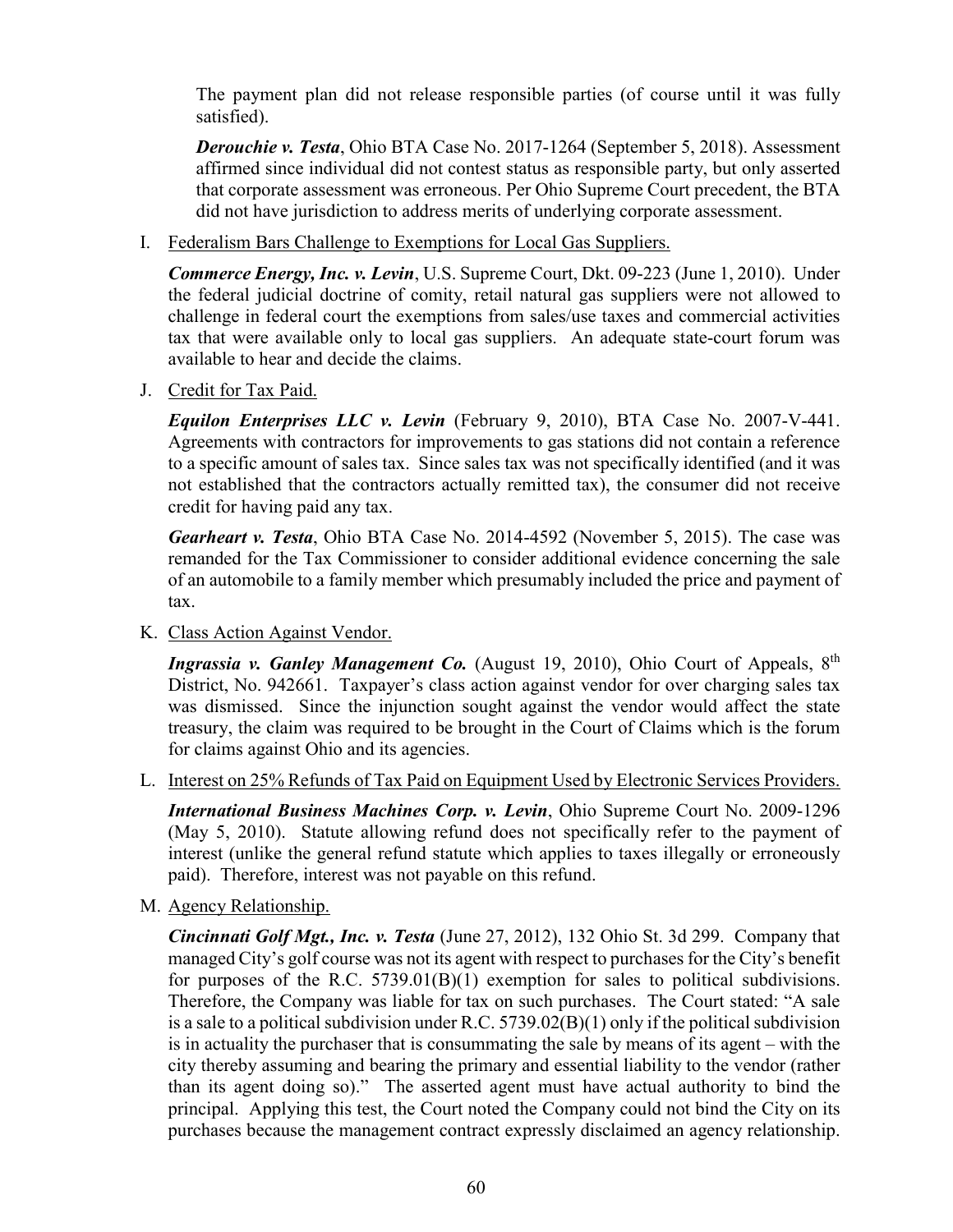The payment plan did not release responsible parties (of course until it was fully satisfied).

***Derouchie v. Testa***, Ohio BTA Case No. 2017-1264 (September 5, 2018). Assessment affirmed since individual did not contest status as responsible party, but only asserted that corporate assessment was erroneous. Per Ohio Supreme Court precedent, the BTA did not have jurisdiction to address merits of underlying corporate assessment.

I. Federalism Bars Challenge to Exemptions for Local Gas Suppliers.

***Commerce Energy, Inc. v. Levin***, U.S. Supreme Court, Dkt. 09-223 (June 1, 2010). Under the federal judicial doctrine of comity, retail natural gas suppliers were not allowed to challenge in federal court the exemptions from sales/use taxes and commercial activities tax that were available only to local gas suppliers. An adequate state-court forum was available to hear and decide the claims.

J. Credit for Tax Paid.

***Equilon Enterprises LLC v. Levin*** (February 9, 2010), BTA Case No. 2007-V-441. Agreements with contractors for improvements to gas stations did not contain a reference to a specific amount of sales tax. Since sales tax was not specifically identified (and it was not established that the contractors actually remitted tax), the consumer did not receive credit for having paid any tax.

***Gearheart v. Testa***, Ohio BTA Case No. 2014-4592 (November 5, 2015). The case was remanded for the Tax Commissioner to consider additional evidence concerning the sale of an automobile to a family member which presumably included the price and payment of tax.

K. Class Action Against Vendor.

***Ingrassia v. Ganley Management Co.*** (August 19, 2010), Ohio Court of Appeals, 8th District, No. 942661. Taxpayer's class action against vendor for over charging sales tax was dismissed. Since the injunction sought against the vendor would affect the state treasury, the claim was required to be brought in the Court of Claims which is the forum for claims against Ohio and its agencies.

L. Interest on 25% Refunds of Tax Paid on Equipment Used by Electronic Services Providers.

***International Business Machines Corp. v. Levin***, Ohio Supreme Court No. 2009-1296 (May 5, 2010). Statute allowing refund does not specifically refer to the payment of interest (unlike the general refund statute which applies to taxes illegally or erroneously paid). Therefore, interest was not payable on this refund.

M. Agency Relationship.

***Cincinnati Golf Mgt., Inc. v. Testa*** (June 27, 2012), 132 Ohio St. 3d 299. Company that managed City's golf course was not its agent with respect to purchases for the City's benefit for purposes of the R.C. 5739.01(B)(1) exemption for sales to political subdivisions. Therefore, the Company was liable for tax on such purchases. The Court stated: "A sale is a sale to a political subdivision under R.C. 5739.02(B)(1) only if the political subdivision is in actuality the purchaser that is consummating the sale by means of its agent – with the city thereby assuming and bearing the primary and essential liability to the vendor (rather than its agent doing so)." The asserted agent must have actual authority to bind the principal. Applying this test, the Court noted the Company could not bind the City on its purchases because the management contract expressly disclaimed an agency relationship.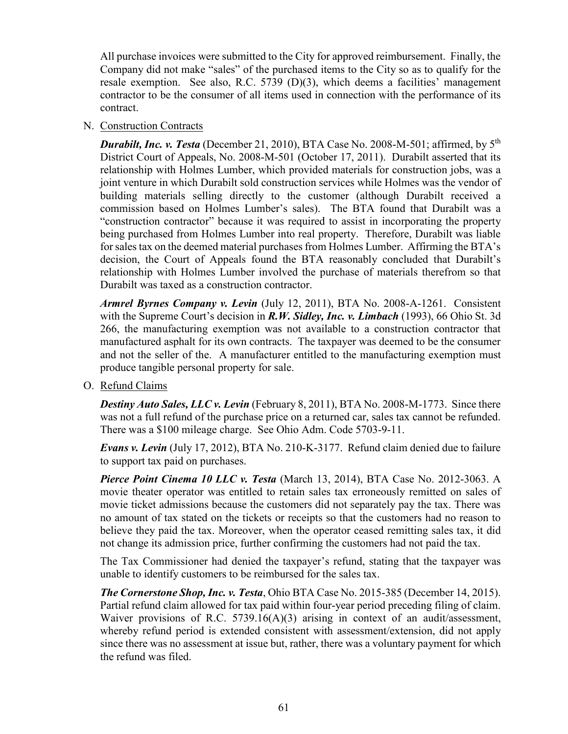All purchase invoices were submitted to the City for approved reimbursement. Finally, the Company did not make "sales" of the purchased items to the City so as to qualify for the resale exemption. See also, R.C. 5739 (D)(3), which deems a facilities' management contractor to be the consumer of all items used in connection with the performance of its contract.

N. Construction Contracts

***Durabilt, Inc. v. Testa*** (December 21, 2010), BTA Case No. 2008-M-501; affirmed, by 5th District Court of Appeals, No. 2008-M-501 (October 17, 2011). Durabilt asserted that its relationship with Holmes Lumber, which provided materials for construction jobs, was a joint venture in which Durabilt sold construction services while Holmes was the vendor of building materials selling directly to the customer (although Durabilt received a commission based on Holmes Lumber's sales). The BTA found that Durabilt was a "construction contractor" because it was required to assist in incorporating the property being purchased from Holmes Lumber into real property. Therefore, Durabilt was liable for sales tax on the deemed material purchases from Holmes Lumber. Affirming the BTA's decision, the Court of Appeals found the BTA reasonably concluded that Durabilt's relationship with Holmes Lumber involved the purchase of materials therefrom so that Durabilt was taxed as a construction contractor.

***Armrel Byrnes Company v. Levin*** (July 12, 2011), BTA No. 2008-A-1261. Consistent with the Supreme Court's decision in ***R.W. Sidley, Inc. v. Limbach*** (1993), 66 Ohio St. 3d 266, the manufacturing exemption was not available to a construction contractor that manufactured asphalt for its own contracts. The taxpayer was deemed to be the consumer and not the seller of the. A manufacturer entitled to the manufacturing exemption must produce tangible personal property for sale.

O. Refund Claims

***Destiny Auto Sales, LLC v. Levin*** (February 8, 2011), BTA No. 2008-M-1773. Since there was not a full refund of the purchase price on a returned car, sales tax cannot be refunded. There was a $100 mileage charge. See Ohio Adm. Code 5703-9-11.

***Evans v. Levin*** (July 17, 2012), BTA No. 210-K-3177. Refund claim denied due to failure to support tax paid on purchases.

***Pierce Point Cinema 10 LLC v. Testa*** (March 13, 2014), BTA Case No. 2012-3063. A movie theater operator was entitled to retain sales tax erroneously remitted on sales of movie ticket admissions because the customers did not separately pay the tax. There was no amount of tax stated on the tickets or receipts so that the customers had no reason to believe they paid the tax. Moreover, when the operator ceased remitting sales tax, it did not change its admission price, further confirming the customers had not paid the tax.

The Tax Commissioner had denied the taxpayer's refund, stating that the taxpayer was unable to identify customers to be reimbursed for the sales tax.

***The Cornerstone Shop, Inc. v. Testa***, Ohio BTA Case No. 2015-385 (December 14, 2015). Partial refund claim allowed for tax paid within four-year period preceding filing of claim. Waiver provisions of R.C. 5739.16(A)(3) arising in context of an audit/assessment, whereby refund period is extended consistent with assessment/extension, did not apply since there was no assessment at issue but, rather, there was a voluntary payment for which the refund was filed.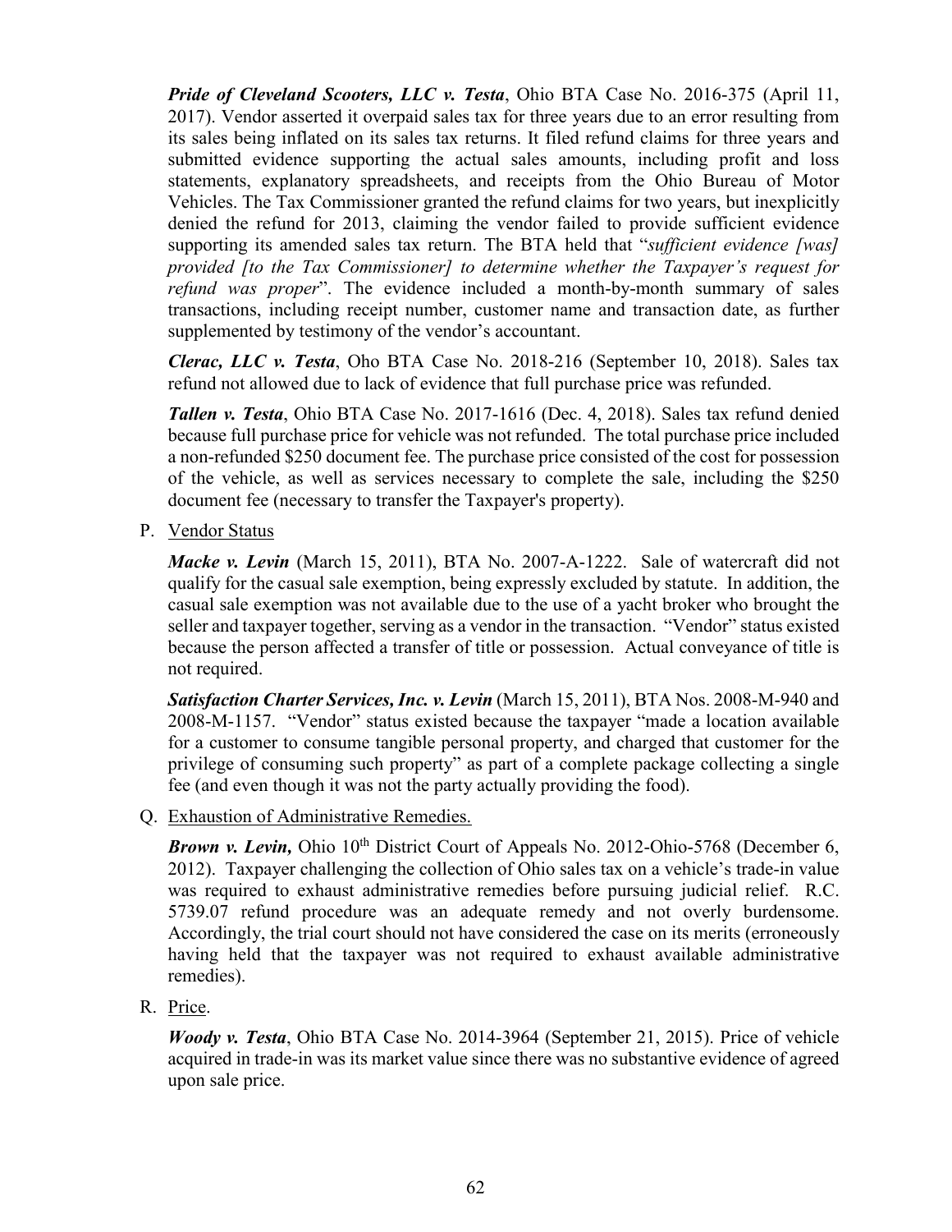***Pride of Cleveland Scooters, LLC v. Testa***, Ohio BTA Case No. 2016-375 (April 11, 2017). Vendor asserted it overpaid sales tax for three years due to an error resulting from its sales being inflated on its sales tax returns. It filed refund claims for three years and submitted evidence supporting the actual sales amounts, including profit and loss statements, explanatory spreadsheets, and receipts from the Ohio Bureau of Motor Vehicles. The Tax Commissioner granted the refund claims for two years, but inexplicitly denied the refund for 2013, claiming the vendor failed to provide sufficient evidence supporting its amended sales tax return. The BTA held that "*sufficient evidence [was] provided [to the Tax Commissioner] to determine whether the Taxpayer's request for refund was proper*". The evidence included a month-by-month summary of sales transactions, including receipt number, customer name and transaction date, as further supplemented by testimony of the vendor's accountant.

***Clerac, LLC v. Testa***, Oho BTA Case No. 2018-216 (September 10, 2018). Sales tax refund not allowed due to lack of evidence that full purchase price was refunded.

***Tallen v. Testa***, Ohio BTA Case No. 2017-1616 (Dec. 4, 2018). Sales tax refund denied because full purchase price for vehicle was not refunded. The total purchase price included a non-refunded $250 document fee. The purchase price consisted of the cost for possession of the vehicle, as well as services necessary to complete the sale, including the $250 document fee (necessary to transfer the Taxpayer's property).

P. Vendor Status

***Macke v. Levin*** (March 15, 2011), BTA No. 2007-A-1222. Sale of watercraft did not qualify for the casual sale exemption, being expressly excluded by statute. In addition, the casual sale exemption was not available due to the use of a yacht broker who brought the seller and taxpayer together, serving as a vendor in the transaction. "Vendor" status existed because the person affected a transfer of title or possession. Actual conveyance of title is not required.

***Satisfaction Charter Services, Inc. v. Levin*** (March 15, 2011), BTA Nos. 2008-M-940 and 2008-M-1157. "Vendor" status existed because the taxpayer "made a location available for a customer to consume tangible personal property, and charged that customer for the privilege of consuming such property" as part of a complete package collecting a single fee (and even though it was not the party actually providing the food).

Q. Exhaustion of Administrative Remedies.

***Brown v. Levin,*** Ohio 10th District Court of Appeals No. 2012-Ohio-5768 (December 6, 2012). Taxpayer challenging the collection of Ohio sales tax on a vehicle's trade-in value was required to exhaust administrative remedies before pursuing judicial relief. R.C. 5739.07 refund procedure was an adequate remedy and not overly burdensome. Accordingly, the trial court should not have considered the case on its merits (erroneously having held that the taxpayer was not required to exhaust available administrative remedies).

R. Price.

***Woody v. Testa***, Ohio BTA Case No. 2014-3964 (September 21, 2015). Price of vehicle acquired in trade-in was its market value since there was no substantive evidence of agreed upon sale price.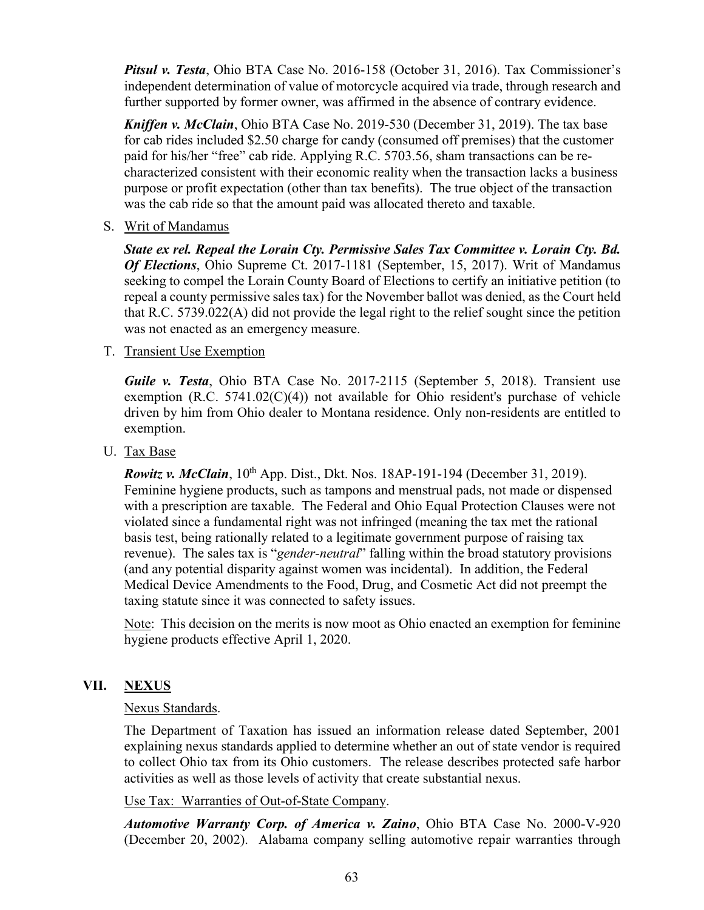***Pitsul v. Testa***, Ohio BTA Case No. 2016-158 (October 31, 2016). Tax Commissioner's independent determination of value of motorcycle acquired via trade, through research and further supported by former owner, was affirmed in the absence of contrary evidence.

***Kniffen v. McClain***, Ohio BTA Case No. 2019-530 (December 31, 2019). The tax base for cab rides included $2.50 charge for candy (consumed off premises) that the customer paid for his/her "free" cab ride. Applying R.C. 5703.56, sham transactions can be re-characterized consistent with their economic reality when the transaction lacks a business purpose or profit expectation (other than tax benefits). The true object of the transaction was the cab ride so that the amount paid was allocated thereto and taxable.

S. <u>Writ of Mandamus</u>

***State ex rel. Repeal the Lorain Cty. Permissive Sales Tax Committee v. Lorain Cty. Bd. Of Elections***, Ohio Supreme Ct. 2017-1181 (September, 15, 2017). Writ of Mandamus seeking to compel the Lorain County Board of Elections to certify an initiative petition (to repeal a county permissive sales tax) for the November ballot was denied, as the Court held that R.C. 5739.022(A) did not provide the legal right to the relief sought since the petition was not enacted as an emergency measure.

T. <u>Transient Use Exemption</u>

***Guile v. Testa***, Ohio BTA Case No. 2017-2115 (September 5, 2018). Transient use exemption (R.C. 5741.02(C)(4)) not available for Ohio resident's purchase of vehicle driven by him from Ohio dealer to Montana residence. Only non-residents are entitled to exemption.

U. <u>Tax Base</u>

***Rowitz v. McClain***, 10th App. Dist., Dkt. Nos. 18AP-191-194 (December 31, 2019). Feminine hygiene products, such as tampons and menstrual pads, not made or dispensed with a prescription are taxable. The Federal and Ohio Equal Protection Clauses were not violated since a fundamental right was not infringed (meaning the tax met the rational basis test, being rationally related to a legitimate government purpose of raising tax revenue). The sales tax is "*gender-neutral*" falling within the broad statutory provisions (and any potential disparity against women was incidental). In addition, the Federal Medical Device Amendments to the Food, Drug, and Cosmetic Act did not preempt the taxing statute since it was connected to safety issues.

<u>Note</u>: This decision on the merits is now moot as Ohio enacted an exemption for feminine hygiene products effective April 1, 2020.

## VII. <u>NEXUS</u>

<u>Nexus Standards</u>.

The Department of Taxation has issued an information release dated September, 2001 explaining nexus standards applied to determine whether an out of state vendor is required to collect Ohio tax from its Ohio customers. The release describes protected safe harbor activities as well as those levels of activity that create substantial nexus.

<u>Use Tax: Warranties of Out-of-State Company</u>.

***Automotive Warranty Corp. of America v. Zaino***, Ohio BTA Case No. 2000-V-920 (December 20, 2002). Alabama company selling automotive repair warranties through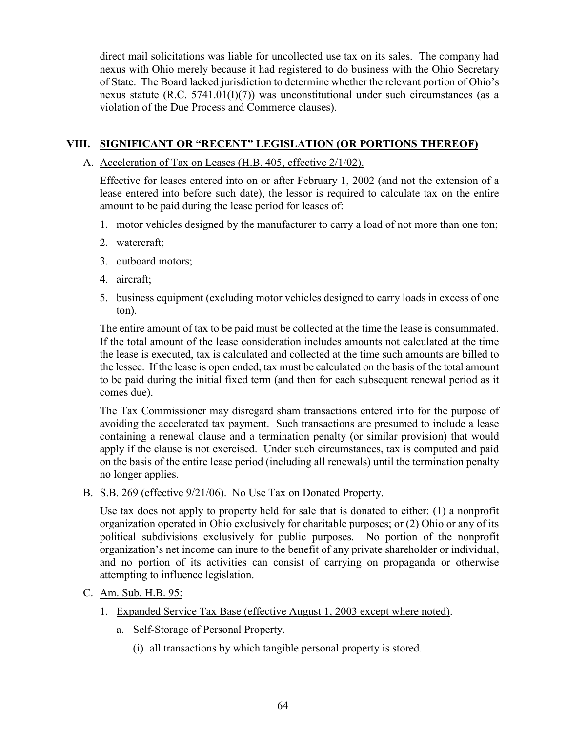direct mail solicitations was liable for uncollected use tax on its sales. The company had nexus with Ohio merely because it had registered to do business with the Ohio Secretary of State. The Board lacked jurisdiction to determine whether the relevant portion of Ohio's nexus statute (R.C. 5741.01(I)(7)) was unconstitutional under such circumstances (as a violation of the Due Process and Commerce clauses).

## VIII. SIGNIFICANT OR "RECENT" LEGISLATION (OR PORTIONS THEREOF)

A. Acceleration of Tax on Leases (H.B. 405, effective 2/1/02).

Effective for leases entered into on or after February 1, 2002 (and not the extension of a lease entered into before such date), the lessor is required to calculate tax on the entire amount to be paid during the lease period for leases of:

1. motor vehicles designed by the manufacturer to carry a load of not more than one ton;
2. watercraft;
3. outboard motors;
4. aircraft;
5. business equipment (excluding motor vehicles designed to carry loads in excess of one ton).

The entire amount of tax to be paid must be collected at the time the lease is consummated. If the total amount of the lease consideration includes amounts not calculated at the time the lease is executed, tax is calculated and collected at the time such amounts are billed to the lessee. If the lease is open ended, tax must be calculated on the basis of the total amount to be paid during the initial fixed term (and then for each subsequent renewal period as it comes due).

The Tax Commissioner may disregard sham transactions entered into for the purpose of avoiding the accelerated tax payment. Such transactions are presumed to include a lease containing a renewal clause and a termination penalty (or similar provision) that would apply if the clause is not exercised. Under such circumstances, tax is computed and paid on the basis of the entire lease period (including all renewals) until the termination penalty no longer applies.

B. S.B. 269 (effective 9/21/06). No Use Tax on Donated Property.

Use tax does not apply to property held for sale that is donated to either: (1) a nonprofit organization operated in Ohio exclusively for charitable purposes; or (2) Ohio or any of its political subdivisions exclusively for public purposes. No portion of the nonprofit organization's net income can inure to the benefit of any private shareholder or individual, and no portion of its activities can consist of carrying on propaganda or otherwise attempting to influence legislation.

C. Am. Sub. H.B. 95:

1. Expanded Service Tax Base (effective August 1, 2003 except where noted).
   a. Self-Storage of Personal Property.
      (i) all transactions by which tangible personal property is stored.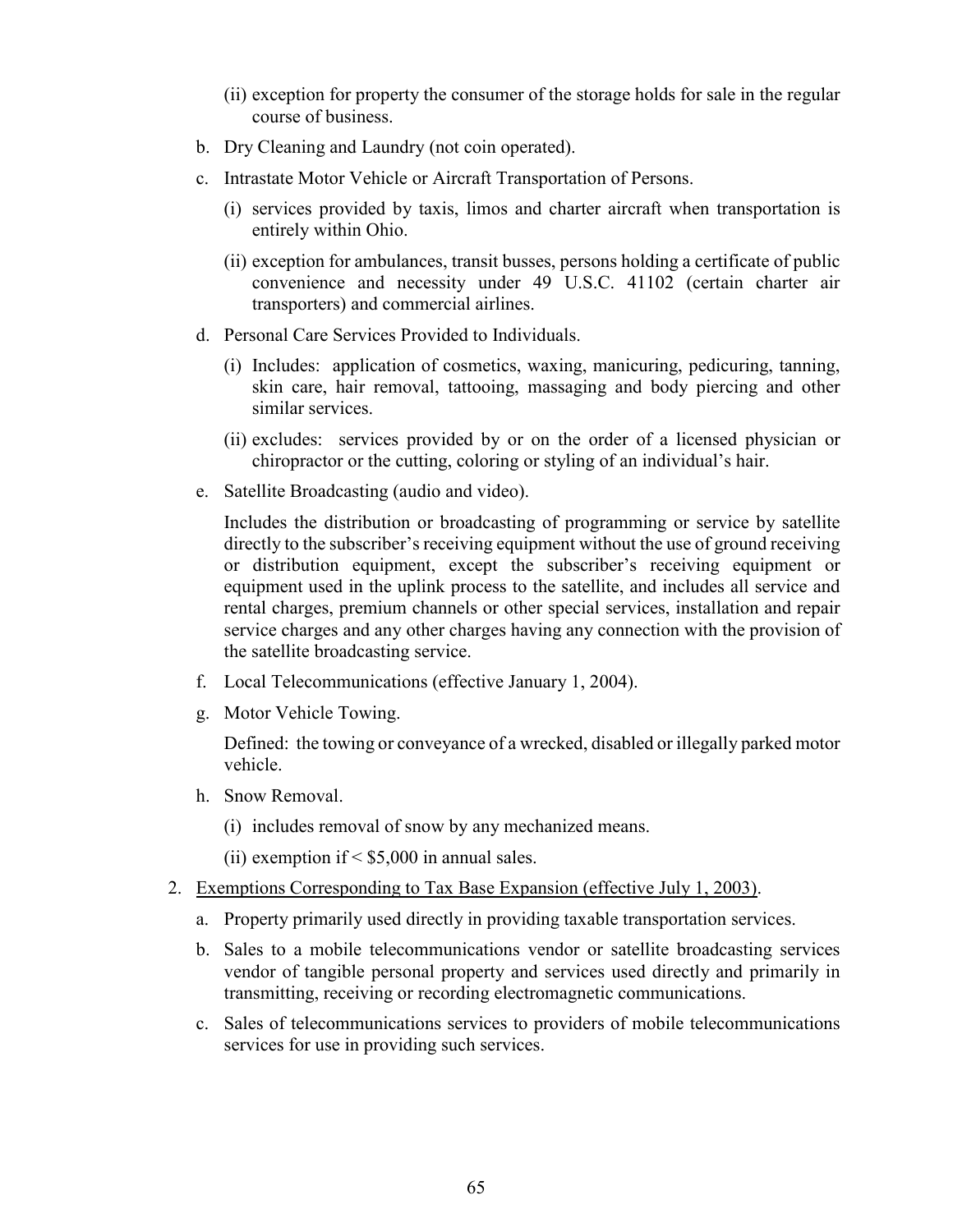(ii) exception for property the consumer of the storage holds for sale in the regular course of business.

b. Dry Cleaning and Laundry (not coin operated).

c. Intrastate Motor Vehicle or Aircraft Transportation of Persons.

   (i) services provided by taxis, limos and charter aircraft when transportation is entirely within Ohio.

   (ii) exception for ambulances, transit busses, persons holding a certificate of public convenience and necessity under 49 U.S.C. 41102 (certain charter air transporters) and commercial airlines.

d. Personal Care Services Provided to Individuals.

   (i) Includes: application of cosmetics, waxing, manicuring, pedicuring, tanning, skin care, hair removal, tattooing, massaging and body piercing and other similar services.

   (ii) excludes: services provided by or on the order of a licensed physician or chiropractor or the cutting, coloring or styling of an individual's hair.

e. Satellite Broadcasting (audio and video).

   Includes the distribution or broadcasting of programming or service by satellite directly to the subscriber's receiving equipment without the use of ground receiving or distribution equipment, except the subscriber's receiving equipment or equipment used in the uplink process to the satellite, and includes all service and rental charges, premium channels or other special services, installation and repair service charges and any other charges having any connection with the provision of the satellite broadcasting service.

f. Local Telecommunications (effective January 1, 2004).

g. Motor Vehicle Towing.

   Defined: the towing or conveyance of a wrecked, disabled or illegally parked motor vehicle.

h. Snow Removal.

   (i) includes removal of snow by any mechanized means.

   (ii) exemption if < $5,000 in annual sales.

2. <u>Exemptions Corresponding to Tax Base Expansion (effective July 1, 2003)</u>.

   a. Property primarily used directly in providing taxable transportation services.

   b. Sales to a mobile telecommunications vendor or satellite broadcasting services vendor of tangible personal property and services used directly and primarily in transmitting, receiving or recording electromagnetic communications.

   c. Sales of telecommunications services to providers of mobile telecommunications services for use in providing such services.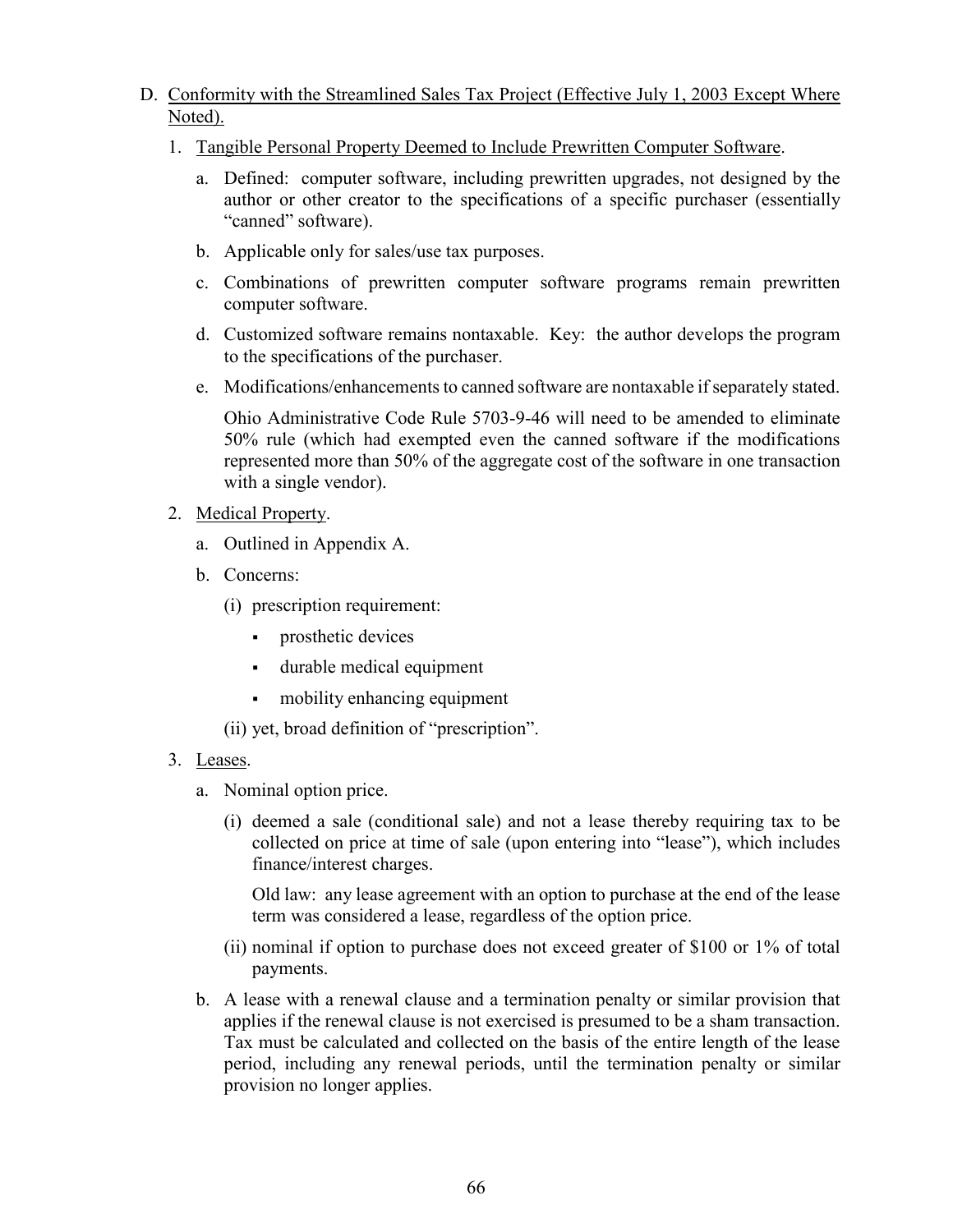D. <u>Conformity with the Streamlined Sales Tax Project (Effective July 1, 2003 Except Where Noted).</u>

1. <u>Tangible Personal Property Deemed to Include Prewritten Computer Software</u>.

   a. Defined: computer software, including prewritten upgrades, not designed by the author or other creator to the specifications of a specific purchaser (essentially "canned" software).

   b. Applicable only for sales/use tax purposes.

   c. Combinations of prewritten computer software programs remain prewritten computer software.

   d. Customized software remains nontaxable. Key: the author develops the program to the specifications of the purchaser.

   e. Modifications/enhancements to canned software are nontaxable if separately stated.

      Ohio Administrative Code Rule 5703-9-46 will need to be amended to eliminate 50% rule (which had exempted even the canned software if the modifications represented more than 50% of the aggregate cost of the software in one transaction with a single vendor).

2. <u>Medical Property</u>.

   a. Outlined in Appendix A.

   b. Concerns:

      (i) prescription requirement:

      - prosthetic devices
      - durable medical equipment
      - mobility enhancing equipment

      (ii) yet, broad definition of "prescription".

3. <u>Leases</u>.

   a. Nominal option price.

      (i) deemed a sale (conditional sale) and not a lease thereby requiring tax to be collected on price at time of sale (upon entering into "lease"), which includes finance/interest charges.

      Old law: any lease agreement with an option to purchase at the end of the lease term was considered a lease, regardless of the option price.

      (ii) nominal if option to purchase does not exceed greater of $100 or 1% of total payments.

   b. A lease with a renewal clause and a termination penalty or similar provision that applies if the renewal clause is not exercised is presumed to be a sham transaction. Tax must be calculated and collected on the basis of the entire length of the lease period, including any renewal periods, until the termination penalty or similar provision no longer applies.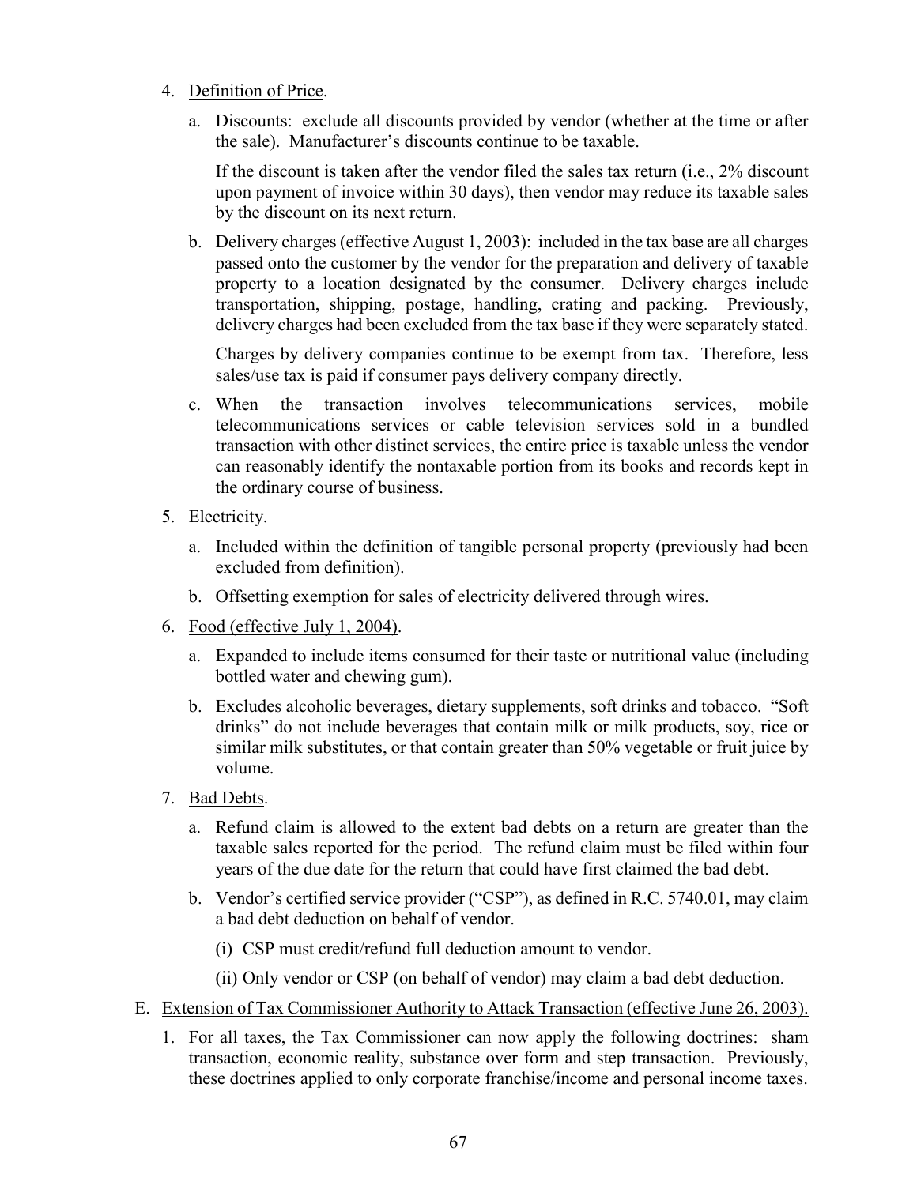4. Definition of Price.

   a. Discounts: exclude all discounts provided by vendor (whether at the time or after the sale). Manufacturer's discounts continue to be taxable.

      If the discount is taken after the vendor filed the sales tax return (i.e., 2% discount upon payment of invoice within 30 days), then vendor may reduce its taxable sales by the discount on its next return.

   b. Delivery charges (effective August 1, 2003): included in the tax base are all charges passed onto the customer by the vendor for the preparation and delivery of taxable property to a location designated by the consumer. Delivery charges include transportation, shipping, postage, handling, crating and packing. Previously, delivery charges had been excluded from the tax base if they were separately stated.

      Charges by delivery companies continue to be exempt from tax. Therefore, less sales/use tax is paid if consumer pays delivery company directly.

   c. When the transaction involves telecommunications services, mobile telecommunications services or cable television services sold in a bundled transaction with other distinct services, the entire price is taxable unless the vendor can reasonably identify the nontaxable portion from its books and records kept in the ordinary course of business.

5. Electricity.

   a. Included within the definition of tangible personal property (previously had been excluded from definition).

   b. Offsetting exemption for sales of electricity delivered through wires.

6. Food (effective July 1, 2004).

   a. Expanded to include items consumed for their taste or nutritional value (including bottled water and chewing gum).

   b. Excludes alcoholic beverages, dietary supplements, soft drinks and tobacco. "Soft drinks" do not include beverages that contain milk or milk products, soy, rice or similar milk substitutes, or that contain greater than 50% vegetable or fruit juice by volume.

7. Bad Debts.

   a. Refund claim is allowed to the extent bad debts on a return are greater than the taxable sales reported for the period. The refund claim must be filed within four years of the due date for the return that could have first claimed the bad debt.

   b. Vendor's certified service provider ("CSP"), as defined in R.C. 5740.01, may claim a bad debt deduction on behalf of vendor.

      (i) CSP must credit/refund full deduction amount to vendor.

      (ii) Only vendor or CSP (on behalf of vendor) may claim a bad debt deduction.

E. Extension of Tax Commissioner Authority to Attack Transaction (effective June 26, 2003).

   1. For all taxes, the Tax Commissioner can now apply the following doctrines: sham transaction, economic reality, substance over form and step transaction. Previously, these doctrines applied to only corporate franchise/income and personal income taxes.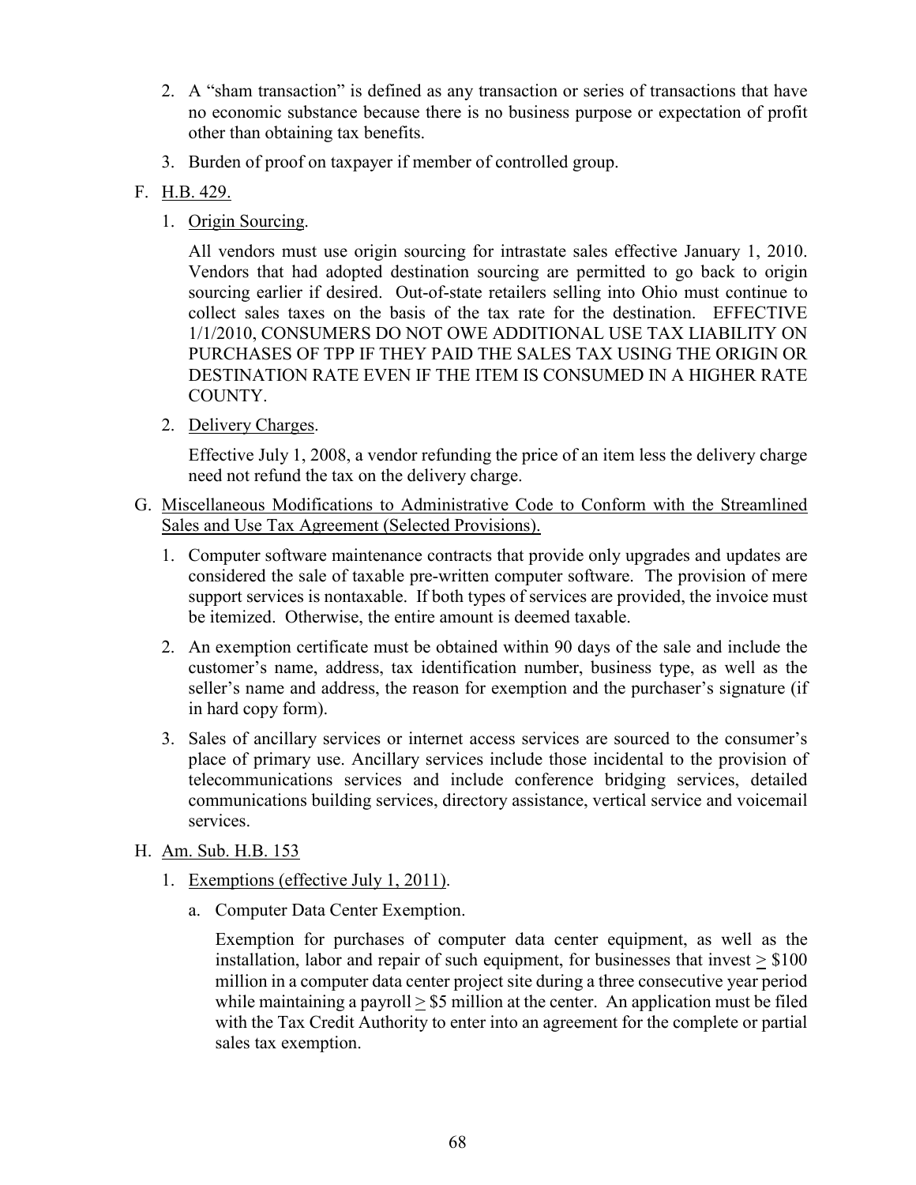2. A "sham transaction" is defined as any transaction or series of transactions that have no economic substance because there is no business purpose or expectation of profit other than obtaining tax benefits.

3. Burden of proof on taxpayer if member of controlled group.

F. H.B. 429.

1. Origin Sourcing.

   All vendors must use origin sourcing for intrastate sales effective January 1, 2010. Vendors that had adopted destination sourcing are permitted to go back to origin sourcing earlier if desired. Out-of-state retailers selling into Ohio must continue to collect sales taxes on the basis of the tax rate for the destination. EFFECTIVE 1/1/2010, CONSUMERS DO NOT OWE ADDITIONAL USE TAX LIABILITY ON PURCHASES OF TPP IF THEY PAID THE SALES TAX USING THE ORIGIN OR DESTINATION RATE EVEN IF THE ITEM IS CONSUMED IN A HIGHER RATE COUNTY.

2. Delivery Charges.

   Effective July 1, 2008, a vendor refunding the price of an item less the delivery charge need not refund the tax on the delivery charge.

G. Miscellaneous Modifications to Administrative Code to Conform with the Streamlined Sales and Use Tax Agreement (Selected Provisions).

1. Computer software maintenance contracts that provide only upgrades and updates are considered the sale of taxable pre-written computer software. The provision of mere support services is nontaxable. If both types of services are provided, the invoice must be itemized. Otherwise, the entire amount is deemed taxable.

2. An exemption certificate must be obtained within 90 days of the sale and include the customer's name, address, tax identification number, business type, as well as the seller's name and address, the reason for exemption and the purchaser's signature (if in hard copy form).

3. Sales of ancillary services or internet access services are sourced to the consumer's place of primary use. Ancillary services include those incidental to the provision of telecommunications services and include conference bridging services, detailed communications building services, directory assistance, vertical service and voicemail services.

H. Am. Sub. H.B. 153

1. Exemptions (effective July 1, 2011).

   a. Computer Data Center Exemption.

      Exemption for purchases of computer data center equipment, as well as the installation, labor and repair of such equipment, for businesses that invest ≥ $100 million in a computer data center project site during a three consecutive year period while maintaining a payroll ≥ $5 million at the center. An application must be filed with the Tax Credit Authority to enter into an agreement for the complete or partial sales tax exemption.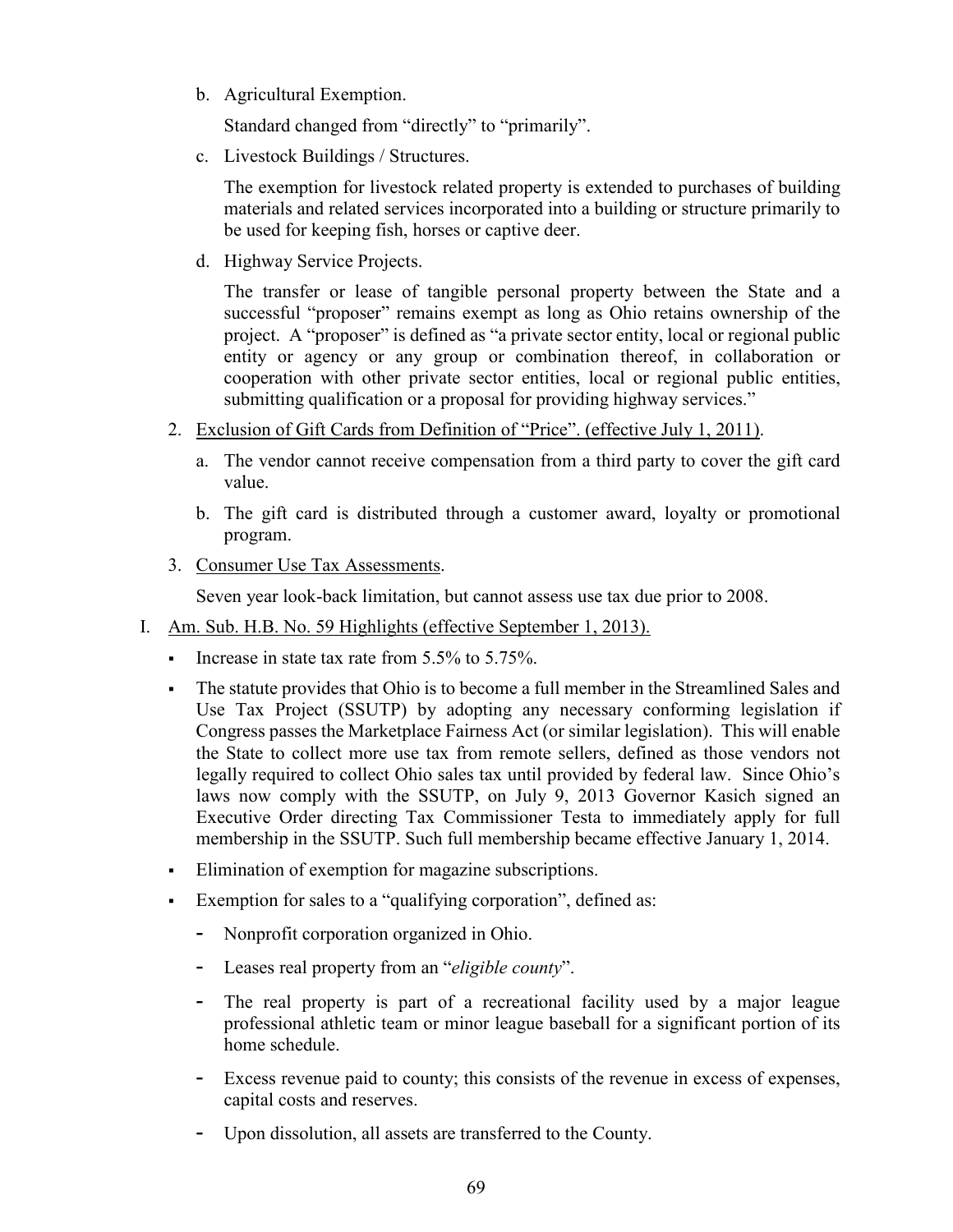b. Agricultural Exemption.

   Standard changed from "directly" to "primarily".

c. Livestock Buildings / Structures.

   The exemption for livestock related property is extended to purchases of building materials and related services incorporated into a building or structure primarily to be used for keeping fish, horses or captive deer.

d. Highway Service Projects.

   The transfer or lease of tangible personal property between the State and a successful "proposer" remains exempt as long as Ohio retains ownership of the project. A "proposer" is defined as "a private sector entity, local or regional public entity or agency or any group or combination thereof, in collaboration or cooperation with other private sector entities, local or regional public entities, submitting qualification or a proposal for providing highway services."

2. <u>Exclusion of Gift Cards from Definition of "Price". (effective July 1, 2011)</u>.

   a. The vendor cannot receive compensation from a third party to cover the gift card value.

   b. The gift card is distributed through a customer award, loyalty or promotional program.

3. <u>Consumer Use Tax Assessments</u>.

   Seven year look-back limitation, but cannot assess use tax due prior to 2008.

I. <u>Am. Sub. H.B. No. 59 Highlights (effective September 1, 2013).</u>

- Increase in state tax rate from 5.5% to 5.75%.
- The statute provides that Ohio is to become a full member in the Streamlined Sales and Use Tax Project (SSUTP) by adopting any necessary conforming legislation if Congress passes the Marketplace Fairness Act (or similar legislation). This will enable the State to collect more use tax from remote sellers, defined as those vendors not legally required to collect Ohio sales tax until provided by federal law. Since Ohio's laws now comply with the SSUTP, on July 9, 2013 Governor Kasich signed an Executive Order directing Tax Commissioner Testa to immediately apply for full membership in the SSUTP. Such full membership became effective January 1, 2014.
- Elimination of exemption for magazine subscriptions.
- Exemption for sales to a "qualifying corporation", defined as:
  - Nonprofit corporation organized in Ohio.
  - Leases real property from an "*eligible county*".
  - The real property is part of a recreational facility used by a major league professional athletic team or minor league baseball for a significant portion of its home schedule.
  - Excess revenue paid to county; this consists of the revenue in excess of expenses, capital costs and reserves.
  - Upon dissolution, all assets are transferred to the County.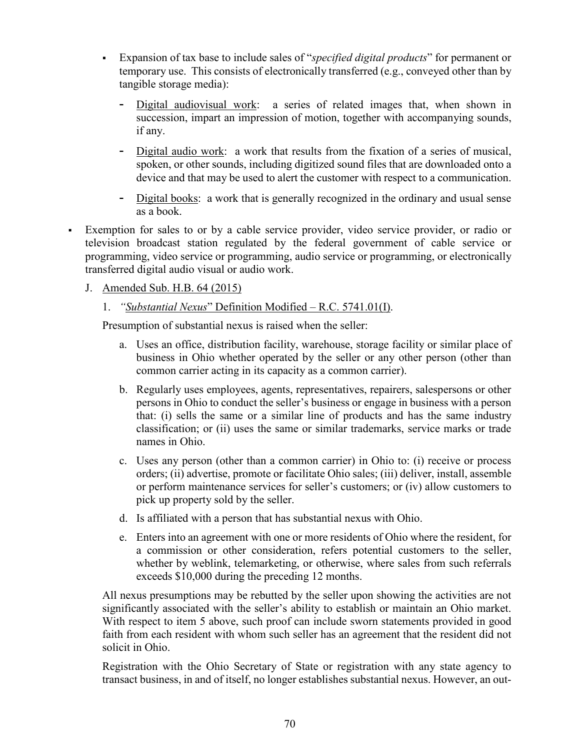- Expansion of tax base to include sales of "*specified digital products*" for permanent or temporary use. This consists of electronically transferred (e.g., conveyed other than by tangible storage media):
  - Digital audiovisual work: a series of related images that, when shown in succession, impart an impression of motion, together with accompanying sounds, if any.
  - Digital audio work: a work that results from the fixation of a series of musical, spoken, or other sounds, including digitized sound files that are downloaded onto a device and that may be used to alert the customer with respect to a communication.
  - Digital books: a work that is generally recognized in the ordinary and usual sense as a book.
- Exemption for sales to or by a cable service provider, video service provider, or radio or television broadcast station regulated by the federal government of cable service or programming, video service or programming, audio service or programming, or electronically transferred digital audio visual or audio work.

J. Amended Sub. H.B. 64 (2015)

1. *"Substantial Nexus"* Definition Modified – R.C. 5741.01(I).

Presumption of substantial nexus is raised when the seller:

a. Uses an office, distribution facility, warehouse, storage facility or similar place of business in Ohio whether operated by the seller or any other person (other than common carrier acting in its capacity as a common carrier).

b. Regularly uses employees, agents, representatives, repairers, salespersons or other persons in Ohio to conduct the seller's business or engage in business with a person that: (i) sells the same or a similar line of products and has the same industry classification; or (ii) uses the same or similar trademarks, service marks or trade names in Ohio.

c. Uses any person (other than a common carrier) in Ohio to: (i) receive or process orders; (ii) advertise, promote or facilitate Ohio sales; (iii) deliver, install, assemble or perform maintenance services for seller's customers; or (iv) allow customers to pick up property sold by the seller.

d. Is affiliated with a person that has substantial nexus with Ohio.

e. Enters into an agreement with one or more residents of Ohio where the resident, for a commission or other consideration, refers potential customers to the seller, whether by weblink, telemarketing, or otherwise, where sales from such referrals exceeds $10,000 during the preceding 12 months.

All nexus presumptions may be rebutted by the seller upon showing the activities are not significantly associated with the seller's ability to establish or maintain an Ohio market. With respect to item 5 above, such proof can include sworn statements provided in good faith from each resident with whom such seller has an agreement that the resident did not solicit in Ohio.

Registration with the Ohio Secretary of State or registration with any state agency to transact business, in and of itself, no longer establishes substantial nexus. However, an out-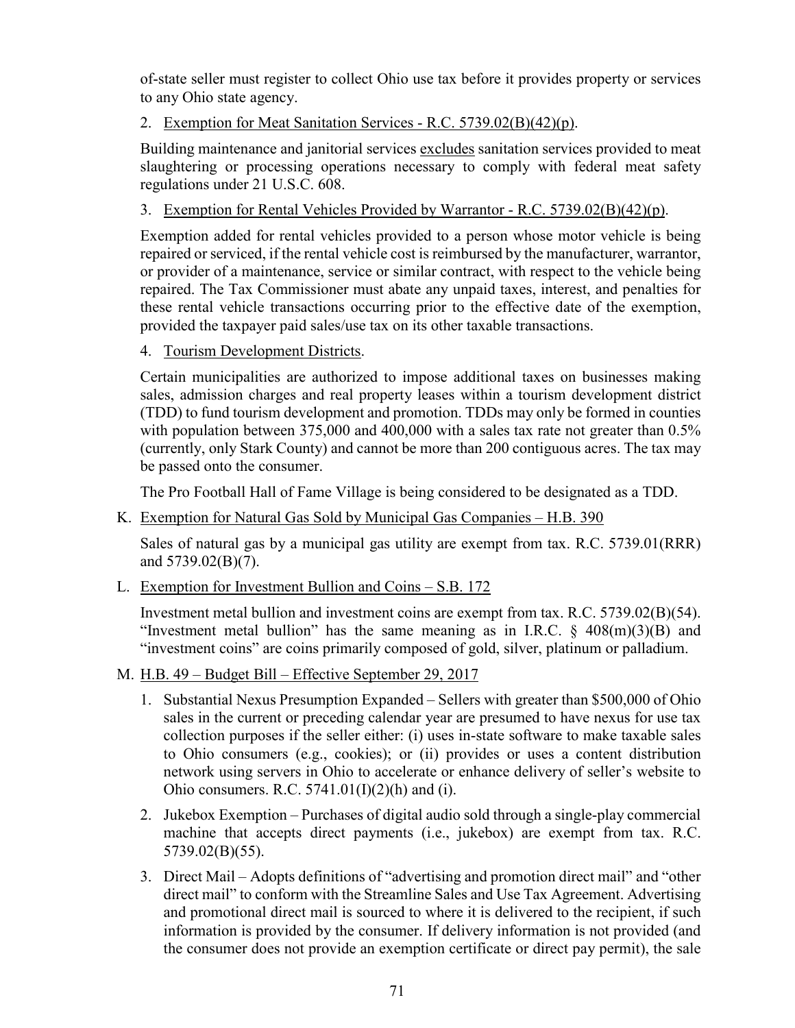of-state seller must register to collect Ohio use tax before it provides property or services to any Ohio state agency.

2. <u>Exemption for Meat Sanitation Services - R.C. 5739.02(B)(42)(p)</u>.

   Building maintenance and janitorial services <u>excludes</u> sanitation services provided to meat slaughtering or processing operations necessary to comply with federal meat safety regulations under 21 U.S.C. 608.

3. <u>Exemption for Rental Vehicles Provided by Warrantor - R.C. 5739.02(B)(42)(p)</u>.

   Exemption added for rental vehicles provided to a person whose motor vehicle is being repaired or serviced, if the rental vehicle cost is reimbursed by the manufacturer, warrantor, or provider of a maintenance, service or similar contract, with respect to the vehicle being repaired. The Tax Commissioner must abate any unpaid taxes, interest, and penalties for these rental vehicle transactions occurring prior to the effective date of the exemption, provided the taxpayer paid sales/use tax on its other taxable transactions.

4. <u>Tourism Development Districts</u>.

   Certain municipalities are authorized to impose additional taxes on businesses making sales, admission charges and real property leases within a tourism development district (TDD) to fund tourism development and promotion. TDDs may only be formed in counties with population between 375,000 and 400,000 with a sales tax rate not greater than 0.5% (currently, only Stark County) and cannot be more than 200 contiguous acres. The tax may be passed onto the consumer.

   The Pro Football Hall of Fame Village is being considered to be designated as a TDD.

K. <u>Exemption for Natural Gas Sold by Municipal Gas Companies – H.B. 390</u>

   Sales of natural gas by a municipal gas utility are exempt from tax. R.C. 5739.01(RRR) and 5739.02(B)(7).

L. <u>Exemption for Investment Bullion and Coins – S.B. 172</u>

   Investment metal bullion and investment coins are exempt from tax. R.C. 5739.02(B)(54). "Investment metal bullion" has the same meaning as in I.R.C. § 408(m)(3)(B) and "investment coins" are coins primarily composed of gold, silver, platinum or palladium.

M. <u>H.B. 49 – Budget Bill – Effective September 29, 2017</u>

   1. Substantial Nexus Presumption Expanded – Sellers with greater than $500,000 of Ohio sales in the current or preceding calendar year are presumed to have nexus for use tax collection purposes if the seller either: (i) uses in-state software to make taxable sales to Ohio consumers (e.g., cookies); or (ii) provides or uses a content distribution network using servers in Ohio to accelerate or enhance delivery of seller's website to Ohio consumers. R.C. 5741.01(I)(2)(h) and (i).

   2. Jukebox Exemption – Purchases of digital audio sold through a single-play commercial machine that accepts direct payments (i.e., jukebox) are exempt from tax. R.C. 5739.02(B)(55).

   3. Direct Mail – Adopts definitions of "advertising and promotion direct mail" and "other direct mail" to conform with the Streamline Sales and Use Tax Agreement. Advertising and promotional direct mail is sourced to where it is delivered to the recipient, if such information is provided by the consumer. If delivery information is not provided (and the consumer does not provide an exemption certificate or direct pay permit), the sale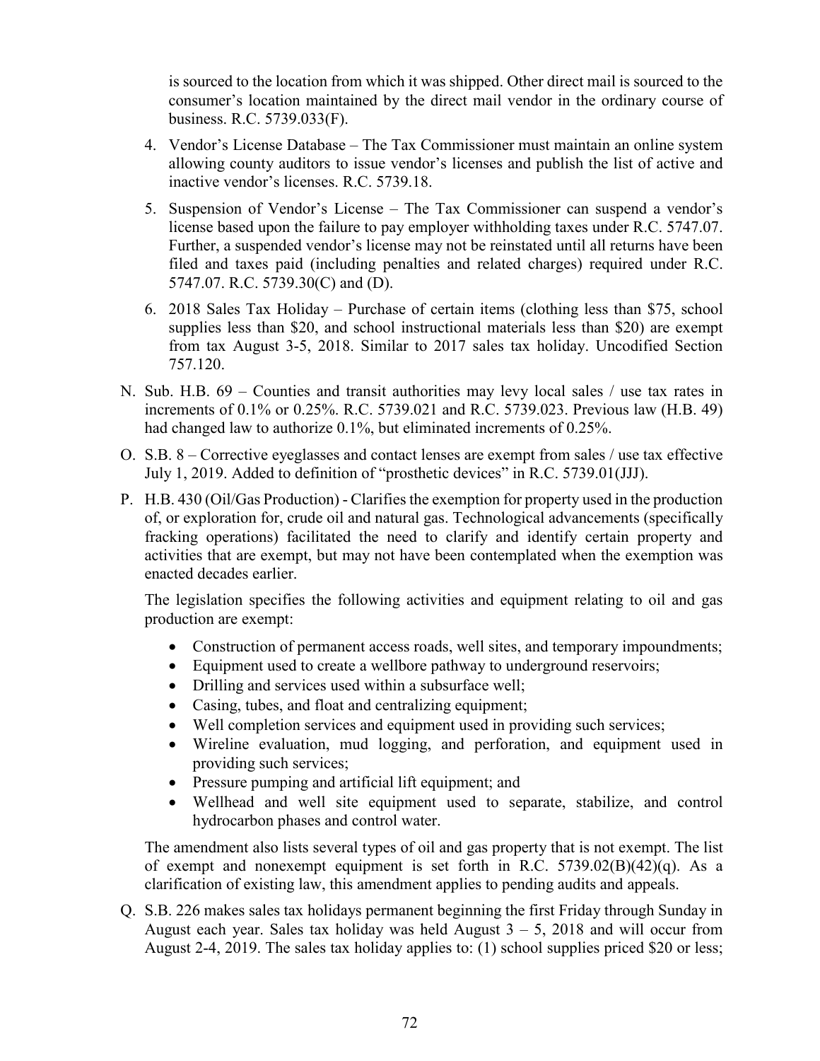is sourced to the location from which it was shipped. Other direct mail is sourced to the consumer's location maintained by the direct mail vendor in the ordinary course of business. R.C. 5739.033(F).

4. Vendor's License Database – The Tax Commissioner must maintain an online system allowing county auditors to issue vendor's licenses and publish the list of active and inactive vendor's licenses. R.C. 5739.18.

5. Suspension of Vendor's License – The Tax Commissioner can suspend a vendor's license based upon the failure to pay employer withholding taxes under R.C. 5747.07. Further, a suspended vendor's license may not be reinstated until all returns have been filed and taxes paid (including penalties and related charges) required under R.C. 5747.07. R.C. 5739.30(C) and (D).

6. 2018 Sales Tax Holiday – Purchase of certain items (clothing less than $75, school supplies less than $20, and school instructional materials less than $20) are exempt from tax August 3-5, 2018. Similar to 2017 sales tax holiday. Uncodified Section 757.120.

N. Sub. H.B. 69 – Counties and transit authorities may levy local sales / use tax rates in increments of 0.1% or 0.25%. R.C. 5739.021 and R.C. 5739.023. Previous law (H.B. 49) had changed law to authorize 0.1%, but eliminated increments of 0.25%.

O. S.B. 8 – Corrective eyeglasses and contact lenses are exempt from sales / use tax effective July 1, 2019. Added to definition of "prosthetic devices" in R.C. 5739.01(JJJ).

P. H.B. 430 (Oil/Gas Production) - Clarifies the exemption for property used in the production of, or exploration for, crude oil and natural gas. Technological advancements (specifically fracking operations) facilitated the need to clarify and identify certain property and activities that are exempt, but may not have been contemplated when the exemption was enacted decades earlier.

   The legislation specifies the following activities and equipment relating to oil and gas production are exempt:

   - Construction of permanent access roads, well sites, and temporary impoundments;
   - Equipment used to create a wellbore pathway to underground reservoirs;
   - Drilling and services used within a subsurface well;
   - Casing, tubes, and float and centralizing equipment;
   - Well completion services and equipment used in providing such services;
   - Wireline evaluation, mud logging, and perforation, and equipment used in providing such services;
   - Pressure pumping and artificial lift equipment; and
   - Wellhead and well site equipment used to separate, stabilize, and control hydrocarbon phases and control water.

   The amendment also lists several types of oil and gas property that is not exempt. The list of exempt and nonexempt equipment is set forth in R.C. 5739.02(B)(42)(q). As a clarification of existing law, this amendment applies to pending audits and appeals.

Q. S.B. 226 makes sales tax holidays permanent beginning the first Friday through Sunday in August each year. Sales tax holiday was held August 3 – 5, 2018 and will occur from August 2-4, 2019. The sales tax holiday applies to: (1) school supplies priced $20 or less;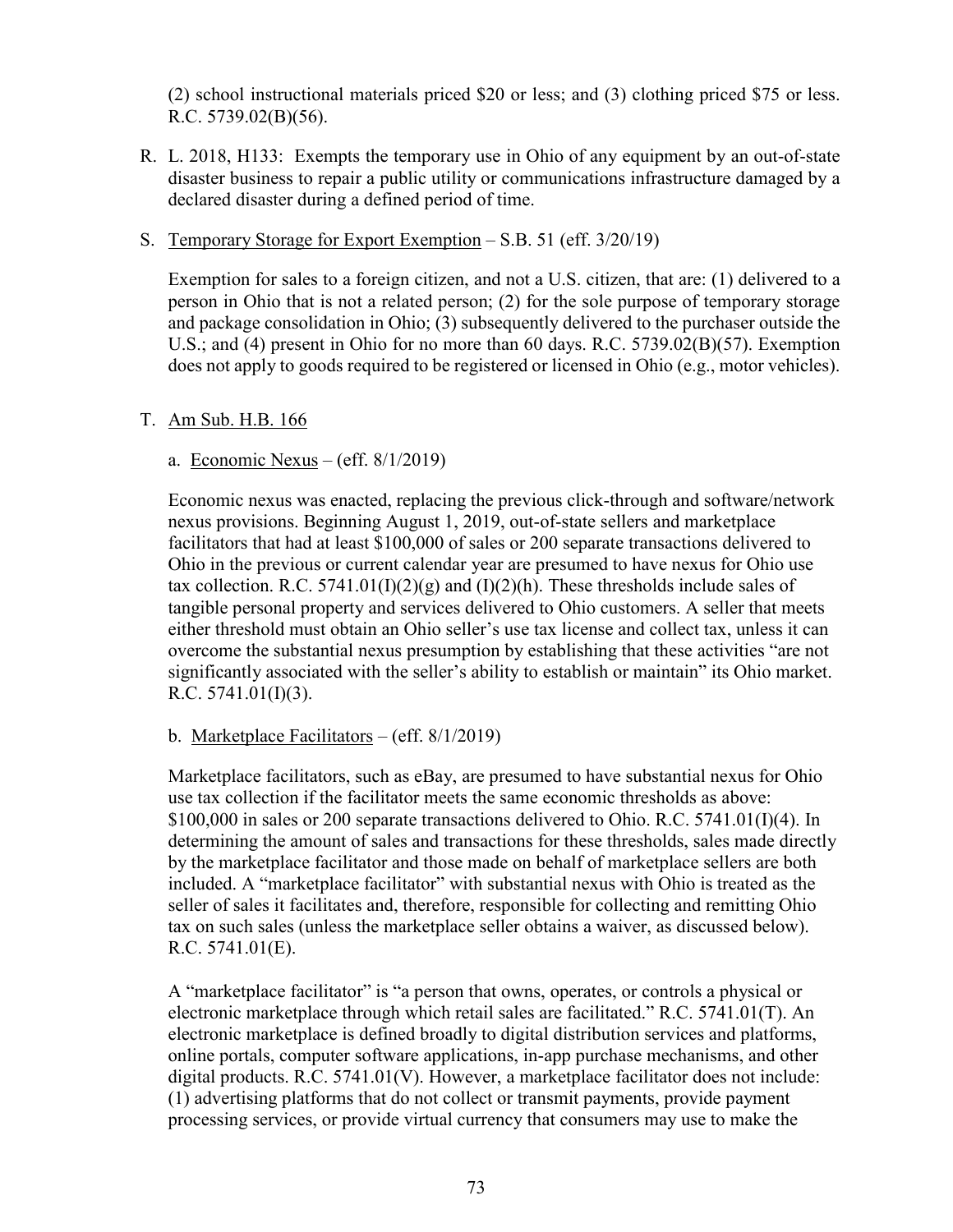(2) school instructional materials priced $20 or less; and (3) clothing priced $75 or less. R.C. 5739.02(B)(56).

R. L. 2018, H133: Exempts the temporary use in Ohio of any equipment by an out-of-state disaster business to repair a public utility or communications infrastructure damaged by a declared disaster during a defined period of time.

S. <u>Temporary Storage for Export Exemption</u> – S.B. 51 (eff. 3/20/19)

   Exemption for sales to a foreign citizen, and not a U.S. citizen, that are: (1) delivered to a person in Ohio that is not a related person; (2) for the sole purpose of temporary storage and package consolidation in Ohio; (3) subsequently delivered to the purchaser outside the U.S.; and (4) present in Ohio for no more than 60 days. R.C. 5739.02(B)(57). Exemption does not apply to goods required to be registered or licensed in Ohio (e.g., motor vehicles).

T. <u>Am Sub. H.B. 166</u>

   a. <u>Economic Nexus</u> – (eff. 8/1/2019)

   Economic nexus was enacted, replacing the previous click-through and software/network nexus provisions. Beginning August 1, 2019, out-of-state sellers and marketplace facilitators that had at least $100,000 of sales or 200 separate transactions delivered to Ohio in the previous or current calendar year are presumed to have nexus for Ohio use tax collection. R.C. 5741.01(I)(2)(g) and (I)(2)(h). These thresholds include sales of tangible personal property and services delivered to Ohio customers. A seller that meets either threshold must obtain an Ohio seller's use tax license and collect tax, unless it can overcome the substantial nexus presumption by establishing that these activities "are not significantly associated with the seller's ability to establish or maintain" its Ohio market. R.C. 5741.01(I)(3).

   b. <u>Marketplace Facilitators</u> – (eff. 8/1/2019)

   Marketplace facilitators, such as eBay, are presumed to have substantial nexus for Ohio use tax collection if the facilitator meets the same economic thresholds as above: $100,000 in sales or 200 separate transactions delivered to Ohio. R.C. 5741.01(I)(4). In determining the amount of sales and transactions for these thresholds, sales made directly by the marketplace facilitator and those made on behalf of marketplace sellers are both included. A "marketplace facilitator" with substantial nexus with Ohio is treated as the seller of sales it facilitates and, therefore, responsible for collecting and remitting Ohio tax on such sales (unless the marketplace seller obtains a waiver, as discussed below). R.C. 5741.01(E).

   A "marketplace facilitator" is "a person that owns, operates, or controls a physical or electronic marketplace through which retail sales are facilitated." R.C. 5741.01(T). An electronic marketplace is defined broadly to digital distribution services and platforms, online portals, computer software applications, in-app purchase mechanisms, and other digital products. R.C. 5741.01(V). However, a marketplace facilitator does not include: (1) advertising platforms that do not collect or transmit payments, provide payment processing services, or provide virtual currency that consumers may use to make the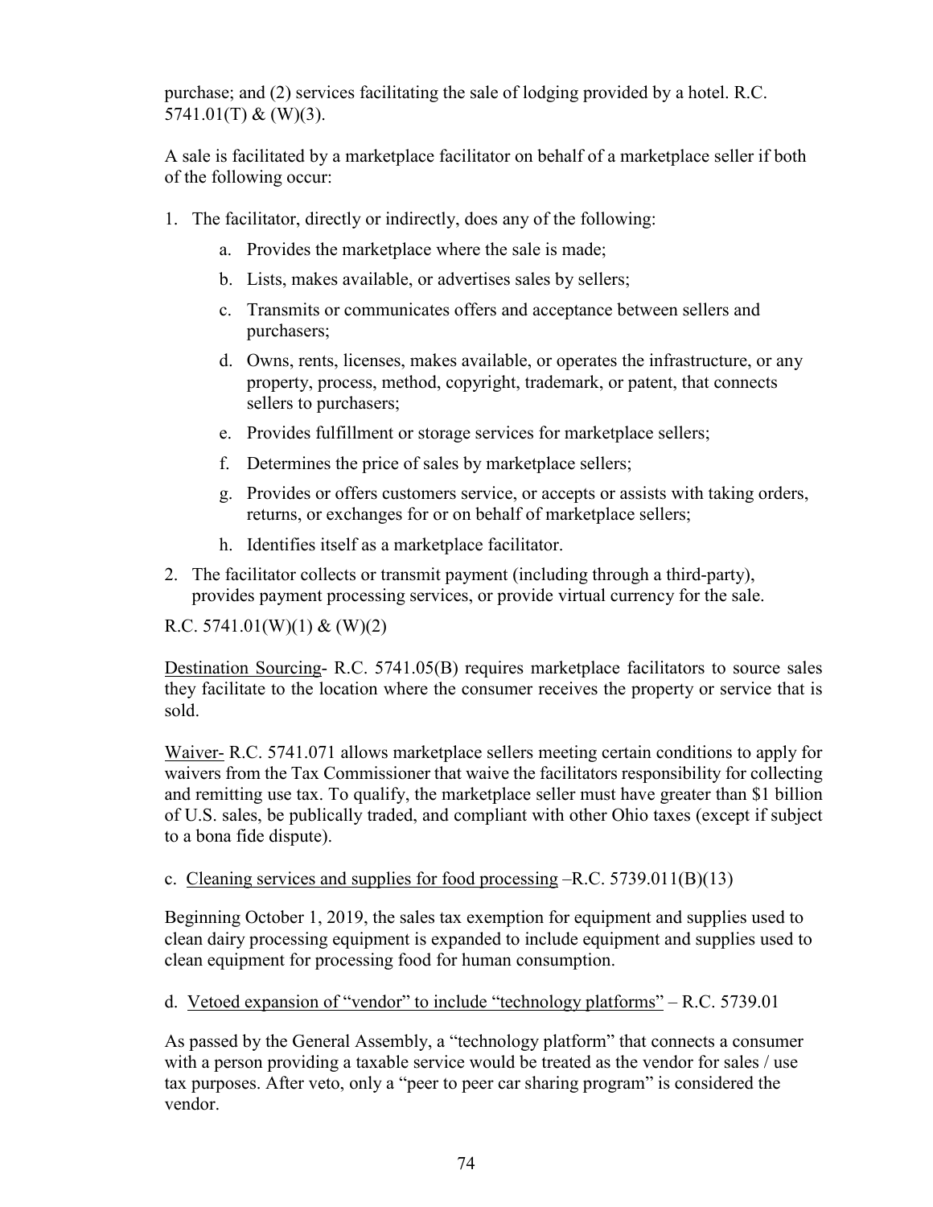purchase; and (2) services facilitating the sale of lodging provided by a hotel. R.C. 5741.01(T) & (W)(3).

A sale is facilitated by a marketplace facilitator on behalf of a marketplace seller if both of the following occur:

1. The facilitator, directly or indirectly, does any of the following:
    a. Provides the marketplace where the sale is made;
    b. Lists, makes available, or advertises sales by sellers;
    c. Transmits or communicates offers and acceptance between sellers and purchasers;
    d. Owns, rents, licenses, makes available, or operates the infrastructure, or any property, process, method, copyright, trademark, or patent, that connects sellers to purchasers;
    e. Provides fulfillment or storage services for marketplace sellers;
    f. Determines the price of sales by marketplace sellers;
    g. Provides or offers customers service, or accepts or assists with taking orders, returns, or exchanges for or on behalf of marketplace sellers;
    h. Identifies itself as a marketplace facilitator.
2. The facilitator collects or transmit payment (including through a third-party), provides payment processing services, or provide virtual currency for the sale.

R.C. 5741.01(W)(1) & (W)(2)

<u>Destination Sourcing</u>- R.C. 5741.05(B) requires marketplace facilitators to source sales they facilitate to the location where the consumer receives the property or service that is sold.

<u>Waiver-</u> R.C. 5741.071 allows marketplace sellers meeting certain conditions to apply for waivers from the Tax Commissioner that waive the facilitators responsibility for collecting and remitting use tax. To qualify, the marketplace seller must have greater than $1 billion of U.S. sales, be publically traded, and compliant with other Ohio taxes (except if subject to a bona fide dispute).

c. <u>Cleaning services and supplies for food processing</u> –R.C. 5739.011(B)(13)

Beginning October 1, 2019, the sales tax exemption for equipment and supplies used to clean dairy processing equipment is expanded to include equipment and supplies used to clean equipment for processing food for human consumption.

d. <u>Vetoed expansion of "vendor" to include "technology platforms"</u> – R.C. 5739.01

As passed by the General Assembly, a "technology platform" that connects a consumer with a person providing a taxable service would be treated as the vendor for sales / use tax purposes. After veto, only a "peer to peer car sharing program" is considered the vendor.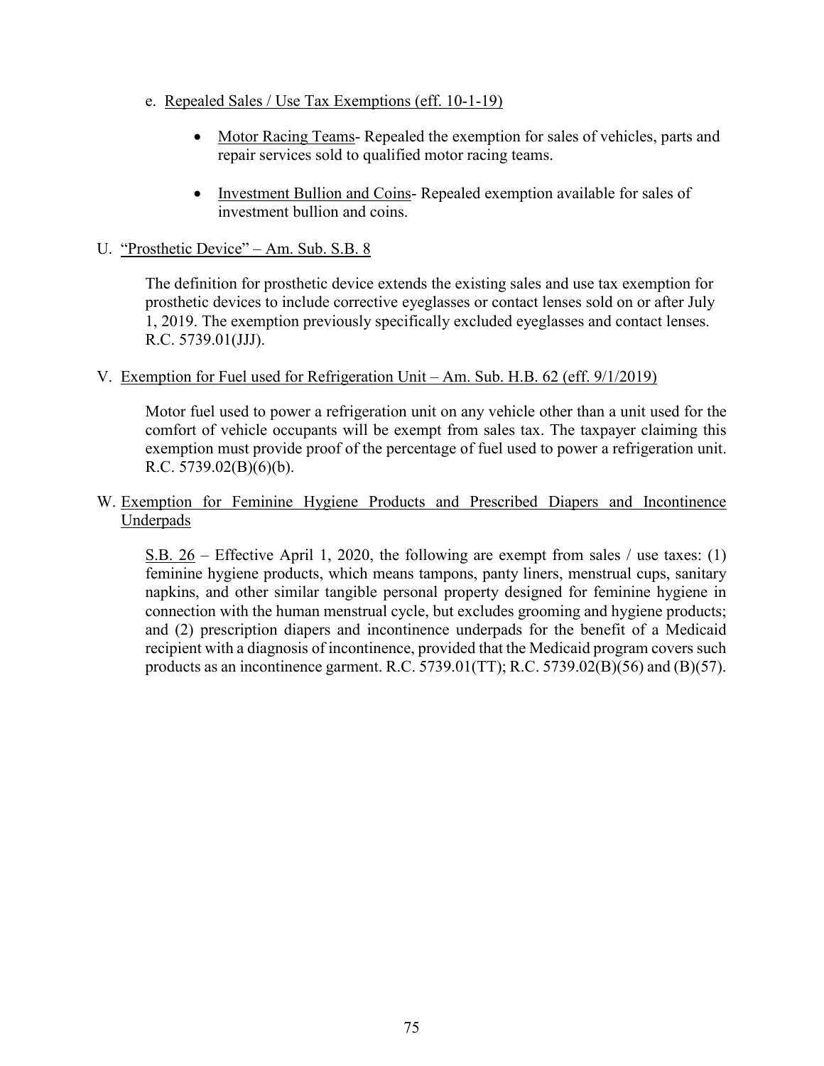e. Repealed Sales / Use Tax Exemptions (eff. 10-1-19)

- Motor Racing Teams- Repealed the exemption for sales of vehicles, parts and repair services sold to qualified motor racing teams.

- Investment Bullion and Coins- Repealed exemption available for sales of investment bullion and coins.

U. "Prosthetic Device" – Am. Sub. S.B. 8

The definition for prosthetic device extends the existing sales and use tax exemption for prosthetic devices to include corrective eyeglasses or contact lenses sold on or after July 1, 2019. The exemption previously specifically excluded eyeglasses and contact lenses. R.C. 5739.01(JJJ).

V. Exemption for Fuel used for Refrigeration Unit – Am. Sub. H.B. 62 (eff. 9/1/2019)

Motor fuel used to power a refrigeration unit on any vehicle other than a unit used for the comfort of vehicle occupants will be exempt from sales tax. The taxpayer claiming this exemption must provide proof of the percentage of fuel used to power a refrigeration unit. R.C. 5739.02(B)(6)(b).

W. Exemption for Feminine Hygiene Products and Prescribed Diapers and Incontinence Underpads

S.B. 26 – Effective April 1, 2020, the following are exempt from sales / use taxes: (1) feminine hygiene products, which means tampons, panty liners, menstrual cups, sanitary napkins, and other similar tangible personal property designed for feminine hygiene in connection with the human menstrual cycle, but excludes grooming and hygiene products; and (2) prescription diapers and incontinence underpads for the benefit of a Medicaid recipient with a diagnosis of incontinence, provided that the Medicaid program covers such products as an incontinence garment. R.C. 5739.01(TT); R.C. 5739.02(B)(56) and (B)(57).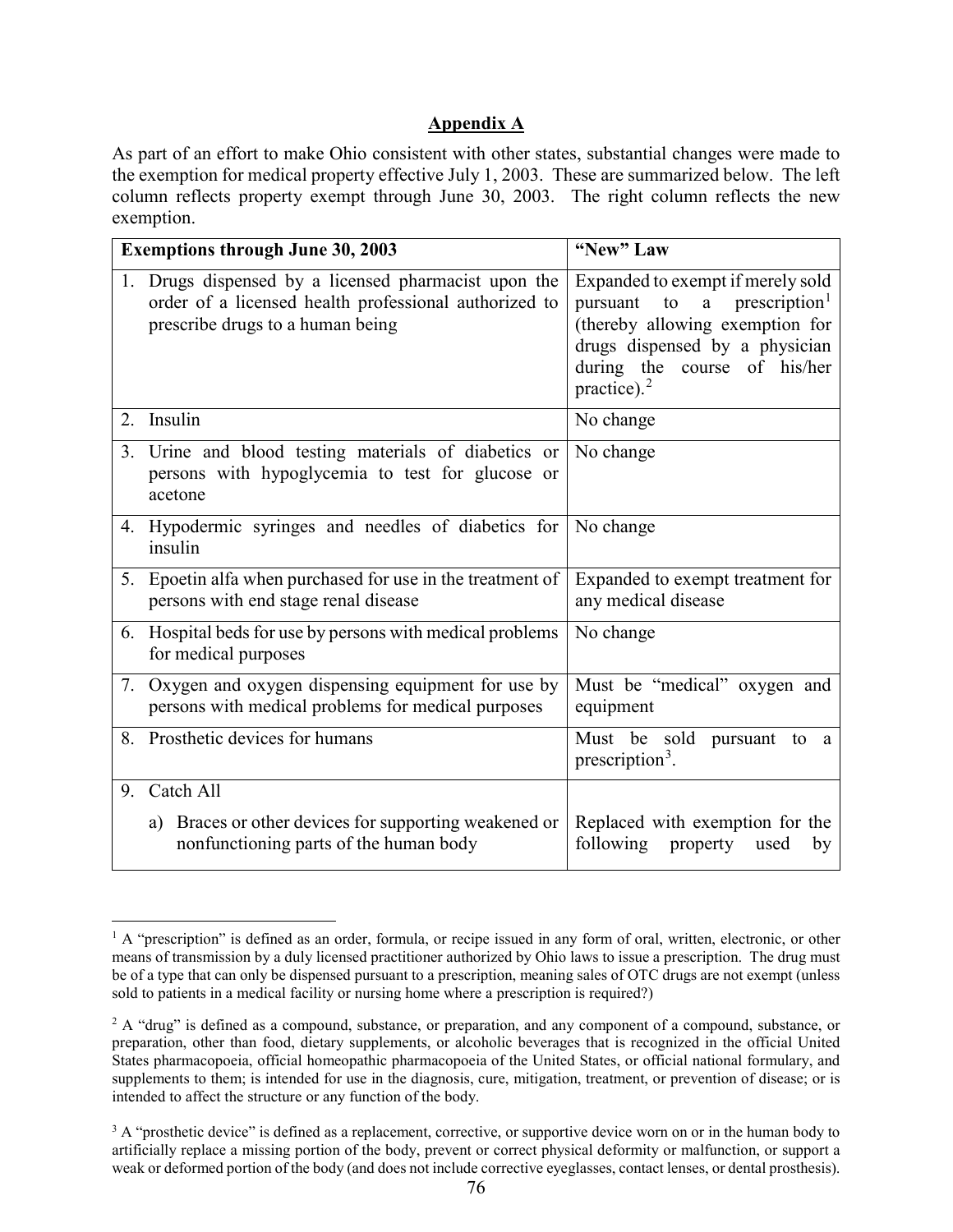## Appendix A

As part of an effort to make Ohio consistent with other states, substantial changes were made to the exemption for medical property effective July 1, 2003. These are summarized below. The left column reflects property exempt through June 30, 2003. The right column reflects the new exemption.

| Exemptions through June 30, 2003 | "New" Law |
|---|---|
| 1. Drugs dispensed by a licensed pharmacist upon the order of a licensed health professional authorized to prescribe drugs to a human being | Expanded to exempt if merely sold pursuant to a prescription[1] (thereby allowing exemption for drugs dispensed by a physician during the course of his/her practice).[2] |
| 2. Insulin | No change |
| 3. Urine and blood testing materials of diabetics or persons with hypoglycemia to test for glucose or acetone | No change |
| 4. Hypodermic syringes and needles of diabetics for insulin | No change |
| 5. Epoetin alfa when purchased for use in the treatment of persons with end stage renal disease | Expanded to exempt treatment for any medical disease |
| 6. Hospital beds for use by persons with medical problems for medical purposes | No change |
| 7. Oxygen and oxygen dispensing equipment for use by persons with medical problems for medical purposes | Must be "medical" oxygen and equipment |
| 8. Prosthetic devices for humans | Must be sold pursuant to a prescription[3]. |
| 9. Catch All<br>a) Braces or other devices for supporting weakened or nonfunctioning parts of the human body | <br>Replaced with exemption for the following property used by |

[1] A "prescription" is defined as an order, formula, or recipe issued in any form of oral, written, electronic, or other means of transmission by a duly licensed practitioner authorized by Ohio laws to issue a prescription. The drug must be of a type that can only be dispensed pursuant to a prescription, meaning sales of OTC drugs are not exempt (unless sold to patients in a medical facility or nursing home where a prescription is required?)

[2] A "drug" is defined as a compound, substance, or preparation, and any component of a compound, substance, or preparation, other than food, dietary supplements, or alcoholic beverages that is recognized in the official United States pharmacopoeia, official homeopathic pharmacopoeia of the United States, or official national formulary, and supplements to them; is intended for use in the diagnosis, cure, mitigation, treatment, or prevention of disease; or is intended to affect the structure or any function of the body.

[3] A "prosthetic device" is defined as a replacement, corrective, or supportive device worn on or in the human body to artificially replace a missing portion of the body, prevent or correct physical deformity or malfunction, or support a weak or deformed portion of the body (and does not include corrective eyeglasses, contact lenses, or dental prosthesis).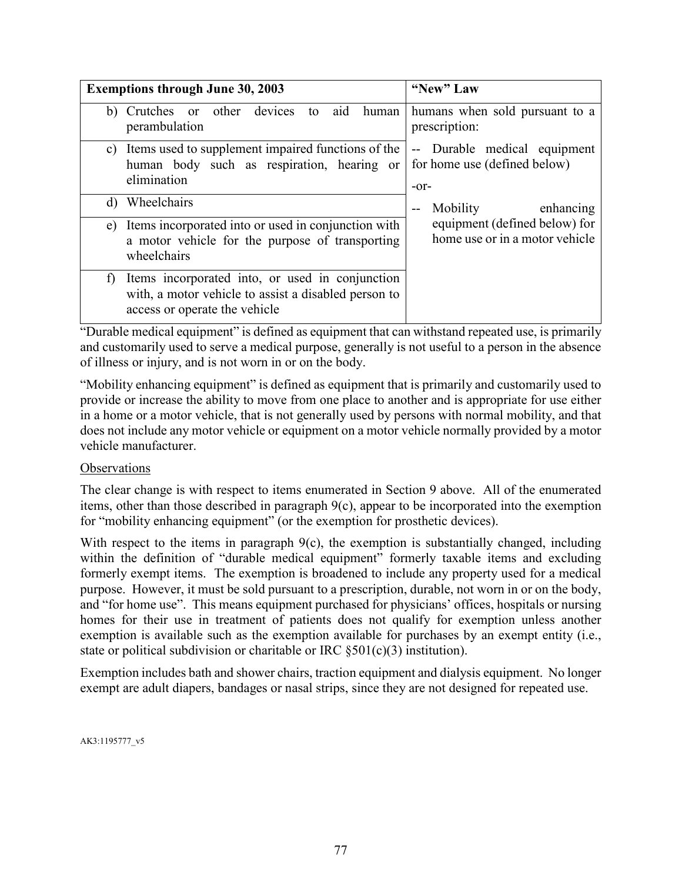| Exemptions through June 30, 2003 | "New" Law |
|---|---|
| b) Crutches or other devices to aid human perambulation | humans when sold pursuant to a prescription: |
| c) Items used to supplement impaired functions of the human body such as respiration, hearing or elimination | -- Durable medical equipment for home use (defined below)<br><br>-or- |
| d) Wheelchairs | -- Mobility enhancing equipment (defined below) for home use or in a motor vehicle |
| e) Items incorporated into or used in conjunction with a motor vehicle for the purpose of transporting wheelchairs | |
| f) Items incorporated into, or used in conjunction with, a motor vehicle to assist a disabled person to access or operate the vehicle | |

"Durable medical equipment" is defined as equipment that can withstand repeated use, is primarily and customarily used to serve a medical purpose, generally is not useful to a person in the absence of illness or injury, and is not worn in or on the body.

"Mobility enhancing equipment" is defined as equipment that is primarily and customarily used to provide or increase the ability to move from one place to another and is appropriate for use either in a home or a motor vehicle, that is not generally used by persons with normal mobility, and that does not include any motor vehicle or equipment on a motor vehicle normally provided by a motor vehicle manufacturer.

Observations

The clear change is with respect to items enumerated in Section 9 above. All of the enumerated items, other than those described in paragraph 9(c), appear to be incorporated into the exemption for "mobility enhancing equipment" (or the exemption for prosthetic devices).

With respect to the items in paragraph 9(c), the exemption is substantially changed, including within the definition of "durable medical equipment" formerly taxable items and excluding formerly exempt items. The exemption is broadened to include any property used for a medical purpose. However, it must be sold pursuant to a prescription, durable, not worn in or on the body, and "for home use". This means equipment purchased for physicians' offices, hospitals or nursing homes for their use in treatment of patients does not qualify for exemption unless another exemption is available such as the exemption available for purchases by an exempt entity (i.e., state or political subdivision or charitable or IRC §501(c)(3) institution).

Exemption includes bath and shower chairs, traction equipment and dialysis equipment. No longer exempt are adult diapers, bandages or nasal strips, since they are not designed for repeated use.

AK3:1195777_v5